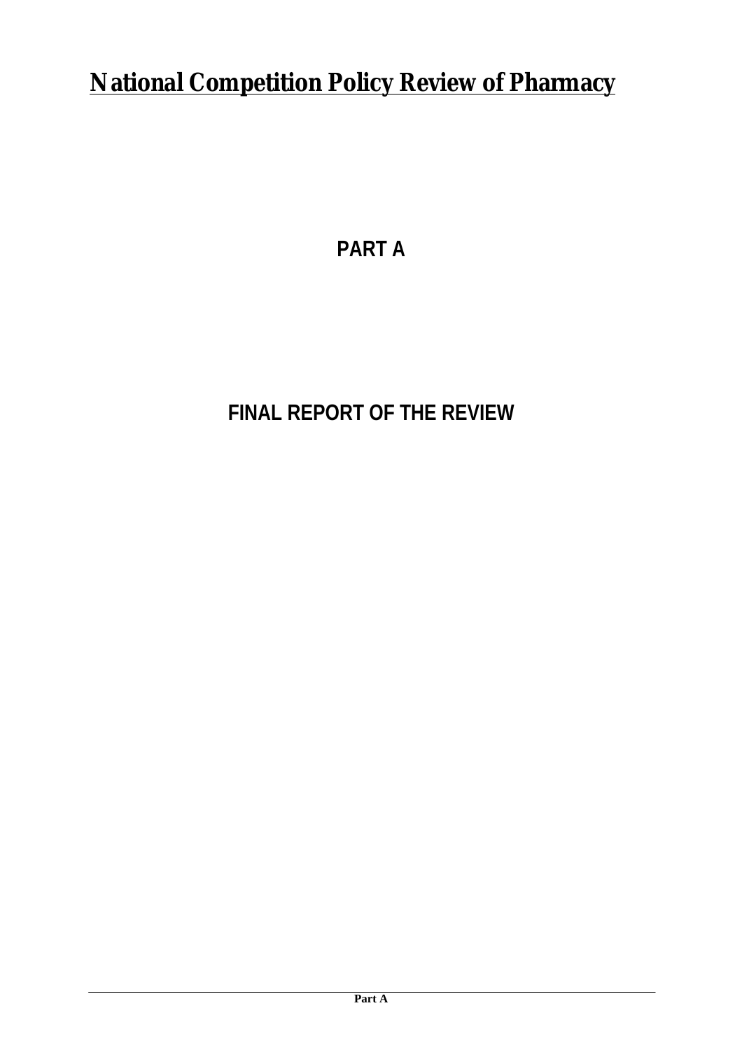# National Competition Policy Review of Pharmacy

## PART A

## FINAL REPORT OF THE REVIEW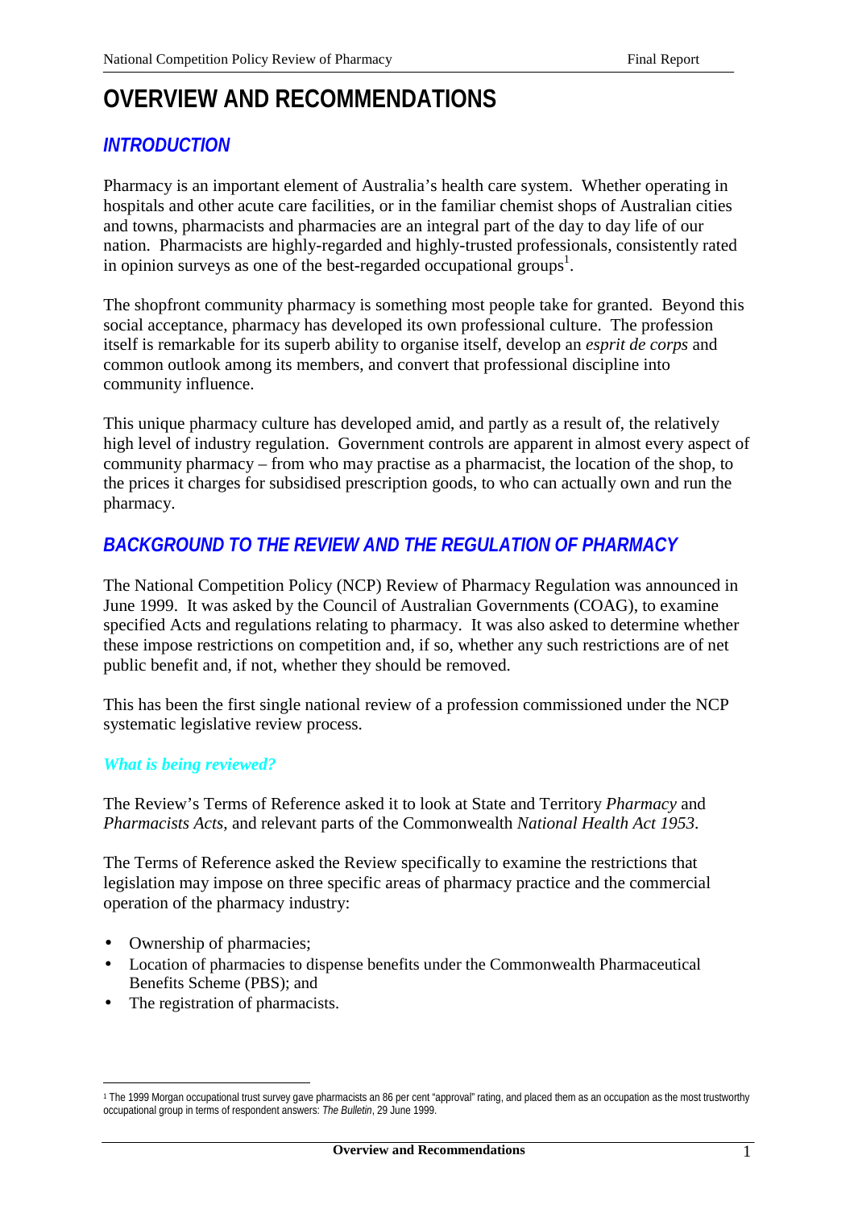# OVERVIEW AND RECOMMENDATIONS

## *INTRODUCTION*

Pharmacy is an important element of Australia's health care system. Whether operating in hospitals and other acute care facilities, or in the familiar chemist shops of Australian cities and towns, pharmacists and pharmacies are an integral part of the day to day life of our nation. Pharmacists are highly-regarded and highly-trusted professionals, consistently rated in opinion surveys as one of the best-regarded occupational groups[1].

The shopfront community pharmacy is something most people take for granted. Beyond this social acceptance, pharmacy has developed its own professional culture. The profession itself is remarkable for its superb ability to organise itself, develop an *esprit de corps* and common outlook among its members, and convert that professional discipline into community influence.

This unique pharmacy culture has developed amid, and partly as a result of, the relatively high level of industry regulation. Government controls are apparent in almost every aspect of community pharmacy – from who may practise as a pharmacist, the location of the shop, to the prices it charges for subsidised prescription goods, to who can actually own and run the pharmacy.

## *BACKGROUND TO THE REVIEW AND THE REGULATION OF PHARMACY*

The National Competition Policy (NCP) Review of Pharmacy Regulation was announced in June 1999. It was asked by the Council of Australian Governments (COAG), to examine specified Acts and regulations relating to pharmacy. It was also asked to determine whether these impose restrictions on competition and, if so, whether any such restrictions are of net public benefit and, if not, whether they should be removed.

This has been the first single national review of a profession commissioned under the NCP systematic legislative review process.

### *What is being reviewed?*

The Review's Terms of Reference asked it to look at State and Territory *Pharmacy* and *Pharmacists Acts*, and relevant parts of the Commonwealth *National Health Act 1953*.

The Terms of Reference asked the Review specifically to examine the restrictions that legislation may impose on three specific areas of pharmacy practice and the commercial operation of the pharmacy industry:

- Ownership of pharmacies;
- Location of pharmacies to dispense benefits under the Commonwealth Pharmaceutical Benefits Scheme (PBS); and
- The registration of pharmacists.

---

[1] The 1999 Morgan occupational trust survey gave pharmacists an 86 per cent "approval" rating, and placed them as an occupation as the most trustworthy occupational group in terms of respondent answers: *The Bulletin*, 29 June 1999.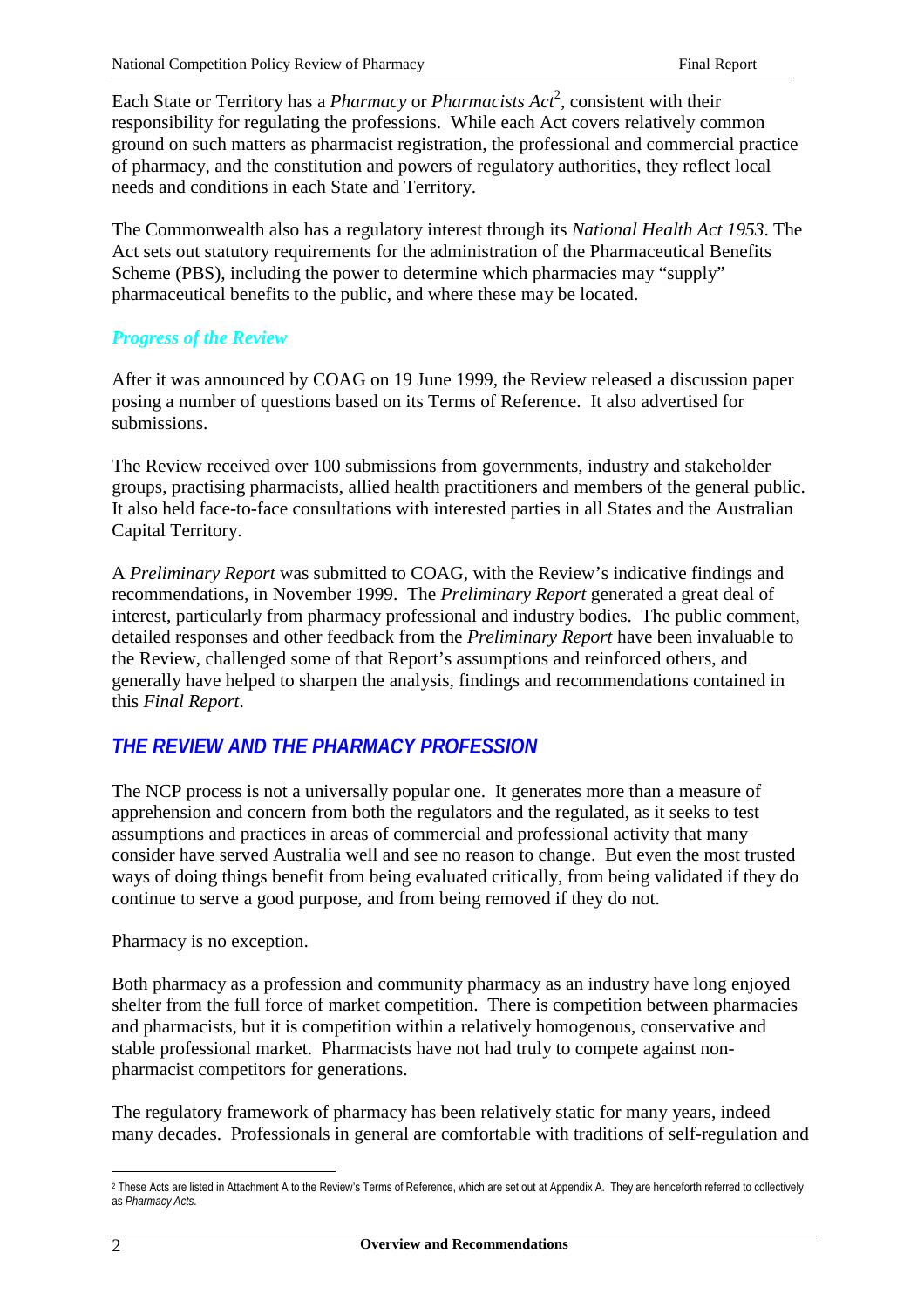Each State or Territory has a *Pharmacy* or *Pharmacists Act*[2], consistent with their responsibility for regulating the professions. While each Act covers relatively common ground on such matters as pharmacist registration, the professional and commercial practice of pharmacy, and the constitution and powers of regulatory authorities, they reflect local needs and conditions in each State and Territory.

The Commonwealth also has a regulatory interest through its *National Health Act 1953*. The Act sets out statutory requirements for the administration of the Pharmaceutical Benefits Scheme (PBS), including the power to determine which pharmacies may "supply" pharmaceutical benefits to the public, and where these may be located.

### *Progress of the Review*

After it was announced by COAG on 19 June 1999, the Review released a discussion paper posing a number of questions based on its Terms of Reference. It also advertised for submissions.

The Review received over 100 submissions from governments, industry and stakeholder groups, practising pharmacists, allied health practitioners and members of the general public. It also held face-to-face consultations with interested parties in all States and the Australian Capital Territory.

A *Preliminary Report* was submitted to COAG, with the Review's indicative findings and recommendations, in November 1999. The *Preliminary Report* generated a great deal of interest, particularly from pharmacy professional and industry bodies. The public comment, detailed responses and other feedback from the *Preliminary Report* have been invaluable to the Review, challenged some of that Report's assumptions and reinforced others, and generally have helped to sharpen the analysis, findings and recommendations contained in this *Final Report*.

## *THE REVIEW AND THE PHARMACY PROFESSION*

The NCP process is not a universally popular one. It generates more than a measure of apprehension and concern from both the regulators and the regulated, as it seeks to test assumptions and practices in areas of commercial and professional activity that many consider have served Australia well and see no reason to change. But even the most trusted ways of doing things benefit from being evaluated critically, from being validated if they do continue to serve a good purpose, and from being removed if they do not.

Pharmacy is no exception.

Both pharmacy as a profession and community pharmacy as an industry have long enjoyed shelter from the full force of market competition. There is competition between pharmacies and pharmacists, but it is competition within a relatively homogenous, conservative and stable professional market. Pharmacists have not had truly to compete against non-pharmacist competitors for generations.

The regulatory framework of pharmacy has been relatively static for many years, indeed many decades. Professionals in general are comfortable with traditions of self-regulation and

---

[2] These Acts are listed in Attachment A to the Review's Terms of Reference, which are set out at Appendix A. They are henceforth referred to collectively as *Pharmacy Acts*.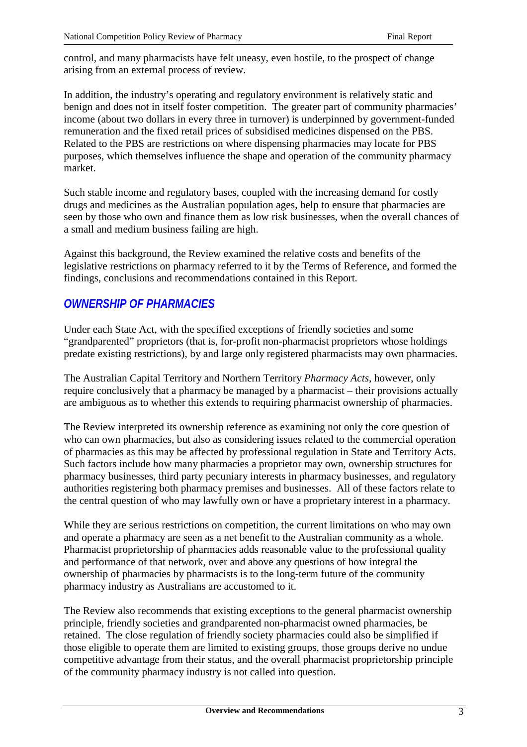control, and many pharmacists have felt uneasy, even hostile, to the prospect of change arising from an external process of review.

In addition, the industry's operating and regulatory environment is relatively static and benign and does not in itself foster competition. The greater part of community pharmacies' income (about two dollars in every three in turnover) is underpinned by government-funded remuneration and the fixed retail prices of subsidised medicines dispensed on the PBS. Related to the PBS are restrictions on where dispensing pharmacies may locate for PBS purposes, which themselves influence the shape and operation of the community pharmacy market.

Such stable income and regulatory bases, coupled with the increasing demand for costly drugs and medicines as the Australian population ages, help to ensure that pharmacies are seen by those who own and finance them as low risk businesses, when the overall chances of a small and medium business failing are high.

Against this background, the Review examined the relative costs and benefits of the legislative restrictions on pharmacy referred to it by the Terms of Reference, and formed the findings, conclusions and recommendations contained in this Report.

## *OWNERSHIP OF PHARMACIES*

Under each State Act, with the specified exceptions of friendly societies and some "grandparented" proprietors (that is, for-profit non-pharmacist proprietors whose holdings predate existing restrictions), by and large only registered pharmacists may own pharmacies.

The Australian Capital Territory and Northern Territory *Pharmacy Acts*, however, only require conclusively that a pharmacy be managed by a pharmacist – their provisions actually are ambiguous as to whether this extends to requiring pharmacist ownership of pharmacies.

The Review interpreted its ownership reference as examining not only the core question of who can own pharmacies, but also as considering issues related to the commercial operation of pharmacies as this may be affected by professional regulation in State and Territory Acts. Such factors include how many pharmacies a proprietor may own, ownership structures for pharmacy businesses, third party pecuniary interests in pharmacy businesses, and regulatory authorities registering both pharmacy premises and businesses. All of these factors relate to the central question of who may lawfully own or have a proprietary interest in a pharmacy.

While they are serious restrictions on competition, the current limitations on who may own and operate a pharmacy are seen as a net benefit to the Australian community as a whole. Pharmacist proprietorship of pharmacies adds reasonable value to the professional quality and performance of that network, over and above any questions of how integral the ownership of pharmacies by pharmacists is to the long-term future of the community pharmacy industry as Australians are accustomed to it.

The Review also recommends that existing exceptions to the general pharmacist ownership principle, friendly societies and grandparented non-pharmacist owned pharmacies, be retained. The close regulation of friendly society pharmacies could also be simplified if those eligible to operate them are limited to existing groups, those groups derive no undue competitive advantage from their status, and the overall pharmacist proprietorship principle of the community pharmacy industry is not called into question.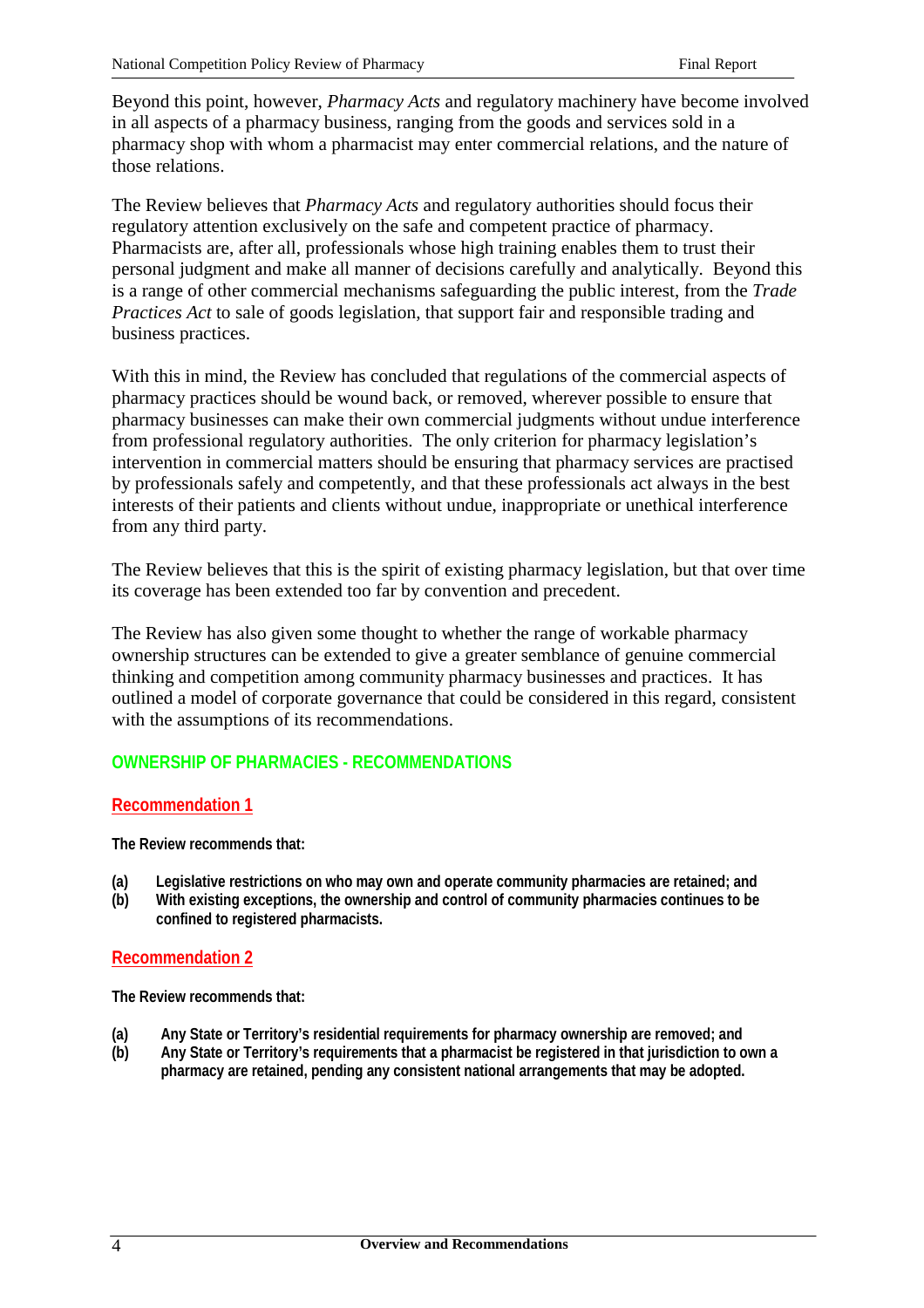Beyond this point, however, *Pharmacy Acts* and regulatory machinery have become involved in all aspects of a pharmacy business, ranging from the goods and services sold in a pharmacy shop with whom a pharmacist may enter commercial relations, and the nature of those relations.

The Review believes that *Pharmacy Acts* and regulatory authorities should focus their regulatory attention exclusively on the safe and competent practice of pharmacy. Pharmacists are, after all, professionals whose high training enables them to trust their personal judgment and make all manner of decisions carefully and analytically. Beyond this is a range of other commercial mechanisms safeguarding the public interest, from the *Trade Practices Act* to sale of goods legislation, that support fair and responsible trading and business practices.

With this in mind, the Review has concluded that regulations of the commercial aspects of pharmacy practices should be wound back, or removed, wherever possible to ensure that pharmacy businesses can make their own commercial judgments without undue interference from professional regulatory authorities. The only criterion for pharmacy legislation's intervention in commercial matters should be ensuring that pharmacy services are practised by professionals safely and competently, and that these professionals act always in the best interests of their patients and clients without undue, inappropriate or unethical interference from any third party.

The Review believes that this is the spirit of existing pharmacy legislation, but that over time its coverage has been extended too far by convention and precedent.

The Review has also given some thought to whether the range of workable pharmacy ownership structures can be extended to give a greater semblance of genuine commercial thinking and competition among community pharmacy businesses and practices. It has outlined a model of corporate governance that could be considered in this regard, consistent with the assumptions of its recommendations.

## OWNERSHIP OF PHARMACIES - RECOMMENDATIONS

### Recommendation 1

**The Review recommends that:**

**(a) Legislative restrictions on who may own and operate community pharmacies are retained; and**
**(b) With existing exceptions, the ownership and control of community pharmacies continues to be confined to registered pharmacists.**

### Recommendation 2

**The Review recommends that:**

**(a) Any State or Territory's residential requirements for pharmacy ownership are removed; and**
**(b) Any State or Territory's requirements that a pharmacist be registered in that jurisdiction to own a pharmacy are retained, pending any consistent national arrangements that may be adopted.**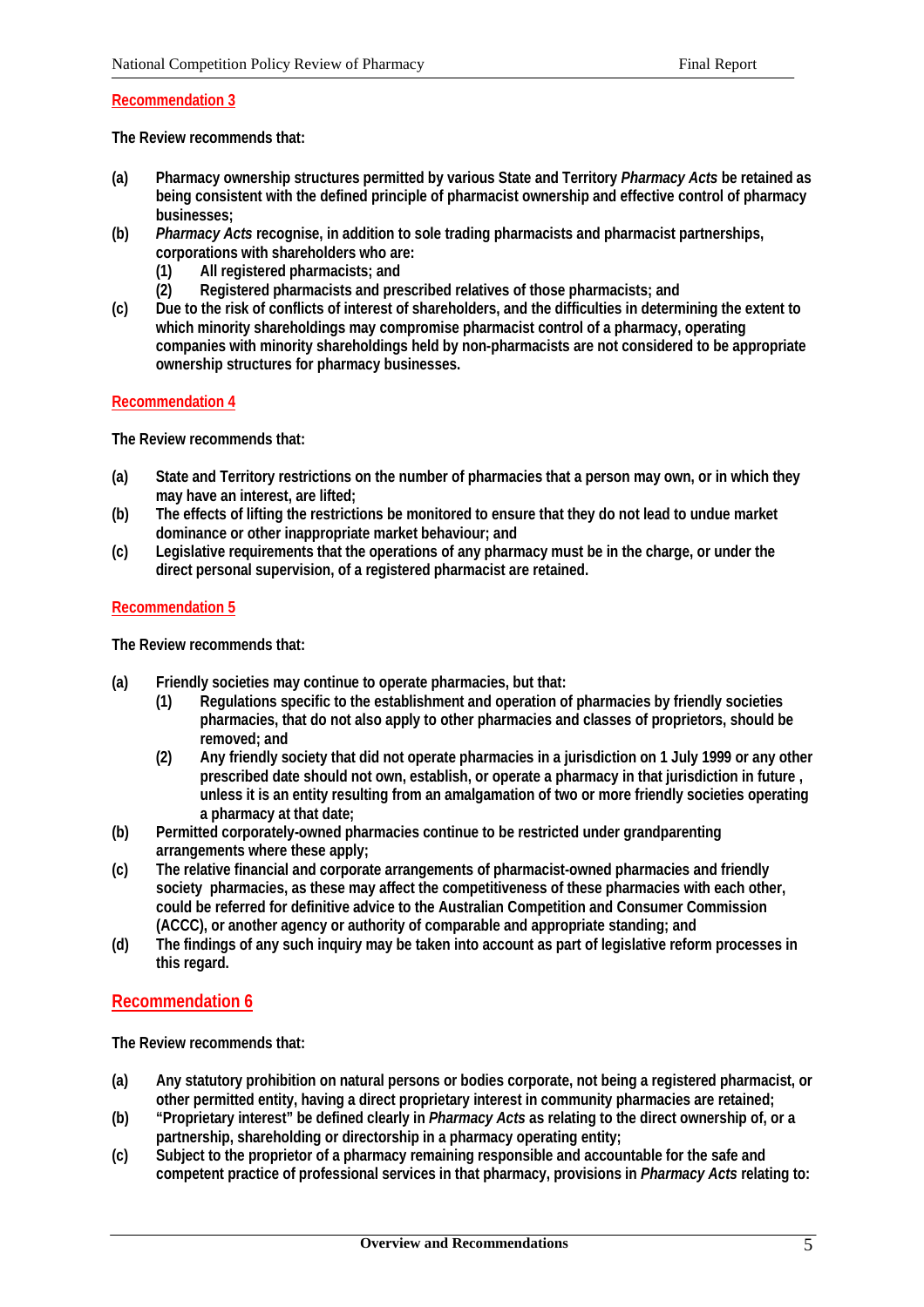## Recommendation 3

**The Review recommends that:**

**(a)** **Pharmacy ownership structures permitted by various State and Territory *Pharmacy Acts* be retained as being consistent with the defined principle of pharmacist ownership and effective control of pharmacy businesses;**

**(b)** ***Pharmacy Acts* recognise, in addition to sole trading pharmacists and pharmacist partnerships, corporations with shareholders who are:**

- **(1) All registered pharmacists; and**
- **(2) Registered pharmacists and prescribed relatives of those pharmacists; and**

**(c)** **Due to the risk of conflicts of interest of shareholders, and the difficulties in determining the extent to which minority shareholdings may compromise pharmacist control of a pharmacy, operating companies with minority shareholdings held by non-pharmacists are not considered to be appropriate ownership structures for pharmacy businesses.**

## Recommendation 4

**The Review recommends that:**

**(a)** **State and Territory restrictions on the number of pharmacies that a person may own, or in which they may have an interest, are lifted;**

**(b)** **The effects of lifting the restrictions be monitored to ensure that they do not lead to undue market dominance or other inappropriate market behaviour; and**

**(c)** **Legislative requirements that the operations of any pharmacy must be in the charge, or under the direct personal supervision, of a registered pharmacist are retained.**

## Recommendation 5

**The Review recommends that:**

**(a)** **Friendly societies may continue to operate pharmacies, but that:**

- **(1) Regulations specific to the establishment and operation of pharmacies by friendly societies pharmacies, that do not also apply to other pharmacies and classes of proprietors, should be removed; and**
- **(2) Any friendly society that did not operate pharmacies in a jurisdiction on 1 July 1999 or any other prescribed date should not own, establish, or operate a pharmacy in that jurisdiction in future , unless it is an entity resulting from an amalgamation of two or more friendly societies operating a pharmacy at that date;**

**(b)** **Permitted corporately-owned pharmacies continue to be restricted under grandparenting arrangements where these apply;**

**(c)** **The relative financial and corporate arrangements of pharmacist-owned pharmacies and friendly society pharmacies, as these may affect the competitiveness of these pharmacies with each other, could be referred for definitive advice to the Australian Competition and Consumer Commission (ACCC), or another agency or authority of comparable and appropriate standing; and**

**(d)** **The findings of any such inquiry may be taken into account as part of legislative reform processes in this regard.**

## Recommendation 6

**The Review recommends that:**

**(a)** **Any statutory prohibition on natural persons or bodies corporate, not being a registered pharmacist, or other permitted entity, having a direct proprietary interest in community pharmacies are retained;**

**(b)** **"Proprietary interest" be defined clearly in *Pharmacy Acts* as relating to the direct ownership of, or a partnership, shareholding or directorship in a pharmacy operating entity;**

**(c)** **Subject to the proprietor of a pharmacy remaining responsible and accountable for the safe and competent practice of professional services in that pharmacy, provisions in *Pharmacy Acts* relating to:**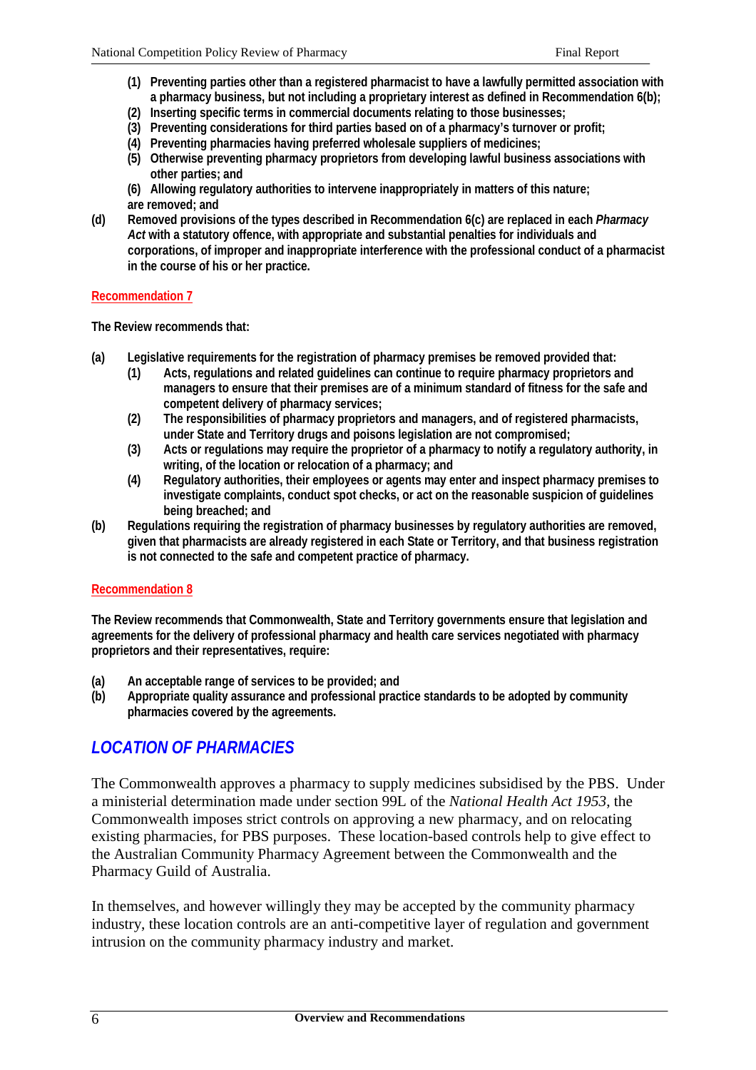**(1) Preventing parties other than a registered pharmacist to have a lawfully permitted association with a pharmacy business, but not including a proprietary interest as defined in Recommendation 6(b);**

**(2) Inserting specific terms in commercial documents relating to those businesses;**

**(3) Preventing considerations for third parties based on of a pharmacy's turnover or profit;**

**(4) Preventing pharmacies having preferred wholesale suppliers of medicines;**

**(5) Otherwise preventing pharmacy proprietors from developing lawful business associations with other parties; and**

**(6) Allowing regulatory authorities to intervene inappropriately in matters of this nature;**

**are removed; and**

**(d) Removed provisions of the types described in Recommendation 6(c) are replaced in each *Pharmacy Act* with a statutory offence, with appropriate and substantial penalties for individuals and corporations, of improper and inappropriate interference with the professional conduct of a pharmacist in the course of his or her practice.**

**Recommendation 7**

**The Review recommends that:**

**(a) Legislative requirements for the registration of pharmacy premises be removed provided that:**

**(1) Acts, regulations and related guidelines can continue to require pharmacy proprietors and managers to ensure that their premises are of a minimum standard of fitness for the safe and competent delivery of pharmacy services;**

**(2) The responsibilities of pharmacy proprietors and managers, and of registered pharmacists, under State and Territory drugs and poisons legislation are not compromised;**

**(3) Acts or regulations may require the proprietor of a pharmacy to notify a regulatory authority, in writing, of the location or relocation of a pharmacy; and**

**(4) Regulatory authorities, their employees or agents may enter and inspect pharmacy premises to investigate complaints, conduct spot checks, or act on the reasonable suspicion of guidelines being breached; and**

**(b) Regulations requiring the registration of pharmacy businesses by regulatory authorities are removed, given that pharmacists are already registered in each State or Territory, and that business registration is not connected to the safe and competent practice of pharmacy.**

**Recommendation 8**

**The Review recommends that Commonwealth, State and Territory governments ensure that legislation and agreements for the delivery of professional pharmacy and health care services negotiated with pharmacy proprietors and their representatives, require:**

**(a) An acceptable range of services to be provided; and**

**(b) Appropriate quality assurance and professional practice standards to be adopted by community pharmacies covered by the agreements.**

## *LOCATION OF PHARMACIES*

The Commonwealth approves a pharmacy to supply medicines subsidised by the PBS. Under a ministerial determination made under section 99L of the *National Health Act 1953*, the Commonwealth imposes strict controls on approving a new pharmacy, and on relocating existing pharmacies, for PBS purposes. These location-based controls help to give effect to the Australian Community Pharmacy Agreement between the Commonwealth and the Pharmacy Guild of Australia.

In themselves, and however willingly they may be accepted by the community pharmacy industry, these location controls are an anti-competitive layer of regulation and government intrusion on the community pharmacy industry and market.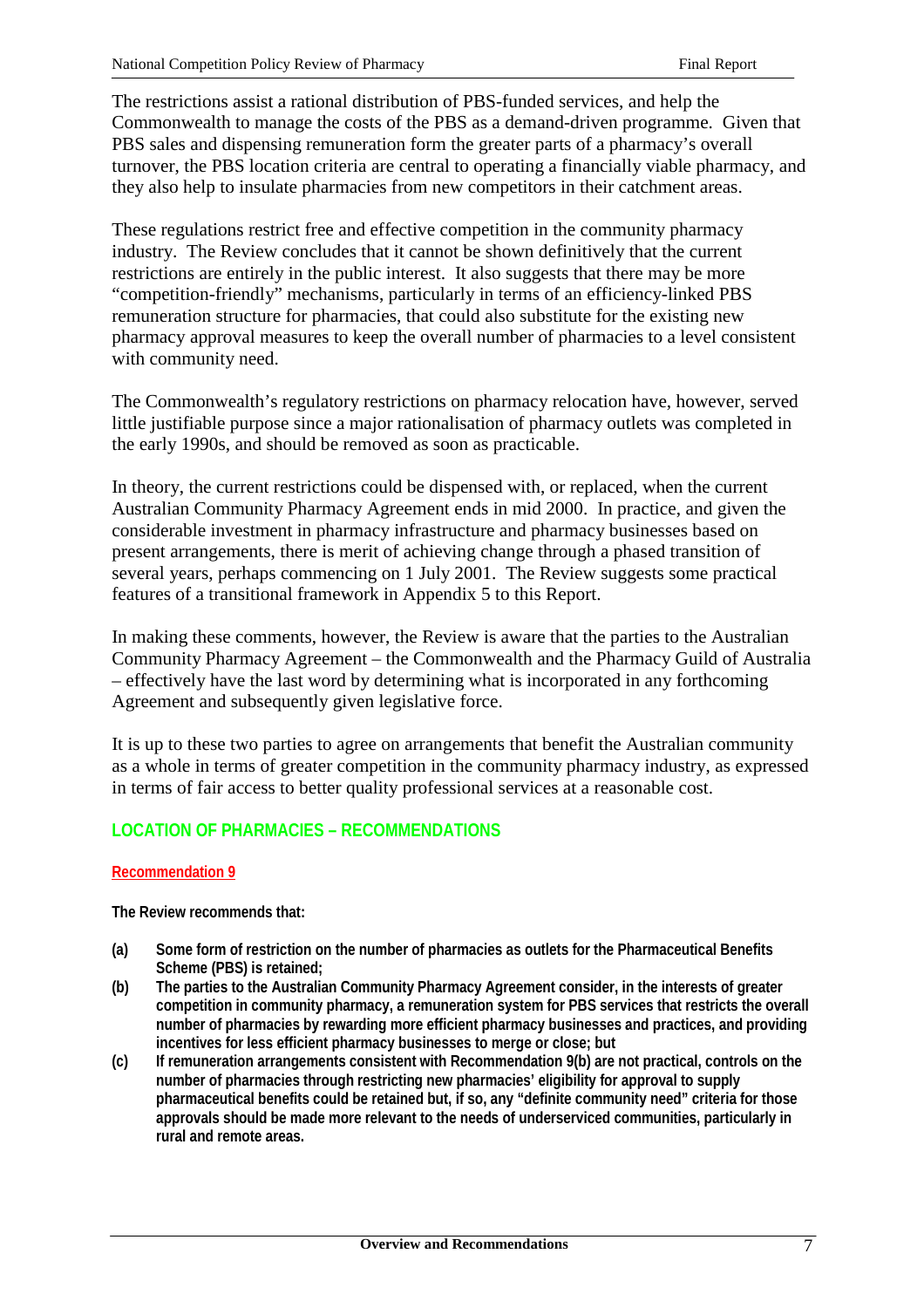The restrictions assist a rational distribution of PBS-funded services, and help the Commonwealth to manage the costs of the PBS as a demand-driven programme. Given that PBS sales and dispensing remuneration form the greater parts of a pharmacy's overall turnover, the PBS location criteria are central to operating a financially viable pharmacy, and they also help to insulate pharmacies from new competitors in their catchment areas.

These regulations restrict free and effective competition in the community pharmacy industry. The Review concludes that it cannot be shown definitively that the current restrictions are entirely in the public interest. It also suggests that there may be more "competition-friendly" mechanisms, particularly in terms of an efficiency-linked PBS remuneration structure for pharmacies, that could also substitute for the existing new pharmacy approval measures to keep the overall number of pharmacies to a level consistent with community need.

The Commonwealth's regulatory restrictions on pharmacy relocation have, however, served little justifiable purpose since a major rationalisation of pharmacy outlets was completed in the early 1990s, and should be removed as soon as practicable.

In theory, the current restrictions could be dispensed with, or replaced, when the current Australian Community Pharmacy Agreement ends in mid 2000. In practice, and given the considerable investment in pharmacy infrastructure and pharmacy businesses based on present arrangements, there is merit of achieving change through a phased transition of several years, perhaps commencing on 1 July 2001. The Review suggests some practical features of a transitional framework in Appendix 5 to this Report.

In making these comments, however, the Review is aware that the parties to the Australian Community Pharmacy Agreement – the Commonwealth and the Pharmacy Guild of Australia – effectively have the last word by determining what is incorporated in any forthcoming Agreement and subsequently given legislative force.

It is up to these two parties to agree on arrangements that benefit the Australian community as a whole in terms of greater competition in the community pharmacy industry, as expressed in terms of fair access to better quality professional services at a reasonable cost.

## LOCATION OF PHARMACIES – RECOMMENDATIONS

### Recommendation 9

**The Review recommends that:**

**(a)** **Some form of restriction on the number of pharmacies as outlets for the Pharmaceutical Benefits Scheme (PBS) is retained;**

**(b)** **The parties to the Australian Community Pharmacy Agreement consider, in the interests of greater competition in community pharmacy, a remuneration system for PBS services that restricts the overall number of pharmacies by rewarding more efficient pharmacy businesses and practices, and providing incentives for less efficient pharmacy businesses to merge or close; but**

**(c)** **If remuneration arrangements consistent with Recommendation 9(b) are not practical, controls on the number of pharmacies through restricting new pharmacies' eligibility for approval to supply pharmaceutical benefits could be retained but, if so, any "definite community need" criteria for those approvals should be made more relevant to the needs of underserviced communities, particularly in rural and remote areas.**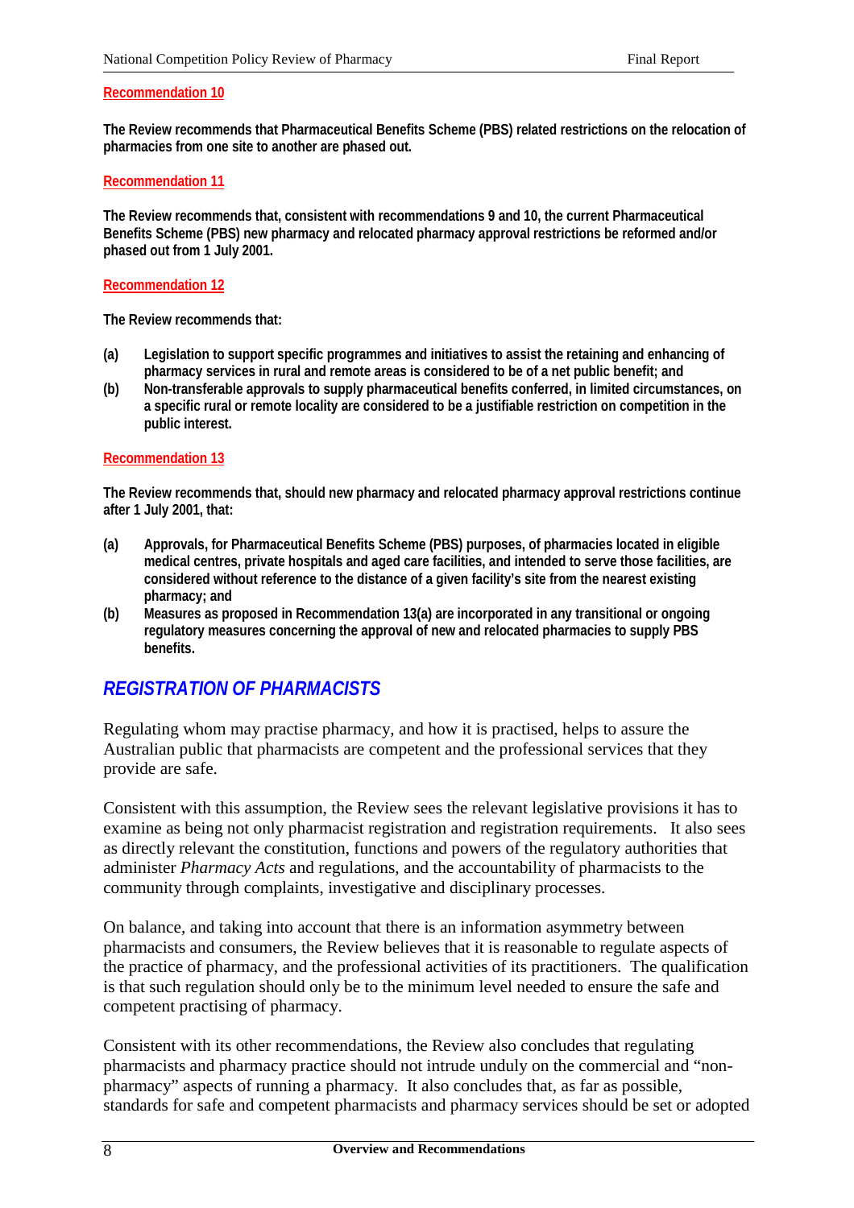**Recommendation 10**

**The Review recommends that Pharmaceutical Benefits Scheme (PBS) related restrictions on the relocation of pharmacies from one site to another are phased out.**

**Recommendation 11**

**The Review recommends that, consistent with recommendations 9 and 10, the current Pharmaceutical Benefits Scheme (PBS) new pharmacy and relocated pharmacy approval restrictions be reformed and/or phased out from 1 July 2001.**

**Recommendation 12**

**The Review recommends that:**

**(a) Legislation to support specific programmes and initiatives to assist the retaining and enhancing of pharmacy services in rural and remote areas is considered to be of a net public benefit; and**

**(b) Non-transferable approvals to supply pharmaceutical benefits conferred, in limited circumstances, on a specific rural or remote locality are considered to be a justifiable restriction on competition in the public interest.**

**Recommendation 13**

**The Review recommends that, should new pharmacy and relocated pharmacy approval restrictions continue after 1 July 2001, that:**

**(a) Approvals, for Pharmaceutical Benefits Scheme (PBS) purposes, of pharmacies located in eligible medical centres, private hospitals and aged care facilities, and intended to serve those facilities, are considered without reference to the distance of a given facility's site from the nearest existing pharmacy; and**

**(b) Measures as proposed in Recommendation 13(a) are incorporated in any transitional or ongoing regulatory measures concerning the approval of new and relocated pharmacies to supply PBS benefits.**

## *REGISTRATION OF PHARMACISTS*

Regulating whom may practise pharmacy, and how it is practised, helps to assure the Australian public that pharmacists are competent and the professional services that they provide are safe.

Consistent with this assumption, the Review sees the relevant legislative provisions it has to examine as being not only pharmacist registration and registration requirements. It also sees as directly relevant the constitution, functions and powers of the regulatory authorities that administer *Pharmacy Acts* and regulations, and the accountability of pharmacists to the community through complaints, investigative and disciplinary processes.

On balance, and taking into account that there is an information asymmetry between pharmacists and consumers, the Review believes that it is reasonable to regulate aspects of the practice of pharmacy, and the professional activities of its practitioners. The qualification is that such regulation should only be to the minimum level needed to ensure the safe and competent practising of pharmacy.

Consistent with its other recommendations, the Review also concludes that regulating pharmacists and pharmacy practice should not intrude unduly on the commercial and "non-pharmacy" aspects of running a pharmacy. It also concludes that, as far as possible, standards for safe and competent pharmacists and pharmacy services should be set or adopted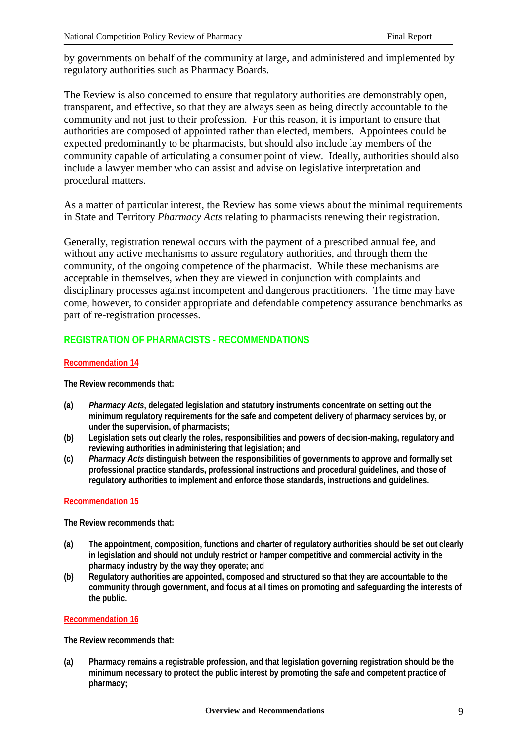by governments on behalf of the community at large, and administered and implemented by regulatory authorities such as Pharmacy Boards.

The Review is also concerned to ensure that regulatory authorities are demonstrably open, transparent, and effective, so that they are always seen as being directly accountable to the community and not just to their profession. For this reason, it is important to ensure that authorities are composed of appointed rather than elected, members. Appointees could be expected predominantly to be pharmacists, but should also include lay members of the community capable of articulating a consumer point of view. Ideally, authorities should also include a lawyer member who can assist and advise on legislative interpretation and procedural matters.

As a matter of particular interest, the Review has some views about the minimal requirements in State and Territory *Pharmacy Acts* relating to pharmacists renewing their registration.

Generally, registration renewal occurs with the payment of a prescribed annual fee, and without any active mechanisms to assure regulatory authorities, and through them the community, of the ongoing competence of the pharmacist. While these mechanisms are acceptable in themselves, when they are viewed in conjunction with complaints and disciplinary processes against incompetent and dangerous practitioners. The time may have come, however, to consider appropriate and defendable competency assurance benchmarks as part of re-registration processes.

## REGISTRATION OF PHARMACISTS - RECOMMENDATIONS

### Recommendation 14

**The Review recommends that:**

**(a)** ***Pharmacy Acts*, delegated legislation and statutory instruments concentrate on setting out the minimum regulatory requirements for the safe and competent delivery of pharmacy services by, or under the supervision, of pharmacists;**

**(b)** **Legislation sets out clearly the roles, responsibilities and powers of decision-making, regulatory and reviewing authorities in administering that legislation; and**

**(c)** ***Pharmacy Acts* distinguish between the responsibilities of governments to approve and formally set professional practice standards, professional instructions and procedural guidelines, and those of regulatory authorities to implement and enforce those standards, instructions and guidelines.**

### Recommendation 15

**The Review recommends that:**

**(a)** **The appointment, composition, functions and charter of regulatory authorities should be set out clearly in legislation and should not unduly restrict or hamper competitive and commercial activity in the pharmacy industry by the way they operate; and**

**(b)** **Regulatory authorities are appointed, composed and structured so that they are accountable to the community through government, and focus at all times on promoting and safeguarding the interests of the public.**

### Recommendation 16

**The Review recommends that:**

**(a)** **Pharmacy remains a registrable profession, and that legislation governing registration should be the minimum necessary to protect the public interest by promoting the safe and competent practice of pharmacy;**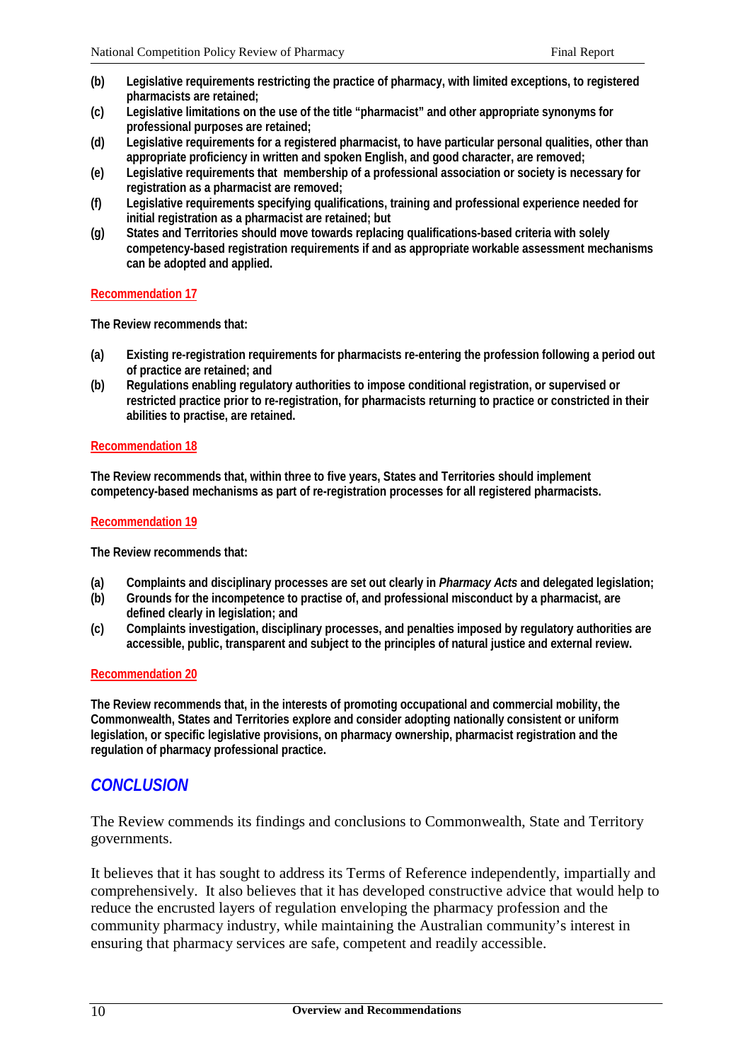- **(b)** **Legislative requirements restricting the practice of pharmacy, with limited exceptions, to registered pharmacists are retained;**
- **(c)** **Legislative limitations on the use of the title "pharmacist" and other appropriate synonyms for professional purposes are retained;**
- **(d)** **Legislative requirements for a registered pharmacist, to have particular personal qualities, other than appropriate proficiency in written and spoken English, and good character, are removed;**
- **(e)** **Legislative requirements that membership of a professional association or society is necessary for registration as a pharmacist are removed;**
- **(f)** **Legislative requirements specifying qualifications, training and professional experience needed for initial registration as a pharmacist are retained; but**
- **(g)** **States and Territories should move towards replacing qualifications-based criteria with solely competency-based registration requirements if and as appropriate workable assessment mechanisms can be adopted and applied.**

#### Recommendation 17

**The Review recommends that:**

- **(a)** **Existing re-registration requirements for pharmacists re-entering the profession following a period out of practice are retained; and**
- **(b)** **Regulations enabling regulatory authorities to impose conditional registration, or supervised or restricted practice prior to re-registration, for pharmacists returning to practice or constricted in their abilities to practise, are retained.**

#### Recommendation 18

**The Review recommends that, within three to five years, States and Territories should implement competency-based mechanisms as part of re-registration processes for all registered pharmacists.**

#### Recommendation 19

**The Review recommends that:**

- **(a)** **Complaints and disciplinary processes are set out clearly in *Pharmacy Acts* and delegated legislation;**
- **(b)** **Grounds for the incompetence to practise of, and professional misconduct by a pharmacist, are defined clearly in legislation; and**
- **(c)** **Complaints investigation, disciplinary processes, and penalties imposed by regulatory authorities are accessible, public, transparent and subject to the principles of natural justice and external review.**

#### Recommendation 20

**The Review recommends that, in the interests of promoting occupational and commercial mobility, the Commonwealth, States and Territories explore and consider adopting nationally consistent or uniform legislation, or specific legislative provisions, on pharmacy ownership, pharmacist registration and the regulation of pharmacy professional practice.**

## *CONCLUSION*

The Review commends its findings and conclusions to Commonwealth, State and Territory governments.

It believes that it has sought to address its Terms of Reference independently, impartially and comprehensively. It also believes that it has developed constructive advice that would help to reduce the encrusted layers of regulation enveloping the pharmacy profession and the community pharmacy industry, while maintaining the Australian community's interest in ensuring that pharmacy services are safe, competent and readily accessible.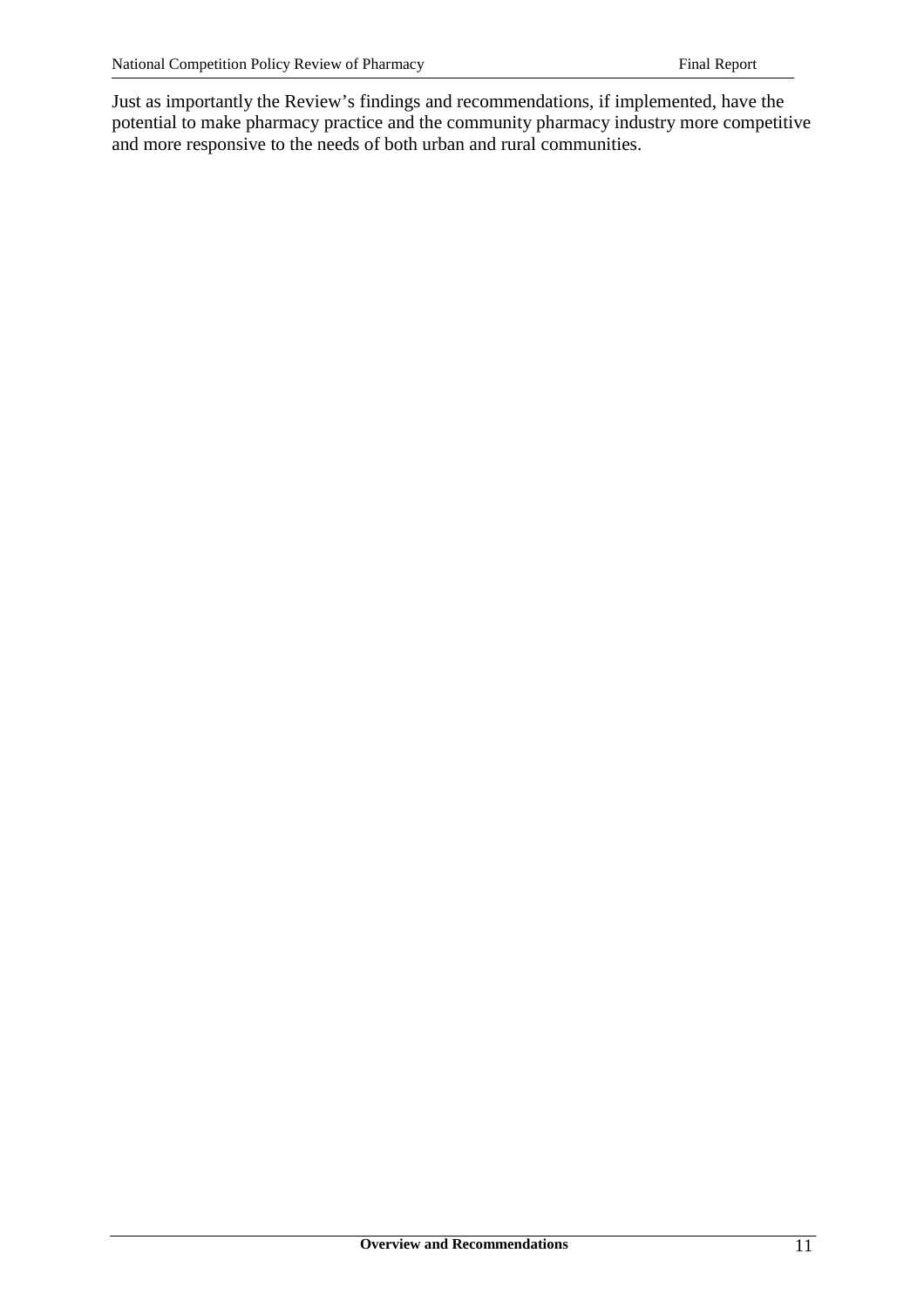Just as importantly the Review's findings and recommendations, if implemented, have the potential to make pharmacy practice and the community pharmacy industry more competitive and more responsive to the needs of both urban and rural communities.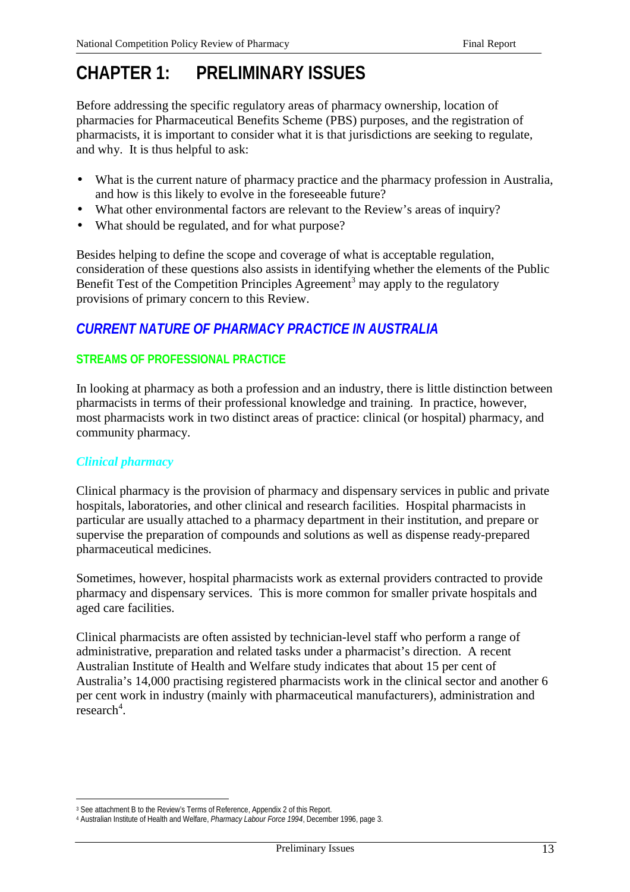# CHAPTER 1: PRELIMINARY ISSUES

Before addressing the specific regulatory areas of pharmacy ownership, location of pharmacies for Pharmaceutical Benefits Scheme (PBS) purposes, and the registration of pharmacists, it is important to consider what it is that jurisdictions are seeking to regulate, and why. It is thus helpful to ask:

- What is the current nature of pharmacy practice and the pharmacy profession in Australia, and how is this likely to evolve in the foreseeable future?
- What other environmental factors are relevant to the Review's areas of inquiry?
- What should be regulated, and for what purpose?

Besides helping to define the scope and coverage of what is acceptable regulation, consideration of these questions also assists in identifying whether the elements of the Public Benefit Test of the Competition Principles Agreement[3] may apply to the regulatory provisions of primary concern to this Review.

## *CURRENT NATURE OF PHARMACY PRACTICE IN AUSTRALIA*

### STREAMS OF PROFESSIONAL PRACTICE

In looking at pharmacy as both a profession and an industry, there is little distinction between pharmacists in terms of their professional knowledge and training. In practice, however, most pharmacists work in two distinct areas of practice: clinical (or hospital) pharmacy, and community pharmacy.

#### *Clinical pharmacy*

Clinical pharmacy is the provision of pharmacy and dispensary services in public and private hospitals, laboratories, and other clinical and research facilities. Hospital pharmacists in particular are usually attached to a pharmacy department in their institution, and prepare or supervise the preparation of compounds and solutions as well as dispense ready-prepared pharmaceutical medicines.

Sometimes, however, hospital pharmacists work as external providers contracted to provide pharmacy and dispensary services. This is more common for smaller private hospitals and aged care facilities.

Clinical pharmacists are often assisted by technician-level staff who perform a range of administrative, preparation and related tasks under a pharmacist's direction. A recent Australian Institute of Health and Welfare study indicates that about 15 per cent of Australia's 14,000 practising registered pharmacists work in the clinical sector and another 6 per cent work in industry (mainly with pharmaceutical manufacturers), administration and research[4].

---

[3] See attachment B to the Review's Terms of Reference, Appendix 2 of this Report.

[4] Australian Institute of Health and Welfare, *Pharmacy Labour Force 1994*, December 1996, page 3.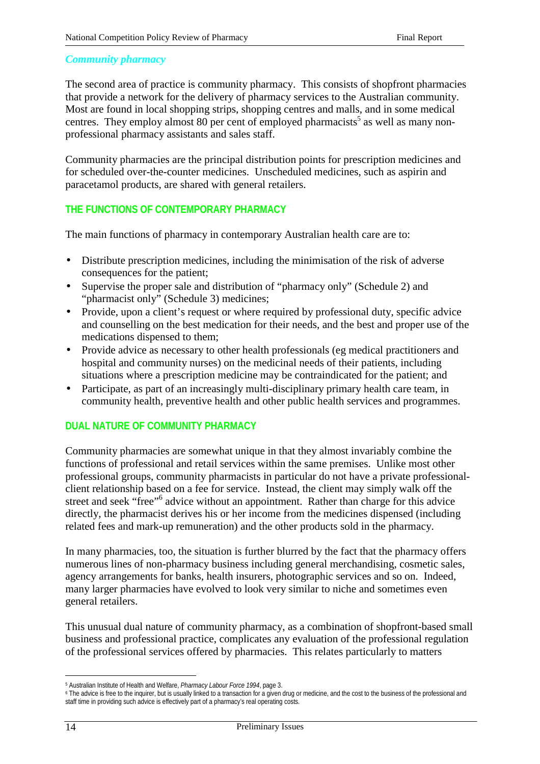### *Community pharmacy*

The second area of practice is community pharmacy. This consists of shopfront pharmacies that provide a network for the delivery of pharmacy services to the Australian community. Most are found in local shopping strips, shopping centres and malls, and in some medical centres. They employ almost 80 per cent of employed pharmacists[5] as well as many non-professional pharmacy assistants and sales staff.

Community pharmacies are the principal distribution points for prescription medicines and for scheduled over-the-counter medicines. Unscheduled medicines, such as aspirin and paracetamol products, are shared with general retailers.

## THE FUNCTIONS OF CONTEMPORARY PHARMACY

The main functions of pharmacy in contemporary Australian health care are to:

- Distribute prescription medicines, including the minimisation of the risk of adverse consequences for the patient;
- Supervise the proper sale and distribution of "pharmacy only" (Schedule 2) and "pharmacist only" (Schedule 3) medicines;
- Provide, upon a client's request or where required by professional duty, specific advice and counselling on the best medication for their needs, and the best and proper use of the medications dispensed to them;
- Provide advice as necessary to other health professionals (eg medical practitioners and hospital and community nurses) on the medicinal needs of their patients, including situations where a prescription medicine may be contraindicated for the patient; and
- Participate, as part of an increasingly multi-disciplinary primary health care team, in community health, preventive health and other public health services and programmes.

## DUAL NATURE OF COMMUNITY PHARMACY

Community pharmacies are somewhat unique in that they almost invariably combine the functions of professional and retail services within the same premises. Unlike most other professional groups, community pharmacists in particular do not have a private professional-client relationship based on a fee for service. Instead, the client may simply walk off the street and seek "free"[6] advice without an appointment. Rather than charge for this advice directly, the pharmacist derives his or her income from the medicines dispensed (including related fees and mark-up remuneration) and the other products sold in the pharmacy.

In many pharmacies, too, the situation is further blurred by the fact that the pharmacy offers numerous lines of non-pharmacy business including general merchandising, cosmetic sales, agency arrangements for banks, health insurers, photographic services and so on. Indeed, many larger pharmacies have evolved to look very similar to niche and sometimes even general retailers.

This unusual dual nature of community pharmacy, as a combination of shopfront-based small business and professional practice, complicates any evaluation of the professional regulation of the professional services offered by pharmacies. This relates particularly to matters

---

[5] Australian Institute of Health and Welfare, *Pharmacy Labour Force 1994*, page 3.

[6] The advice is free to the inquirer, but is usually linked to a transaction for a given drug or medicine, and the cost to the business of the professional and staff time in providing such advice is effectively part of a pharmacy's real operating costs.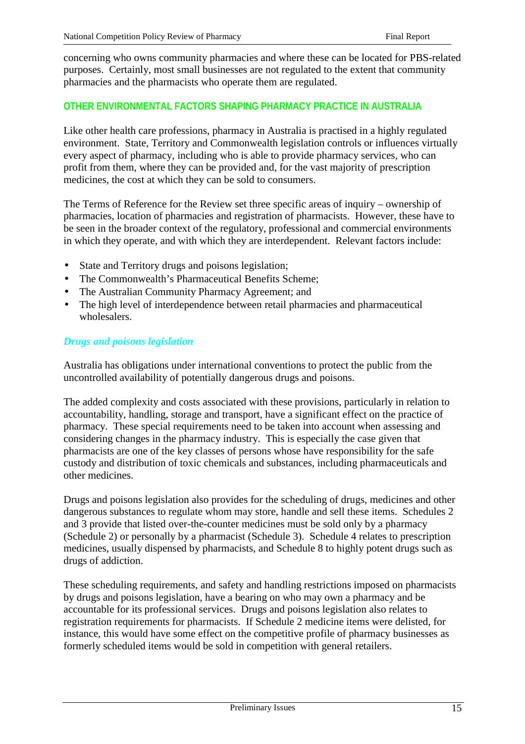concerning who owns community pharmacies and where these can be located for PBS-related purposes. Certainly, most small businesses are not regulated to the extent that community pharmacies and the pharmacists who operate them are regulated.

## OTHER ENVIRONMENTAL FACTORS SHAPING PHARMACY PRACTICE IN AUSTRALIA

Like other health care professions, pharmacy in Australia is practised in a highly regulated environment. State, Territory and Commonwealth legislation controls or influences virtually every aspect of pharmacy, including who is able to provide pharmacy services, who can profit from them, where they can be provided and, for the vast majority of prescription medicines, the cost at which they can be sold to consumers.

The Terms of Reference for the Review set three specific areas of inquiry – ownership of pharmacies, location of pharmacies and registration of pharmacists. However, these have to be seen in the broader context of the regulatory, professional and commercial environments in which they operate, and with which they are interdependent. Relevant factors include:

- State and Territory drugs and poisons legislation;
- The Commonwealth's Pharmaceutical Benefits Scheme;
- The Australian Community Pharmacy Agreement; and
- The high level of interdependence between retail pharmacies and pharmaceutical wholesalers.

### *Drugs and poisons legislation*

Australia has obligations under international conventions to protect the public from the uncontrolled availability of potentially dangerous drugs and poisons.

The added complexity and costs associated with these provisions, particularly in relation to accountability, handling, storage and transport, have a significant effect on the practice of pharmacy. These special requirements need to be taken into account when assessing and considering changes in the pharmacy industry. This is especially the case given that pharmacists are one of the key classes of persons whose have responsibility for the safe custody and distribution of toxic chemicals and substances, including pharmaceuticals and other medicines.

Drugs and poisons legislation also provides for the scheduling of drugs, medicines and other dangerous substances to regulate whom may store, handle and sell these items. Schedules 2 and 3 provide that listed over-the-counter medicines must be sold only by a pharmacy (Schedule 2) or personally by a pharmacist (Schedule 3). Schedule 4 relates to prescription medicines, usually dispensed by pharmacists, and Schedule 8 to highly potent drugs such as drugs of addiction.

These scheduling requirements, and safety and handling restrictions imposed on pharmacists by drugs and poisons legislation, have a bearing on who may own a pharmacy and be accountable for its professional services. Drugs and poisons legislation also relates to registration requirements for pharmacists. If Schedule 2 medicine items were delisted, for instance, this would have some effect on the competitive profile of pharmacy businesses as formerly scheduled items would be sold in competition with general retailers.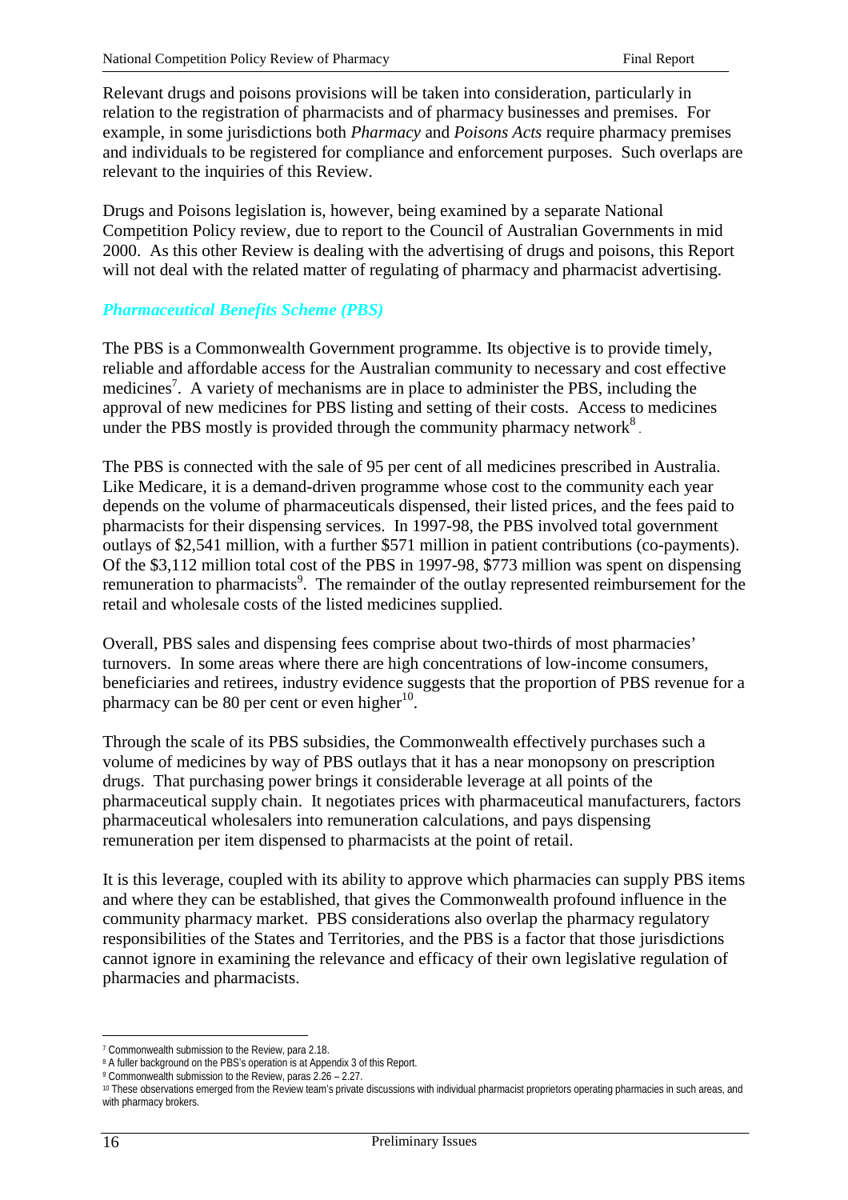Relevant drugs and poisons provisions will be taken into consideration, particularly in relation to the registration of pharmacists and of pharmacy businesses and premises. For example, in some jurisdictions both *Pharmacy* and *Poisons Acts* require pharmacy premises and individuals to be registered for compliance and enforcement purposes. Such overlaps are relevant to the inquiries of this Review.

Drugs and Poisons legislation is, however, being examined by a separate National Competition Policy review, due to report to the Council of Australian Governments in mid 2000. As this other Review is dealing with the advertising of drugs and poisons, this Report will not deal with the related matter of regulating of pharmacy and pharmacist advertising.

### *Pharmaceutical Benefits Scheme (PBS)*

The PBS is a Commonwealth Government programme. Its objective is to provide timely, reliable and affordable access for the Australian community to necessary and cost effective medicines[7]. A variety of mechanisms are in place to administer the PBS, including the approval of new medicines for PBS listing and setting of their costs. Access to medicines under the PBS mostly is provided through the community pharmacy network[8].

The PBS is connected with the sale of 95 per cent of all medicines prescribed in Australia. Like Medicare, it is a demand-driven programme whose cost to the community each year depends on the volume of pharmaceuticals dispensed, their listed prices, and the fees paid to pharmacists for their dispensing services. In 1997-98, the PBS involved total government outlays of $2,541 million, with a further $571 million in patient contributions (co-payments). Of the $3,112 million total cost of the PBS in 1997-98, $773 million was spent on dispensing remuneration to pharmacists[9]. The remainder of the outlay represented reimbursement for the retail and wholesale costs of the listed medicines supplied.

Overall, PBS sales and dispensing fees comprise about two-thirds of most pharmacies' turnovers. In some areas where there are high concentrations of low-income consumers, beneficiaries and retirees, industry evidence suggests that the proportion of PBS revenue for a pharmacy can be 80 per cent or even higher[10].

Through the scale of its PBS subsidies, the Commonwealth effectively purchases such a volume of medicines by way of PBS outlays that it has a near monopsony on prescription drugs. That purchasing power brings it considerable leverage at all points of the pharmaceutical supply chain. It negotiates prices with pharmaceutical manufacturers, factors pharmaceutical wholesalers into remuneration calculations, and pays dispensing remuneration per item dispensed to pharmacists at the point of retail.

It is this leverage, coupled with its ability to approve which pharmacies can supply PBS items and where they can be established, that gives the Commonwealth profound influence in the community pharmacy market. PBS considerations also overlap the pharmacy regulatory responsibilities of the States and Territories, and the PBS is a factor that those jurisdictions cannot ignore in examining the relevance and efficacy of their own legislative regulation of pharmacies and pharmacists.

---

[7] Commonwealth submission to the Review, para 2.18.

[8] A fuller background on the PBS's operation is at Appendix 3 of this Report.

[9] Commonwealth submission to the Review, paras 2.26 – 2.27.

[10] These observations emerged from the Review team's private discussions with individual pharmacist proprietors operating pharmacies in such areas, and with pharmacy brokers.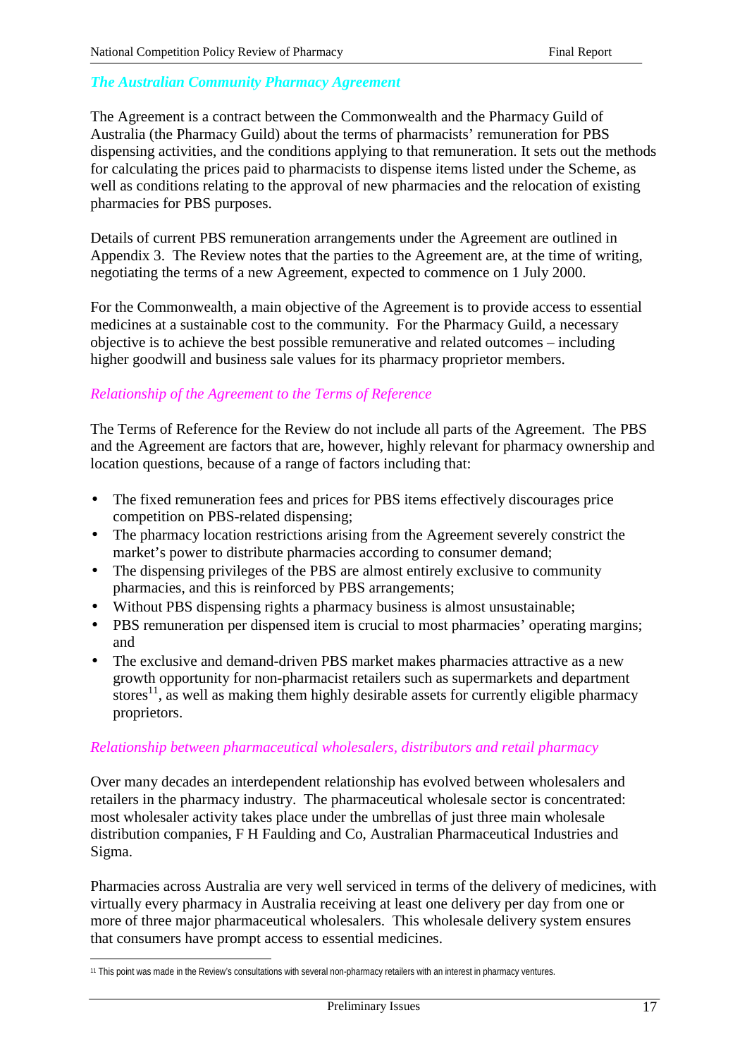### *The Australian Community Pharmacy Agreement*

The Agreement is a contract between the Commonwealth and the Pharmacy Guild of Australia (the Pharmacy Guild) about the terms of pharmacists' remuneration for PBS dispensing activities, and the conditions applying to that remuneration. It sets out the methods for calculating the prices paid to pharmacists to dispense items listed under the Scheme, as well as conditions relating to the approval of new pharmacies and the relocation of existing pharmacies for PBS purposes.

Details of current PBS remuneration arrangements under the Agreement are outlined in Appendix 3. The Review notes that the parties to the Agreement are, at the time of writing, negotiating the terms of a new Agreement, expected to commence on 1 July 2000.

For the Commonwealth, a main objective of the Agreement is to provide access to essential medicines at a sustainable cost to the community. For the Pharmacy Guild, a necessary objective is to achieve the best possible remunerative and related outcomes – including higher goodwill and business sale values for its pharmacy proprietor members.

#### *Relationship of the Agreement to the Terms of Reference*

The Terms of Reference for the Review do not include all parts of the Agreement. The PBS and the Agreement are factors that are, however, highly relevant for pharmacy ownership and location questions, because of a range of factors including that:

- The fixed remuneration fees and prices for PBS items effectively discourages price competition on PBS-related dispensing;
- The pharmacy location restrictions arising from the Agreement severely constrict the market's power to distribute pharmacies according to consumer demand;
- The dispensing privileges of the PBS are almost entirely exclusive to community pharmacies, and this is reinforced by PBS arrangements;
- Without PBS dispensing rights a pharmacy business is almost unsustainable;
- PBS remuneration per dispensed item is crucial to most pharmacies' operating margins; and
- The exclusive and demand-driven PBS market makes pharmacies attractive as a new growth opportunity for non-pharmacist retailers such as supermarkets and department stores[11], as well as making them highly desirable assets for currently eligible pharmacy proprietors.

#### *Relationship between pharmaceutical wholesalers, distributors and retail pharmacy*

Over many decades an interdependent relationship has evolved between wholesalers and retailers in the pharmacy industry. The pharmaceutical wholesale sector is concentrated: most wholesaler activity takes place under the umbrellas of just three main wholesale distribution companies, F H Faulding and Co, Australian Pharmaceutical Industries and Sigma.

Pharmacies across Australia are very well serviced in terms of the delivery of medicines, with virtually every pharmacy in Australia receiving at least one delivery per day from one or more of three major pharmaceutical wholesalers. This wholesale delivery system ensures that consumers have prompt access to essential medicines.

---

[11] This point was made in the Review's consultations with several non-pharmacy retailers with an interest in pharmacy ventures.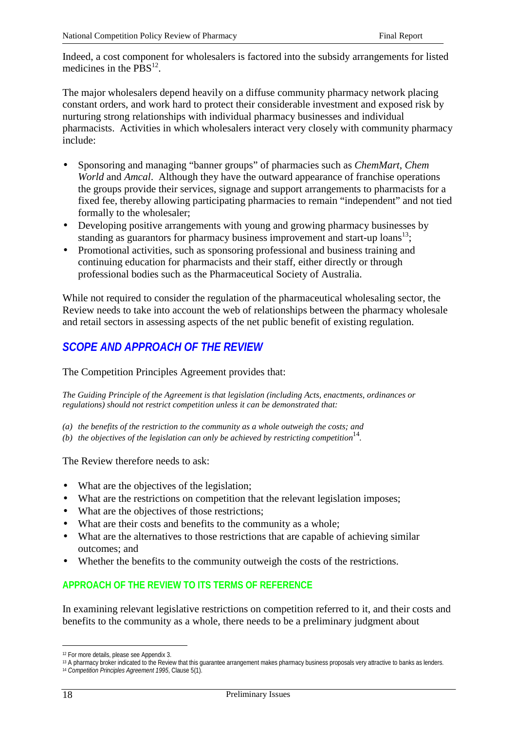Indeed, a cost component for wholesalers is factored into the subsidy arrangements for listed medicines in the PBS[12].

The major wholesalers depend heavily on a diffuse community pharmacy network placing constant orders, and work hard to protect their considerable investment and exposed risk by nurturing strong relationships with individual pharmacy businesses and individual pharmacists. Activities in which wholesalers interact very closely with community pharmacy include:

- Sponsoring and managing "banner groups" of pharmacies such as *ChemMart*, *Chem World* and *Amcal*. Although they have the outward appearance of franchise operations the groups provide their services, signage and support arrangements to pharmacists for a fixed fee, thereby allowing participating pharmacies to remain "independent" and not tied formally to the wholesaler;
- Developing positive arrangements with young and growing pharmacy businesses by standing as guarantors for pharmacy business improvement and start-up loans[13];
- Promotional activities, such as sponsoring professional and business training and continuing education for pharmacists and their staff, either directly or through professional bodies such as the Pharmaceutical Society of Australia.

While not required to consider the regulation of the pharmaceutical wholesaling sector, the Review needs to take into account the web of relationships between the pharmacy wholesale and retail sectors in assessing aspects of the net public benefit of existing regulation.

## SCOPE AND APPROACH OF THE REVIEW

The Competition Principles Agreement provides that:

*The Guiding Principle of the Agreement is that legislation (including Acts, enactments, ordinances or regulations) should not restrict competition unless it can be demonstrated that:*

*(a) the benefits of the restriction to the community as a whole outweigh the costs; and*
*(b) the objectives of the legislation can only be achieved by restricting competition*[14]*.*

The Review therefore needs to ask:

- What are the objectives of the legislation;
- What are the restrictions on competition that the relevant legislation imposes;
- What are the objectives of those restrictions;
- What are their costs and benefits to the community as a whole;
- What are the alternatives to those restrictions that are capable of achieving similar outcomes; and
- Whether the benefits to the community outweigh the costs of the restrictions.

### APPROACH OF THE REVIEW TO ITS TERMS OF REFERENCE

In examining relevant legislative restrictions on competition referred to it, and their costs and benefits to the community as a whole, there needs to be a preliminary judgment about

---

[12] For more details, please see Appendix 3.

[13] A pharmacy broker indicated to the Review that this guarantee arrangement makes pharmacy business proposals very attractive to banks as lenders.

[14] *Competition Principles Agreement 1995*, Clause 5(1).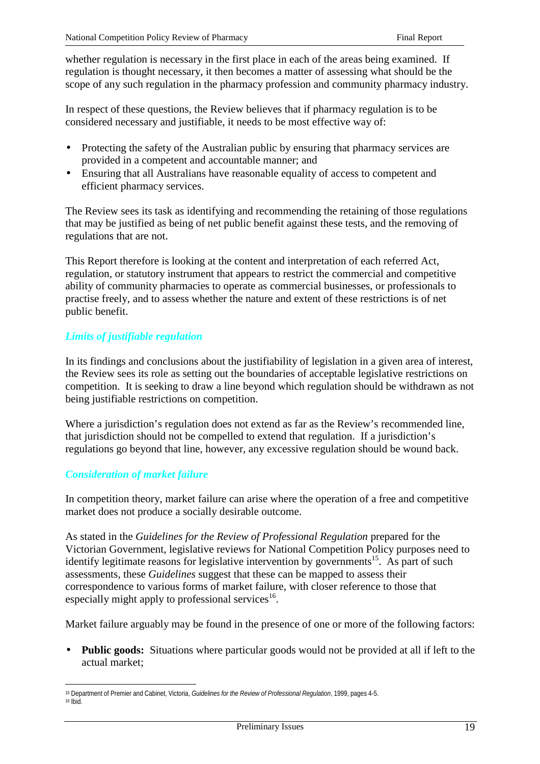whether regulation is necessary in the first place in each of the areas being examined. If regulation is thought necessary, it then becomes a matter of assessing what should be the scope of any such regulation in the pharmacy profession and community pharmacy industry.

In respect of these questions, the Review believes that if pharmacy regulation is to be considered necessary and justifiable, it needs to be most effective way of:

- Protecting the safety of the Australian public by ensuring that pharmacy services are provided in a competent and accountable manner; and
- Ensuring that all Australians have reasonable equality of access to competent and efficient pharmacy services.

The Review sees its task as identifying and recommending the retaining of those regulations that may be justified as being of net public benefit against these tests, and the removing of regulations that are not.

This Report therefore is looking at the content and interpretation of each referred Act, regulation, or statutory instrument that appears to restrict the commercial and competitive ability of community pharmacies to operate as commercial businesses, or professionals to practise freely, and to assess whether the nature and extent of these restrictions is of net public benefit.

### *Limits of justifiable regulation*

In its findings and conclusions about the justifiability of legislation in a given area of interest, the Review sees its role as setting out the boundaries of acceptable legislative restrictions on competition. It is seeking to draw a line beyond which regulation should be withdrawn as not being justifiable restrictions on competition.

Where a jurisdiction's regulation does not extend as far as the Review's recommended line, that jurisdiction should not be compelled to extend that regulation. If a jurisdiction's regulations go beyond that line, however, any excessive regulation should be wound back.

### *Consideration of market failure*

In competition theory, market failure can arise where the operation of a free and competitive market does not produce a socially desirable outcome.

As stated in the *Guidelines for the Review of Professional Regulation* prepared for the Victorian Government, legislative reviews for National Competition Policy purposes need to identify legitimate reasons for legislative intervention by governments[15]. As part of such assessments, these *Guidelines* suggest that these can be mapped to assess their correspondence to various forms of market failure, with closer reference to those that especially might apply to professional services[16].

Market failure arguably may be found in the presence of one or more of the following factors:

- **Public goods:** Situations where particular goods would not be provided at all if left to the actual market;

---

[15] Department of Premier and Cabinet, Victoria, *Guidelines for the Review of Professional Regulation*, 1999, pages 4-5.
[16] Ibid.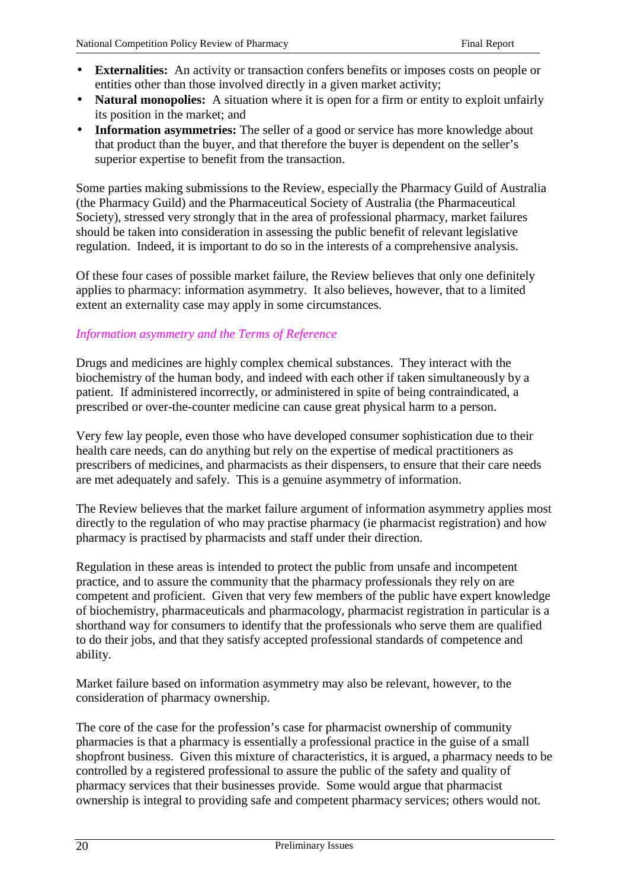- **Externalities:** An activity or transaction confers benefits or imposes costs on people or entities other than those involved directly in a given market activity;
- **Natural monopolies:** A situation where it is open for a firm or entity to exploit unfairly its position in the market; and
- **Information asymmetries:** The seller of a good or service has more knowledge about that product than the buyer, and that therefore the buyer is dependent on the seller's superior expertise to benefit from the transaction.

Some parties making submissions to the Review, especially the Pharmacy Guild of Australia (the Pharmacy Guild) and the Pharmaceutical Society of Australia (the Pharmaceutical Society), stressed very strongly that in the area of professional pharmacy, market failures should be taken into consideration in assessing the public benefit of relevant legislative regulation. Indeed, it is important to do so in the interests of a comprehensive analysis.

Of these four cases of possible market failure, the Review believes that only one definitely applies to pharmacy: information asymmetry. It also believes, however, that to a limited extent an externality case may apply in some circumstances.

*Information asymmetry and the Terms of Reference*

Drugs and medicines are highly complex chemical substances. They interact with the biochemistry of the human body, and indeed with each other if taken simultaneously by a patient. If administered incorrectly, or administered in spite of being contraindicated, a prescribed or over-the-counter medicine can cause great physical harm to a person.

Very few lay people, even those who have developed consumer sophistication due to their health care needs, can do anything but rely on the expertise of medical practitioners as prescribers of medicines, and pharmacists as their dispensers, to ensure that their care needs are met adequately and safely. This is a genuine asymmetry of information.

The Review believes that the market failure argument of information asymmetry applies most directly to the regulation of who may practise pharmacy (ie pharmacist registration) and how pharmacy is practised by pharmacists and staff under their direction.

Regulation in these areas is intended to protect the public from unsafe and incompetent practice, and to assure the community that the pharmacy professionals they rely on are competent and proficient. Given that very few members of the public have expert knowledge of biochemistry, pharmaceuticals and pharmacology, pharmacist registration in particular is a shorthand way for consumers to identify that the professionals who serve them are qualified to do their jobs, and that they satisfy accepted professional standards of competence and ability.

Market failure based on information asymmetry may also be relevant, however, to the consideration of pharmacy ownership.

The core of the case for the profession's case for pharmacist ownership of community pharmacies is that a pharmacy is essentially a professional practice in the guise of a small shopfront business. Given this mixture of characteristics, it is argued, a pharmacy needs to be controlled by a registered professional to assure the public of the safety and quality of pharmacy services that their businesses provide. Some would argue that pharmacist ownership is integral to providing safe and competent pharmacy services; others would not.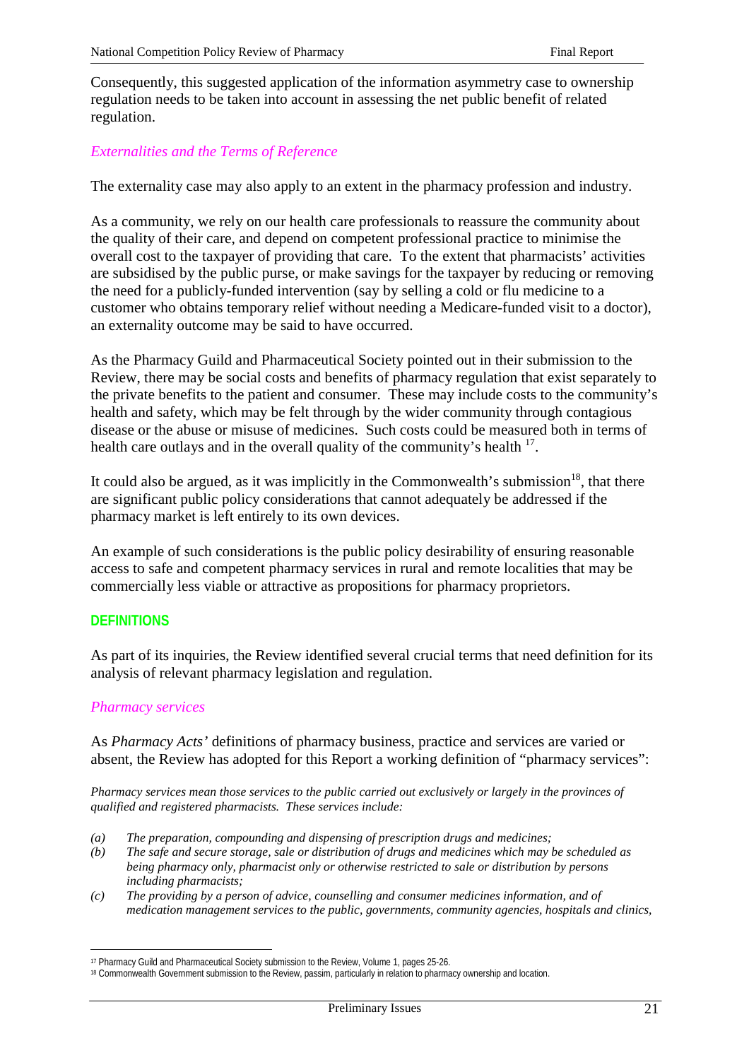Consequently, this suggested application of the information asymmetry case to ownership regulation needs to be taken into account in assessing the net public benefit of related regulation.

### *Externalities and the Terms of Reference*

The externality case may also apply to an extent in the pharmacy profession and industry.

As a community, we rely on our health care professionals to reassure the community about the quality of their care, and depend on competent professional practice to minimise the overall cost to the taxpayer of providing that care. To the extent that pharmacists' activities are subsidised by the public purse, or make savings for the taxpayer by reducing or removing the need for a publicly-funded intervention (say by selling a cold or flu medicine to a customer who obtains temporary relief without needing a Medicare-funded visit to a doctor), an externality outcome may be said to have occurred.

As the Pharmacy Guild and Pharmaceutical Society pointed out in their submission to the Review, there may be social costs and benefits of pharmacy regulation that exist separately to the private benefits to the patient and consumer. These may include costs to the community's health and safety, which may be felt through by the wider community through contagious disease or the abuse or misuse of medicines. Such costs could be measured both in terms of health care outlays and in the overall quality of the community's health [17].

It could also be argued, as it was implicitly in the Commonwealth's submission[18], that there are significant public policy considerations that cannot adequately be addressed if the pharmacy market is left entirely to its own devices.

An example of such considerations is the public policy desirability of ensuring reasonable access to safe and competent pharmacy services in rural and remote localities that may be commercially less viable or attractive as propositions for pharmacy proprietors.

## DEFINITIONS

As part of its inquiries, the Review identified several crucial terms that need definition for its analysis of relevant pharmacy legislation and regulation.

### *Pharmacy services*

As *Pharmacy Acts'* definitions of pharmacy business, practice and services are varied or absent, the Review has adopted for this Report a working definition of "pharmacy services":

*Pharmacy services mean those services to the public carried out exclusively or largely in the provinces of qualified and registered pharmacists. These services include:*

- *(a) The preparation, compounding and dispensing of prescription drugs and medicines;*
- *(b) The safe and secure storage, sale or distribution of drugs and medicines which may be scheduled as being pharmacy only, pharmacist only or otherwise restricted to sale or distribution by persons including pharmacists;*
- *(c) The providing by a person of advice, counselling and consumer medicines information, and of medication management services to the public, governments, community agencies, hospitals and clinics,*

---

[17] Pharmacy Guild and Pharmaceutical Society submission to the Review, Volume 1, pages 25-26.

[18] Commonwealth Government submission to the Review, passim, particularly in relation to pharmacy ownership and location.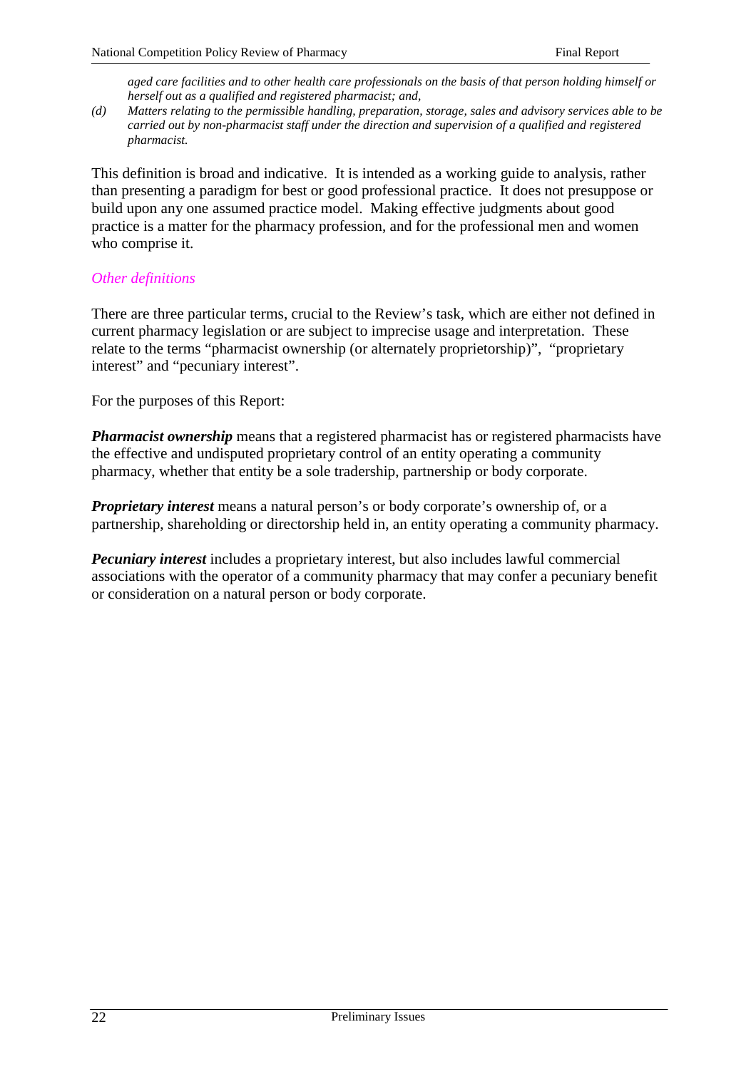*aged care facilities and to other health care professionals on the basis of that person holding himself or herself out as a qualified and registered pharmacist; and,*

*(d) Matters relating to the permissible handling, preparation, storage, sales and advisory services able to be carried out by non-pharmacist staff under the direction and supervision of a qualified and registered pharmacist.*

This definition is broad and indicative. It is intended as a working guide to analysis, rather than presenting a paradigm for best or good professional practice. It does not presuppose or build upon any one assumed practice model. Making effective judgments about good practice is a matter for the pharmacy profession, and for the professional men and women who comprise it.

### *Other definitions*

There are three particular terms, crucial to the Review's task, which are either not defined in current pharmacy legislation or are subject to imprecise usage and interpretation. These relate to the terms "pharmacist ownership (or alternately proprietorship)", "proprietary interest" and "pecuniary interest".

For the purposes of this Report:

***Pharmacist ownership*** means that a registered pharmacist has or registered pharmacists have the effective and undisputed proprietary control of an entity operating a community pharmacy, whether that entity be a sole tradership, partnership or body corporate.

***Proprietary interest*** means a natural person's or body corporate's ownership of, or a partnership, shareholding or directorship held in, an entity operating a community pharmacy.

***Pecuniary interest*** includes a proprietary interest, but also includes lawful commercial associations with the operator of a community pharmacy that may confer a pecuniary benefit or consideration on a natural person or body corporate.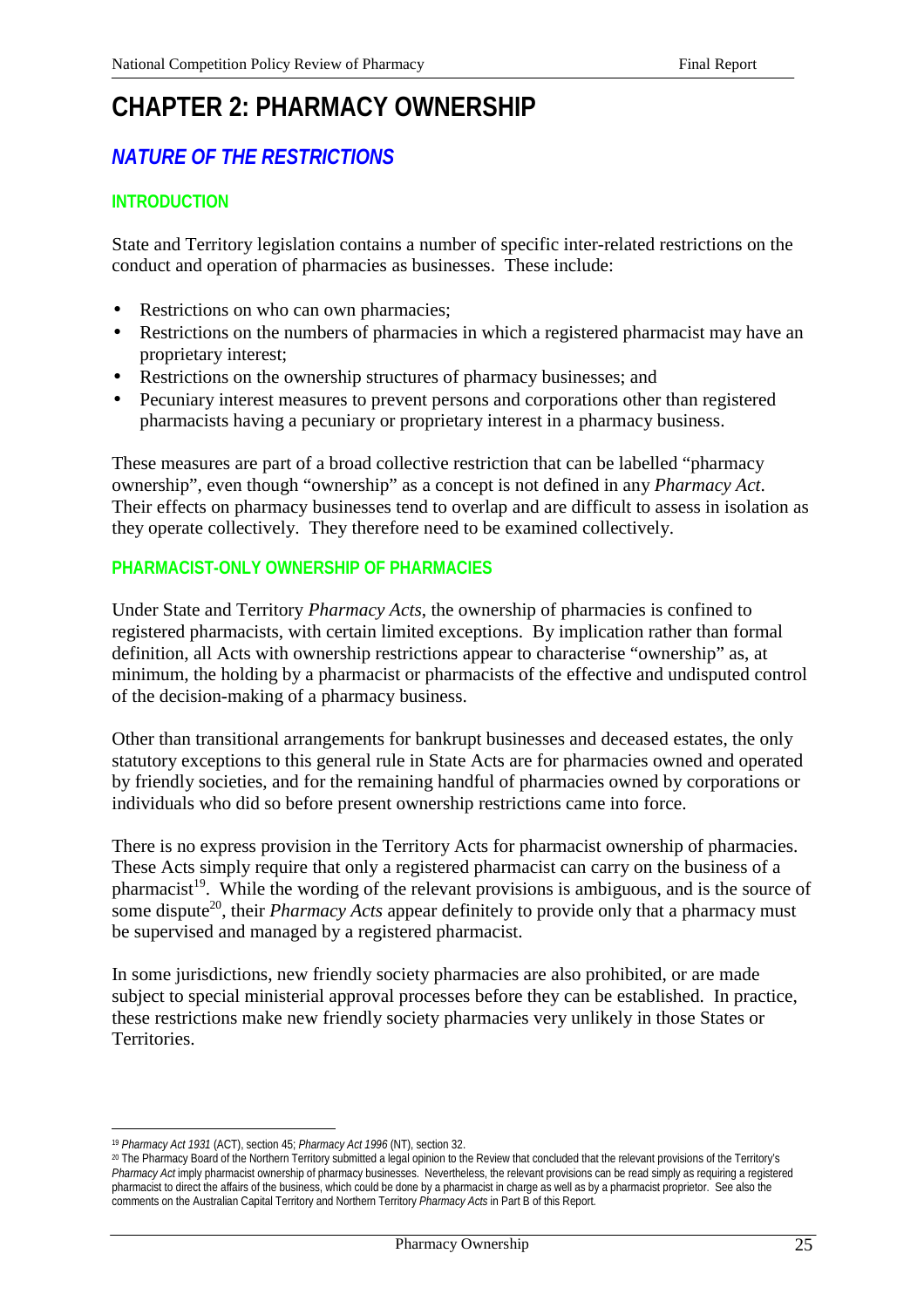# CHAPTER 2: PHARMACY OWNERSHIP

## *NATURE OF THE RESTRICTIONS*

### INTRODUCTION

State and Territory legislation contains a number of specific inter-related restrictions on the conduct and operation of pharmacies as businesses. These include:

- Restrictions on who can own pharmacies;
- Restrictions on the numbers of pharmacies in which a registered pharmacist may have an proprietary interest;
- Restrictions on the ownership structures of pharmacy businesses; and
- Pecuniary interest measures to prevent persons and corporations other than registered pharmacists having a pecuniary or proprietary interest in a pharmacy business.

These measures are part of a broad collective restriction that can be labelled "pharmacy ownership", even though "ownership" as a concept is not defined in any *Pharmacy Act*. Their effects on pharmacy businesses tend to overlap and are difficult to assess in isolation as they operate collectively. They therefore need to be examined collectively.

### PHARMACIST-ONLY OWNERSHIP OF PHARMACIES

Under State and Territory *Pharmacy Acts*, the ownership of pharmacies is confined to registered pharmacists, with certain limited exceptions. By implication rather than formal definition, all Acts with ownership restrictions appear to characterise "ownership" as, at minimum, the holding by a pharmacist or pharmacists of the effective and undisputed control of the decision-making of a pharmacy business.

Other than transitional arrangements for bankrupt businesses and deceased estates, the only statutory exceptions to this general rule in State Acts are for pharmacies owned and operated by friendly societies, and for the remaining handful of pharmacies owned by corporations or individuals who did so before present ownership restrictions came into force.

There is no express provision in the Territory Acts for pharmacist ownership of pharmacies. These Acts simply require that only a registered pharmacist can carry on the business of a pharmacist[19]. While the wording of the relevant provisions is ambiguous, and is the source of some dispute[20], their *Pharmacy Acts* appear definitely to provide only that a pharmacy must be supervised and managed by a registered pharmacist.

In some jurisdictions, new friendly society pharmacies are also prohibited, or are made subject to special ministerial approval processes before they can be established. In practice, these restrictions make new friendly society pharmacies very unlikely in those States or Territories.

---

[19] *Pharmacy Act 1931* (ACT), section 45; *Pharmacy Act 1996* (NT), section 32.

[20] The Pharmacy Board of the Northern Territory submitted a legal opinion to the Review that concluded that the relevant provisions of the Territory's *Pharmacy Act* imply pharmacist ownership of pharmacy businesses. Nevertheless, the relevant provisions can be read simply as requiring a registered pharmacist to direct the affairs of the business, which could be done by a pharmacist in charge as well as by a pharmacist proprietor. See also the comments on the Australian Capital Territory and Northern Territory *Pharmacy Acts* in Part B of this Report.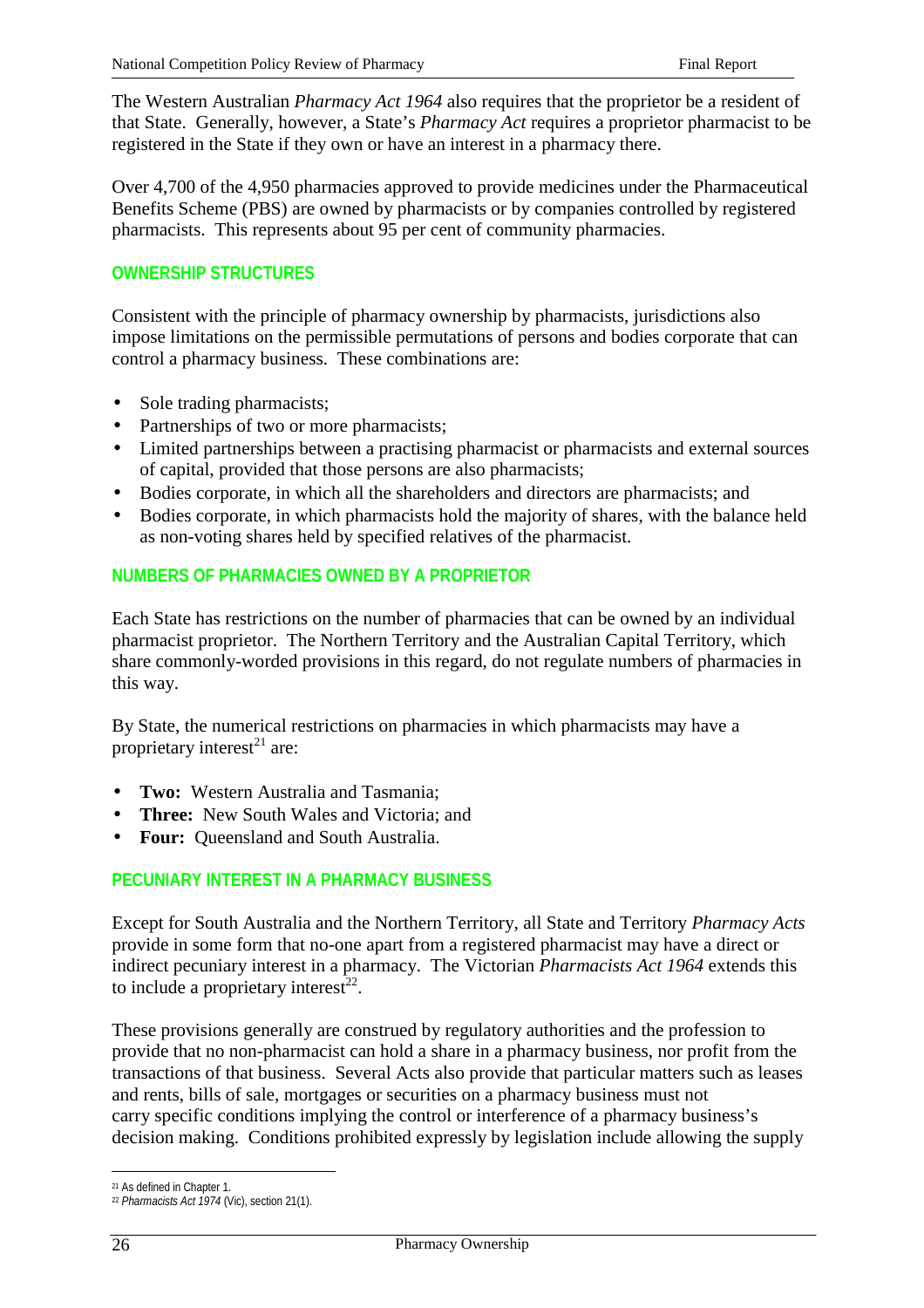The Western Australian *Pharmacy Act 1964* also requires that the proprietor be a resident of that State. Generally, however, a State's *Pharmacy Act* requires a proprietor pharmacist to be registered in the State if they own or have an interest in a pharmacy there.

Over 4,700 of the 4,950 pharmacies approved to provide medicines under the Pharmaceutical Benefits Scheme (PBS) are owned by pharmacists or by companies controlled by registered pharmacists. This represents about 95 per cent of community pharmacies.

### OWNERSHIP STRUCTURES

Consistent with the principle of pharmacy ownership by pharmacists, jurisdictions also impose limitations on the permissible permutations of persons and bodies corporate that can control a pharmacy business. These combinations are:

- Sole trading pharmacists;
- Partnerships of two or more pharmacists;
- Limited partnerships between a practising pharmacist or pharmacists and external sources of capital, provided that those persons are also pharmacists;
- Bodies corporate, in which all the shareholders and directors are pharmacists; and
- Bodies corporate, in which pharmacists hold the majority of shares, with the balance held as non-voting shares held by specified relatives of the pharmacist.

### NUMBERS OF PHARMACIES OWNED BY A PROPRIETOR

Each State has restrictions on the number of pharmacies that can be owned by an individual pharmacist proprietor. The Northern Territory and the Australian Capital Territory, which share commonly-worded provisions in this regard, do not regulate numbers of pharmacies in this way.

By State, the numerical restrictions on pharmacies in which pharmacists may have a proprietary interest[21] are:

- **Two:** Western Australia and Tasmania;
- **Three:** New South Wales and Victoria; and
- **Four:** Queensland and South Australia.

### PECUNIARY INTEREST IN A PHARMACY BUSINESS

Except for South Australia and the Northern Territory, all State and Territory *Pharmacy Acts* provide in some form that no-one apart from a registered pharmacist may have a direct or indirect pecuniary interest in a pharmacy. The Victorian *Pharmacists Act 1964* extends this to include a proprietary interest[22].

These provisions generally are construed by regulatory authorities and the profession to provide that no non-pharmacist can hold a share in a pharmacy business, nor profit from the transactions of that business. Several Acts also provide that particular matters such as leases and rents, bills of sale, mortgages or securities on a pharmacy business must not carry specific conditions implying the control or interference of a pharmacy business's decision making. Conditions prohibited expressly by legislation include allowing the supply

---

[21] As defined in Chapter 1.

[22] *Pharmacists Act 1974* (Vic), section 21(1).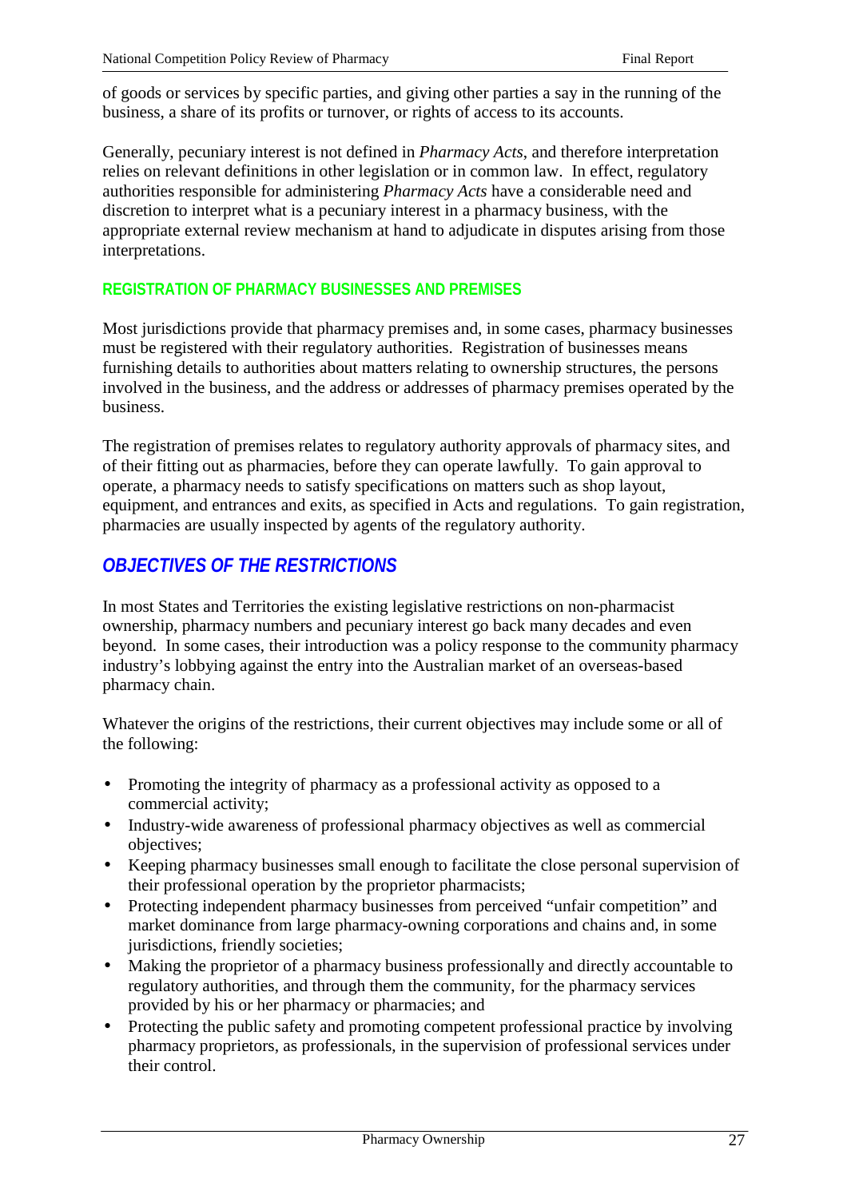of goods or services by specific parties, and giving other parties a say in the running of the business, a share of its profits or turnover, or rights of access to its accounts.

Generally, pecuniary interest is not defined in *Pharmacy Acts*, and therefore interpretation relies on relevant definitions in other legislation or in common law. In effect, regulatory authorities responsible for administering *Pharmacy Acts* have a considerable need and discretion to interpret what is a pecuniary interest in a pharmacy business, with the appropriate external review mechanism at hand to adjudicate in disputes arising from those interpretations.

### REGISTRATION OF PHARMACY BUSINESSES AND PREMISES

Most jurisdictions provide that pharmacy premises and, in some cases, pharmacy businesses must be registered with their regulatory authorities. Registration of businesses means furnishing details to authorities about matters relating to ownership structures, the persons involved in the business, and the address or addresses of pharmacy premises operated by the business.

The registration of premises relates to regulatory authority approvals of pharmacy sites, and of their fitting out as pharmacies, before they can operate lawfully. To gain approval to operate, a pharmacy needs to satisfy specifications on matters such as shop layout, equipment, and entrances and exits, as specified in Acts and regulations. To gain registration, pharmacies are usually inspected by agents of the regulatory authority.

## *OBJECTIVES OF THE RESTRICTIONS*

In most States and Territories the existing legislative restrictions on non-pharmacist ownership, pharmacy numbers and pecuniary interest go back many decades and even beyond. In some cases, their introduction was a policy response to the community pharmacy industry's lobbying against the entry into the Australian market of an overseas-based pharmacy chain.

Whatever the origins of the restrictions, their current objectives may include some or all of the following:

- Promoting the integrity of pharmacy as a professional activity as opposed to a commercial activity;
- Industry-wide awareness of professional pharmacy objectives as well as commercial objectives;
- Keeping pharmacy businesses small enough to facilitate the close personal supervision of their professional operation by the proprietor pharmacists;
- Protecting independent pharmacy businesses from perceived "unfair competition" and market dominance from large pharmacy-owning corporations and chains and, in some jurisdictions, friendly societies;
- Making the proprietor of a pharmacy business professionally and directly accountable to regulatory authorities, and through them the community, for the pharmacy services provided by his or her pharmacy or pharmacies; and
- Protecting the public safety and promoting competent professional practice by involving pharmacy proprietors, as professionals, in the supervision of professional services under their control.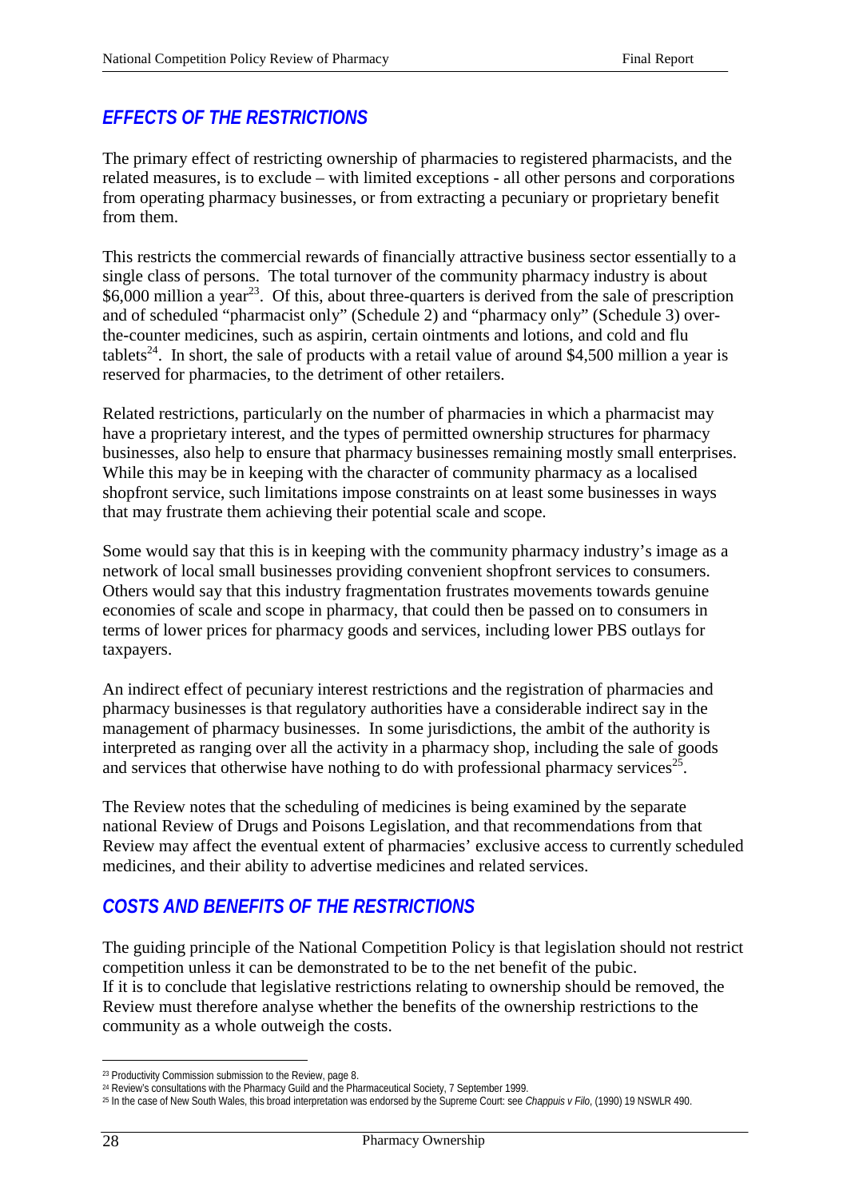## *EFFECTS OF THE RESTRICTIONS*

The primary effect of restricting ownership of pharmacies to registered pharmacists, and the related measures, is to exclude – with limited exceptions - all other persons and corporations from operating pharmacy businesses, or from extracting a pecuniary or proprietary benefit from them.

This restricts the commercial rewards of financially attractive business sector essentially to a single class of persons. The total turnover of the community pharmacy industry is about $6,000 million a year[23]. Of this, about three-quarters is derived from the sale of prescription and of scheduled "pharmacist only" (Schedule 2) and "pharmacy only" (Schedule 3) over-the-counter medicines, such as aspirin, certain ointments and lotions, and cold and flu tablets[24]. In short, the sale of products with a retail value of around $4,500 million a year is reserved for pharmacies, to the detriment of other retailers.

Related restrictions, particularly on the number of pharmacies in which a pharmacist may have a proprietary interest, and the types of permitted ownership structures for pharmacy businesses, also help to ensure that pharmacy businesses remaining mostly small enterprises. While this may be in keeping with the character of community pharmacy as a localised shopfront service, such limitations impose constraints on at least some businesses in ways that may frustrate them achieving their potential scale and scope.

Some would say that this is in keeping with the community pharmacy industry's image as a network of local small businesses providing convenient shopfront services to consumers. Others would say that this industry fragmentation frustrates movements towards genuine economies of scale and scope in pharmacy, that could then be passed on to consumers in terms of lower prices for pharmacy goods and services, including lower PBS outlays for taxpayers.

An indirect effect of pecuniary interest restrictions and the registration of pharmacies and pharmacy businesses is that regulatory authorities have a considerable indirect say in the management of pharmacy businesses. In some jurisdictions, the ambit of the authority is interpreted as ranging over all the activity in a pharmacy shop, including the sale of goods and services that otherwise have nothing to do with professional pharmacy services[25].

The Review notes that the scheduling of medicines is being examined by the separate national Review of Drugs and Poisons Legislation, and that recommendations from that Review may affect the eventual extent of pharmacies' exclusive access to currently scheduled medicines, and their ability to advertise medicines and related services.

## *COSTS AND BENEFITS OF THE RESTRICTIONS*

The guiding principle of the National Competition Policy is that legislation should not restrict competition unless it can be demonstrated to be to the net benefit of the pubic.
If it is to conclude that legislative restrictions relating to ownership should be removed, the Review must therefore analyse whether the benefits of the ownership restrictions to the community as a whole outweigh the costs.

---

[23] Productivity Commission submission to the Review, page 8.

[24] Review's consultations with the Pharmacy Guild and the Pharmaceutical Society, 7 September 1999.

[25] In the case of New South Wales, this broad interpretation was endorsed by the Supreme Court: see *Chappuis v Filo*, (1990) 19 NSWLR 490.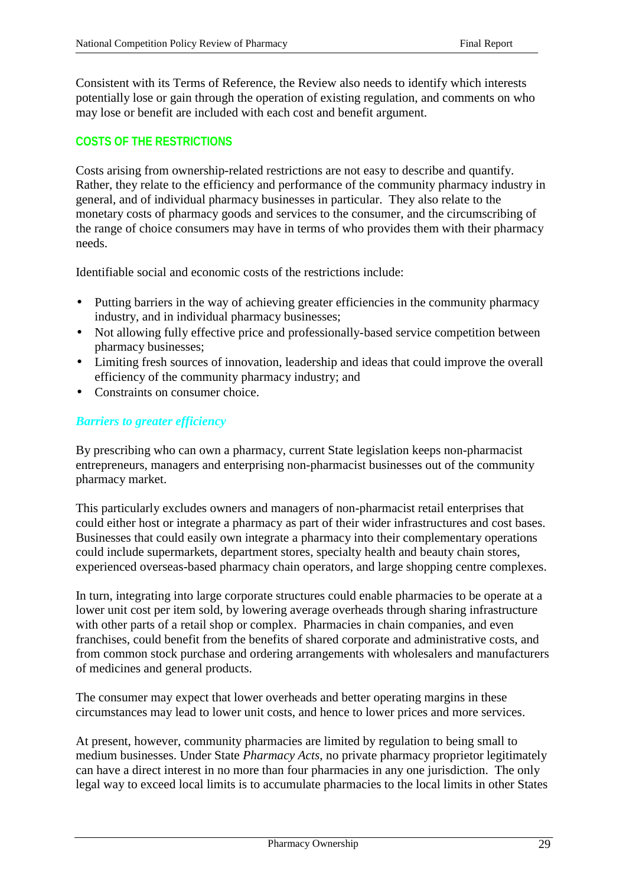Consistent with its Terms of Reference, the Review also needs to identify which interests potentially lose or gain through the operation of existing regulation, and comments on who may lose or benefit are included with each cost and benefit argument.

## COSTS OF THE RESTRICTIONS

Costs arising from ownership-related restrictions are not easy to describe and quantify. Rather, they relate to the efficiency and performance of the community pharmacy industry in general, and of individual pharmacy businesses in particular. They also relate to the monetary costs of pharmacy goods and services to the consumer, and the circumscribing of the range of choice consumers may have in terms of who provides them with their pharmacy needs.

Identifiable social and economic costs of the restrictions include:

- Putting barriers in the way of achieving greater efficiencies in the community pharmacy industry, and in individual pharmacy businesses;
- Not allowing fully effective price and professionally-based service competition between pharmacy businesses;
- Limiting fresh sources of innovation, leadership and ideas that could improve the overall efficiency of the community pharmacy industry; and
- Constraints on consumer choice.

### *Barriers to greater efficiency*

By prescribing who can own a pharmacy, current State legislation keeps non-pharmacist entrepreneurs, managers and enterprising non-pharmacist businesses out of the community pharmacy market.

This particularly excludes owners and managers of non-pharmacist retail enterprises that could either host or integrate a pharmacy as part of their wider infrastructures and cost bases. Businesses that could easily own integrate a pharmacy into their complementary operations could include supermarkets, department stores, specialty health and beauty chain stores, experienced overseas-based pharmacy chain operators, and large shopping centre complexes.

In turn, integrating into large corporate structures could enable pharmacies to be operate at a lower unit cost per item sold, by lowering average overheads through sharing infrastructure with other parts of a retail shop or complex. Pharmacies in chain companies, and even franchises, could benefit from the benefits of shared corporate and administrative costs, and from common stock purchase and ordering arrangements with wholesalers and manufacturers of medicines and general products.

The consumer may expect that lower overheads and better operating margins in these circumstances may lead to lower unit costs, and hence to lower prices and more services.

At present, however, community pharmacies are limited by regulation to being small to medium businesses. Under State *Pharmacy Acts*, no private pharmacy proprietor legitimately can have a direct interest in no more than four pharmacies in any one jurisdiction. The only legal way to exceed local limits is to accumulate pharmacies to the local limits in other States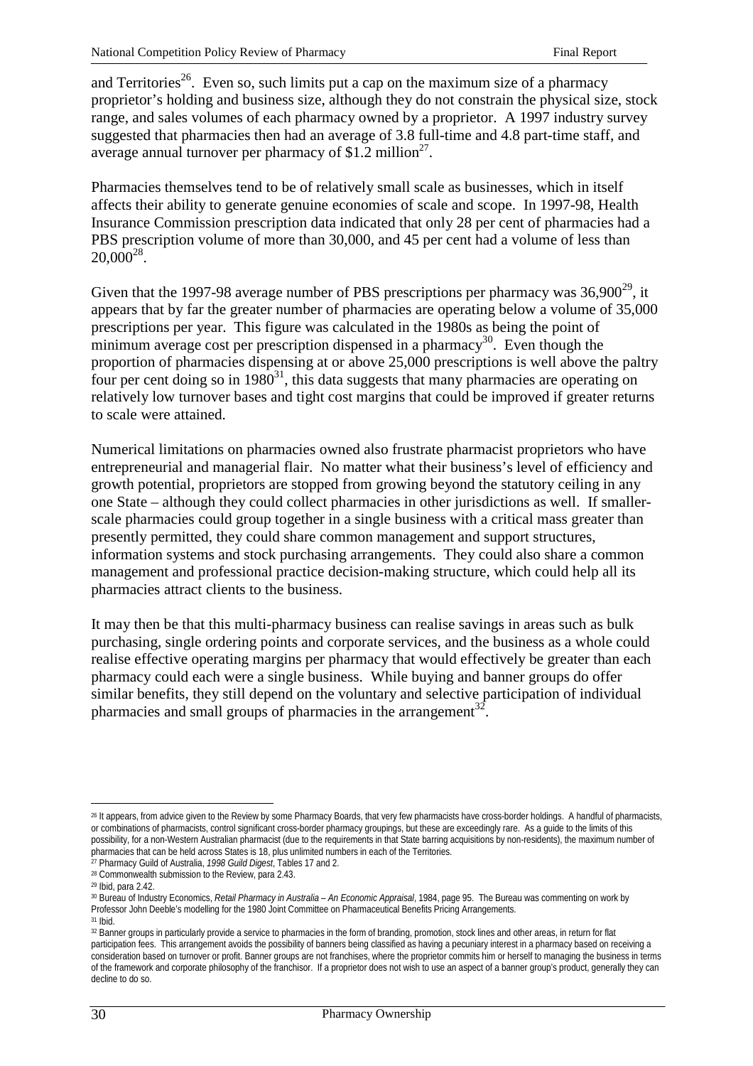and Territories[26]. Even so, such limits put a cap on the maximum size of a pharmacy proprietor's holding and business size, although they do not constrain the physical size, stock range, and sales volumes of each pharmacy owned by a proprietor. A 1997 industry survey suggested that pharmacies then had an average of 3.8 full-time and 4.8 part-time staff, and average annual turnover per pharmacy of $1.2 million[27].

Pharmacies themselves tend to be of relatively small scale as businesses, which in itself affects their ability to generate genuine economies of scale and scope. In 1997-98, Health Insurance Commission prescription data indicated that only 28 per cent of pharmacies had a PBS prescription volume of more than 30,000, and 45 per cent had a volume of less than 20,000[28].

Given that the 1997-98 average number of PBS prescriptions per pharmacy was 36,900[29], it appears that by far the greater number of pharmacies are operating below a volume of 35,000 prescriptions per year. This figure was calculated in the 1980s as being the point of minimum average cost per prescription dispensed in a pharmacy[30]. Even though the proportion of pharmacies dispensing at or above 25,000 prescriptions is well above the paltry four per cent doing so in 1980[31], this data suggests that many pharmacies are operating on relatively low turnover bases and tight cost margins that could be improved if greater returns to scale were attained.

Numerical limitations on pharmacies owned also frustrate pharmacist proprietors who have entrepreneurial and managerial flair. No matter what their business's level of efficiency and growth potential, proprietors are stopped from growing beyond the statutory ceiling in any one State – although they could collect pharmacies in other jurisdictions as well. If smaller-scale pharmacies could group together in a single business with a critical mass greater than presently permitted, they could share common management and support structures, information systems and stock purchasing arrangements. They could also share a common management and professional practice decision-making structure, which could help all its pharmacies attract clients to the business.

It may then be that this multi-pharmacy business can realise savings in areas such as bulk purchasing, single ordering points and corporate services, and the business as a whole could realise effective operating margins per pharmacy that would effectively be greater than each pharmacy could each were a single business. While buying and banner groups do offer similar benefits, they still depend on the voluntary and selective participation of individual pharmacies and small groups of pharmacies in the arrangement[32].

---

[26] It appears, from advice given to the Review by some Pharmacy Boards, that very few pharmacists have cross-border holdings. A handful of pharmacists, or combinations of pharmacists, control significant cross-border pharmacy groupings, but these are exceedingly rare. As a guide to the limits of this possibility, for a non-Western Australian pharmacist (due to the requirements in that State barring acquisitions by non-residents), the maximum number of pharmacies that can be held across States is 18, plus unlimited numbers in each of the Territories.

[27] Pharmacy Guild of Australia, *1998 Guild Digest*, Tables 17 and 2.

[28] Commonwealth submission to the Review, para 2.43.

[29] Ibid, para 2.42.

[30] Bureau of Industry Economics, *Retail Pharmacy in Australia – An Economic Appraisal*, 1984, page 95. The Bureau was commenting on work by Professor John Deeble's modelling for the 1980 Joint Committee on Pharmaceutical Benefits Pricing Arrangements.

[31] Ibid.

[32] Banner groups in particularly provide a service to pharmacies in the form of branding, promotion, stock lines and other areas, in return for flat participation fees. This arrangement avoids the possibility of banners being classified as having a pecuniary interest in a pharmacy based on receiving a consideration based on turnover or profit. Banner groups are not franchises, where the proprietor commits him or herself to managing the business in terms of the framework and corporate philosophy of the franchisor. If a proprietor does not wish to use an aspect of a banner group's product, generally they can decline to do so.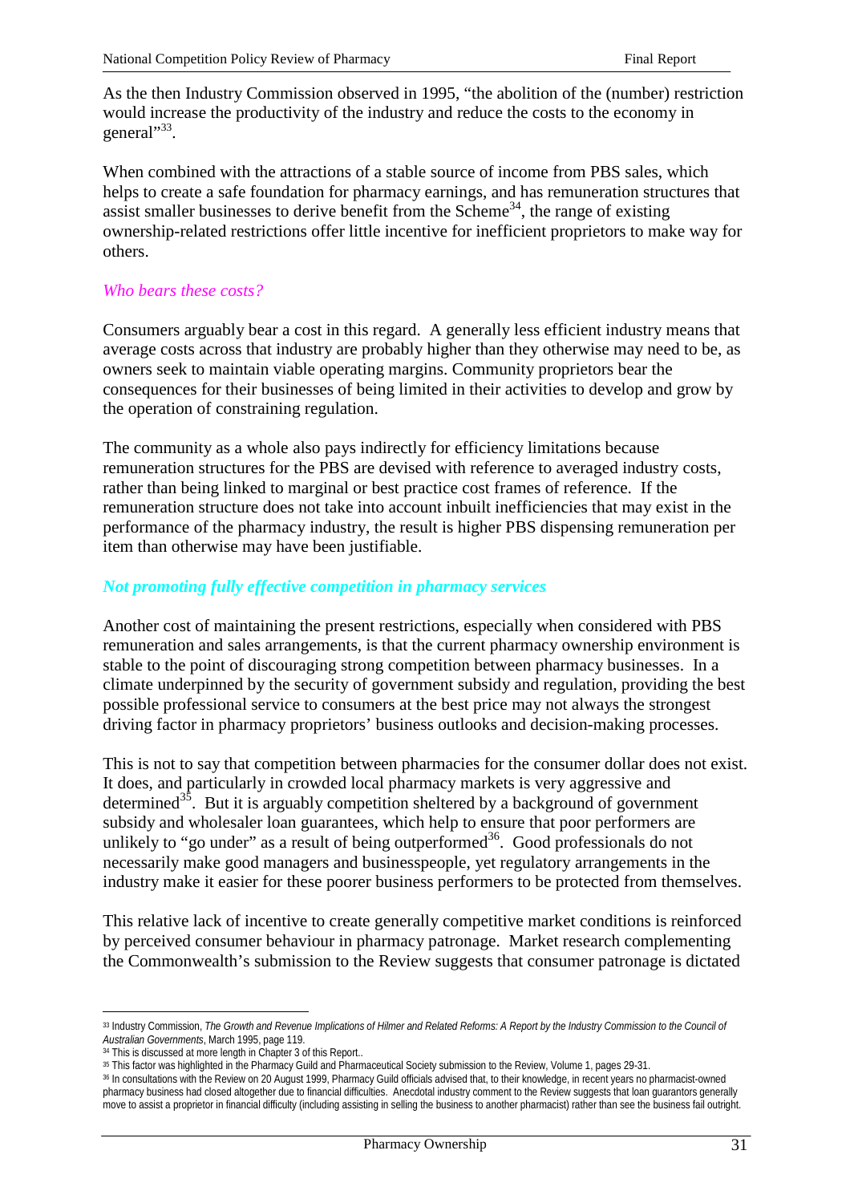As the then Industry Commission observed in 1995, "the abolition of the (number) restriction would increase the productivity of the industry and reduce the costs to the economy in general"[33].

When combined with the attractions of a stable source of income from PBS sales, which helps to create a safe foundation for pharmacy earnings, and has remuneration structures that assist smaller businesses to derive benefit from the Scheme[34], the range of existing ownership-related restrictions offer little incentive for inefficient proprietors to make way for others.

### *Who bears these costs?*

Consumers arguably bear a cost in this regard. A generally less efficient industry means that average costs across that industry are probably higher than they otherwise may need to be, as owners seek to maintain viable operating margins. Community proprietors bear the consequences for their businesses of being limited in their activities to develop and grow by the operation of constraining regulation.

The community as a whole also pays indirectly for efficiency limitations because remuneration structures for the PBS are devised with reference to averaged industry costs, rather than being linked to marginal or best practice cost frames of reference. If the remuneration structure does not take into account inbuilt inefficiencies that may exist in the performance of the pharmacy industry, the result is higher PBS dispensing remuneration per item than otherwise may have been justifiable.

### ***Not promoting fully effective competition in pharmacy services***

Another cost of maintaining the present restrictions, especially when considered with PBS remuneration and sales arrangements, is that the current pharmacy ownership environment is stable to the point of discouraging strong competition between pharmacy businesses. In a climate underpinned by the security of government subsidy and regulation, providing the best possible professional service to consumers at the best price may not always the strongest driving factor in pharmacy proprietors' business outlooks and decision-making processes.

This is not to say that competition between pharmacies for the consumer dollar does not exist. It does, and particularly in crowded local pharmacy markets is very aggressive and determined[35]. But it is arguably competition sheltered by a background of government subsidy and wholesaler loan guarantees, which help to ensure that poor performers are unlikely to "go under" as a result of being outperformed[36]. Good professionals do not necessarily make good managers and businesspeople, yet regulatory arrangements in the industry make it easier for these poorer business performers to be protected from themselves.

This relative lack of incentive to create generally competitive market conditions is reinforced by perceived consumer behaviour in pharmacy patronage. Market research complementing the Commonwealth's submission to the Review suggests that consumer patronage is dictated

---

[33] Industry Commission, *The Growth and Revenue Implications of Hilmer and Related Reforms: A Report by the Industry Commission to the Council of Australian Governments*, March 1995, page 119.

[34] This is discussed at more length in Chapter 3 of this Report..

[35] This factor was highlighted in the Pharmacy Guild and Pharmaceutical Society submission to the Review, Volume 1, pages 29-31.

[36] In consultations with the Review on 20 August 1999, Pharmacy Guild officials advised that, to their knowledge, in recent years no pharmacist-owned pharmacy business had closed altogether due to financial difficulties. Anecdotal industry comment to the Review suggests that loan guarantors generally move to assist a proprietor in financial difficulty (including assisting in selling the business to another pharmacist) rather than see the business fail outright.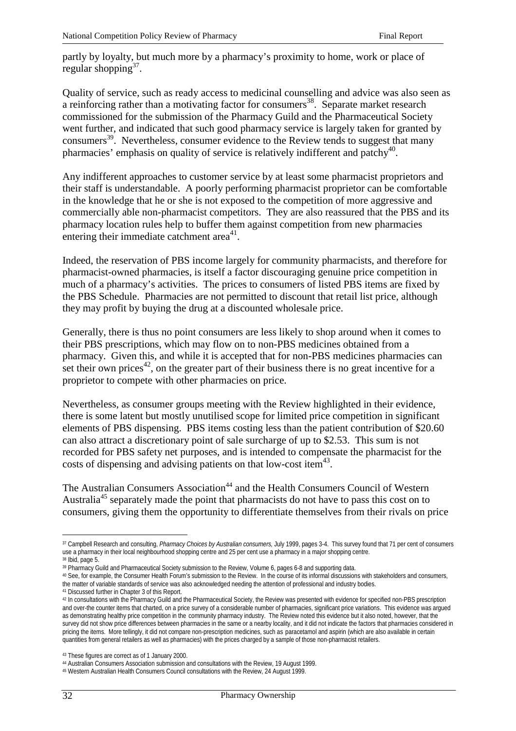partly by loyalty, but much more by a pharmacy's proximity to home, work or place of regular shopping[37].

Quality of service, such as ready access to medicinal counselling and advice was also seen as a reinforcing rather than a motivating factor for consumers[38]. Separate market research commissioned for the submission of the Pharmacy Guild and the Pharmaceutical Society went further, and indicated that such good pharmacy service is largely taken for granted by consumers[39]. Nevertheless, consumer evidence to the Review tends to suggest that many pharmacies' emphasis on quality of service is relatively indifferent and patchy[40].

Any indifferent approaches to customer service by at least some pharmacist proprietors and their staff is understandable. A poorly performing pharmacist proprietor can be comfortable in the knowledge that he or she is not exposed to the competition of more aggressive and commercially able non-pharmacist competitors. They are also reassured that the PBS and its pharmacy location rules help to buffer them against competition from new pharmacies entering their immediate catchment area[41].

Indeed, the reservation of PBS income largely for community pharmacists, and therefore for pharmacist-owned pharmacies, is itself a factor discouraging genuine price competition in much of a pharmacy's activities. The prices to consumers of listed PBS items are fixed by the PBS Schedule. Pharmacies are not permitted to discount that retail list price, although they may profit by buying the drug at a discounted wholesale price.

Generally, there is thus no point consumers are less likely to shop around when it comes to their PBS prescriptions, which may flow on to non-PBS medicines obtained from a pharmacy. Given this, and while it is accepted that for non-PBS medicines pharmacies can set their own prices[42], on the greater part of their business there is no great incentive for a proprietor to compete with other pharmacies on price.

Nevertheless, as consumer groups meeting with the Review highlighted in their evidence, there is some latent but mostly unutilised scope for limited price competition in significant elements of PBS dispensing. PBS items costing less than the patient contribution of $20.60 can also attract a discretionary point of sale surcharge of up to $2.53. This sum is not recorded for PBS safety net purposes, and is intended to compensate the pharmacist for the costs of dispensing and advising patients on that low-cost item[43].

The Australian Consumers Association[44] and the Health Consumers Council of Western Australia[45] separately made the point that pharmacists do not have to pass this cost on to consumers, giving them the opportunity to differentiate themselves from their rivals on price

---

[37] Campbell Research and consulting, *Pharmacy Choices by Australian consumers,* July 1999, pages 3-4. This survey found that 71 per cent of consumers use a pharmacy in their local neighbourhood shopping centre and 25 per cent use a pharmacy in a major shopping centre.

[38] Ibid, page 5.

[39] Pharmacy Guild and Pharmaceutical Society submission to the Review, Volume 6, pages 6-8 and supporting data.

[40] See, for example, the Consumer Health Forum's submission to the Review. In the course of its informal discussions with stakeholders and consumers, the matter of variable standards of service was also acknowledged needing the attention of professional and industry bodies.

[41] Discussed further in Chapter 3 of this Report.

[42] In consultations with the Pharmacy Guild and the Pharmaceutical Society, the Review was presented with evidence for specified non-PBS prescription and over-the counter items that charted, on a price survey of a considerable number of pharmacies, significant price variations. This evidence was argued as demonstrating healthy price competition in the community pharmacy industry. The Review noted this evidence but it also noted, however, that the survey did not show price differences between pharmacies in the same or a nearby locality, and it did not indicate the factors that pharmacies considered in pricing the items. More tellingly, it did not compare non-prescription medicines, such as paracetamol and aspirin (which are also available in certain quantities from general retailers as well as pharmacies) with the prices charged by a sample of those non-pharmacist retailers.

[43] These figures are correct as of 1 January 2000.

[44] Australian Consumers Association submission and consultations with the Review, 19 August 1999.

[45] Western Australian Health Consumers Council consultations with the Review, 24 August 1999.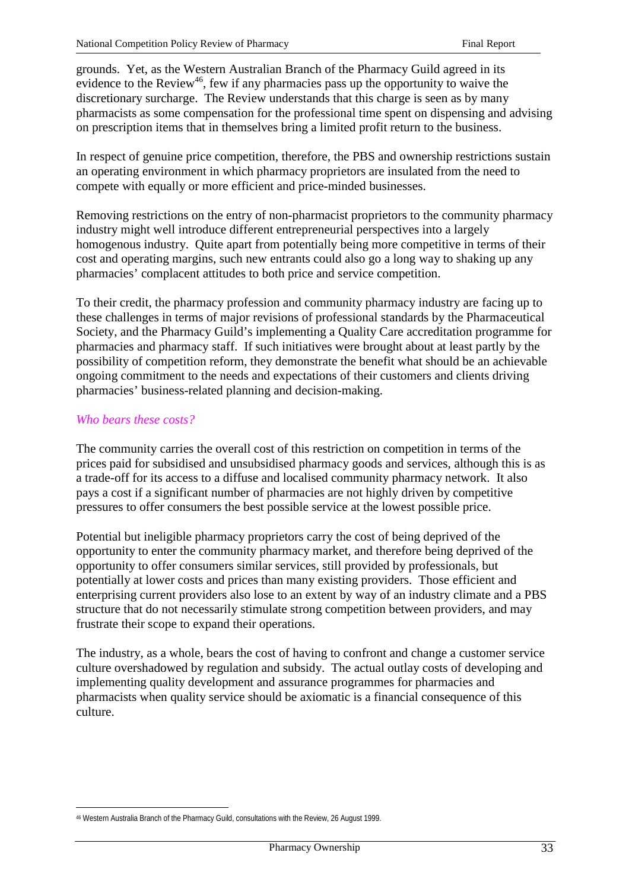grounds. Yet, as the Western Australian Branch of the Pharmacy Guild agreed in its evidence to the Review[46], few if any pharmacies pass up the opportunity to waive the discretionary surcharge. The Review understands that this charge is seen as by many pharmacists as some compensation for the professional time spent on dispensing and advising on prescription items that in themselves bring a limited profit return to the business.

In respect of genuine price competition, therefore, the PBS and ownership restrictions sustain an operating environment in which pharmacy proprietors are insulated from the need to compete with equally or more efficient and price-minded businesses.

Removing restrictions on the entry of non-pharmacist proprietors to the community pharmacy industry might well introduce different entrepreneurial perspectives into a largely homogenous industry. Quite apart from potentially being more competitive in terms of their cost and operating margins, such new entrants could also go a long way to shaking up any pharmacies' complacent attitudes to both price and service competition.

To their credit, the pharmacy profession and community pharmacy industry are facing up to these challenges in terms of major revisions of professional standards by the Pharmaceutical Society, and the Pharmacy Guild's implementing a Quality Care accreditation programme for pharmacies and pharmacy staff. If such initiatives were brought about at least partly by the possibility of competition reform, they demonstrate the benefit what should be an achievable ongoing commitment to the needs and expectations of their customers and clients driving pharmacies' business-related planning and decision-making.

*Who bears these costs?*

The community carries the overall cost of this restriction on competition in terms of the prices paid for subsidised and unsubsidised pharmacy goods and services, although this is as a trade-off for its access to a diffuse and localised community pharmacy network. It also pays a cost if a significant number of pharmacies are not highly driven by competitive pressures to offer consumers the best possible service at the lowest possible price.

Potential but ineligible pharmacy proprietors carry the cost of being deprived of the opportunity to enter the community pharmacy market, and therefore being deprived of the opportunity to offer consumers similar services, still provided by professionals, but potentially at lower costs and prices than many existing providers. Those efficient and enterprising current providers also lose to an extent by way of an industry climate and a PBS structure that do not necessarily stimulate strong competition between providers, and may frustrate their scope to expand their operations.

The industry, as a whole, bears the cost of having to confront and change a customer service culture overshadowed by regulation and subsidy. The actual outlay costs of developing and implementing quality development and assurance programmes for pharmacies and pharmacists when quality service should be axiomatic is a financial consequence of this culture.

---

[46] Western Australia Branch of the Pharmacy Guild, consultations with the Review, 26 August 1999.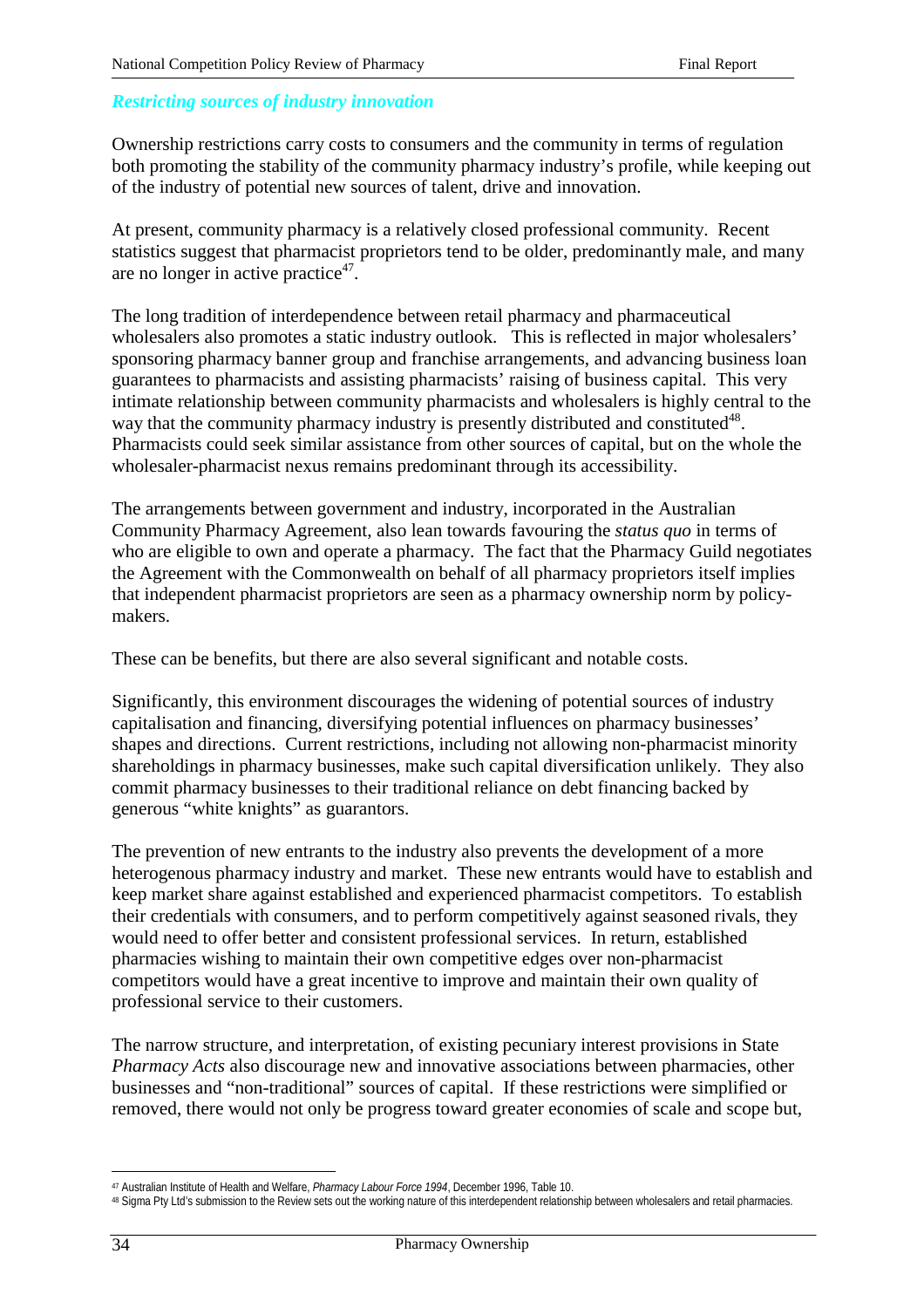### *Restricting sources of industry innovation*

Ownership restrictions carry costs to consumers and the community in terms of regulation both promoting the stability of the community pharmacy industry's profile, while keeping out of the industry of potential new sources of talent, drive and innovation.

At present, community pharmacy is a relatively closed professional community. Recent statistics suggest that pharmacist proprietors tend to be older, predominantly male, and many are no longer in active practice[47].

The long tradition of interdependence between retail pharmacy and pharmaceutical wholesalers also promotes a static industry outlook. This is reflected in major wholesalers' sponsoring pharmacy banner group and franchise arrangements, and advancing business loan guarantees to pharmacists and assisting pharmacists' raising of business capital. This very intimate relationship between community pharmacists and wholesalers is highly central to the way that the community pharmacy industry is presently distributed and constituted[48]. Pharmacists could seek similar assistance from other sources of capital, but on the whole the wholesaler-pharmacist nexus remains predominant through its accessibility.

The arrangements between government and industry, incorporated in the Australian Community Pharmacy Agreement, also lean towards favouring the *status quo* in terms of who are eligible to own and operate a pharmacy. The fact that the Pharmacy Guild negotiates the Agreement with the Commonwealth on behalf of all pharmacy proprietors itself implies that independent pharmacist proprietors are seen as a pharmacy ownership norm by policy-makers.

These can be benefits, but there are also several significant and notable costs.

Significantly, this environment discourages the widening of potential sources of industry capitalisation and financing, diversifying potential influences on pharmacy businesses' shapes and directions. Current restrictions, including not allowing non-pharmacist minority shareholdings in pharmacy businesses, make such capital diversification unlikely. They also commit pharmacy businesses to their traditional reliance on debt financing backed by generous "white knights" as guarantors.

The prevention of new entrants to the industry also prevents the development of a more heterogenous pharmacy industry and market. These new entrants would have to establish and keep market share against established and experienced pharmacist competitors. To establish their credentials with consumers, and to perform competitively against seasoned rivals, they would need to offer better and consistent professional services. In return, established pharmacies wishing to maintain their own competitive edges over non-pharmacist competitors would have a great incentive to improve and maintain their own quality of professional service to their customers.

The narrow structure, and interpretation, of existing pecuniary interest provisions in State *Pharmacy Acts* also discourage new and innovative associations between pharmacies, other businesses and "non-traditional" sources of capital. If these restrictions were simplified or removed, there would not only be progress toward greater economies of scale and scope but,

---

[47] Australian Institute of Health and Welfare, *Pharmacy Labour Force 1994*, December 1996, Table 10.

[48] Sigma Pty Ltd's submission to the Review sets out the working nature of this interdependent relationship between wholesalers and retail pharmacies.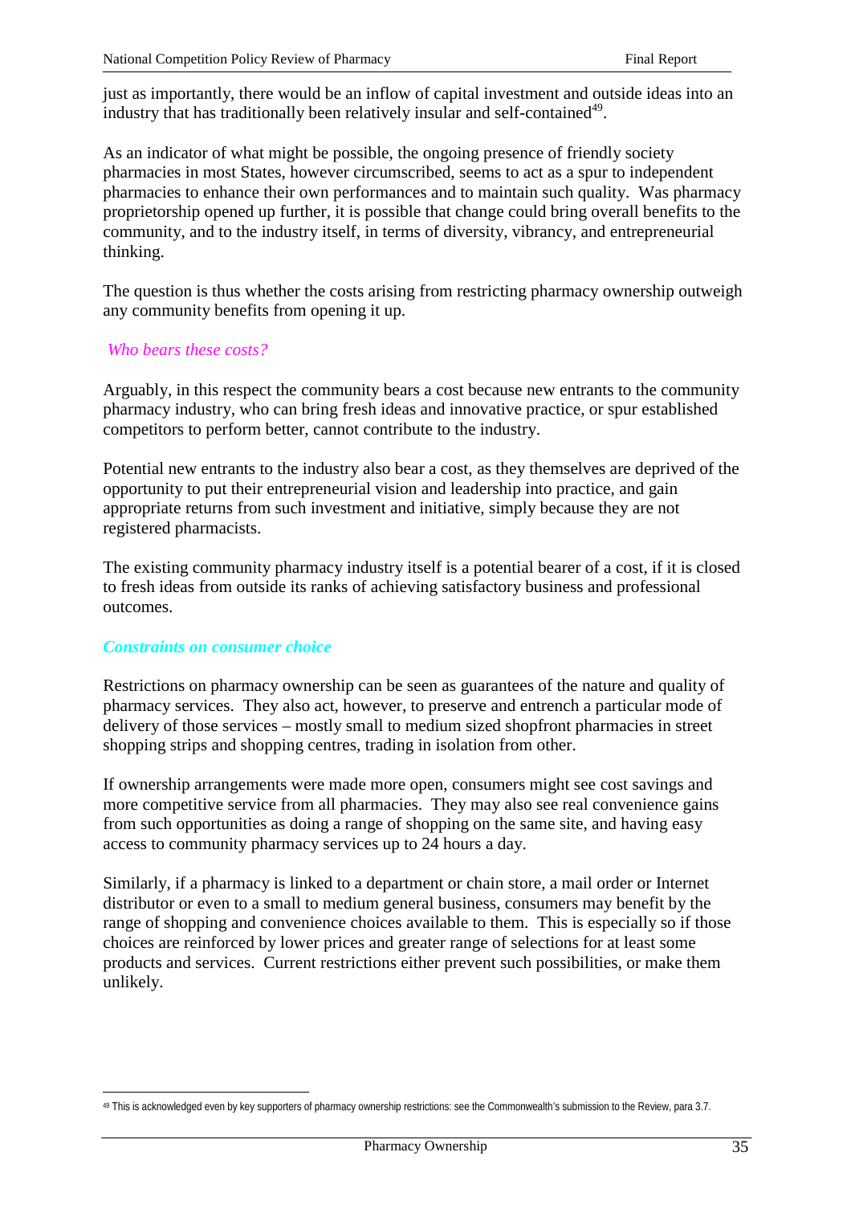just as importantly, there would be an inflow of capital investment and outside ideas into an industry that has traditionally been relatively insular and self-contained[49].

As an indicator of what might be possible, the ongoing presence of friendly society pharmacies in most States, however circumscribed, seems to act as a spur to independent pharmacies to enhance their own performances and to maintain such quality. Was pharmacy proprietorship opened up further, it is possible that change could bring overall benefits to the community, and to the industry itself, in terms of diversity, vibrancy, and entrepreneurial thinking.

The question is thus whether the costs arising from restricting pharmacy ownership outweigh any community benefits from opening it up.

### *Who bears these costs?*

Arguably, in this respect the community bears a cost because new entrants to the community pharmacy industry, who can bring fresh ideas and innovative practice, or spur established competitors to perform better, cannot contribute to the industry.

Potential new entrants to the industry also bear a cost, as they themselves are deprived of the opportunity to put their entrepreneurial vision and leadership into practice, and gain appropriate returns from such investment and initiative, simply because they are not registered pharmacists.

The existing community pharmacy industry itself is a potential bearer of a cost, if it is closed to fresh ideas from outside its ranks of achieving satisfactory business and professional outcomes.

### ***Constraints on consumer choice***

Restrictions on pharmacy ownership can be seen as guarantees of the nature and quality of pharmacy services. They also act, however, to preserve and entrench a particular mode of delivery of those services – mostly small to medium sized shopfront pharmacies in street shopping strips and shopping centres, trading in isolation from other.

If ownership arrangements were made more open, consumers might see cost savings and more competitive service from all pharmacies. They may also see real convenience gains from such opportunities as doing a range of shopping on the same site, and having easy access to community pharmacy services up to 24 hours a day.

Similarly, if a pharmacy is linked to a department or chain store, a mail order or Internet distributor or even to a small to medium general business, consumers may benefit by the range of shopping and convenience choices available to them. This is especially so if those choices are reinforced by lower prices and greater range of selections for at least some products and services. Current restrictions either prevent such possibilities, or make them unlikely.

---

[49] This is acknowledged even by key supporters of pharmacy ownership restrictions: see the Commonwealth's submission to the Review, para 3.7.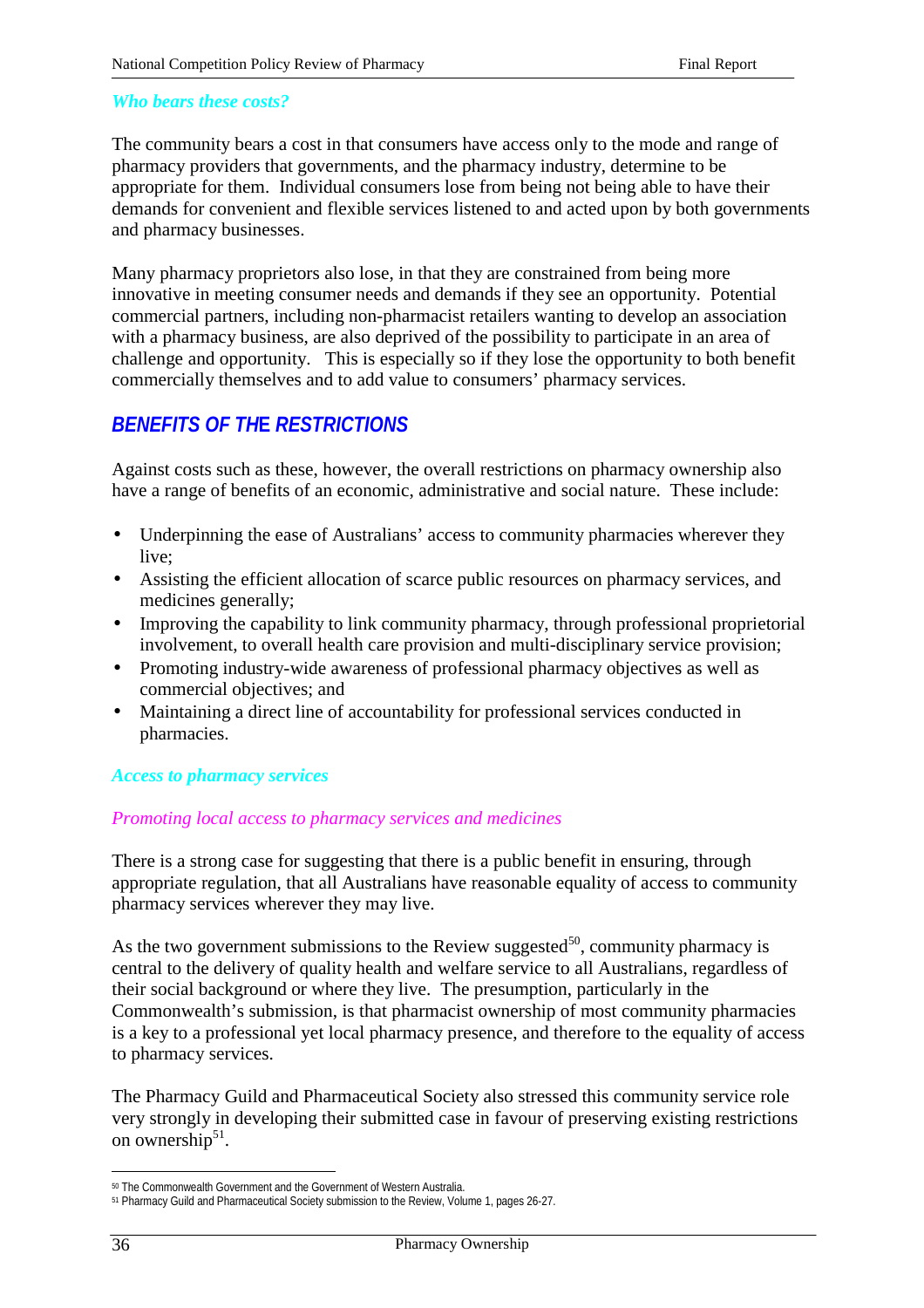### *Who bears these costs?*

The community bears a cost in that consumers have access only to the mode and range of pharmacy providers that governments, and the pharmacy industry, determine to be appropriate for them. Individual consumers lose from being not being able to have their demands for convenient and flexible services listened to and acted upon by both governments and pharmacy businesses.

Many pharmacy proprietors also lose, in that they are constrained from being more innovative in meeting consumer needs and demands if they see an opportunity. Potential commercial partners, including non-pharmacist retailers wanting to develop an association with a pharmacy business, are also deprived of the possibility to participate in an area of challenge and opportunity. This is especially so if they lose the opportunity to both benefit commercially themselves and to add value to consumers' pharmacy services.

## *BENEFITS OF THE RESTRICTIONS*

Against costs such as these, however, the overall restrictions on pharmacy ownership also have a range of benefits of an economic, administrative and social nature. These include:

- Underpinning the ease of Australians' access to community pharmacies wherever they live;
- Assisting the efficient allocation of scarce public resources on pharmacy services, and medicines generally;
- Improving the capability to link community pharmacy, through professional proprietorial involvement, to overall health care provision and multi-disciplinary service provision;
- Promoting industry-wide awareness of professional pharmacy objectives as well as commercial objectives; and
- Maintaining a direct line of accountability for professional services conducted in pharmacies.

### *Access to pharmacy services*

#### *Promoting local access to pharmacy services and medicines*

There is a strong case for suggesting that there is a public benefit in ensuring, through appropriate regulation, that all Australians have reasonable equality of access to community pharmacy services wherever they may live.

As the two government submissions to the Review suggested[50], community pharmacy is central to the delivery of quality health and welfare service to all Australians, regardless of their social background or where they live. The presumption, particularly in the Commonwealth's submission, is that pharmacist ownership of most community pharmacies is a key to a professional yet local pharmacy presence, and therefore to the equality of access to pharmacy services.

The Pharmacy Guild and Pharmaceutical Society also stressed this community service role very strongly in developing their submitted case in favour of preserving existing restrictions on ownership[51].

---

[50] The Commonwealth Government and the Government of Western Australia.

[51] Pharmacy Guild and Pharmaceutical Society submission to the Review, Volume 1, pages 26-27.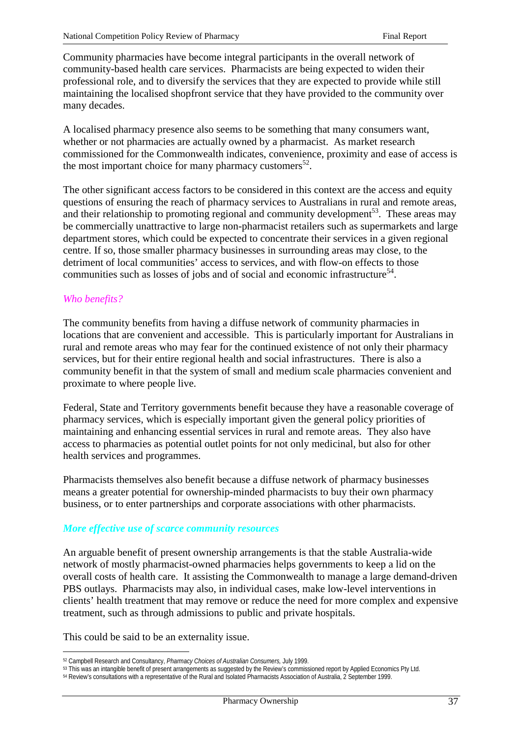Community pharmacies have become integral participants in the overall network of community-based health care services. Pharmacists are being expected to widen their professional role, and to diversify the services that they are expected to provide while still maintaining the localised shopfront service that they have provided to the community over many decades.

A localised pharmacy presence also seems to be something that many consumers want, whether or not pharmacies are actually owned by a pharmacist. As market research commissioned for the Commonwealth indicates, convenience, proximity and ease of access is the most important choice for many pharmacy customers[52].

The other significant access factors to be considered in this context are the access and equity questions of ensuring the reach of pharmacy services to Australians in rural and remote areas, and their relationship to promoting regional and community development[53]. These areas may be commercially unattractive to large non-pharmacist retailers such as supermarkets and large department stores, which could be expected to concentrate their services in a given regional centre. If so, those smaller pharmacy businesses in surrounding areas may close, to the detriment of local communities' access to services, and with flow-on effects to those communities such as losses of jobs and of social and economic infrastructure[54].

### *Who benefits?*

The community benefits from having a diffuse network of community pharmacies in locations that are convenient and accessible. This is particularly important for Australians in rural and remote areas who may fear for the continued existence of not only their pharmacy services, but for their entire regional health and social infrastructures. There is also a community benefit in that the system of small and medium scale pharmacies convenient and proximate to where people live.

Federal, State and Territory governments benefit because they have a reasonable coverage of pharmacy services, which is especially important given the general policy priorities of maintaining and enhancing essential services in rural and remote areas. They also have access to pharmacies as potential outlet points for not only medicinal, but also for other health services and programmes.

Pharmacists themselves also benefit because a diffuse network of pharmacy businesses means a greater potential for ownership-minded pharmacists to buy their own pharmacy business, or to enter partnerships and corporate associations with other pharmacists.

### ***More effective use of scarce community resources***

An arguable benefit of present ownership arrangements is that the stable Australia-wide network of mostly pharmacist-owned pharmacies helps governments to keep a lid on the overall costs of health care. It assisting the Commonwealth to manage a large demand-driven PBS outlays. Pharmacists may also, in individual cases, make low-level interventions in clients' health treatment that may remove or reduce the need for more complex and expensive treatment, such as through admissions to public and private hospitals.

This could be said to be an externality issue.

---

[52] Campbell Research and Consultancy, *Pharmacy Choices of Australian Consumers*, July 1999.

[53] This was an intangible benefit of present arrangements as suggested by the Review's commissioned report by Applied Economics Pty Ltd.

[54] Review's consultations with a representative of the Rural and Isolated Pharmacists Association of Australia, 2 September 1999.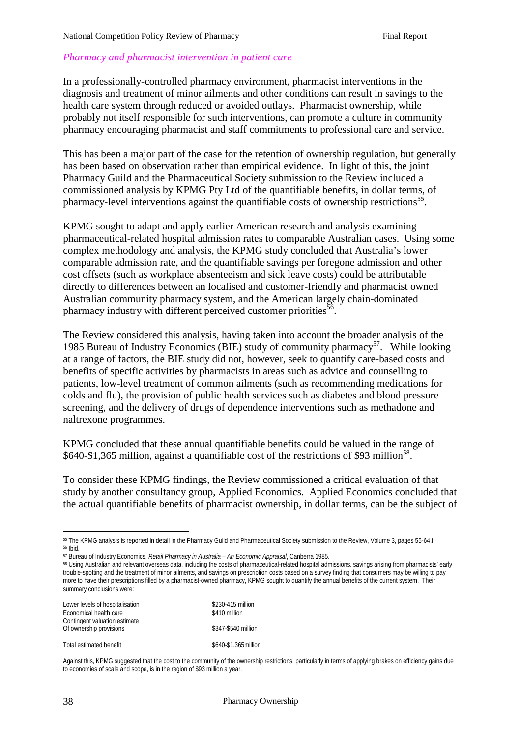*Pharmacy and pharmacist intervention in patient care*

In a professionally-controlled pharmacy environment, pharmacist interventions in the diagnosis and treatment of minor ailments and other conditions can result in savings to the health care system through reduced or avoided outlays. Pharmacist ownership, while probably not itself responsible for such interventions, can promote a culture in community pharmacy encouraging pharmacist and staff commitments to professional care and service.

This has been a major part of the case for the retention of ownership regulation, but generally has been based on observation rather than empirical evidence. In light of this, the joint Pharmacy Guild and the Pharmaceutical Society submission to the Review included a commissioned analysis by KPMG Pty Ltd of the quantifiable benefits, in dollar terms, of pharmacy-level interventions against the quantifiable costs of ownership restrictions[55].

KPMG sought to adapt and apply earlier American research and analysis examining pharmaceutical-related hospital admission rates to comparable Australian cases. Using some complex methodology and analysis, the KPMG study concluded that Australia's lower comparable admission rate, and the quantifiable savings per foregone admission and other cost offsets (such as workplace absenteeism and sick leave costs) could be attributable directly to differences between an localised and customer-friendly and pharmacist owned Australian community pharmacy system, and the American largely chain-dominated pharmacy industry with different perceived customer priorities[56].

The Review considered this analysis, having taken into account the broader analysis of the 1985 Bureau of Industry Economics (BIE) study of community pharmacy[57]. While looking at a range of factors, the BIE study did not, however, seek to quantify care-based costs and benefits of specific activities by pharmacists in areas such as advice and counselling to patients, low-level treatment of common ailments (such as recommending medications for colds and flu), the provision of public health services such as diabetes and blood pressure screening, and the delivery of drugs of dependence interventions such as methadone and naltrexone programmes.

KPMG concluded that these annual quantifiable benefits could be valued in the range of $640-$1,365 million, against a quantifiable cost of the restrictions of $93 million[58].

To consider these KPMG findings, the Review commissioned a critical evaluation of that study by another consultancy group, Applied Economics. Applied Economics concluded that the actual quantifiable benefits of pharmacist ownership, in dollar terms, can be the subject of

---

[55] The KPMG analysis is reported in detail in the Pharmacy Guild and Pharmaceutical Society submission to the Review, Volume 3, pages 55-64.I

[56] Ibid.

[57] Bureau of Industry Economics, *Retail Pharmacy in Australia – An Economic Appraisal*, Canberra 1985.

[58] Using Australian and relevant overseas data, including the costs of pharmaceutical-related hospital admissions, savings arising from pharmacists' early trouble-spotting and the treatment of minor ailments, and savings on prescription costs based on a survey finding that consumers may be willing to pay more to have their prescriptions filled by a pharmacist-owned pharmacy, KPMG sought to quantify the annual benefits of the current system. Their summary conclusions were:

| | |
|---|---|
| Lower levels of hospitalisation | $230-415 million |
| Economical health care | $410 million |
| Contingent valuation estimate Of ownership provisions | $347-$540 million |
| Total estimated benefit | $640-$1,365million |

Against this, KPMG suggested that the cost to the community of the ownership restrictions, particularly in terms of applying brakes on efficiency gains due to economies of scale and scope, is in the region of $93 million a year.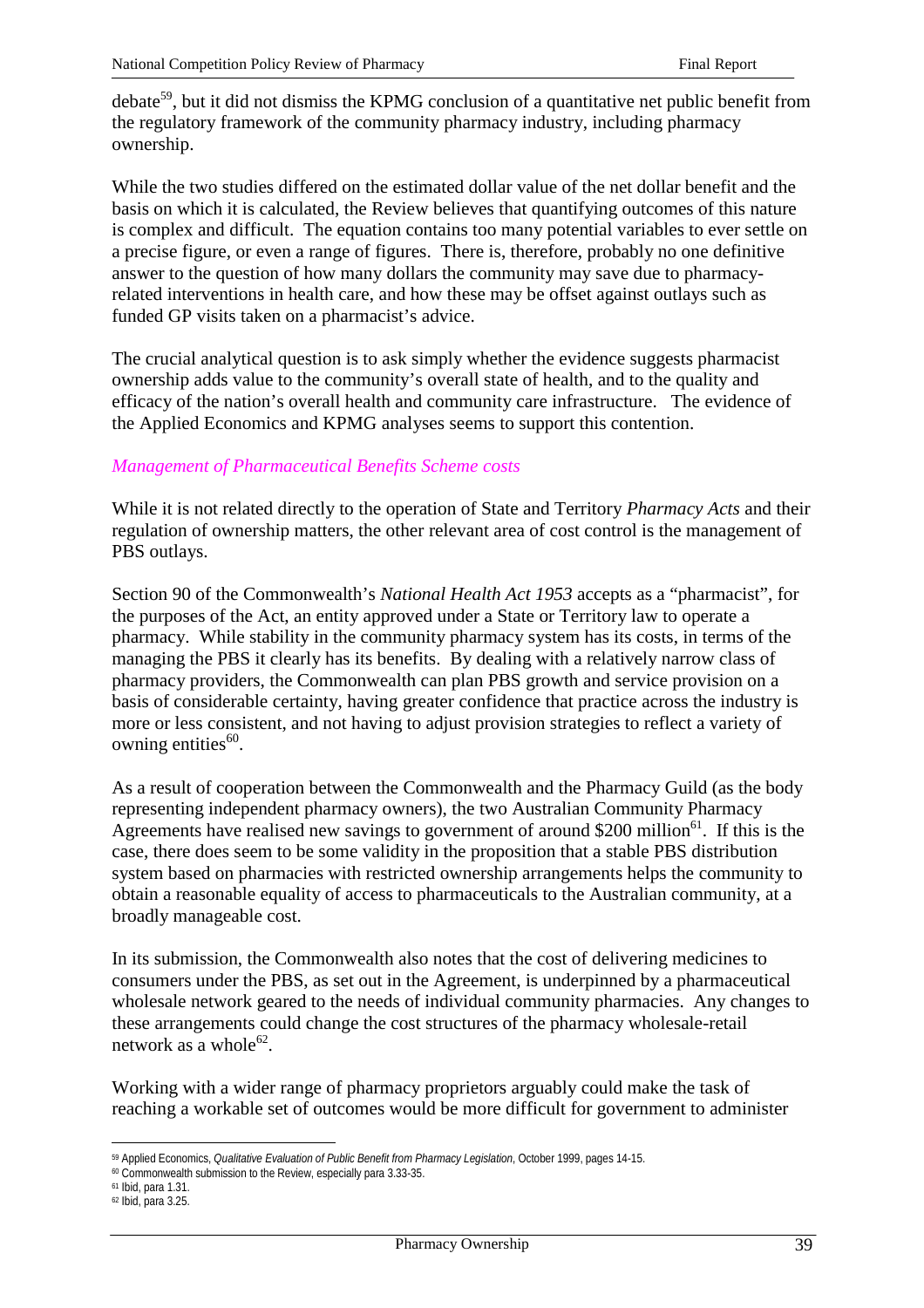debate[59], but it did not dismiss the KPMG conclusion of a quantitative net public benefit from the regulatory framework of the community pharmacy industry, including pharmacy ownership.

While the two studies differed on the estimated dollar value of the net dollar benefit and the basis on which it is calculated, the Review believes that quantifying outcomes of this nature is complex and difficult. The equation contains too many potential variables to ever settle on a precise figure, or even a range of figures. There is, therefore, probably no one definitive answer to the question of how many dollars the community may save due to pharmacy-related interventions in health care, and how these may be offset against outlays such as funded GP visits taken on a pharmacist's advice.

The crucial analytical question is to ask simply whether the evidence suggests pharmacist ownership adds value to the community's overall state of health, and to the quality and efficacy of the nation's overall health and community care infrastructure. The evidence of the Applied Economics and KPMG analyses seems to support this contention.

### *Management of Pharmaceutical Benefits Scheme costs*

While it is not related directly to the operation of State and Territory *Pharmacy Acts* and their regulation of ownership matters, the other relevant area of cost control is the management of PBS outlays.

Section 90 of the Commonwealth's *National Health Act 1953* accepts as a "pharmacist", for the purposes of the Act, an entity approved under a State or Territory law to operate a pharmacy. While stability in the community pharmacy system has its costs, in terms of the managing the PBS it clearly has its benefits. By dealing with a relatively narrow class of pharmacy providers, the Commonwealth can plan PBS growth and service provision on a basis of considerable certainty, having greater confidence that practice across the industry is more or less consistent, and not having to adjust provision strategies to reflect a variety of owning entities[60].

As a result of cooperation between the Commonwealth and the Pharmacy Guild (as the body representing independent pharmacy owners), the two Australian Community Pharmacy Agreements have realised new savings to government of around $200 million[61]. If this is the case, there does seem to be some validity in the proposition that a stable PBS distribution system based on pharmacies with restricted ownership arrangements helps the community to obtain a reasonable equality of access to pharmaceuticals to the Australian community, at a broadly manageable cost.

In its submission, the Commonwealth also notes that the cost of delivering medicines to consumers under the PBS, as set out in the Agreement, is underpinned by a pharmaceutical wholesale network geared to the needs of individual community pharmacies. Any changes to these arrangements could change the cost structures of the pharmacy wholesale-retail network as a whole[62].

Working with a wider range of pharmacy proprietors arguably could make the task of reaching a workable set of outcomes would be more difficult for government to administer

---

[59] Applied Economics, *Qualitative Evaluation of Public Benefit from Pharmacy Legislation*, October 1999, pages 14-15.

[60] Commonwealth submission to the Review, especially para 3.33-35.

[61] Ibid, para 1.31.

[62] Ibid, para 3.25.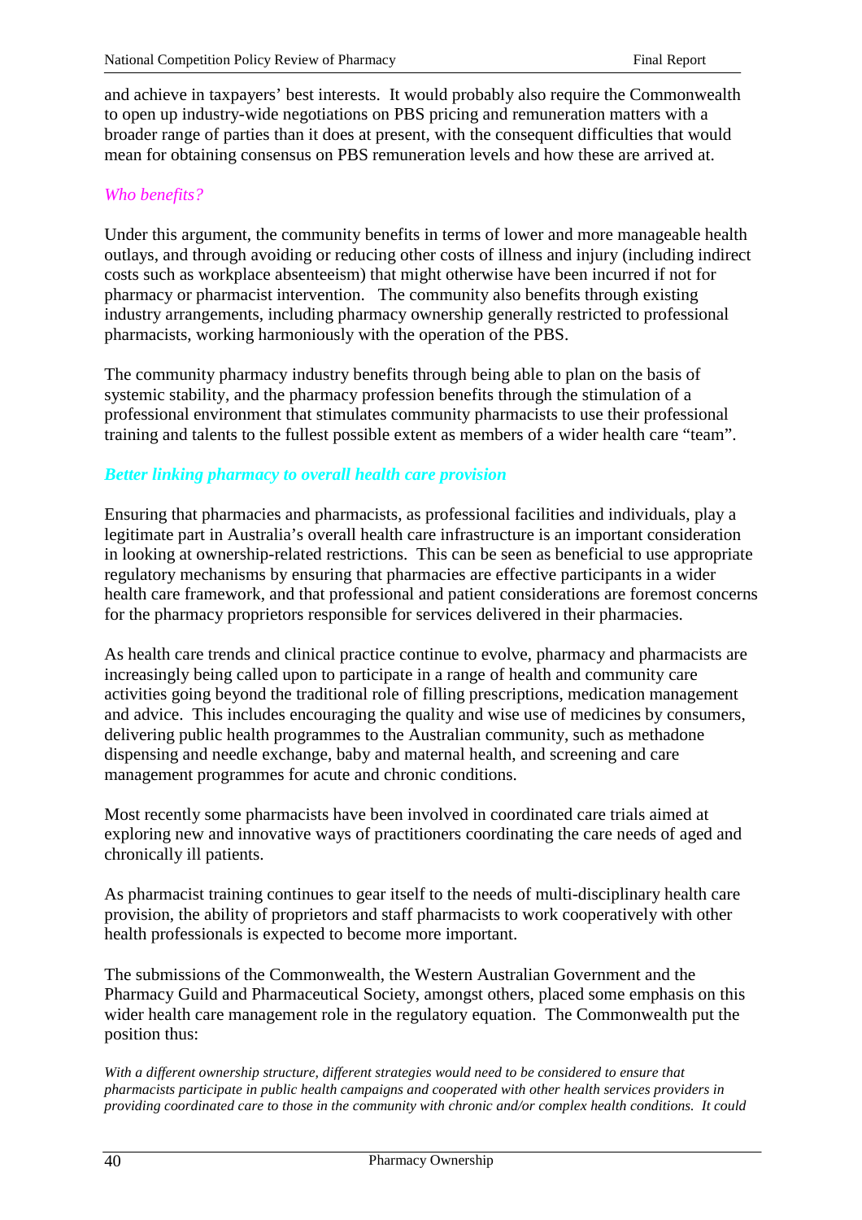and achieve in taxpayers' best interests. It would probably also require the Commonwealth to open up industry-wide negotiations on PBS pricing and remuneration matters with a broader range of parties than it does at present, with the consequent difficulties that would mean for obtaining consensus on PBS remuneration levels and how these are arrived at.

*Who benefits?*

Under this argument, the community benefits in terms of lower and more manageable health outlays, and through avoiding or reducing other costs of illness and injury (including indirect costs such as workplace absenteeism) that might otherwise have been incurred if not for pharmacy or pharmacist intervention. The community also benefits through existing industry arrangements, including pharmacy ownership generally restricted to professional pharmacists, working harmoniously with the operation of the PBS.

The community pharmacy industry benefits through being able to plan on the basis of systemic stability, and the pharmacy profession benefits through the stimulation of a professional environment that stimulates community pharmacists to use their professional training and talents to the fullest possible extent as members of a wider health care "team".

***Better linking pharmacy to overall health care provision***

Ensuring that pharmacies and pharmacists, as professional facilities and individuals, play a legitimate part in Australia's overall health care infrastructure is an important consideration in looking at ownership-related restrictions. This can be seen as beneficial to use appropriate regulatory mechanisms by ensuring that pharmacies are effective participants in a wider health care framework, and that professional and patient considerations are foremost concerns for the pharmacy proprietors responsible for services delivered in their pharmacies.

As health care trends and clinical practice continue to evolve, pharmacy and pharmacists are increasingly being called upon to participate in a range of health and community care activities going beyond the traditional role of filling prescriptions, medication management and advice. This includes encouraging the quality and wise use of medicines by consumers, delivering public health programmes to the Australian community, such as methadone dispensing and needle exchange, baby and maternal health, and screening and care management programmes for acute and chronic conditions.

Most recently some pharmacists have been involved in coordinated care trials aimed at exploring new and innovative ways of practitioners coordinating the care needs of aged and chronically ill patients.

As pharmacist training continues to gear itself to the needs of multi-disciplinary health care provision, the ability of proprietors and staff pharmacists to work cooperatively with other health professionals is expected to become more important.

The submissions of the Commonwealth, the Western Australian Government and the Pharmacy Guild and Pharmaceutical Society, amongst others, placed some emphasis on this wider health care management role in the regulatory equation. The Commonwealth put the position thus:

*With a different ownership structure, different strategies would need to be considered to ensure that pharmacists participate in public health campaigns and cooperated with other health services providers in providing coordinated care to those in the community with chronic and/or complex health conditions. It could*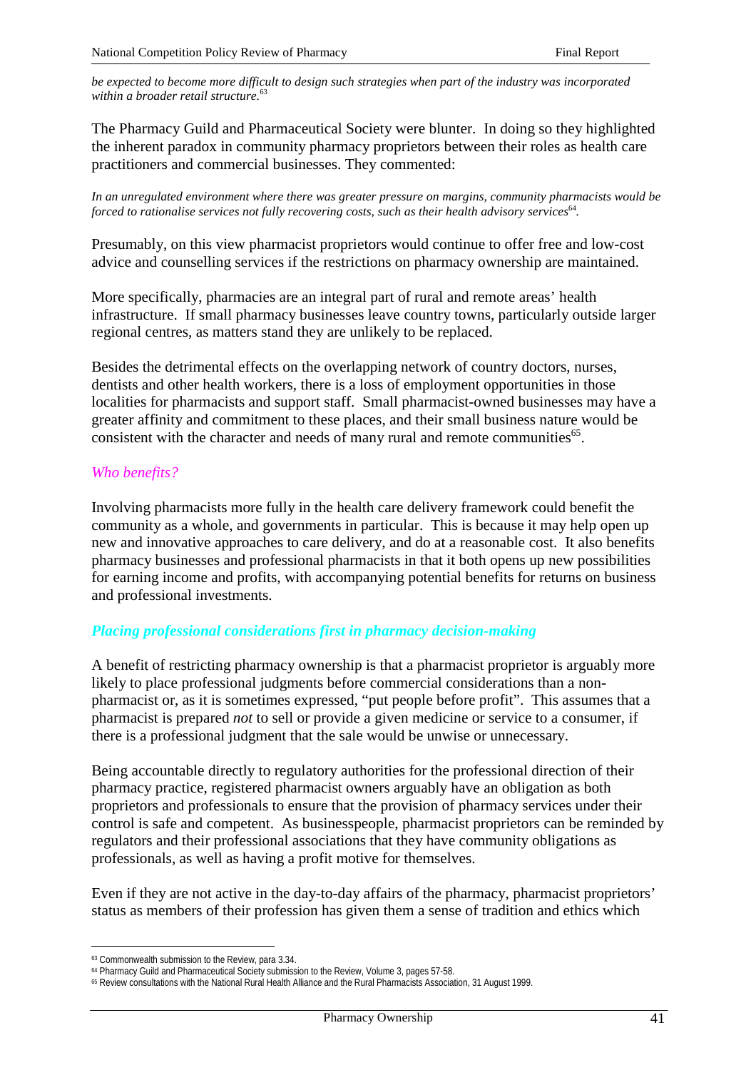*be expected to become more difficult to design such strategies when part of the industry was incorporated within a broader retail structure.*[63]

The Pharmacy Guild and Pharmaceutical Society were blunter. In doing so they highlighted the inherent paradox in community pharmacy proprietors between their roles as health care practitioners and commercial businesses. They commented:

*In an unregulated environment where there was greater pressure on margins, community pharmacists would be forced to rationalise services not fully recovering costs, such as their health advisory services*[64]*.*

Presumably, on this view pharmacist proprietors would continue to offer free and low-cost advice and counselling services if the restrictions on pharmacy ownership are maintained.

More specifically, pharmacies are an integral part of rural and remote areas' health infrastructure. If small pharmacy businesses leave country towns, particularly outside larger regional centres, as matters stand they are unlikely to be replaced.

Besides the detrimental effects on the overlapping network of country doctors, nurses, dentists and other health workers, there is a loss of employment opportunities in those localities for pharmacists and support staff. Small pharmacist-owned businesses may have a greater affinity and commitment to these places, and their small business nature would be consistent with the character and needs of many rural and remote communities[65].

### *Who benefits?*

Involving pharmacists more fully in the health care delivery framework could benefit the community as a whole, and governments in particular. This is because it may help open up new and innovative approaches to care delivery, and do at a reasonable cost. It also benefits pharmacy businesses and professional pharmacists in that it both opens up new possibilities for earning income and profits, with accompanying potential benefits for returns on business and professional investments.

### ***Placing professional considerations first in pharmacy decision-making***

A benefit of restricting pharmacy ownership is that a pharmacist proprietor is arguably more likely to place professional judgments before commercial considerations than a non-pharmacist or, as it is sometimes expressed, "put people before profit". This assumes that a pharmacist is prepared *not* to sell or provide a given medicine or service to a consumer, if there is a professional judgment that the sale would be unwise or unnecessary.

Being accountable directly to regulatory authorities for the professional direction of their pharmacy practice, registered pharmacist owners arguably have an obligation as both proprietors and professionals to ensure that the provision of pharmacy services under their control is safe and competent. As businesspeople, pharmacist proprietors can be reminded by regulators and their professional associations that they have community obligations as professionals, as well as having a profit motive for themselves.

Even if they are not active in the day-to-day affairs of the pharmacy, pharmacist proprietors' status as members of their profession has given them a sense of tradition and ethics which

---

[63] Commonwealth submission to the Review, para 3.34.

[64] Pharmacy Guild and Pharmaceutical Society submission to the Review, Volume 3, pages 57-58.

[65] Review consultations with the National Rural Health Alliance and the Rural Pharmacists Association, 31 August 1999.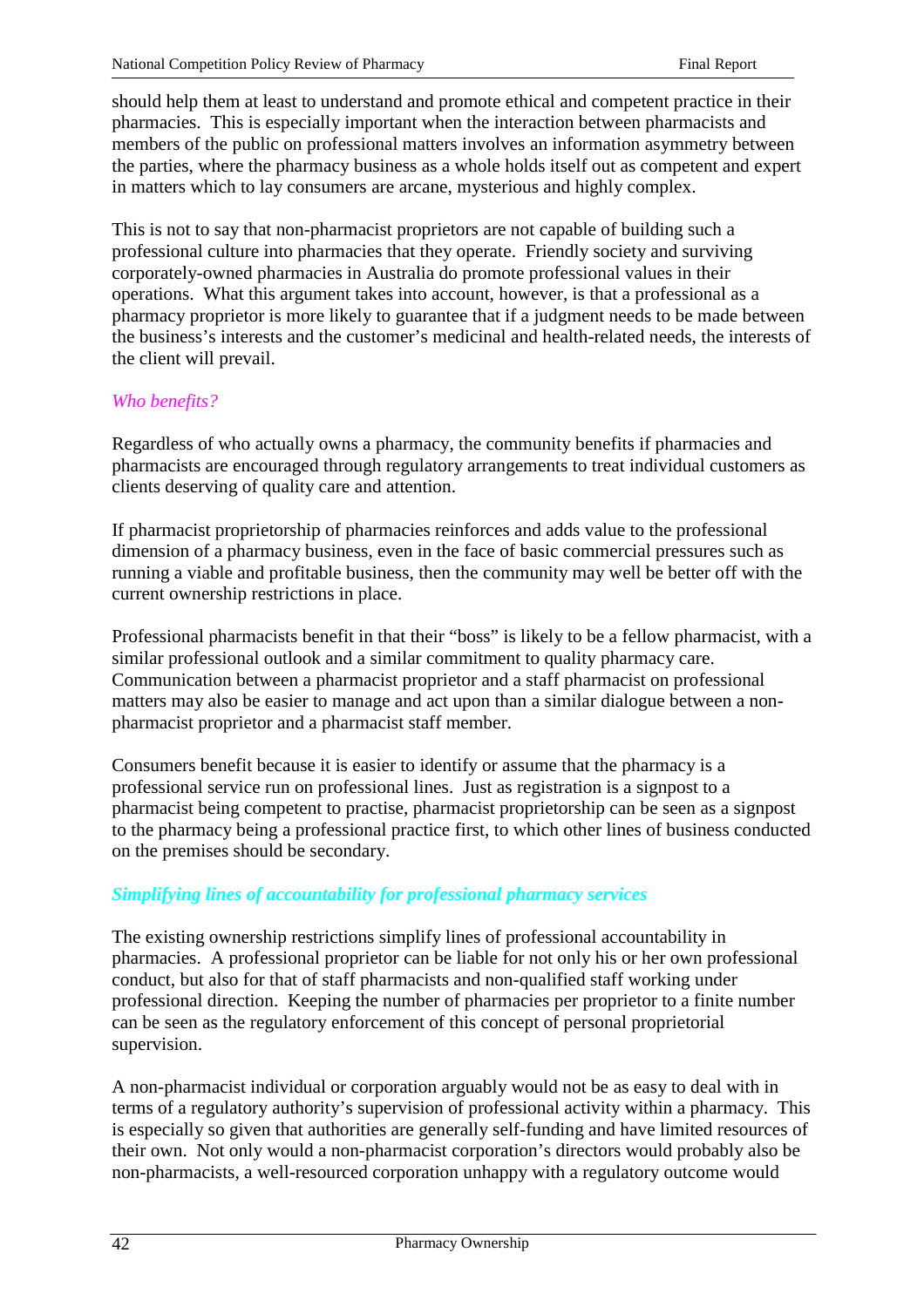should help them at least to understand and promote ethical and competent practice in their pharmacies. This is especially important when the interaction between pharmacists and members of the public on professional matters involves an information asymmetry between the parties, where the pharmacy business as a whole holds itself out as competent and expert in matters which to lay consumers are arcane, mysterious and highly complex.

This is not to say that non-pharmacist proprietors are not capable of building such a professional culture into pharmacies that they operate. Friendly society and surviving corporately-owned pharmacies in Australia do promote professional values in their operations. What this argument takes into account, however, is that a professional as a pharmacy proprietor is more likely to guarantee that if a judgment needs to be made between the business's interests and the customer's medicinal and health-related needs, the interests of the client will prevail.

*Who benefits?*

Regardless of who actually owns a pharmacy, the community benefits if pharmacies and pharmacists are encouraged through regulatory arrangements to treat individual customers as clients deserving of quality care and attention.

If pharmacist proprietorship of pharmacies reinforces and adds value to the professional dimension of a pharmacy business, even in the face of basic commercial pressures such as running a viable and profitable business, then the community may well be better off with the current ownership restrictions in place.

Professional pharmacists benefit in that their "boss" is likely to be a fellow pharmacist, with a similar professional outlook and a similar commitment to quality pharmacy care. Communication between a pharmacist proprietor and a staff pharmacist on professional matters may also be easier to manage and act upon than a similar dialogue between a non-pharmacist proprietor and a pharmacist staff member.

Consumers benefit because it is easier to identify or assume that the pharmacy is a professional service run on professional lines. Just as registration is a signpost to a pharmacist being competent to practise, pharmacist proprietorship can be seen as a signpost to the pharmacy being a professional practice first, to which other lines of business conducted on the premises should be secondary.

***Simplifying lines of accountability for professional pharmacy services***

The existing ownership restrictions simplify lines of professional accountability in pharmacies. A professional proprietor can be liable for not only his or her own professional conduct, but also for that of staff pharmacists and non-qualified staff working under professional direction. Keeping the number of pharmacies per proprietor to a finite number can be seen as the regulatory enforcement of this concept of personal proprietorial supervision.

A non-pharmacist individual or corporation arguably would not be as easy to deal with in terms of a regulatory authority's supervision of professional activity within a pharmacy. This is especially so given that authorities are generally self-funding and have limited resources of their own. Not only would a non-pharmacist corporation's directors would probably also be non-pharmacists, a well-resourced corporation unhappy with a regulatory outcome would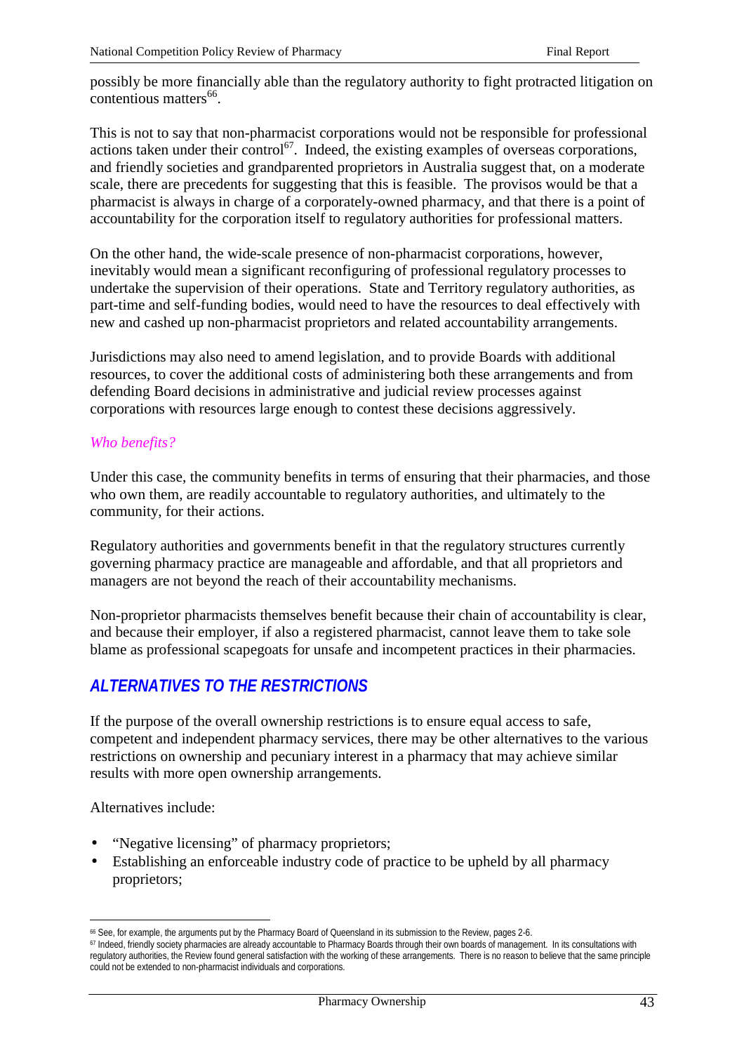possibly be more financially able than the regulatory authority to fight protracted litigation on contentious matters[66].

This is not to say that non-pharmacist corporations would not be responsible for professional actions taken under their control[67]. Indeed, the existing examples of overseas corporations, and friendly societies and grandparented proprietors in Australia suggest that, on a moderate scale, there are precedents for suggesting that this is feasible. The provisos would be that a pharmacist is always in charge of a corporately-owned pharmacy, and that there is a point of accountability for the corporation itself to regulatory authorities for professional matters.

On the other hand, the wide-scale presence of non-pharmacist corporations, however, inevitably would mean a significant reconfiguring of professional regulatory processes to undertake the supervision of their operations. State and Territory regulatory authorities, as part-time and self-funding bodies, would need to have the resources to deal effectively with new and cashed up non-pharmacist proprietors and related accountability arrangements.

Jurisdictions may also need to amend legislation, and to provide Boards with additional resources, to cover the additional costs of administering both these arrangements and from defending Board decisions in administrative and judicial review processes against corporations with resources large enough to contest these decisions aggressively.

*Who benefits?*

Under this case, the community benefits in terms of ensuring that their pharmacies, and those who own them, are readily accountable to regulatory authorities, and ultimately to the community, for their actions.

Regulatory authorities and governments benefit in that the regulatory structures currently governing pharmacy practice are manageable and affordable, and that all proprietors and managers are not beyond the reach of their accountability mechanisms.

Non-proprietor pharmacists themselves benefit because their chain of accountability is clear, and because their employer, if also a registered pharmacist, cannot leave them to take sole blame as professional scapegoats for unsafe and incompetent practices in their pharmacies.

## *ALTERNATIVES TO THE RESTRICTIONS*

If the purpose of the overall ownership restrictions is to ensure equal access to safe, competent and independent pharmacy services, there may be other alternatives to the various restrictions on ownership and pecuniary interest in a pharmacy that may achieve similar results with more open ownership arrangements.

Alternatives include:

- "Negative licensing" of pharmacy proprietors;
- Establishing an enforceable industry code of practice to be upheld by all pharmacy proprietors;

---

[66] See, for example, the arguments put by the Pharmacy Board of Queensland in its submission to the Review, pages 2-6.

[67] Indeed, friendly society pharmacies are already accountable to Pharmacy Boards through their own boards of management. In its consultations with regulatory authorities, the Review found general satisfaction with the working of these arrangements. There is no reason to believe that the same principle could not be extended to non-pharmacist individuals and corporations.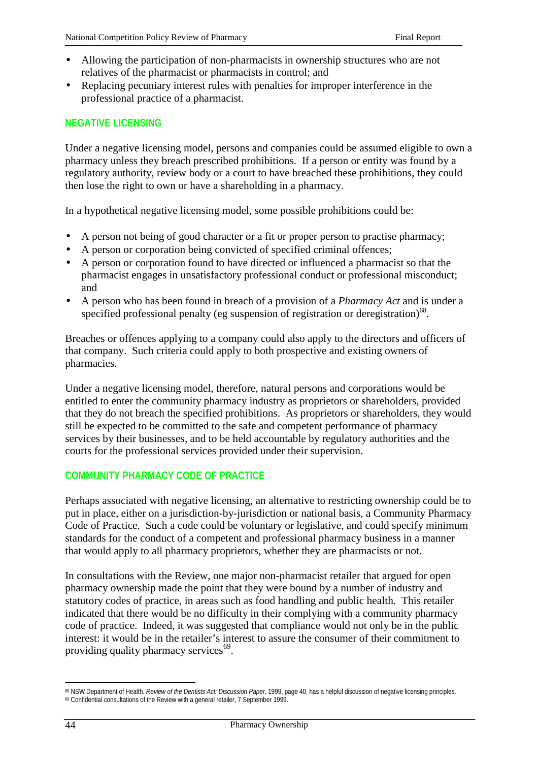- Allowing the participation of non-pharmacists in ownership structures who are not relatives of the pharmacist or pharmacists in control; and
- Replacing pecuniary interest rules with penalties for improper interference in the professional practice of a pharmacist.

### NEGATIVE LICENSING

Under a negative licensing model, persons and companies could be assumed eligible to own a pharmacy unless they breach prescribed prohibitions. If a person or entity was found by a regulatory authority, review body or a court to have breached these prohibitions, they could then lose the right to own or have a shareholding in a pharmacy.

In a hypothetical negative licensing model, some possible prohibitions could be:

- A person not being of good character or a fit or proper person to practise pharmacy;
- A person or corporation being convicted of specified criminal offences;
- A person or corporation found to have directed or influenced a pharmacist so that the pharmacist engages in unsatisfactory professional conduct or professional misconduct; and
- A person who has been found in breach of a provision of a *Pharmacy Act* and is under a specified professional penalty (eg suspension of registration or deregistration)[68].

Breaches or offences applying to a company could also apply to the directors and officers of that company. Such criteria could apply to both prospective and existing owners of pharmacies.

Under a negative licensing model, therefore, natural persons and corporations would be entitled to enter the community pharmacy industry as proprietors or shareholders, provided that they do not breach the specified prohibitions. As proprietors or shareholders, they would still be expected to be committed to the safe and competent performance of pharmacy services by their businesses, and to be held accountable by regulatory authorities and the courts for the professional services provided under their supervision.

### COMMUNITY PHARMACY CODE OF PRACTICE

Perhaps associated with negative licensing, an alternative to restricting ownership could be to put in place, either on a jurisdiction-by-jurisdiction or national basis, a Community Pharmacy Code of Practice. Such a code could be voluntary or legislative, and could specify minimum standards for the conduct of a competent and professional pharmacy business in a manner that would apply to all pharmacy proprietors, whether they are pharmacists or not.

In consultations with the Review, one major non-pharmacist retailer that argued for open pharmacy ownership made the point that they were bound by a number of industry and statutory codes of practice, in areas such as food handling and public health. This retailer indicated that there would be no difficulty in their complying with a community pharmacy code of practice. Indeed, it was suggested that compliance would not only be in the public interest: it would be in the retailer's interest to assure the consumer of their commitment to providing quality pharmacy services[69].

---

[68] NSW Department of Health, *Review of the Dentists Act: Discussion Paper*, 1999, page 40, has a helpful discussion of negative licensing principles.

[69] Confidential consultations of the Review with a general retailer, 7 September 1999.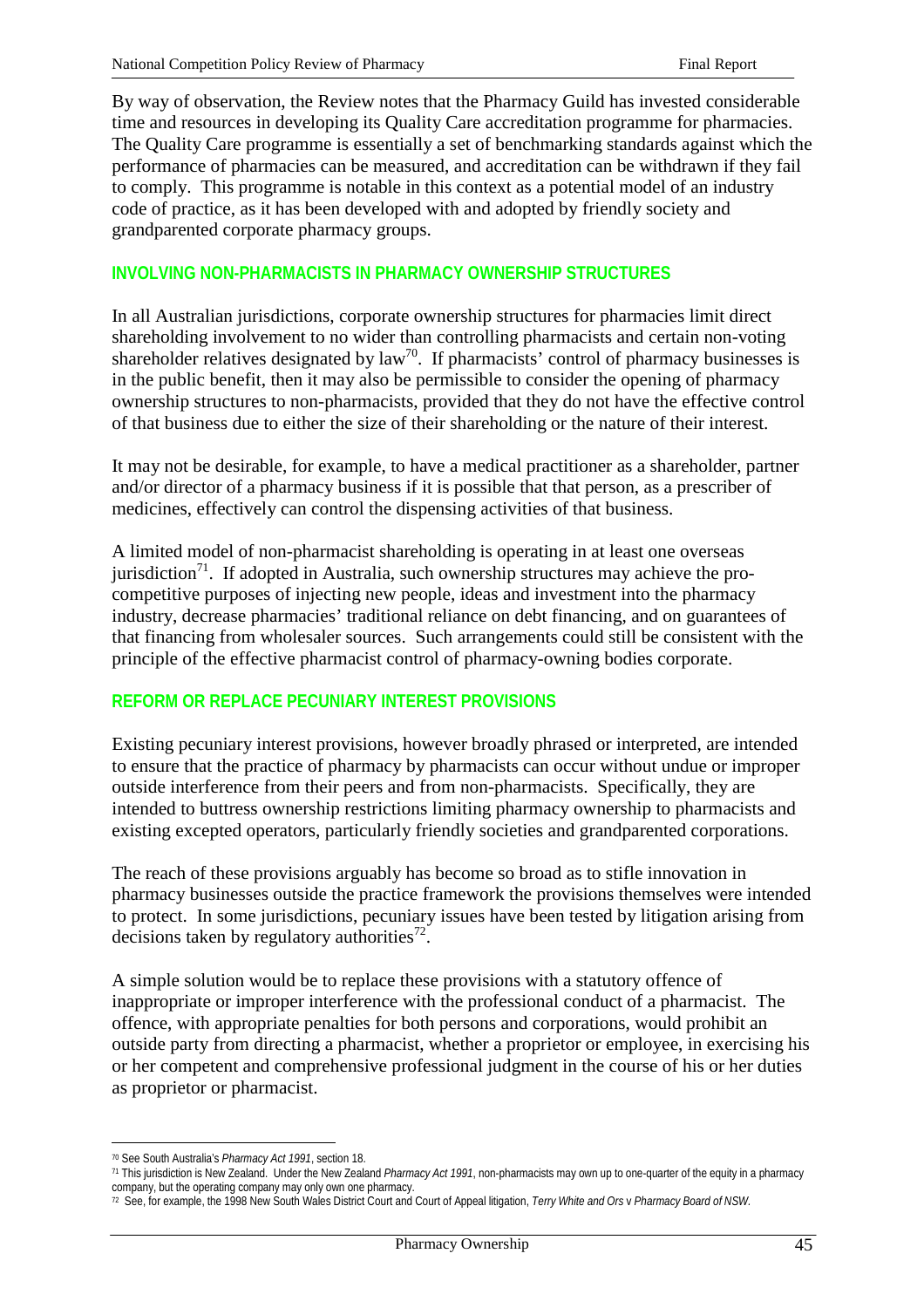By way of observation, the Review notes that the Pharmacy Guild has invested considerable time and resources in developing its Quality Care accreditation programme for pharmacies. The Quality Care programme is essentially a set of benchmarking standards against which the performance of pharmacies can be measured, and accreditation can be withdrawn if they fail to comply. This programme is notable in this context as a potential model of an industry code of practice, as it has been developed with and adopted by friendly society and grandparented corporate pharmacy groups.

### INVOLVING NON-PHARMACISTS IN PHARMACY OWNERSHIP STRUCTURES

In all Australian jurisdictions, corporate ownership structures for pharmacies limit direct shareholding involvement to no wider than controlling pharmacists and certain non-voting shareholder relatives designated by law[70]. If pharmacists' control of pharmacy businesses is in the public benefit, then it may also be permissible to consider the opening of pharmacy ownership structures to non-pharmacists, provided that they do not have the effective control of that business due to either the size of their shareholding or the nature of their interest.

It may not be desirable, for example, to have a medical practitioner as a shareholder, partner and/or director of a pharmacy business if it is possible that that person, as a prescriber of medicines, effectively can control the dispensing activities of that business.

A limited model of non-pharmacist shareholding is operating in at least one overseas jurisdiction[71]. If adopted in Australia, such ownership structures may achieve the pro-competitive purposes of injecting new people, ideas and investment into the pharmacy industry, decrease pharmacies' traditional reliance on debt financing, and on guarantees of that financing from wholesaler sources. Such arrangements could still be consistent with the principle of the effective pharmacist control of pharmacy-owning bodies corporate.

### REFORM OR REPLACE PECUNIARY INTEREST PROVISIONS

Existing pecuniary interest provisions, however broadly phrased or interpreted, are intended to ensure that the practice of pharmacy by pharmacists can occur without undue or improper outside interference from their peers and from non-pharmacists. Specifically, they are intended to buttress ownership restrictions limiting pharmacy ownership to pharmacists and existing excepted operators, particularly friendly societies and grandparented corporations.

The reach of these provisions arguably has become so broad as to stifle innovation in pharmacy businesses outside the practice framework the provisions themselves were intended to protect. In some jurisdictions, pecuniary issues have been tested by litigation arising from decisions taken by regulatory authorities[72].

A simple solution would be to replace these provisions with a statutory offence of inappropriate or improper interference with the professional conduct of a pharmacist. The offence, with appropriate penalties for both persons and corporations, would prohibit an outside party from directing a pharmacist, whether a proprietor or employee, in exercising his or her competent and comprehensive professional judgment in the course of his or her duties as proprietor or pharmacist.

---

[70] See South Australia's *Pharmacy Act 1991*, section 18.

[71] This jurisdiction is New Zealand. Under the New Zealand *Pharmacy Act 1991*, non-pharmacists may own up to one-quarter of the equity in a pharmacy company, but the operating company may only own one pharmacy.

[72] See, for example, the 1998 New South Wales District Court and Court of Appeal litigation, *Terry White and Ors* v *Pharmacy Board of NSW*.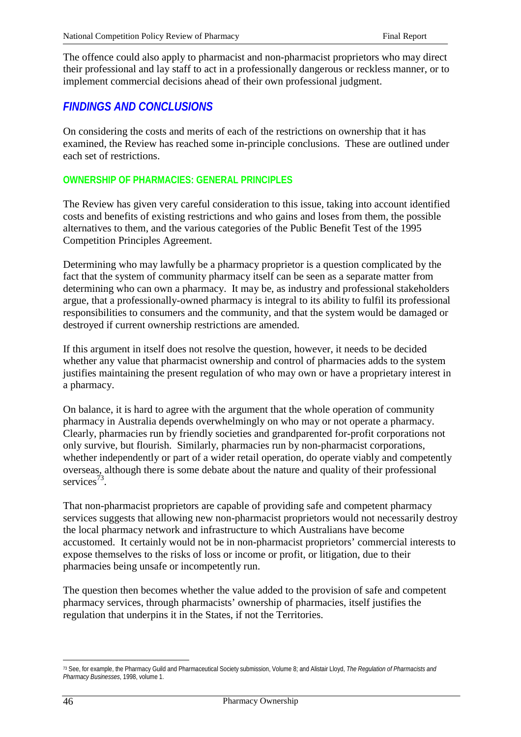The offence could also apply to pharmacist and non-pharmacist proprietors who may direct their professional and lay staff to act in a professionally dangerous or reckless manner, or to implement commercial decisions ahead of their own professional judgment.

## *FINDINGS AND CONCLUSIONS*

On considering the costs and merits of each of the restrictions on ownership that it has examined, the Review has reached some in-principle conclusions. These are outlined under each set of restrictions.

### OWNERSHIP OF PHARMACIES: GENERAL PRINCIPLES

The Review has given very careful consideration to this issue, taking into account identified costs and benefits of existing restrictions and who gains and loses from them, the possible alternatives to them, and the various categories of the Public Benefit Test of the 1995 Competition Principles Agreement.

Determining who may lawfully be a pharmacy proprietor is a question complicated by the fact that the system of community pharmacy itself can be seen as a separate matter from determining who can own a pharmacy. It may be, as industry and professional stakeholders argue, that a professionally-owned pharmacy is integral to its ability to fulfil its professional responsibilities to consumers and the community, and that the system would be damaged or destroyed if current ownership restrictions are amended.

If this argument in itself does not resolve the question, however, it needs to be decided whether any value that pharmacist ownership and control of pharmacies adds to the system justifies maintaining the present regulation of who may own or have a proprietary interest in a pharmacy.

On balance, it is hard to agree with the argument that the whole operation of community pharmacy in Australia depends overwhelmingly on who may or not operate a pharmacy. Clearly, pharmacies run by friendly societies and grandparented for-profit corporations not only survive, but flourish. Similarly, pharmacies run by non-pharmacist corporations, whether independently or part of a wider retail operation, do operate viably and competently overseas, although there is some debate about the nature and quality of their professional services[73].

That non-pharmacist proprietors are capable of providing safe and competent pharmacy services suggests that allowing new non-pharmacist proprietors would not necessarily destroy the local pharmacy network and infrastructure to which Australians have become accustomed. It certainly would not be in non-pharmacist proprietors' commercial interests to expose themselves to the risks of loss or income or profit, or litigation, due to their pharmacies being unsafe or incompetently run.

The question then becomes whether the value added to the provision of safe and competent pharmacy services, through pharmacists' ownership of pharmacies, itself justifies the regulation that underpins it in the States, if not the Territories.

---

[73] See, for example, the Pharmacy Guild and Pharmaceutical Society submission, Volume 8; and Alistair Lloyd, *The Regulation of Pharmacists and Pharmacy Businesses*, 1998, volume 1.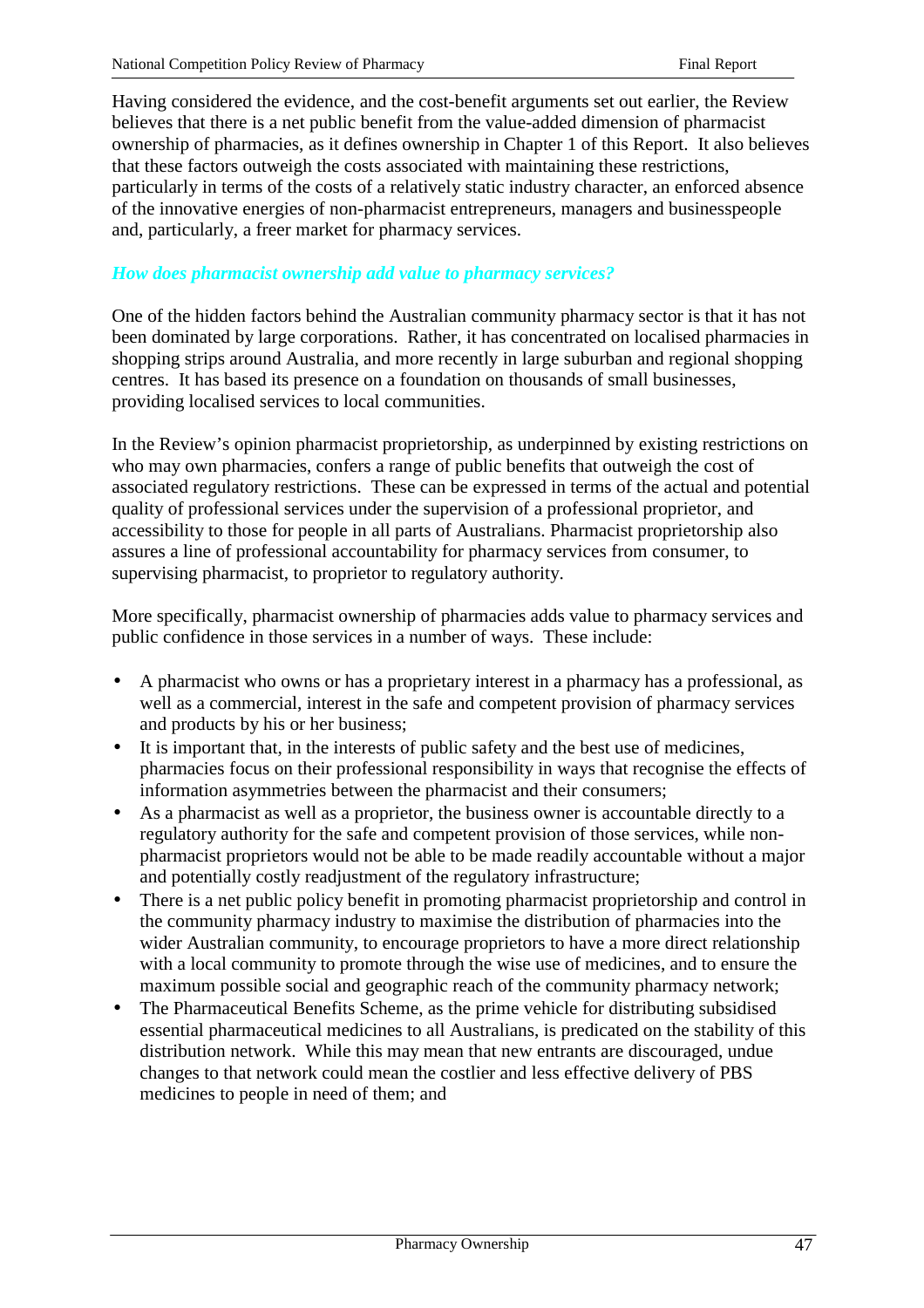Having considered the evidence, and the cost-benefit arguments set out earlier, the Review believes that there is a net public benefit from the value-added dimension of pharmacist ownership of pharmacies, as it defines ownership in Chapter 1 of this Report. It also believes that these factors outweigh the costs associated with maintaining these restrictions, particularly in terms of the costs of a relatively static industry character, an enforced absence of the innovative energies of non-pharmacist entrepreneurs, managers and businesspeople and, particularly, a freer market for pharmacy services.

### *How does pharmacist ownership add value to pharmacy services?*

One of the hidden factors behind the Australian community pharmacy sector is that it has not been dominated by large corporations. Rather, it has concentrated on localised pharmacies in shopping strips around Australia, and more recently in large suburban and regional shopping centres. It has based its presence on a foundation on thousands of small businesses, providing localised services to local communities.

In the Review's opinion pharmacist proprietorship, as underpinned by existing restrictions on who may own pharmacies, confers a range of public benefits that outweigh the cost of associated regulatory restrictions. These can be expressed in terms of the actual and potential quality of professional services under the supervision of a professional proprietor, and accessibility to those for people in all parts of Australians. Pharmacist proprietorship also assures a line of professional accountability for pharmacy services from consumer, to supervising pharmacist, to proprietor to regulatory authority.

More specifically, pharmacist ownership of pharmacies adds value to pharmacy services and public confidence in those services in a number of ways. These include:

- A pharmacist who owns or has a proprietary interest in a pharmacy has a professional, as well as a commercial, interest in the safe and competent provision of pharmacy services and products by his or her business;
- It is important that, in the interests of public safety and the best use of medicines, pharmacies focus on their professional responsibility in ways that recognise the effects of information asymmetries between the pharmacist and their consumers;
- As a pharmacist as well as a proprietor, the business owner is accountable directly to a regulatory authority for the safe and competent provision of those services, while non-pharmacist proprietors would not be able to be made readily accountable without a major and potentially costly readjustment of the regulatory infrastructure;
- There is a net public policy benefit in promoting pharmacist proprietorship and control in the community pharmacy industry to maximise the distribution of pharmacies into the wider Australian community, to encourage proprietors to have a more direct relationship with a local community to promote through the wise use of medicines, and to ensure the maximum possible social and geographic reach of the community pharmacy network;
- The Pharmaceutical Benefits Scheme, as the prime vehicle for distributing subsidised essential pharmaceutical medicines to all Australians, is predicated on the stability of this distribution network. While this may mean that new entrants are discouraged, undue changes to that network could mean the costlier and less effective delivery of PBS medicines to people in need of them; and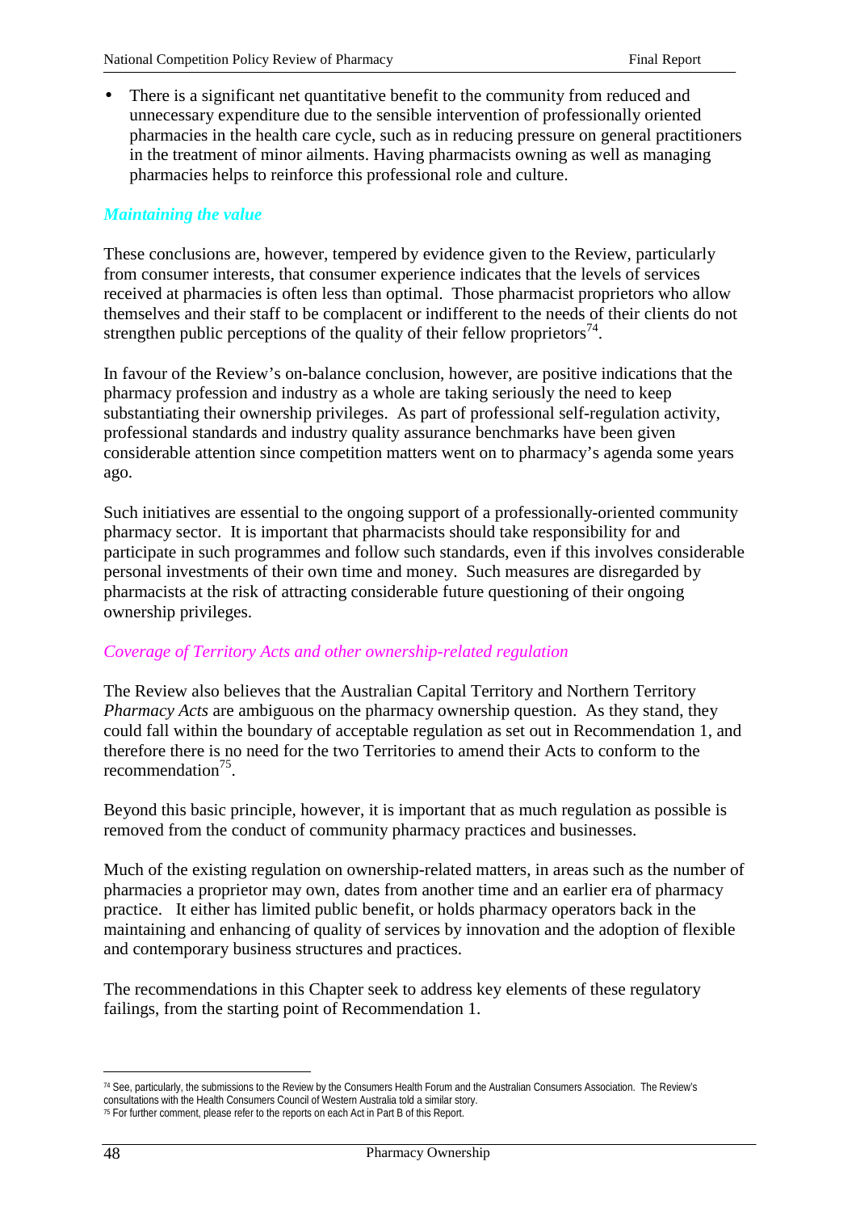- There is a significant net quantitative benefit to the community from reduced and unnecessary expenditure due to the sensible intervention of professionally oriented pharmacies in the health care cycle, such as in reducing pressure on general practitioners in the treatment of minor ailments. Having pharmacists owning as well as managing pharmacies helps to reinforce this professional role and culture.

### *Maintaining the value*

These conclusions are, however, tempered by evidence given to the Review, particularly from consumer interests, that consumer experience indicates that the levels of services received at pharmacies is often less than optimal. Those pharmacist proprietors who allow themselves and their staff to be complacent or indifferent to the needs of their clients do not strengthen public perceptions of the quality of their fellow proprietors[74].

In favour of the Review's on-balance conclusion, however, are positive indications that the pharmacy profession and industry as a whole are taking seriously the need to keep substantiating their ownership privileges. As part of professional self-regulation activity, professional standards and industry quality assurance benchmarks have been given considerable attention since competition matters went on to pharmacy's agenda some years ago.

Such initiatives are essential to the ongoing support of a professionally-oriented community pharmacy sector. It is important that pharmacists should take responsibility for and participate in such programmes and follow such standards, even if this involves considerable personal investments of their own time and money. Such measures are disregarded by pharmacists at the risk of attracting considerable future questioning of their ongoing ownership privileges.

### *Coverage of Territory Acts and other ownership-related regulation*

The Review also believes that the Australian Capital Territory and Northern Territory *Pharmacy Acts* are ambiguous on the pharmacy ownership question. As they stand, they could fall within the boundary of acceptable regulation as set out in Recommendation 1, and therefore there is no need for the two Territories to amend their Acts to conform to the recommendation[75].

Beyond this basic principle, however, it is important that as much regulation as possible is removed from the conduct of community pharmacy practices and businesses.

Much of the existing regulation on ownership-related matters, in areas such as the number of pharmacies a proprietor may own, dates from another time and an earlier era of pharmacy practice. It either has limited public benefit, or holds pharmacy operators back in the maintaining and enhancing of quality of services by innovation and the adoption of flexible and contemporary business structures and practices.

The recommendations in this Chapter seek to address key elements of these regulatory failings, from the starting point of Recommendation 1.

---

[74] See, particularly, the submissions to the Review by the Consumers Health Forum and the Australian Consumers Association. The Review's consultations with the Health Consumers Council of Western Australia told a similar story.

[75] For further comment, please refer to the reports on each Act in Part B of this Report.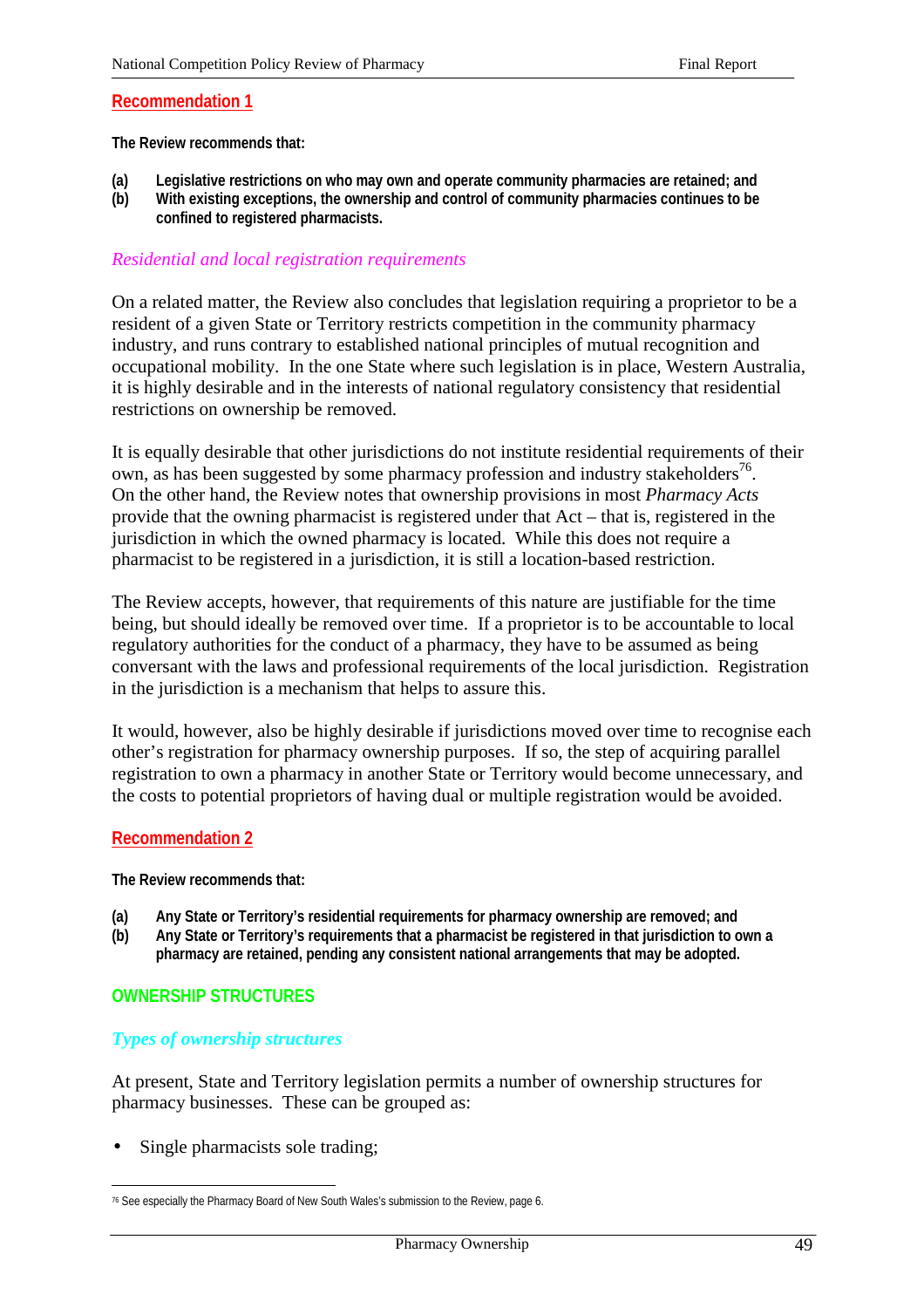### Recommendation 1

**The Review recommends that:**

**(a) Legislative restrictions on who may own and operate community pharmacies are retained; and**
**(b) With existing exceptions, the ownership and control of community pharmacies continues to be confined to registered pharmacists.**

#### *Residential and local registration requirements*

On a related matter, the Review also concludes that legislation requiring a proprietor to be a resident of a given State or Territory restricts competition in the community pharmacy industry, and runs contrary to established national principles of mutual recognition and occupational mobility. In the one State where such legislation is in place, Western Australia, it is highly desirable and in the interests of national regulatory consistency that residential restrictions on ownership be removed.

It is equally desirable that other jurisdictions do not institute residential requirements of their own, as has been suggested by some pharmacy profession and industry stakeholders[76]. On the other hand, the Review notes that ownership provisions in most *Pharmacy Acts* provide that the owning pharmacist is registered under that Act – that is, registered in the jurisdiction in which the owned pharmacy is located. While this does not require a pharmacist to be registered in a jurisdiction, it is still a location-based restriction.

The Review accepts, however, that requirements of this nature are justifiable for the time being, but should ideally be removed over time. If a proprietor is to be accountable to local regulatory authorities for the conduct of a pharmacy, they have to be assumed as being conversant with the laws and professional requirements of the local jurisdiction. Registration in the jurisdiction is a mechanism that helps to assure this.

It would, however, also be highly desirable if jurisdictions moved over time to recognise each other's registration for pharmacy ownership purposes. If so, the step of acquiring parallel registration to own a pharmacy in another State or Territory would become unnecessary, and the costs to potential proprietors of having dual or multiple registration would be avoided.

### Recommendation 2

**The Review recommends that:**

**(a) Any State or Territory's residential requirements for pharmacy ownership are removed; and**
**(b) Any State or Territory's requirements that a pharmacist be registered in that jurisdiction to own a pharmacy are retained, pending any consistent national arrangements that may be adopted.**

## OWNERSHIP STRUCTURES

#### *Types of ownership structures*

At present, State and Territory legislation permits a number of ownership structures for pharmacy businesses. These can be grouped as:

- Single pharmacists sole trading;

---

[76] See especially the Pharmacy Board of New South Wales's submission to the Review, page 6.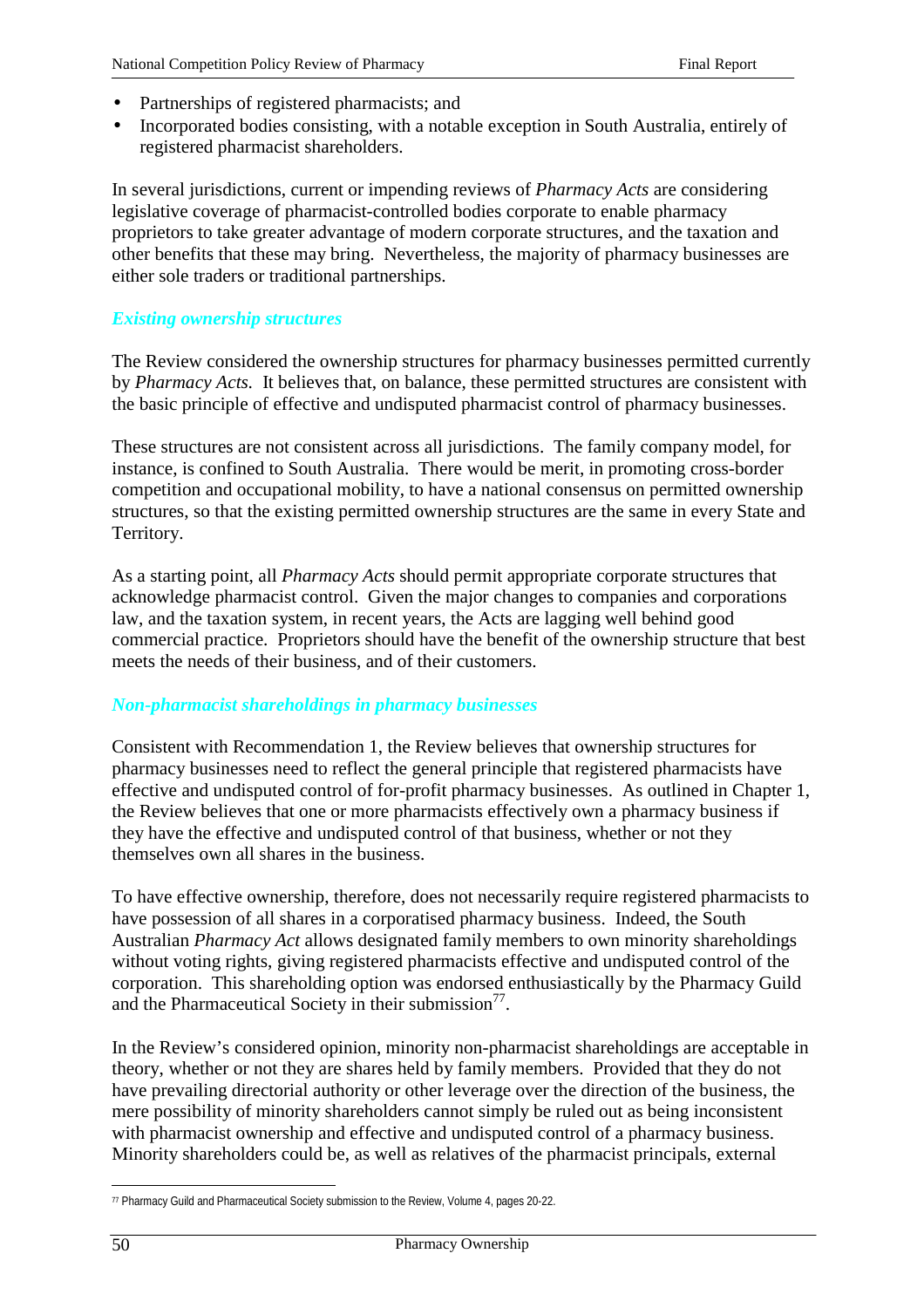- Partnerships of registered pharmacists; and
- Incorporated bodies consisting, with a notable exception in South Australia, entirely of registered pharmacist shareholders.

In several jurisdictions, current or impending reviews of *Pharmacy Acts* are considering legislative coverage of pharmacist-controlled bodies corporate to enable pharmacy proprietors to take greater advantage of modern corporate structures, and the taxation and other benefits that these may bring. Nevertheless, the majority of pharmacy businesses are either sole traders or traditional partnerships.

### *Existing ownership structures*

The Review considered the ownership structures for pharmacy businesses permitted currently by *Pharmacy Acts.* It believes that, on balance, these permitted structures are consistent with the basic principle of effective and undisputed pharmacist control of pharmacy businesses.

These structures are not consistent across all jurisdictions. The family company model, for instance, is confined to South Australia. There would be merit, in promoting cross-border competition and occupational mobility, to have a national consensus on permitted ownership structures, so that the existing permitted ownership structures are the same in every State and Territory.

As a starting point, all *Pharmacy Acts* should permit appropriate corporate structures that acknowledge pharmacist control. Given the major changes to companies and corporations law, and the taxation system, in recent years, the Acts are lagging well behind good commercial practice. Proprietors should have the benefit of the ownership structure that best meets the needs of their business, and of their customers.

### *Non-pharmacist shareholdings in pharmacy businesses*

Consistent with Recommendation 1, the Review believes that ownership structures for pharmacy businesses need to reflect the general principle that registered pharmacists have effective and undisputed control of for-profit pharmacy businesses. As outlined in Chapter 1, the Review believes that one or more pharmacists effectively own a pharmacy business if they have the effective and undisputed control of that business, whether or not they themselves own all shares in the business.

To have effective ownership, therefore, does not necessarily require registered pharmacists to have possession of all shares in a corporatised pharmacy business. Indeed, the South Australian *Pharmacy Act* allows designated family members to own minority shareholdings without voting rights, giving registered pharmacists effective and undisputed control of the corporation. This shareholding option was endorsed enthusiastically by the Pharmacy Guild and the Pharmaceutical Society in their submission[77].

In the Review's considered opinion, minority non-pharmacist shareholdings are acceptable in theory, whether or not they are shares held by family members. Provided that they do not have prevailing directorial authority or other leverage over the direction of the business, the mere possibility of minority shareholders cannot simply be ruled out as being inconsistent with pharmacist ownership and effective and undisputed control of a pharmacy business. Minority shareholders could be, as well as relatives of the pharmacist principals, external

---

[77] Pharmacy Guild and Pharmaceutical Society submission to the Review, Volume 4, pages 20-22.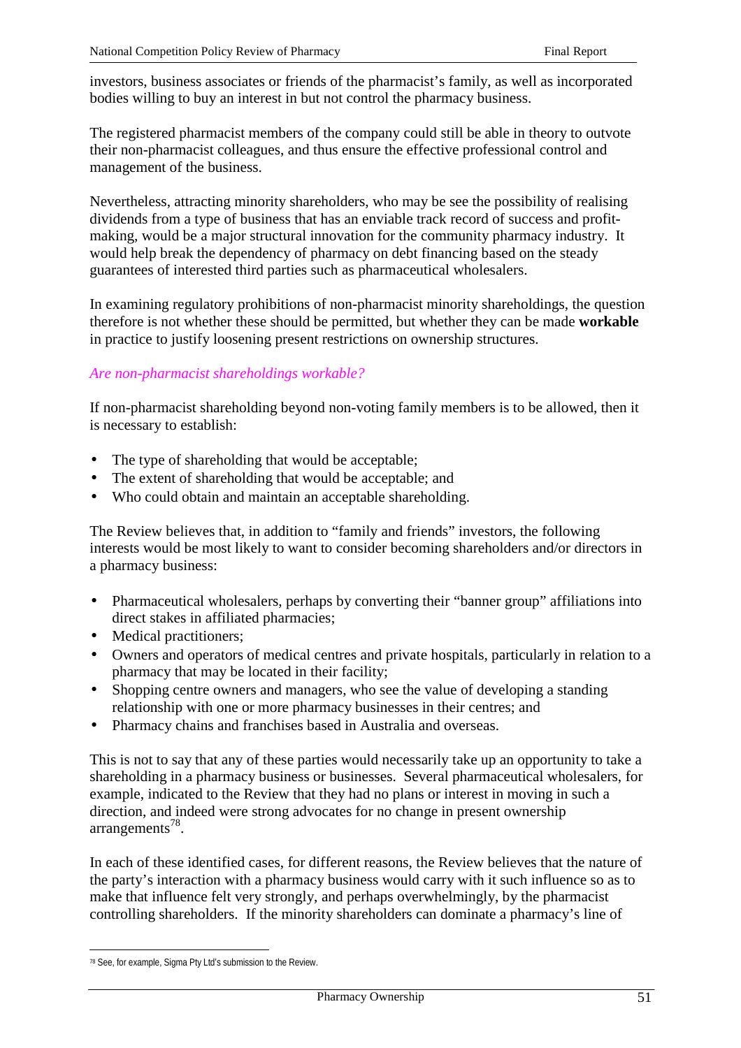investors, business associates or friends of the pharmacist's family, as well as incorporated bodies willing to buy an interest in but not control the pharmacy business.

The registered pharmacist members of the company could still be able in theory to outvote their non-pharmacist colleagues, and thus ensure the effective professional control and management of the business.

Nevertheless, attracting minority shareholders, who may be see the possibility of realising dividends from a type of business that has an enviable track record of success and profit-making, would be a major structural innovation for the community pharmacy industry. It would help break the dependency of pharmacy on debt financing based on the steady guarantees of interested third parties such as pharmaceutical wholesalers.

In examining regulatory prohibitions of non-pharmacist minority shareholdings, the question therefore is not whether these should be permitted, but whether they can be made **workable** in practice to justify loosening present restrictions on ownership structures.

### *Are non-pharmacist shareholdings workable?*

If non-pharmacist shareholding beyond non-voting family members is to be allowed, then it is necessary to establish:

- The type of shareholding that would be acceptable;
- The extent of shareholding that would be acceptable; and
- Who could obtain and maintain an acceptable shareholding.

The Review believes that, in addition to "family and friends" investors, the following interests would be most likely to want to consider becoming shareholders and/or directors in a pharmacy business:

- Pharmaceutical wholesalers, perhaps by converting their "banner group" affiliations into direct stakes in affiliated pharmacies;
- Medical practitioners;
- Owners and operators of medical centres and private hospitals, particularly in relation to a pharmacy that may be located in their facility;
- Shopping centre owners and managers, who see the value of developing a standing relationship with one or more pharmacy businesses in their centres; and
- Pharmacy chains and franchises based in Australia and overseas.

This is not to say that any of these parties would necessarily take up an opportunity to take a shareholding in a pharmacy business or businesses. Several pharmaceutical wholesalers, for example, indicated to the Review that they had no plans or interest in moving in such a direction, and indeed were strong advocates for no change in present ownership arrangements[78].

In each of these identified cases, for different reasons, the Review believes that the nature of the party's interaction with a pharmacy business would carry with it such influence so as to make that influence felt very strongly, and perhaps overwhelmingly, by the pharmacist controlling shareholders. If the minority shareholders can dominate a pharmacy's line of

[78] See, for example, Sigma Pty Ltd's submission to the Review.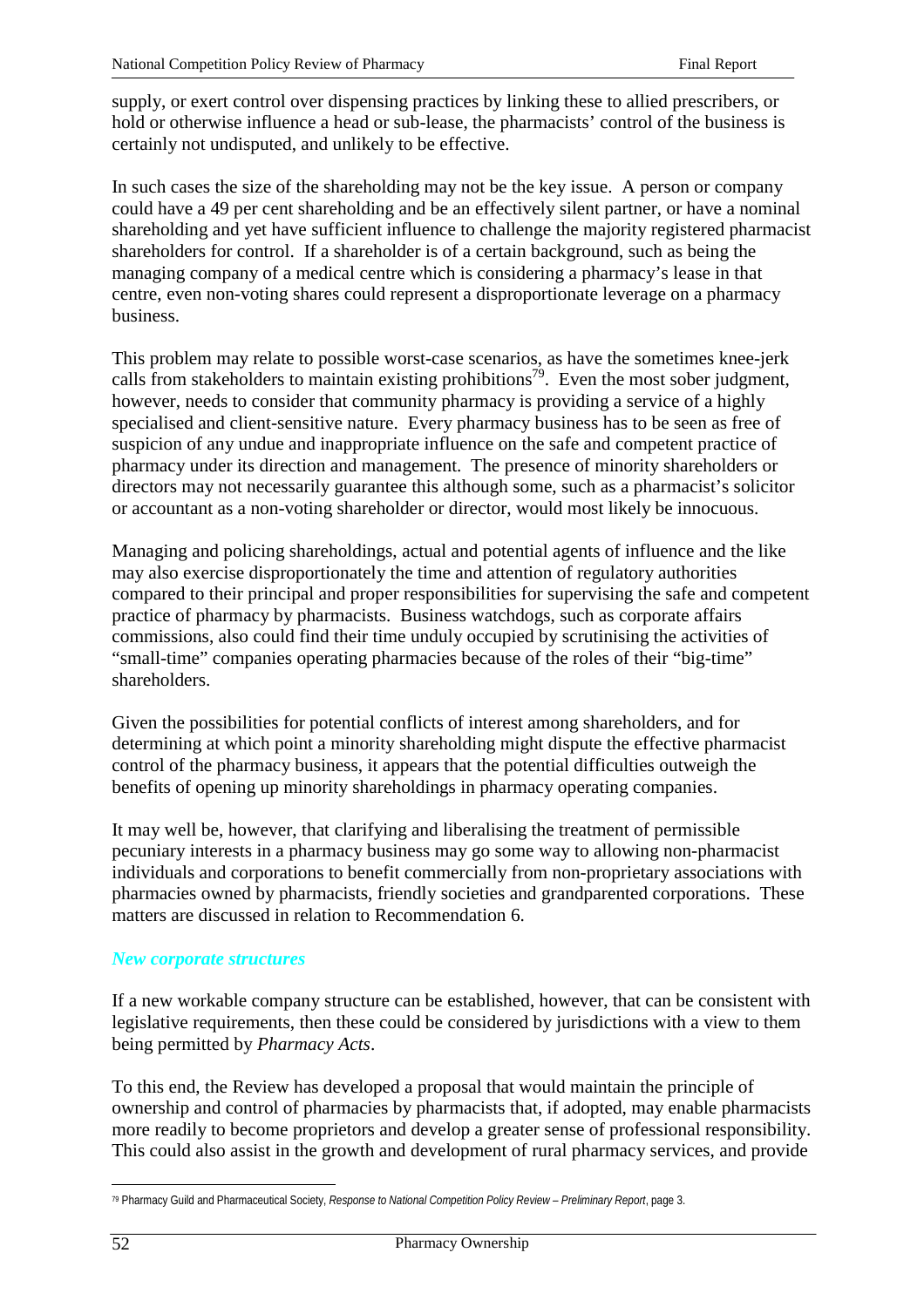supply, or exert control over dispensing practices by linking these to allied prescribers, or hold or otherwise influence a head or sub-lease, the pharmacists' control of the business is certainly not undisputed, and unlikely to be effective.

In such cases the size of the shareholding may not be the key issue. A person or company could have a 49 per cent shareholding and be an effectively silent partner, or have a nominal shareholding and yet have sufficient influence to challenge the majority registered pharmacist shareholders for control. If a shareholder is of a certain background, such as being the managing company of a medical centre which is considering a pharmacy's lease in that centre, even non-voting shares could represent a disproportionate leverage on a pharmacy business.

This problem may relate to possible worst-case scenarios, as have the sometimes knee-jerk calls from stakeholders to maintain existing prohibitions[79]. Even the most sober judgment, however, needs to consider that community pharmacy is providing a service of a highly specialised and client-sensitive nature. Every pharmacy business has to be seen as free of suspicion of any undue and inappropriate influence on the safe and competent practice of pharmacy under its direction and management. The presence of minority shareholders or directors may not necessarily guarantee this although some, such as a pharmacist's solicitor or accountant as a non-voting shareholder or director, would most likely be innocuous.

Managing and policing shareholdings, actual and potential agents of influence and the like may also exercise disproportionately the time and attention of regulatory authorities compared to their principal and proper responsibilities for supervising the safe and competent practice of pharmacy by pharmacists. Business watchdogs, such as corporate affairs commissions, also could find their time unduly occupied by scrutinising the activities of "small-time" companies operating pharmacies because of the roles of their "big-time" shareholders.

Given the possibilities for potential conflicts of interest among shareholders, and for determining at which point a minority shareholding might dispute the effective pharmacist control of the pharmacy business, it appears that the potential difficulties outweigh the benefits of opening up minority shareholdings in pharmacy operating companies.

It may well be, however, that clarifying and liberalising the treatment of permissible pecuniary interests in a pharmacy business may go some way to allowing non-pharmacist individuals and corporations to benefit commercially from non-proprietary associations with pharmacies owned by pharmacists, friendly societies and grandparented corporations. These matters are discussed in relation to Recommendation 6.

### *New corporate structures*

If a new workable company structure can be established, however, that can be consistent with legislative requirements, then these could be considered by jurisdictions with a view to them being permitted by *Pharmacy Acts*.

To this end, the Review has developed a proposal that would maintain the principle of ownership and control of pharmacies by pharmacists that, if adopted, may enable pharmacists more readily to become proprietors and develop a greater sense of professional responsibility. This could also assist in the growth and development of rural pharmacy services, and provide

[79] Pharmacy Guild and Pharmaceutical Society, *Response to National Competition Policy Review – Preliminary Report*, page 3.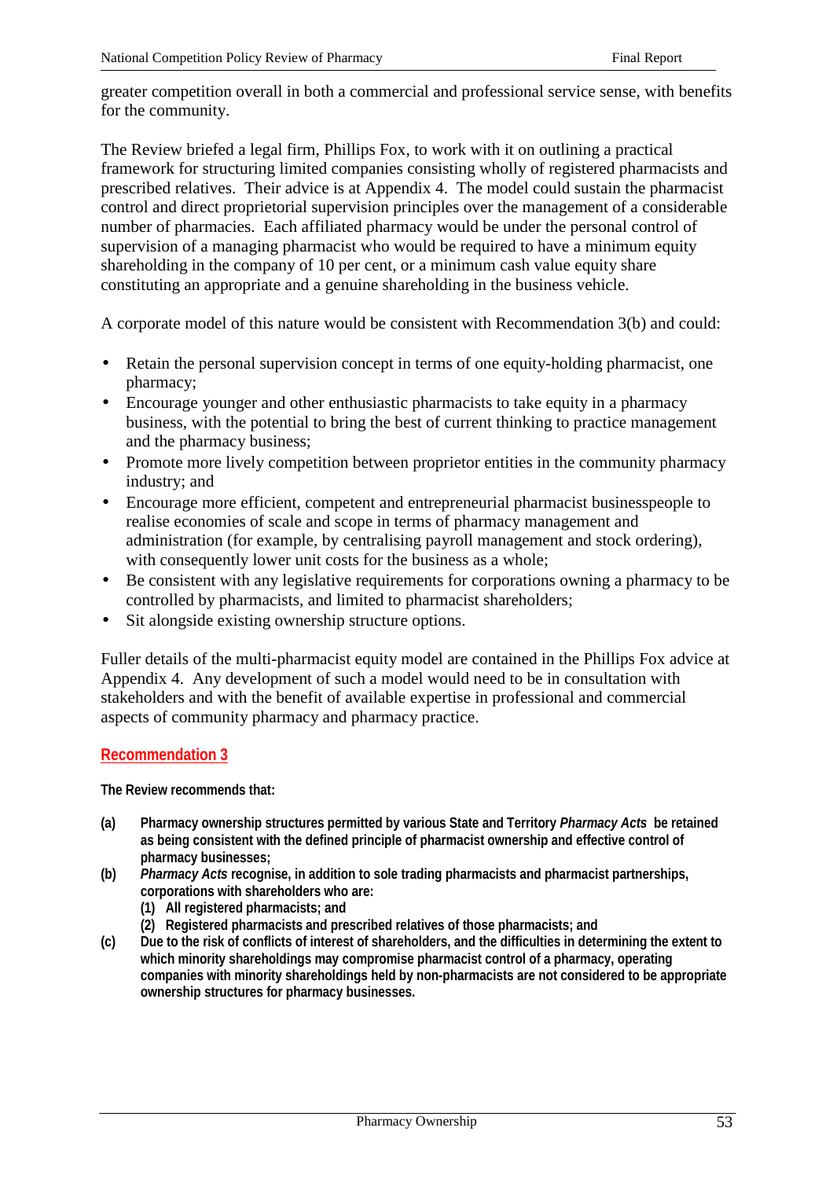greater competition overall in both a commercial and professional service sense, with benefits for the community.

The Review briefed a legal firm, Phillips Fox, to work with it on outlining a practical framework for structuring limited companies consisting wholly of registered pharmacists and prescribed relatives. Their advice is at Appendix 4. The model could sustain the pharmacist control and direct proprietorial supervision principles over the management of a considerable number of pharmacies. Each affiliated pharmacy would be under the personal control of supervision of a managing pharmacist who would be required to have a minimum equity shareholding in the company of 10 per cent, or a minimum cash value equity share constituting an appropriate and a genuine shareholding in the business vehicle.

A corporate model of this nature would be consistent with Recommendation 3(b) and could:

- Retain the personal supervision concept in terms of one equity-holding pharmacist, one pharmacy;
- Encourage younger and other enthusiastic pharmacists to take equity in a pharmacy business, with the potential to bring the best of current thinking to practice management and the pharmacy business;
- Promote more lively competition between proprietor entities in the community pharmacy industry; and
- Encourage more efficient, competent and entrepreneurial pharmacist businesspeople to realise economies of scale and scope in terms of pharmacy management and administration (for example, by centralising payroll management and stock ordering), with consequently lower unit costs for the business as a whole;
- Be consistent with any legislative requirements for corporations owning a pharmacy to be controlled by pharmacists, and limited to pharmacist shareholders;
- Sit alongside existing ownership structure options.

Fuller details of the multi-pharmacist equity model are contained in the Phillips Fox advice at Appendix 4. Any development of such a model would need to be in consultation with stakeholders and with the benefit of available expertise in professional and commercial aspects of community pharmacy and pharmacy practice.

## Recommendation 3

**The Review recommends that:**

**(a) Pharmacy ownership structures permitted by various State and Territory *Pharmacy Acts* be retained as being consistent with the defined principle of pharmacist ownership and effective control of pharmacy businesses;**

**(b) *Pharmacy Acts* recognise, in addition to sole trading pharmacists and pharmacist partnerships, corporations with shareholders who are:**
   **(1) All registered pharmacists; and**
   **(2) Registered pharmacists and prescribed relatives of those pharmacists; and**

**(c) Due to the risk of conflicts of interest of shareholders, and the difficulties in determining the extent to which minority shareholdings may compromise pharmacist control of a pharmacy, operating companies with minority shareholdings held by non-pharmacists are not considered to be appropriate ownership structures for pharmacy businesses.**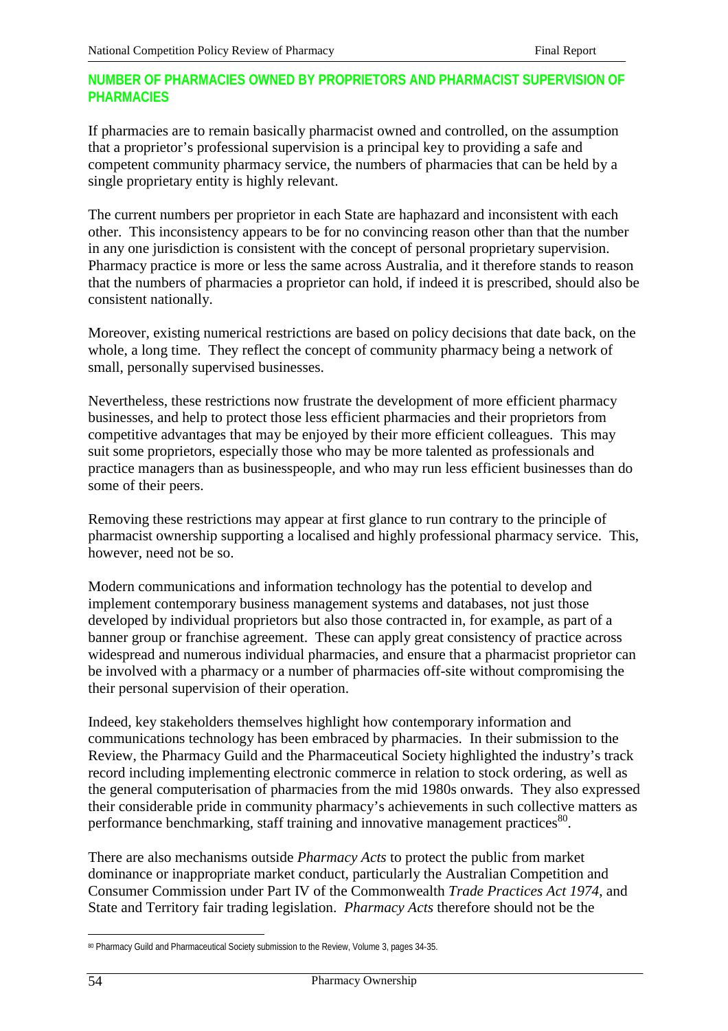## NUMBER OF PHARMACIES OWNED BY PROPRIETORS AND PHARMACIST SUPERVISION OF PHARMACIES

If pharmacies are to remain basically pharmacist owned and controlled, on the assumption that a proprietor's professional supervision is a principal key to providing a safe and competent community pharmacy service, the numbers of pharmacies that can be held by a single proprietary entity is highly relevant.

The current numbers per proprietor in each State are haphazard and inconsistent with each other. This inconsistency appears to be for no convincing reason other than that the number in any one jurisdiction is consistent with the concept of personal proprietary supervision. Pharmacy practice is more or less the same across Australia, and it therefore stands to reason that the numbers of pharmacies a proprietor can hold, if indeed it is prescribed, should also be consistent nationally.

Moreover, existing numerical restrictions are based on policy decisions that date back, on the whole, a long time. They reflect the concept of community pharmacy being a network of small, personally supervised businesses.

Nevertheless, these restrictions now frustrate the development of more efficient pharmacy businesses, and help to protect those less efficient pharmacies and their proprietors from competitive advantages that may be enjoyed by their more efficient colleagues. This may suit some proprietors, especially those who may be more talented as professionals and practice managers than as businesspeople, and who may run less efficient businesses than do some of their peers.

Removing these restrictions may appear at first glance to run contrary to the principle of pharmacist ownership supporting a localised and highly professional pharmacy service. This, however, need not be so.

Modern communications and information technology has the potential to develop and implement contemporary business management systems and databases, not just those developed by individual proprietors but also those contracted in, for example, as part of a banner group or franchise agreement. These can apply great consistency of practice across widespread and numerous individual pharmacies, and ensure that a pharmacist proprietor can be involved with a pharmacy or a number of pharmacies off-site without compromising the their personal supervision of their operation.

Indeed, key stakeholders themselves highlight how contemporary information and communications technology has been embraced by pharmacies. In their submission to the Review, the Pharmacy Guild and the Pharmaceutical Society highlighted the industry's track record including implementing electronic commerce in relation to stock ordering, as well as the general computerisation of pharmacies from the mid 1980s onwards. They also expressed their considerable pride in community pharmacy's achievements in such collective matters as performance benchmarking, staff training and innovative management practices[80].

There are also mechanisms outside *Pharmacy Acts* to protect the public from market dominance or inappropriate market conduct, particularly the Australian Competition and Consumer Commission under Part IV of the Commonwealth *Trade Practices Act 1974*, and State and Territory fair trading legislation. *Pharmacy Acts* therefore should not be the

[80] Pharmacy Guild and Pharmaceutical Society submission to the Review, Volume 3, pages 34-35.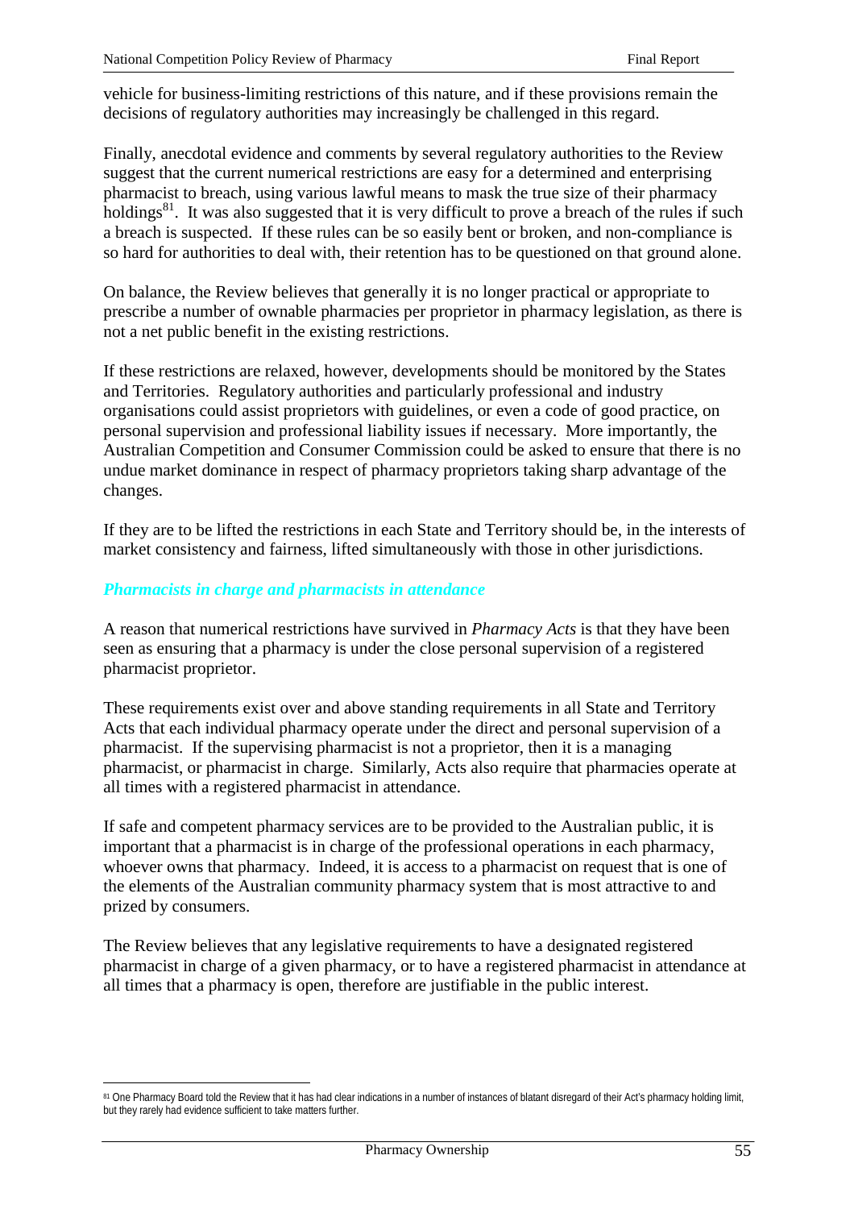vehicle for business-limiting restrictions of this nature, and if these provisions remain the decisions of regulatory authorities may increasingly be challenged in this regard.

Finally, anecdotal evidence and comments by several regulatory authorities to the Review suggest that the current numerical restrictions are easy for a determined and enterprising pharmacist to breach, using various lawful means to mask the true size of their pharmacy holdings[81]. It was also suggested that it is very difficult to prove a breach of the rules if such a breach is suspected. If these rules can be so easily bent or broken, and non-compliance is so hard for authorities to deal with, their retention has to be questioned on that ground alone.

On balance, the Review believes that generally it is no longer practical or appropriate to prescribe a number of ownable pharmacies per proprietor in pharmacy legislation, as there is not a net public benefit in the existing restrictions.

If these restrictions are relaxed, however, developments should be monitored by the States and Territories. Regulatory authorities and particularly professional and industry organisations could assist proprietors with guidelines, or even a code of good practice, on personal supervision and professional liability issues if necessary. More importantly, the Australian Competition and Consumer Commission could be asked to ensure that there is no undue market dominance in respect of pharmacy proprietors taking sharp advantage of the changes.

If they are to be lifted the restrictions in each State and Territory should be, in the interests of market consistency and fairness, lifted simultaneously with those in other jurisdictions.

### *Pharmacists in charge and pharmacists in attendance*

A reason that numerical restrictions have survived in *Pharmacy Acts* is that they have been seen as ensuring that a pharmacy is under the close personal supervision of a registered pharmacist proprietor.

These requirements exist over and above standing requirements in all State and Territory Acts that each individual pharmacy operate under the direct and personal supervision of a pharmacist. If the supervising pharmacist is not a proprietor, then it is a managing pharmacist, or pharmacist in charge. Similarly, Acts also require that pharmacies operate at all times with a registered pharmacist in attendance.

If safe and competent pharmacy services are to be provided to the Australian public, it is important that a pharmacist is in charge of the professional operations in each pharmacy, whoever owns that pharmacy. Indeed, it is access to a pharmacist on request that is one of the elements of the Australian community pharmacy system that is most attractive to and prized by consumers.

The Review believes that any legislative requirements to have a designated registered pharmacist in charge of a given pharmacy, or to have a registered pharmacist in attendance at all times that a pharmacy is open, therefore are justifiable in the public interest.

---

[81] One Pharmacy Board told the Review that it has had clear indications in a number of instances of blatant disregard of their Act's pharmacy holding limit, but they rarely had evidence sufficient to take matters further.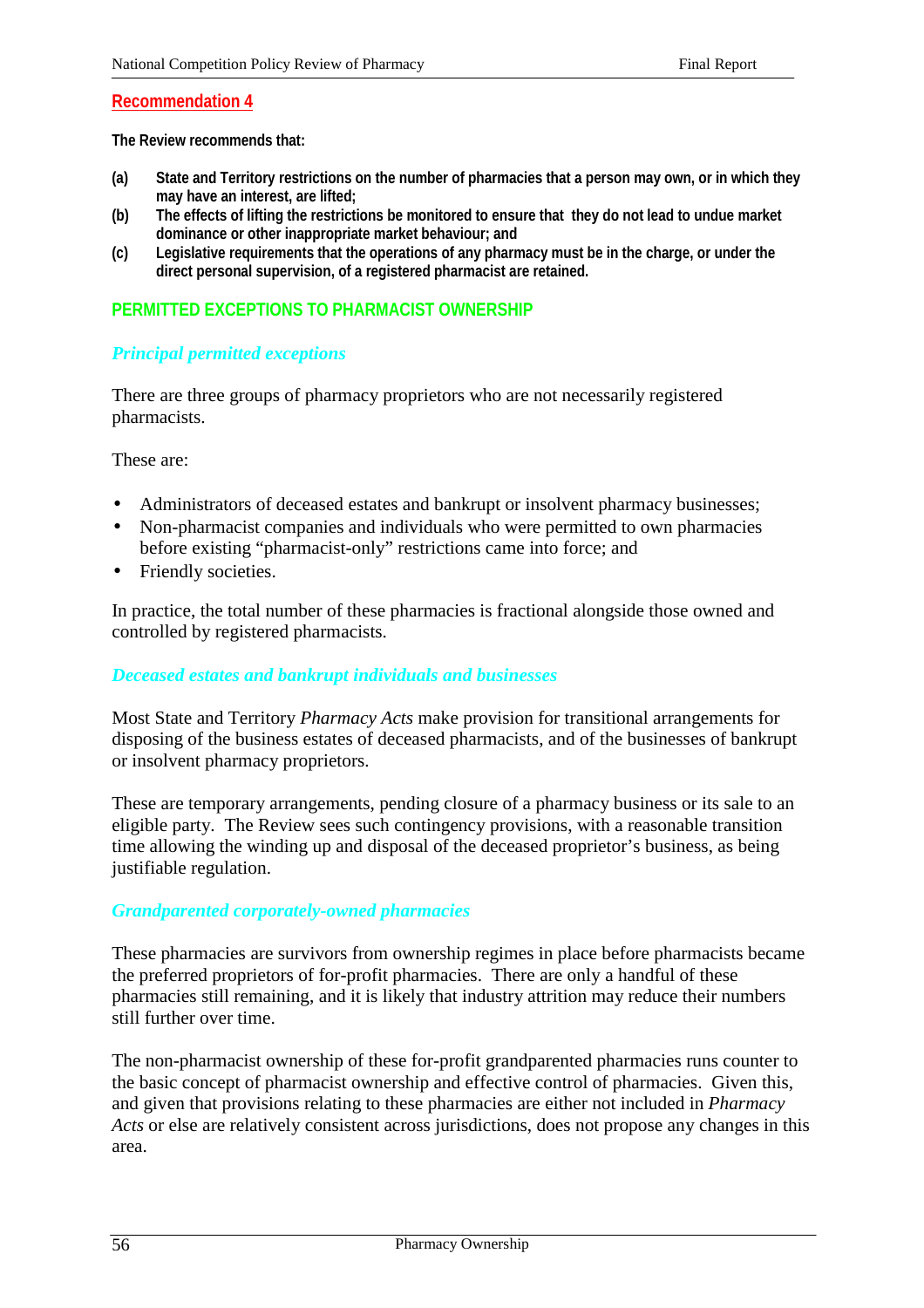## Recommendation 4

**The Review recommends that:**

- **(a)** **State and Territory restrictions on the number of pharmacies that a person may own, or in which they may have an interest, are lifted;**
- **(b)** **The effects of lifting the restrictions be monitored to ensure that they do not lead to undue market dominance or other inappropriate market behaviour; and**
- **(c)** **Legislative requirements that the operations of any pharmacy must be in the charge, or under the direct personal supervision, of a registered pharmacist are retained.**

## PERMITTED EXCEPTIONS TO PHARMACIST OWNERSHIP

### *Principal permitted exceptions*

There are three groups of pharmacy proprietors who are not necessarily registered pharmacists.

These are:

- Administrators of deceased estates and bankrupt or insolvent pharmacy businesses;
- Non-pharmacist companies and individuals who were permitted to own pharmacies before existing "pharmacist-only" restrictions came into force; and
- Friendly societies.

In practice, the total number of these pharmacies is fractional alongside those owned and controlled by registered pharmacists.

### *Deceased estates and bankrupt individuals and businesses*

Most State and Territory *Pharmacy Acts* make provision for transitional arrangements for disposing of the business estates of deceased pharmacists, and of the businesses of bankrupt or insolvent pharmacy proprietors.

These are temporary arrangements, pending closure of a pharmacy business or its sale to an eligible party. The Review sees such contingency provisions, with a reasonable transition time allowing the winding up and disposal of the deceased proprietor's business, as being justifiable regulation.

### *Grandparented corporately-owned pharmacies*

These pharmacies are survivors from ownership regimes in place before pharmacists became the preferred proprietors of for-profit pharmacies. There are only a handful of these pharmacies still remaining, and it is likely that industry attrition may reduce their numbers still further over time.

The non-pharmacist ownership of these for-profit grandparented pharmacies runs counter to the basic concept of pharmacist ownership and effective control of pharmacies. Given this, and given that provisions relating to these pharmacies are either not included in *Pharmacy Acts* or else are relatively consistent across jurisdictions, does not propose any changes in this area.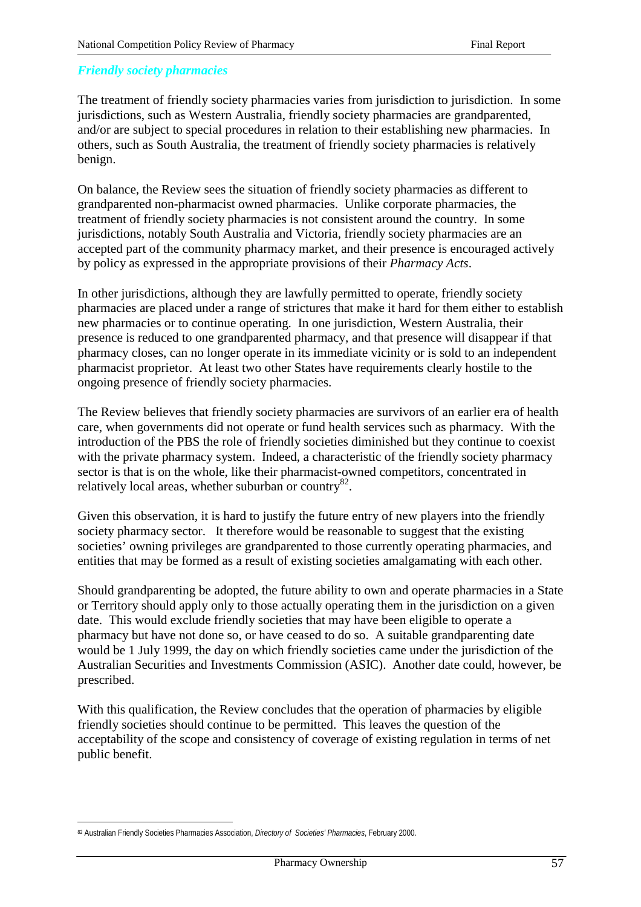### *Friendly society pharmacies*

The treatment of friendly society pharmacies varies from jurisdiction to jurisdiction. In some jurisdictions, such as Western Australia, friendly society pharmacies are grandparented, and/or are subject to special procedures in relation to their establishing new pharmacies. In others, such as South Australia, the treatment of friendly society pharmacies is relatively benign.

On balance, the Review sees the situation of friendly society pharmacies as different to grandparented non-pharmacist owned pharmacies. Unlike corporate pharmacies, the treatment of friendly society pharmacies is not consistent around the country. In some jurisdictions, notably South Australia and Victoria, friendly society pharmacies are an accepted part of the community pharmacy market, and their presence is encouraged actively by policy as expressed in the appropriate provisions of their *Pharmacy Acts*.

In other jurisdictions, although they are lawfully permitted to operate, friendly society pharmacies are placed under a range of strictures that make it hard for them either to establish new pharmacies or to continue operating. In one jurisdiction, Western Australia, their presence is reduced to one grandparented pharmacy, and that presence will disappear if that pharmacy closes, can no longer operate in its immediate vicinity or is sold to an independent pharmacist proprietor. At least two other States have requirements clearly hostile to the ongoing presence of friendly society pharmacies.

The Review believes that friendly society pharmacies are survivors of an earlier era of health care, when governments did not operate or fund health services such as pharmacy. With the introduction of the PBS the role of friendly societies diminished but they continue to coexist with the private pharmacy system. Indeed, a characteristic of the friendly society pharmacy sector is that is on the whole, like their pharmacist-owned competitors, concentrated in relatively local areas, whether suburban or country[82].

Given this observation, it is hard to justify the future entry of new players into the friendly society pharmacy sector. It therefore would be reasonable to suggest that the existing societies' owning privileges are grandparented to those currently operating pharmacies, and entities that may be formed as a result of existing societies amalgamating with each other.

Should grandparenting be adopted, the future ability to own and operate pharmacies in a State or Territory should apply only to those actually operating them in the jurisdiction on a given date. This would exclude friendly societies that may have been eligible to operate a pharmacy but have not done so, or have ceased to do so. A suitable grandparenting date would be 1 July 1999, the day on which friendly societies came under the jurisdiction of the Australian Securities and Investments Commission (ASIC). Another date could, however, be prescribed.

With this qualification, the Review concludes that the operation of pharmacies by eligible friendly societies should continue to be permitted. This leaves the question of the acceptability of the scope and consistency of coverage of existing regulation in terms of net public benefit.

---

[82] Australian Friendly Societies Pharmacies Association, *Directory of Societies' Pharmacies*, February 2000.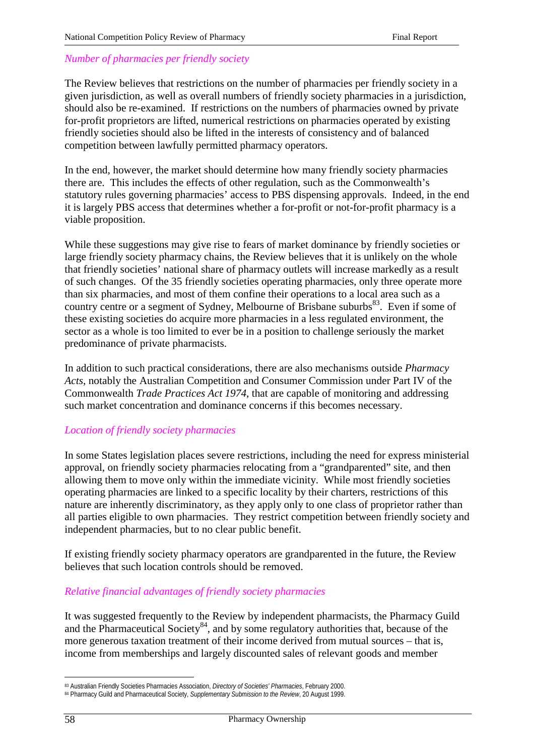*Number of pharmacies per friendly society*

The Review believes that restrictions on the number of pharmacies per friendly society in a given jurisdiction, as well as overall numbers of friendly society pharmacies in a jurisdiction, should also be re-examined. If restrictions on the numbers of pharmacies owned by private for-profit proprietors are lifted, numerical restrictions on pharmacies operated by existing friendly societies should also be lifted in the interests of consistency and of balanced competition between lawfully permitted pharmacy operators.

In the end, however, the market should determine how many friendly society pharmacies there are. This includes the effects of other regulation, such as the Commonwealth's statutory rules governing pharmacies' access to PBS dispensing approvals. Indeed, in the end it is largely PBS access that determines whether a for-profit or not-for-profit pharmacy is a viable proposition.

While these suggestions may give rise to fears of market dominance by friendly societies or large friendly society pharmacy chains, the Review believes that it is unlikely on the whole that friendly societies' national share of pharmacy outlets will increase markedly as a result of such changes. Of the 35 friendly societies operating pharmacies, only three operate more than six pharmacies, and most of them confine their operations to a local area such as a country centre or a segment of Sydney, Melbourne of Brisbane suburbs[83]. Even if some of these existing societies do acquire more pharmacies in a less regulated environment, the sector as a whole is too limited to ever be in a position to challenge seriously the market predominance of private pharmacists.

In addition to such practical considerations, there are also mechanisms outside *Pharmacy Acts*, notably the Australian Competition and Consumer Commission under Part IV of the Commonwealth *Trade Practices Act 1974*, that are capable of monitoring and addressing such market concentration and dominance concerns if this becomes necessary.

*Location of friendly society pharmacies*

In some States legislation places severe restrictions, including the need for express ministerial approval, on friendly society pharmacies relocating from a "grandparented" site, and then allowing them to move only within the immediate vicinity. While most friendly societies operating pharmacies are linked to a specific locality by their charters, restrictions of this nature are inherently discriminatory, as they apply only to one class of proprietor rather than all parties eligible to own pharmacies. They restrict competition between friendly society and independent pharmacies, but to no clear public benefit.

If existing friendly society pharmacy operators are grandparented in the future, the Review believes that such location controls should be removed.

*Relative financial advantages of friendly society pharmacies*

It was suggested frequently to the Review by independent pharmacists, the Pharmacy Guild and the Pharmaceutical Society[84], and by some regulatory authorities that, because of the more generous taxation treatment of their income derived from mutual sources – that is, income from memberships and largely discounted sales of relevant goods and member

---

[83] Australian Friendly Societies Pharmacies Association, *Directory of Societies' Pharmacies*, February 2000.

[84] Pharmacy Guild and Pharmaceutical Society, *Supplementary Submission to the Review*, 20 August 1999.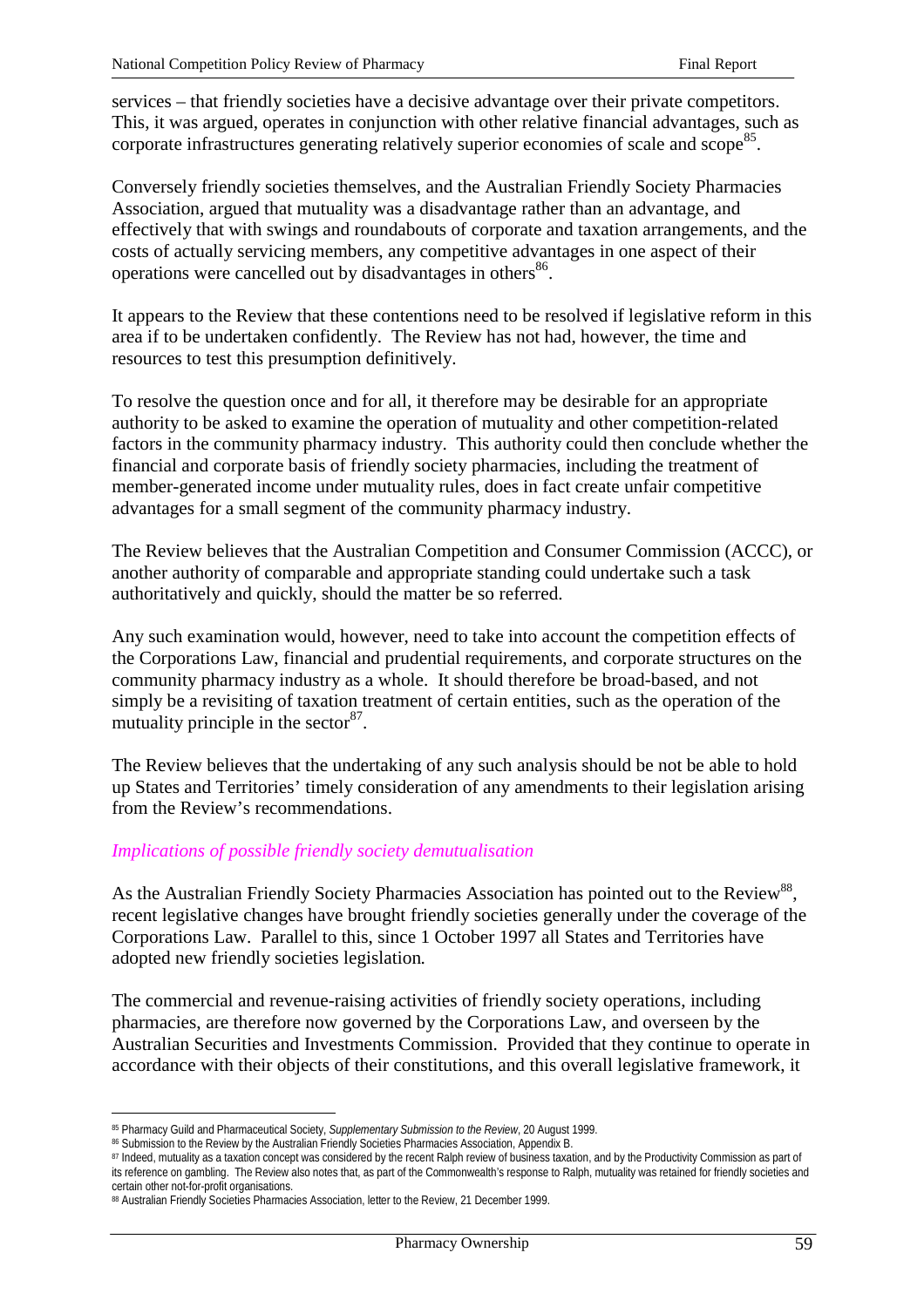services – that friendly societies have a decisive advantage over their private competitors. This, it was argued, operates in conjunction with other relative financial advantages, such as corporate infrastructures generating relatively superior economies of scale and scope[85].

Conversely friendly societies themselves, and the Australian Friendly Society Pharmacies Association, argued that mutuality was a disadvantage rather than an advantage, and effectively that with swings and roundabouts of corporate and taxation arrangements, and the costs of actually servicing members, any competitive advantages in one aspect of their operations were cancelled out by disadvantages in others[86].

It appears to the Review that these contentions need to be resolved if legislative reform in this area if to be undertaken confidently. The Review has not had, however, the time and resources to test this presumption definitively.

To resolve the question once and for all, it therefore may be desirable for an appropriate authority to be asked to examine the operation of mutuality and other competition-related factors in the community pharmacy industry. This authority could then conclude whether the financial and corporate basis of friendly society pharmacies, including the treatment of member-generated income under mutuality rules, does in fact create unfair competitive advantages for a small segment of the community pharmacy industry.

The Review believes that the Australian Competition and Consumer Commission (ACCC), or another authority of comparable and appropriate standing could undertake such a task authoritatively and quickly, should the matter be so referred.

Any such examination would, however, need to take into account the competition effects of the Corporations Law, financial and prudential requirements, and corporate structures on the community pharmacy industry as a whole. It should therefore be broad-based, and not simply be a revisiting of taxation treatment of certain entities, such as the operation of the mutuality principle in the sector[87].

The Review believes that the undertaking of any such analysis should be not be able to hold up States and Territories' timely consideration of any amendments to their legislation arising from the Review's recommendations.

### *Implications of possible friendly society demutualisation*

As the Australian Friendly Society Pharmacies Association has pointed out to the Review[88], recent legislative changes have brought friendly societies generally under the coverage of the Corporations Law. Parallel to this, since 1 October 1997 all States and Territories have adopted new friendly societies legislation.

The commercial and revenue-raising activities of friendly society operations, including pharmacies, are therefore now governed by the Corporations Law, and overseen by the Australian Securities and Investments Commission. Provided that they continue to operate in accordance with their objects of their constitutions, and this overall legislative framework, it

---

[85] Pharmacy Guild and Pharmaceutical Society, *Supplementary Submission to the Review*, 20 August 1999.

[86] Submission to the Review by the Australian Friendly Societies Pharmacies Association, Appendix B.

[87] Indeed, mutuality as a taxation concept was considered by the recent Ralph review of business taxation, and by the Productivity Commission as part of its reference on gambling. The Review also notes that, as part of the Commonwealth's response to Ralph, mutuality was retained for friendly societies and certain other not-for-profit organisations.

[88] Australian Friendly Societies Pharmacies Association, letter to the Review, 21 December 1999.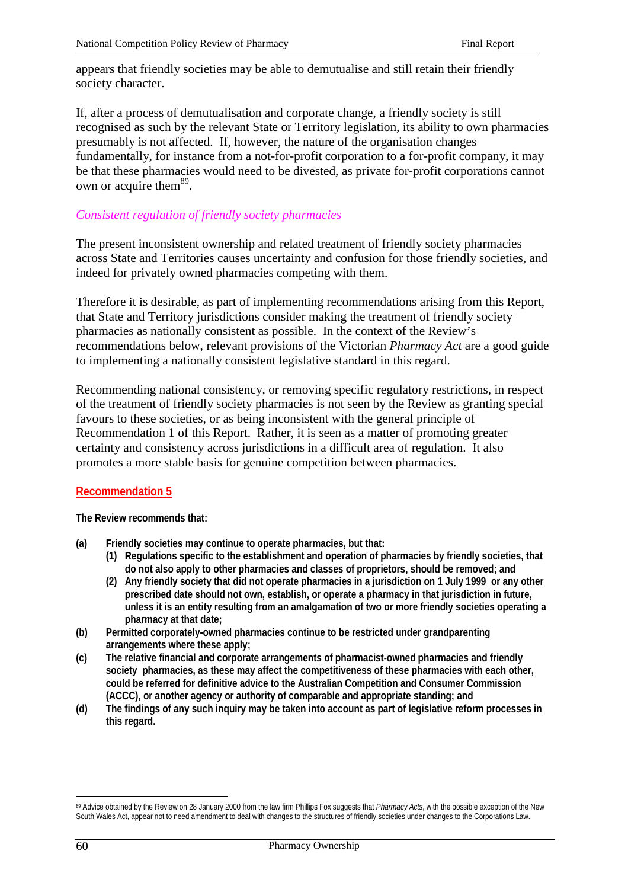appears that friendly societies may be able to demutualise and still retain their friendly society character.

If, after a process of demutualisation and corporate change, a friendly society is still recognised as such by the relevant State or Territory legislation, its ability to own pharmacies presumably is not affected. If, however, the nature of the organisation changes fundamentally, for instance from a not-for-profit corporation to a for-profit company, it may be that these pharmacies would need to be divested, as private for-profit corporations cannot own or acquire them[89].

### *Consistent regulation of friendly society pharmacies*

The present inconsistent ownership and related treatment of friendly society pharmacies across State and Territories causes uncertainty and confusion for those friendly societies, and indeed for privately owned pharmacies competing with them.

Therefore it is desirable, as part of implementing recommendations arising from this Report, that State and Territory jurisdictions consider making the treatment of friendly society pharmacies as nationally consistent as possible. In the context of the Review's recommendations below, relevant provisions of the Victorian *Pharmacy Act* are a good guide to implementing a nationally consistent legislative standard in this regard.

Recommending national consistency, or removing specific regulatory restrictions, in respect of the treatment of friendly society pharmacies is not seen by the Review as granting special favours to these societies, or as being inconsistent with the general principle of Recommendation 1 of this Report. Rather, it is seen as a matter of promoting greater certainty and consistency across jurisdictions in a difficult area of regulation. It also promotes a more stable basis for genuine competition between pharmacies.

## Recommendation 5

**The Review recommends that:**

- **(a) Friendly societies may continue to operate pharmacies, but that:**
  - **(1) Regulations specific to the establishment and operation of pharmacies by friendly societies, that do not also apply to other pharmacies and classes of proprietors, should be removed; and**
  - **(2) Any friendly society that did not operate pharmacies in a jurisdiction on 1 July 1999 or any other prescribed date should not own, establish, or operate a pharmacy in that jurisdiction in future, unless it is an entity resulting from an amalgamation of two or more friendly societies operating a pharmacy at that date;**
- **(b) Permitted corporately-owned pharmacies continue to be restricted under grandparenting arrangements where these apply;**
- **(c) The relative financial and corporate arrangements of pharmacist-owned pharmacies and friendly society pharmacies, as these may affect the competitiveness of these pharmacies with each other, could be referred for definitive advice to the Australian Competition and Consumer Commission (ACCC), or another agency or authority of comparable and appropriate standing; and**
- **(d) The findings of any such inquiry may be taken into account as part of legislative reform processes in this regard.**

---

[89] Advice obtained by the Review on 28 January 2000 from the law firm Phillips Fox suggests that *Pharmacy Acts*, with the possible exception of the New South Wales Act, appear not to need amendment to deal with changes to the structures of friendly societies under changes to the Corporations Law.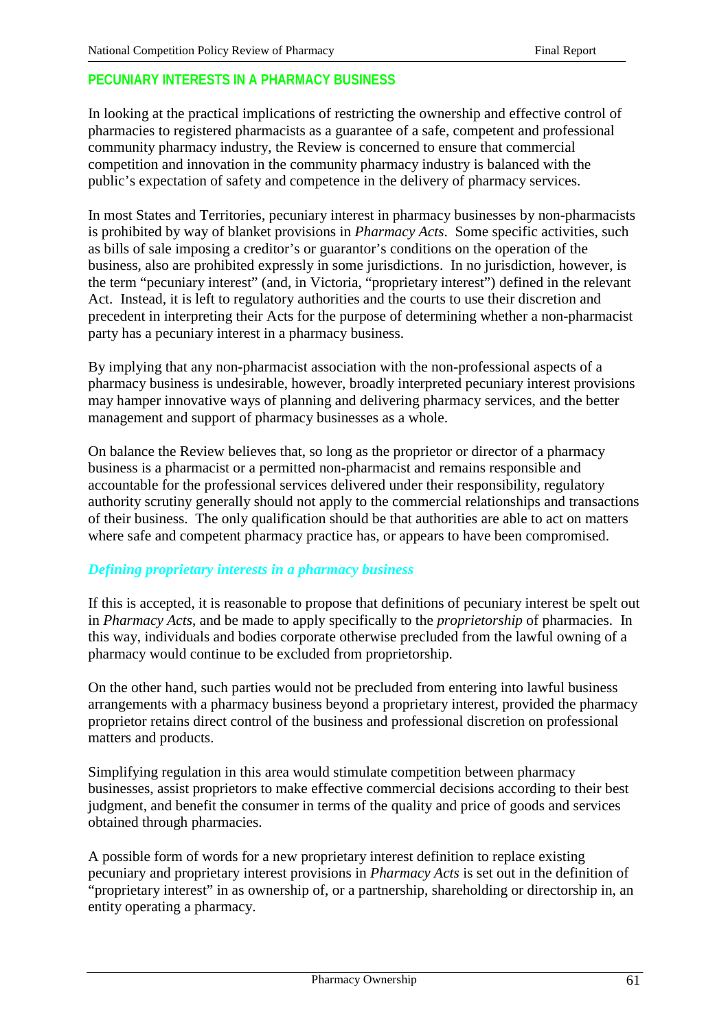## PECUNIARY INTERESTS IN A PHARMACY BUSINESS

In looking at the practical implications of restricting the ownership and effective control of pharmacies to registered pharmacists as a guarantee of a safe, competent and professional community pharmacy industry, the Review is concerned to ensure that commercial competition and innovation in the community pharmacy industry is balanced with the public's expectation of safety and competence in the delivery of pharmacy services.

In most States and Territories, pecuniary interest in pharmacy businesses by non-pharmacists is prohibited by way of blanket provisions in *Pharmacy Acts*. Some specific activities, such as bills of sale imposing a creditor's or guarantor's conditions on the operation of the business, also are prohibited expressly in some jurisdictions. In no jurisdiction, however, is the term "pecuniary interest" (and, in Victoria, "proprietary interest") defined in the relevant Act. Instead, it is left to regulatory authorities and the courts to use their discretion and precedent in interpreting their Acts for the purpose of determining whether a non-pharmacist party has a pecuniary interest in a pharmacy business.

By implying that any non-pharmacist association with the non-professional aspects of a pharmacy business is undesirable, however, broadly interpreted pecuniary interest provisions may hamper innovative ways of planning and delivering pharmacy services, and the better management and support of pharmacy businesses as a whole.

On balance the Review believes that, so long as the proprietor or director of a pharmacy business is a pharmacist or a permitted non-pharmacist and remains responsible and accountable for the professional services delivered under their responsibility, regulatory authority scrutiny generally should not apply to the commercial relationships and transactions of their business. The only qualification should be that authorities are able to act on matters where safe and competent pharmacy practice has, or appears to have been compromised.

### *Defining proprietary interests in a pharmacy business*

If this is accepted, it is reasonable to propose that definitions of pecuniary interest be spelt out in *Pharmacy Acts*, and be made to apply specifically to the *proprietorship* of pharmacies. In this way, individuals and bodies corporate otherwise precluded from the lawful owning of a pharmacy would continue to be excluded from proprietorship.

On the other hand, such parties would not be precluded from entering into lawful business arrangements with a pharmacy business beyond a proprietary interest, provided the pharmacy proprietor retains direct control of the business and professional discretion on professional matters and products.

Simplifying regulation in this area would stimulate competition between pharmacy businesses, assist proprietors to make effective commercial decisions according to their best judgment, and benefit the consumer in terms of the quality and price of goods and services obtained through pharmacies.

A possible form of words for a new proprietary interest definition to replace existing pecuniary and proprietary interest provisions in *Pharmacy Acts* is set out in the definition of "proprietary interest" in as ownership of, or a partnership, shareholding or directorship in, an entity operating a pharmacy.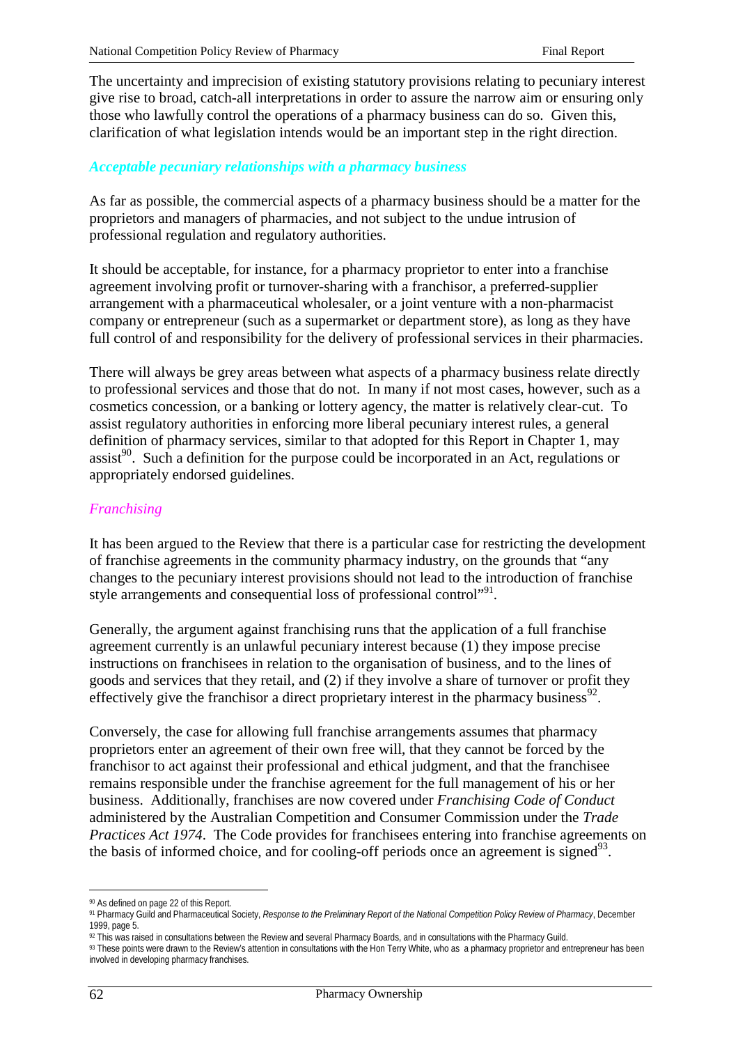The uncertainty and imprecision of existing statutory provisions relating to pecuniary interest give rise to broad, catch-all interpretations in order to assure the narrow aim or ensuring only those who lawfully control the operations of a pharmacy business can do so. Given this, clarification of what legislation intends would be an important step in the right direction.

### *Acceptable pecuniary relationships with a pharmacy business*

As far as possible, the commercial aspects of a pharmacy business should be a matter for the proprietors and managers of pharmacies, and not subject to the undue intrusion of professional regulation and regulatory authorities.

It should be acceptable, for instance, for a pharmacy proprietor to enter into a franchise agreement involving profit or turnover-sharing with a franchisor, a preferred-supplier arrangement with a pharmaceutical wholesaler, or a joint venture with a non-pharmacist company or entrepreneur (such as a supermarket or department store), as long as they have full control of and responsibility for the delivery of professional services in their pharmacies.

There will always be grey areas between what aspects of a pharmacy business relate directly to professional services and those that do not. In many if not most cases, however, such as a cosmetics concession, or a banking or lottery agency, the matter is relatively clear-cut. To assist regulatory authorities in enforcing more liberal pecuniary interest rules, a general definition of pharmacy services, similar to that adopted for this Report in Chapter 1, may assist[90]. Such a definition for the purpose could be incorporated in an Act, regulations or appropriately endorsed guidelines.

#### *Franchising*

It has been argued to the Review that there is a particular case for restricting the development of franchise agreements in the community pharmacy industry, on the grounds that "any changes to the pecuniary interest provisions should not lead to the introduction of franchise style arrangements and consequential loss of professional control"[91].

Generally, the argument against franchising runs that the application of a full franchise agreement currently is an unlawful pecuniary interest because (1) they impose precise instructions on franchisees in relation to the organisation of business, and to the lines of goods and services that they retail, and (2) if they involve a share of turnover or profit they effectively give the franchisor a direct proprietary interest in the pharmacy business[92].

Conversely, the case for allowing full franchise arrangements assumes that pharmacy proprietors enter an agreement of their own free will, that they cannot be forced by the franchisor to act against their professional and ethical judgment, and that the franchisee remains responsible under the franchise agreement for the full management of his or her business. Additionally, franchises are now covered under *Franchising Code of Conduct* administered by the Australian Competition and Consumer Commission under the *Trade Practices Act 1974*. The Code provides for franchisees entering into franchise agreements on the basis of informed choice, and for cooling-off periods once an agreement is signed[93].

---

[90] As defined on page 22 of this Report.

[91] Pharmacy Guild and Pharmaceutical Society, *Response to the Preliminary Report of the National Competition Policy Review of Pharmacy*, December 1999, page 5.

[92] This was raised in consultations between the Review and several Pharmacy Boards, and in consultations with the Pharmacy Guild.

[93] These points were drawn to the Review's attention in consultations with the Hon Terry White, who as a pharmacy proprietor and entrepreneur has been involved in developing pharmacy franchises.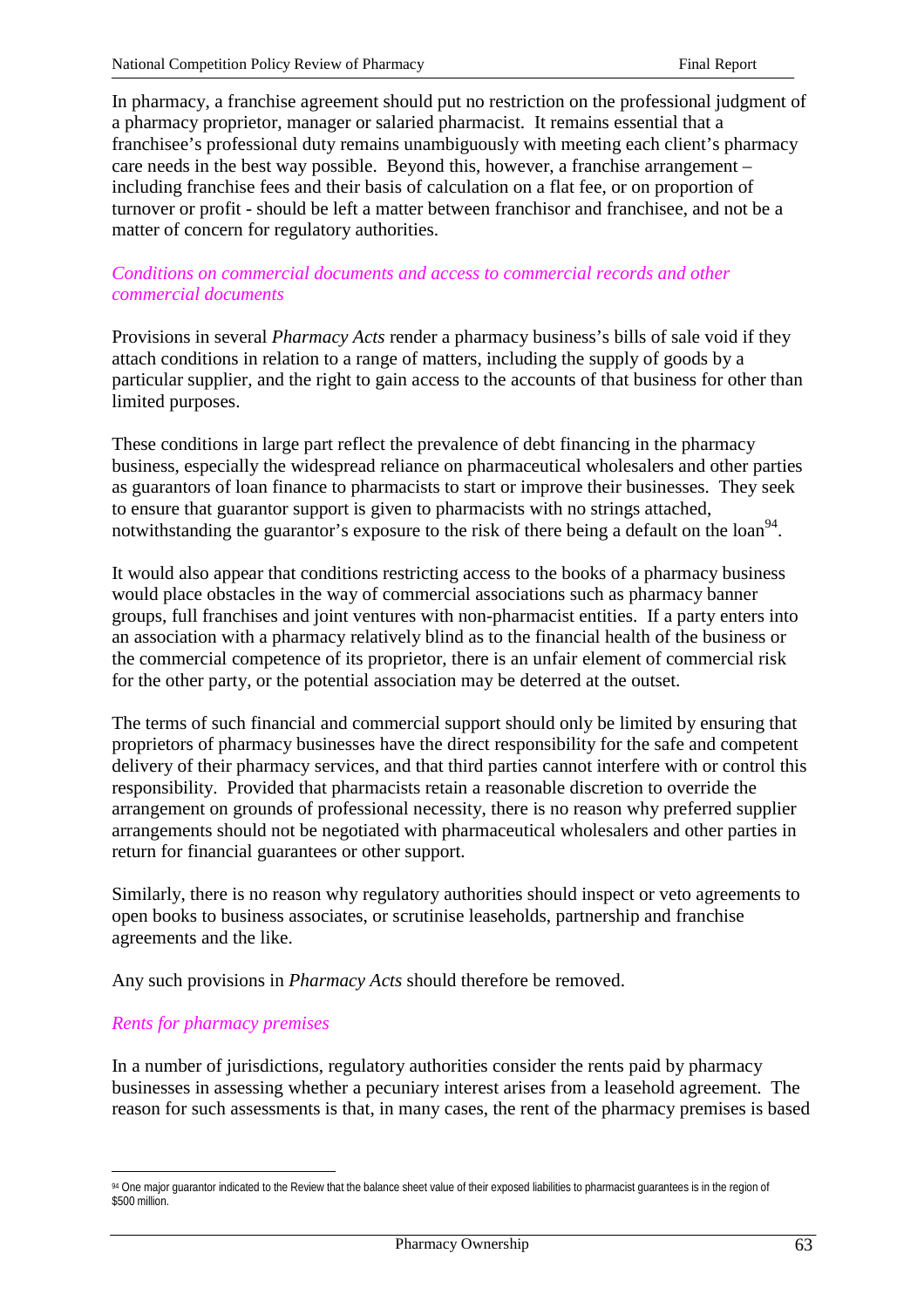In pharmacy, a franchise agreement should put no restriction on the professional judgment of a pharmacy proprietor, manager or salaried pharmacist. It remains essential that a franchisee's professional duty remains unambiguously with meeting each client's pharmacy care needs in the best way possible. Beyond this, however, a franchise arrangement – including franchise fees and their basis of calculation on a flat fee, or on proportion of turnover or profit - should be left a matter between franchisor and franchisee, and not be a matter of concern for regulatory authorities.

*Conditions on commercial documents and access to commercial records and other commercial documents*

Provisions in several *Pharmacy Acts* render a pharmacy business's bills of sale void if they attach conditions in relation to a range of matters, including the supply of goods by a particular supplier, and the right to gain access to the accounts of that business for other than limited purposes.

These conditions in large part reflect the prevalence of debt financing in the pharmacy business, especially the widespread reliance on pharmaceutical wholesalers and other parties as guarantors of loan finance to pharmacists to start or improve their businesses. They seek to ensure that guarantor support is given to pharmacists with no strings attached, notwithstanding the guarantor's exposure to the risk of there being a default on the loan[94].

It would also appear that conditions restricting access to the books of a pharmacy business would place obstacles in the way of commercial associations such as pharmacy banner groups, full franchises and joint ventures with non-pharmacist entities. If a party enters into an association with a pharmacy relatively blind as to the financial health of the business or the commercial competence of its proprietor, there is an unfair element of commercial risk for the other party, or the potential association may be deterred at the outset.

The terms of such financial and commercial support should only be limited by ensuring that proprietors of pharmacy businesses have the direct responsibility for the safe and competent delivery of their pharmacy services, and that third parties cannot interfere with or control this responsibility. Provided that pharmacists retain a reasonable discretion to override the arrangement on grounds of professional necessity, there is no reason why preferred supplier arrangements should not be negotiated with pharmaceutical wholesalers and other parties in return for financial guarantees or other support.

Similarly, there is no reason why regulatory authorities should inspect or veto agreements to open books to business associates, or scrutinise leaseholds, partnership and franchise agreements and the like.

Any such provisions in *Pharmacy Acts* should therefore be removed.

*Rents for pharmacy premises*

In a number of jurisdictions, regulatory authorities consider the rents paid by pharmacy businesses in assessing whether a pecuniary interest arises from a leasehold agreement. The reason for such assessments is that, in many cases, the rent of the pharmacy premises is based

[94] One major guarantor indicated to the Review that the balance sheet value of their exposed liabilities to pharmacist guarantees is in the region of $500 million.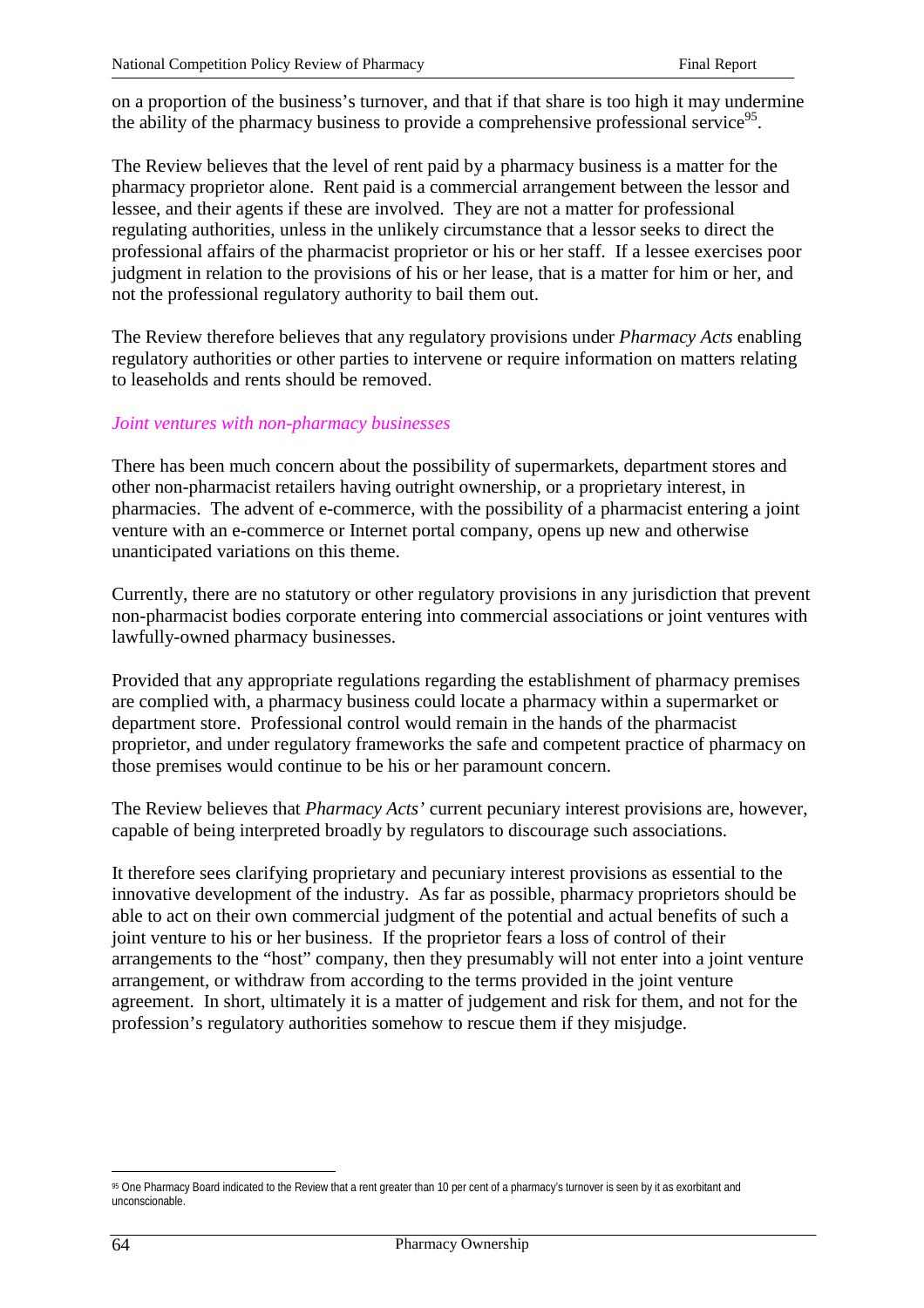on a proportion of the business's turnover, and that if that share is too high it may undermine the ability of the pharmacy business to provide a comprehensive professional service[95].

The Review believes that the level of rent paid by a pharmacy business is a matter for the pharmacy proprietor alone. Rent paid is a commercial arrangement between the lessor and lessee, and their agents if these are involved. They are not a matter for professional regulating authorities, unless in the unlikely circumstance that a lessor seeks to direct the professional affairs of the pharmacist proprietor or his or her staff. If a lessee exercises poor judgment in relation to the provisions of his or her lease, that is a matter for him or her, and not the professional regulatory authority to bail them out.

The Review therefore believes that any regulatory provisions under *Pharmacy Acts* enabling regulatory authorities or other parties to intervene or require information on matters relating to leaseholds and rents should be removed.

### *Joint ventures with non-pharmacy businesses*

There has been much concern about the possibility of supermarkets, department stores and other non-pharmacist retailers having outright ownership, or a proprietary interest, in pharmacies. The advent of e-commerce, with the possibility of a pharmacist entering a joint venture with an e-commerce or Internet portal company, opens up new and otherwise unanticipated variations on this theme.

Currently, there are no statutory or other regulatory provisions in any jurisdiction that prevent non-pharmacist bodies corporate entering into commercial associations or joint ventures with lawfully-owned pharmacy businesses.

Provided that any appropriate regulations regarding the establishment of pharmacy premises are complied with, a pharmacy business could locate a pharmacy within a supermarket or department store. Professional control would remain in the hands of the pharmacist proprietor, and under regulatory frameworks the safe and competent practice of pharmacy on those premises would continue to be his or her paramount concern.

The Review believes that *Pharmacy Acts'* current pecuniary interest provisions are, however, capable of being interpreted broadly by regulators to discourage such associations.

It therefore sees clarifying proprietary and pecuniary interest provisions as essential to the innovative development of the industry. As far as possible, pharmacy proprietors should be able to act on their own commercial judgment of the potential and actual benefits of such a joint venture to his or her business. If the proprietor fears a loss of control of their arrangements to the "host" company, then they presumably will not enter into a joint venture arrangement, or withdraw from according to the terms provided in the joint venture agreement. In short, ultimately it is a matter of judgement and risk for them, and not for the profession's regulatory authorities somehow to rescue them if they misjudge.

---

[95] One Pharmacy Board indicated to the Review that a rent greater than 10 per cent of a pharmacy's turnover is seen by it as exorbitant and unconscionable.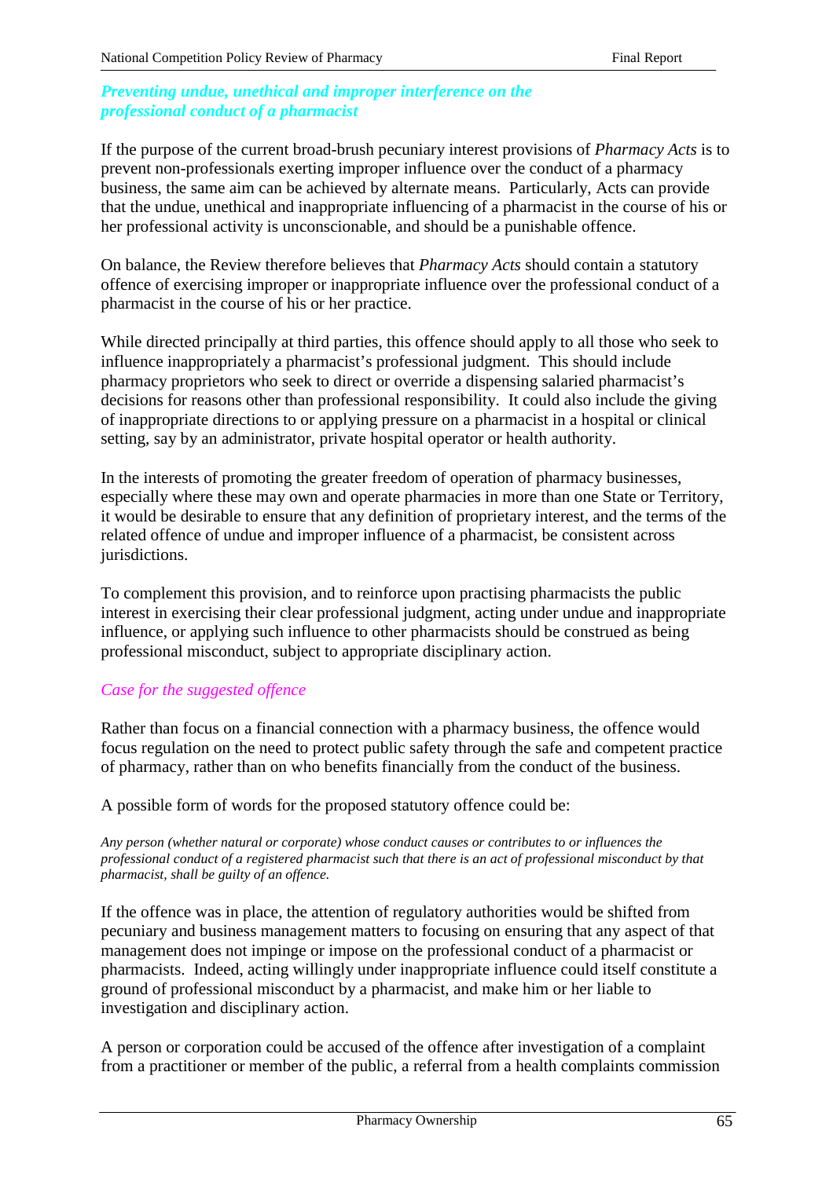### *Preventing undue, unethical and improper interference on the professional conduct of a pharmacist*

If the purpose of the current broad-brush pecuniary interest provisions of *Pharmacy Acts* is to prevent non-professionals exerting improper influence over the conduct of a pharmacy business, the same aim can be achieved by alternate means. Particularly, Acts can provide that the undue, unethical and inappropriate influencing of a pharmacist in the course of his or her professional activity is unconscionable, and should be a punishable offence.

On balance, the Review therefore believes that *Pharmacy Acts* should contain a statutory offence of exercising improper or inappropriate influence over the professional conduct of a pharmacist in the course of his or her practice.

While directed principally at third parties, this offence should apply to all those who seek to influence inappropriately a pharmacist's professional judgment. This should include pharmacy proprietors who seek to direct or override a dispensing salaried pharmacist's decisions for reasons other than professional responsibility. It could also include the giving of inappropriate directions to or applying pressure on a pharmacist in a hospital or clinical setting, say by an administrator, private hospital operator or health authority.

In the interests of promoting the greater freedom of operation of pharmacy businesses, especially where these may own and operate pharmacies in more than one State or Territory, it would be desirable to ensure that any definition of proprietary interest, and the terms of the related offence of undue and improper influence of a pharmacist, be consistent across jurisdictions.

To complement this provision, and to reinforce upon practising pharmacists the public interest in exercising their clear professional judgment, acting under undue and inappropriate influence, or applying such influence to other pharmacists should be construed as being professional misconduct, subject to appropriate disciplinary action.

#### *Case for the suggested offence*

Rather than focus on a financial connection with a pharmacy business, the offence would focus regulation on the need to protect public safety through the safe and competent practice of pharmacy, rather than on who benefits financially from the conduct of the business.

A possible form of words for the proposed statutory offence could be:

*Any person (whether natural or corporate) whose conduct causes or contributes to or influences the professional conduct of a registered pharmacist such that there is an act of professional misconduct by that pharmacist, shall be guilty of an offence.*

If the offence was in place, the attention of regulatory authorities would be shifted from pecuniary and business management matters to focusing on ensuring that any aspect of that management does not impinge or impose on the professional conduct of a pharmacist or pharmacists. Indeed, acting willingly under inappropriate influence could itself constitute a ground of professional misconduct by a pharmacist, and make him or her liable to investigation and disciplinary action.

A person or corporation could be accused of the offence after investigation of a complaint from a practitioner or member of the public, a referral from a health complaints commission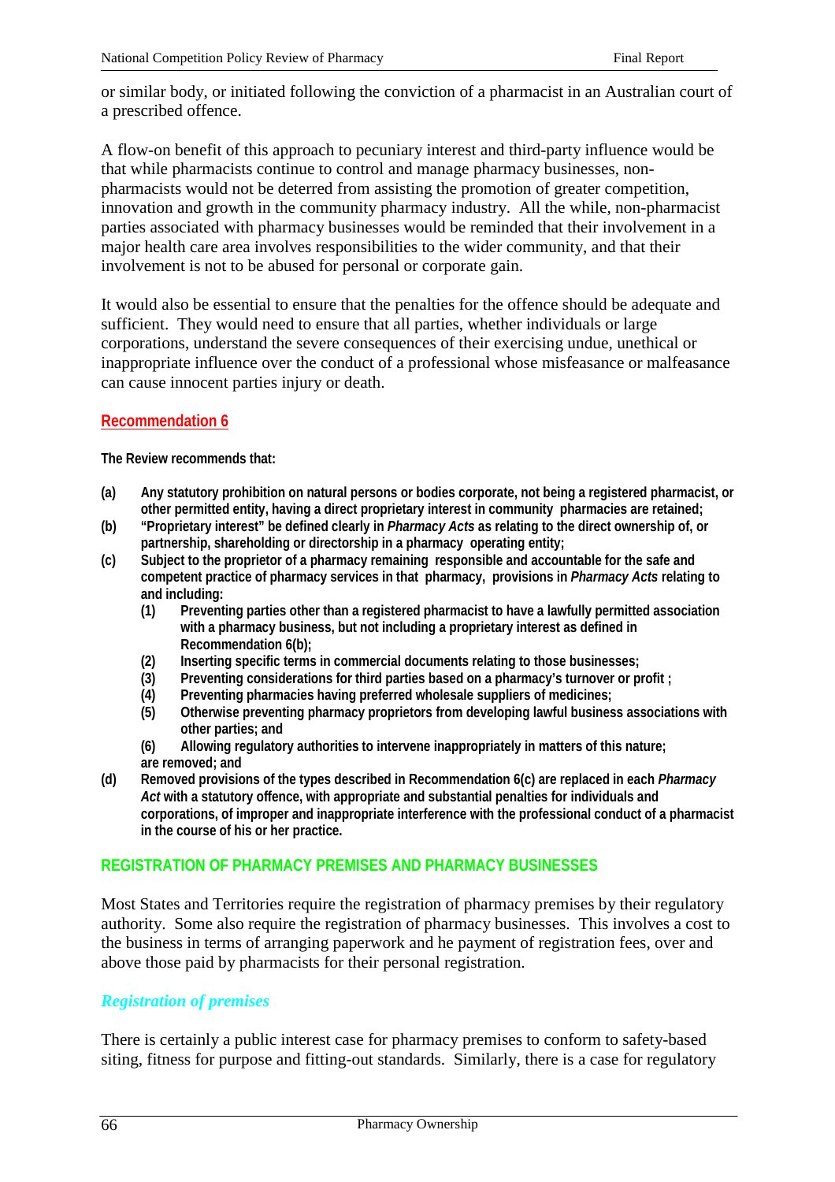or similar body, or initiated following the conviction of a pharmacist in an Australian court of a prescribed offence.

A flow-on benefit of this approach to pecuniary interest and third-party influence would be that while pharmacists continue to control and manage pharmacy businesses, non-pharmacists would not be deterred from assisting the promotion of greater competition, innovation and growth in the community pharmacy industry. All the while, non-pharmacist parties associated with pharmacy businesses would be reminded that their involvement in a major health care area involves responsibilities to the wider community, and that their involvement is not to be abused for personal or corporate gain.

It would also be essential to ensure that the penalties for the offence should be adequate and sufficient. They would need to ensure that all parties, whether individuals or large corporations, understand the severe consequences of their exercising undue, unethical or inappropriate influence over the conduct of a professional whose misfeasance or malfeasance can cause innocent parties injury or death.

### Recommendation 6

**The Review recommends that:**

**(a)** **Any statutory prohibition on natural persons or bodies corporate, not being a registered pharmacist, or other permitted entity, having a direct proprietary interest in community pharmacies are retained;**

**(b)** **"Proprietary interest" be defined clearly in *Pharmacy Acts* as relating to the direct ownership of, or partnership, shareholding or directorship in a pharmacy operating entity;**

**(c)** **Subject to the proprietor of a pharmacy remaining responsible and accountable for the safe and competent practice of pharmacy services in that pharmacy, provisions in *Pharmacy Acts* relating to and including:**

- **(1)** **Preventing parties other than a registered pharmacist to have a lawfully permitted association with a pharmacy business, but not including a proprietary interest as defined in Recommendation 6(b);**
- **(2)** **Inserting specific terms in commercial documents relating to those businesses;**
- **(3)** **Preventing considerations for third parties based on a pharmacy's turnover or profit ;**
- **(4)** **Preventing pharmacies having preferred wholesale suppliers of medicines;**
- **(5)** **Otherwise preventing pharmacy proprietors from developing lawful business associations with other parties; and**
- **(6)** **Allowing regulatory authorities to intervene inappropriately in matters of this nature;**

**are removed; and**

**(d)** **Removed provisions of the types described in Recommendation 6(c) are replaced in each *Pharmacy Act* with a statutory offence, with appropriate and substantial penalties for individuals and corporations, of improper and inappropriate interference with the professional conduct of a pharmacist in the course of his or her practice.**

## REGISTRATION OF PHARMACY PREMISES AND PHARMACY BUSINESSES

Most States and Territories require the registration of pharmacy premises by their regulatory authority. Some also require the registration of pharmacy businesses. This involves a cost to the business in terms of arranging paperwork and he payment of registration fees, over and above those paid by pharmacists for their personal registration.

### *Registration of premises*

There is certainly a public interest case for pharmacy premises to conform to safety-based siting, fitness for purpose and fitting-out standards. Similarly, there is a case for regulatory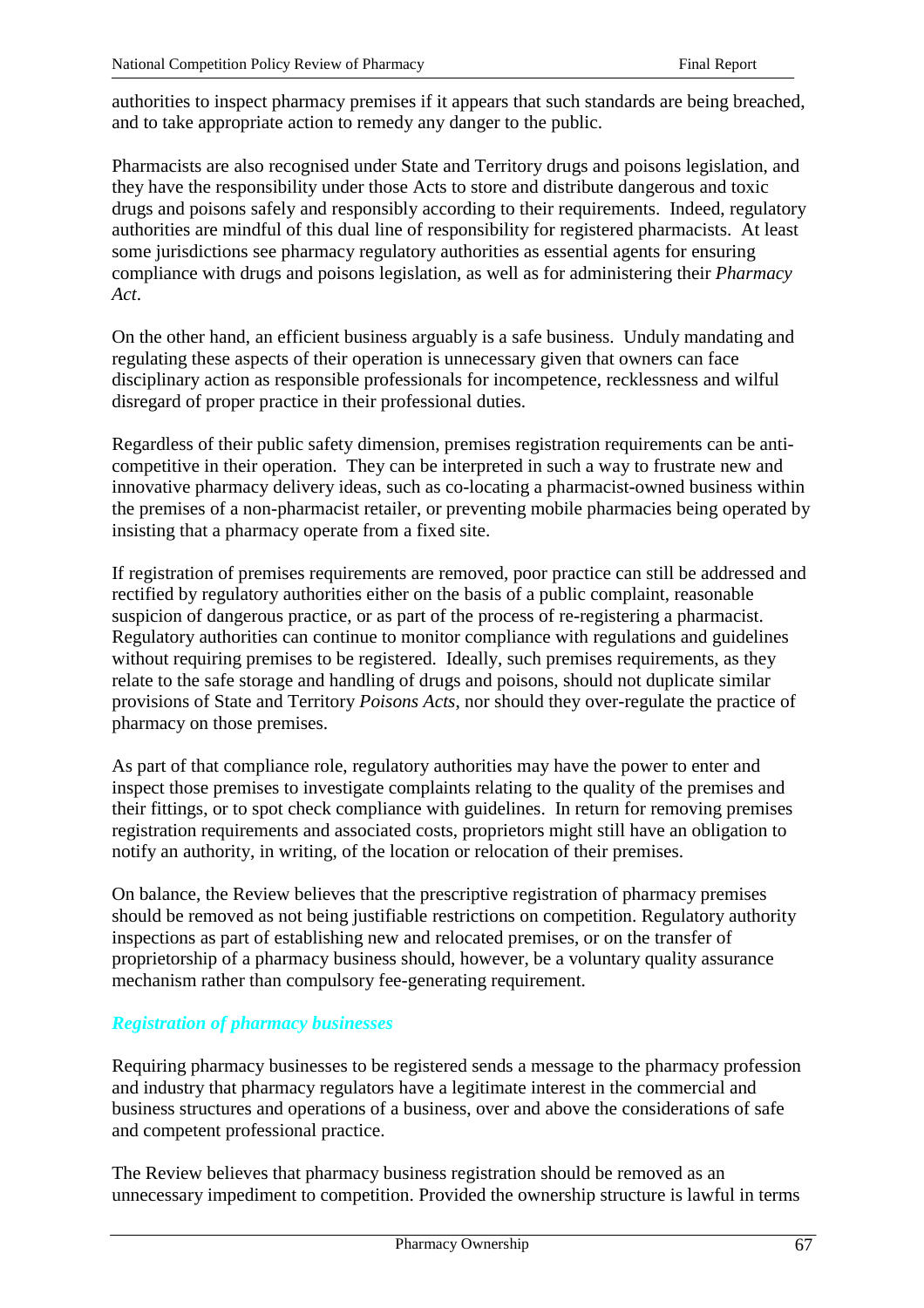authorities to inspect pharmacy premises if it appears that such standards are being breached, and to take appropriate action to remedy any danger to the public.

Pharmacists are also recognised under State and Territory drugs and poisons legislation, and they have the responsibility under those Acts to store and distribute dangerous and toxic drugs and poisons safely and responsibly according to their requirements. Indeed, regulatory authorities are mindful of this dual line of responsibility for registered pharmacists. At least some jurisdictions see pharmacy regulatory authorities as essential agents for ensuring compliance with drugs and poisons legislation, as well as for administering their *Pharmacy Act*.

On the other hand, an efficient business arguably is a safe business. Unduly mandating and regulating these aspects of their operation is unnecessary given that owners can face disciplinary action as responsible professionals for incompetence, recklessness and wilful disregard of proper practice in their professional duties.

Regardless of their public safety dimension, premises registration requirements can be anti-competitive in their operation. They can be interpreted in such a way to frustrate new and innovative pharmacy delivery ideas, such as co-locating a pharmacist-owned business within the premises of a non-pharmacist retailer, or preventing mobile pharmacies being operated by insisting that a pharmacy operate from a fixed site.

If registration of premises requirements are removed, poor practice can still be addressed and rectified by regulatory authorities either on the basis of a public complaint, reasonable suspicion of dangerous practice, or as part of the process of re-registering a pharmacist. Regulatory authorities can continue to monitor compliance with regulations and guidelines without requiring premises to be registered. Ideally, such premises requirements, as they relate to the safe storage and handling of drugs and poisons, should not duplicate similar provisions of State and Territory *Poisons Acts*, nor should they over-regulate the practice of pharmacy on those premises.

As part of that compliance role, regulatory authorities may have the power to enter and inspect those premises to investigate complaints relating to the quality of the premises and their fittings, or to spot check compliance with guidelines. In return for removing premises registration requirements and associated costs, proprietors might still have an obligation to notify an authority, in writing, of the location or relocation of their premises.

On balance, the Review believes that the prescriptive registration of pharmacy premises should be removed as not being justifiable restrictions on competition. Regulatory authority inspections as part of establishing new and relocated premises, or on the transfer of proprietorship of a pharmacy business should, however, be a voluntary quality assurance mechanism rather than compulsory fee-generating requirement.

### *Registration of pharmacy businesses*

Requiring pharmacy businesses to be registered sends a message to the pharmacy profession and industry that pharmacy regulators have a legitimate interest in the commercial and business structures and operations of a business, over and above the considerations of safe and competent professional practice.

The Review believes that pharmacy business registration should be removed as an unnecessary impediment to competition. Provided the ownership structure is lawful in terms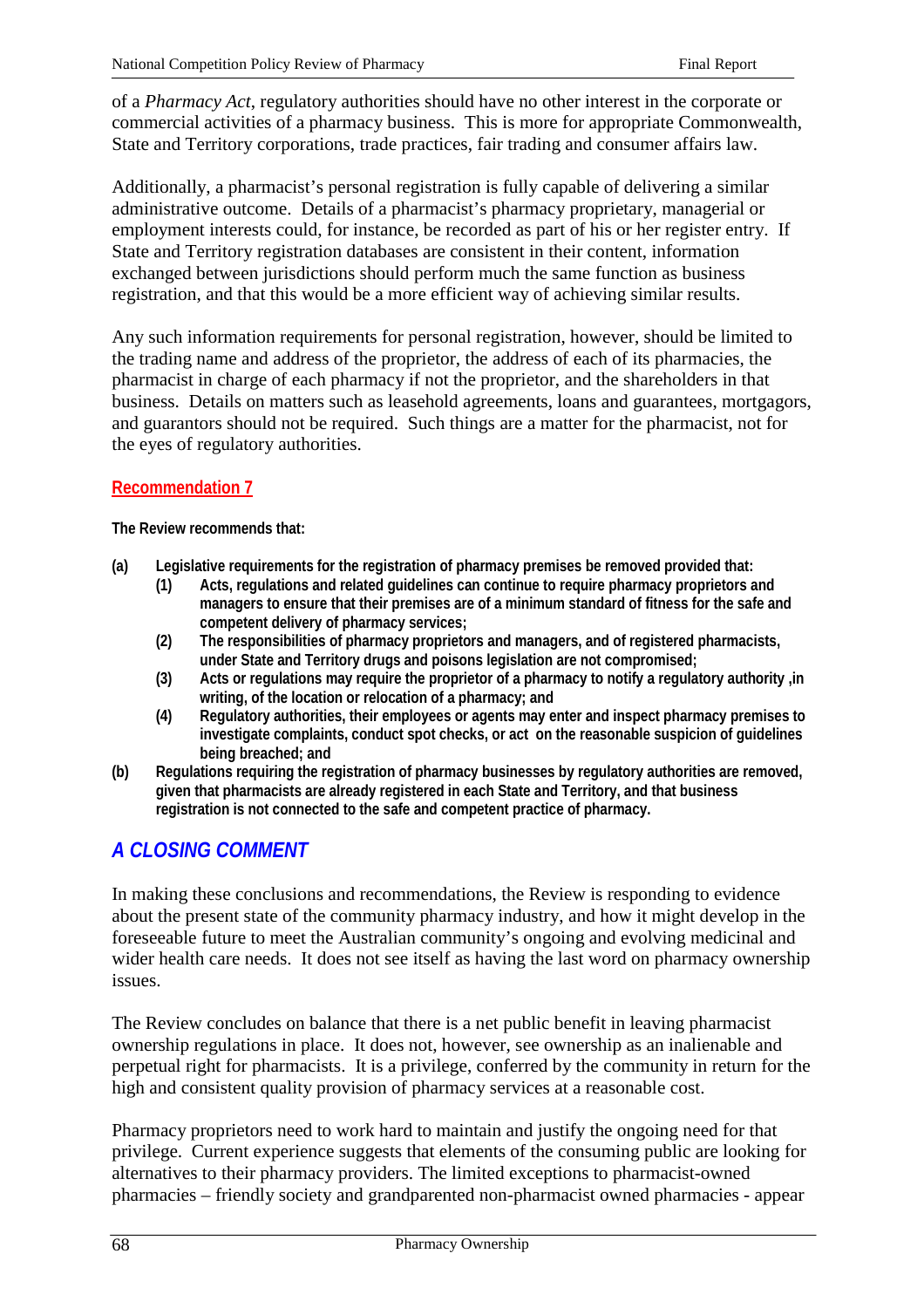of a *Pharmacy Act*, regulatory authorities should have no other interest in the corporate or commercial activities of a pharmacy business. This is more for appropriate Commonwealth, State and Territory corporations, trade practices, fair trading and consumer affairs law.

Additionally, a pharmacist's personal registration is fully capable of delivering a similar administrative outcome. Details of a pharmacist's pharmacy proprietary, managerial or employment interests could, for instance, be recorded as part of his or her register entry. If State and Territory registration databases are consistent in their content, information exchanged between jurisdictions should perform much the same function as business registration, and that this would be a more efficient way of achieving similar results.

Any such information requirements for personal registration, however, should be limited to the trading name and address of the proprietor, the address of each of its pharmacies, the pharmacist in charge of each pharmacy if not the proprietor, and the shareholders in that business. Details on matters such as leasehold agreements, loans and guarantees, mortgagors, and guarantors should not be required. Such things are a matter for the pharmacist, not for the eyes of regulatory authorities.

**Recommendation 7**

**The Review recommends that:**

**(a) Legislative requirements for the registration of pharmacy premises be removed provided that:**
  - **(1) Acts, regulations and related guidelines can continue to require pharmacy proprietors and managers to ensure that their premises are of a minimum standard of fitness for the safe and competent delivery of pharmacy services;**
  - **(2) The responsibilities of pharmacy proprietors and managers, and of registered pharmacists, under State and Territory drugs and poisons legislation are not compromised;**
  - **(3) Acts or regulations may require the proprietor of a pharmacy to notify a regulatory authority ,in writing, of the location or relocation of a pharmacy; and**
  - **(4) Regulatory authorities, their employees or agents may enter and inspect pharmacy premises to investigate complaints, conduct spot checks, or act on the reasonable suspicion of guidelines being breached; and**

**(b) Regulations requiring the registration of pharmacy businesses by regulatory authorities are removed, given that pharmacists are already registered in each State and Territory, and that business registration is not connected to the safe and competent practice of pharmacy.**

## *A CLOSING COMMENT*

In making these conclusions and recommendations, the Review is responding to evidence about the present state of the community pharmacy industry, and how it might develop in the foreseeable future to meet the Australian community's ongoing and evolving medicinal and wider health care needs. It does not see itself as having the last word on pharmacy ownership issues.

The Review concludes on balance that there is a net public benefit in leaving pharmacist ownership regulations in place. It does not, however, see ownership as an inalienable and perpetual right for pharmacists. It is a privilege, conferred by the community in return for the high and consistent quality provision of pharmacy services at a reasonable cost.

Pharmacy proprietors need to work hard to maintain and justify the ongoing need for that privilege. Current experience suggests that elements of the consuming public are looking for alternatives to their pharmacy providers. The limited exceptions to pharmacist-owned pharmacies – friendly society and grandparented non-pharmacist owned pharmacies - appear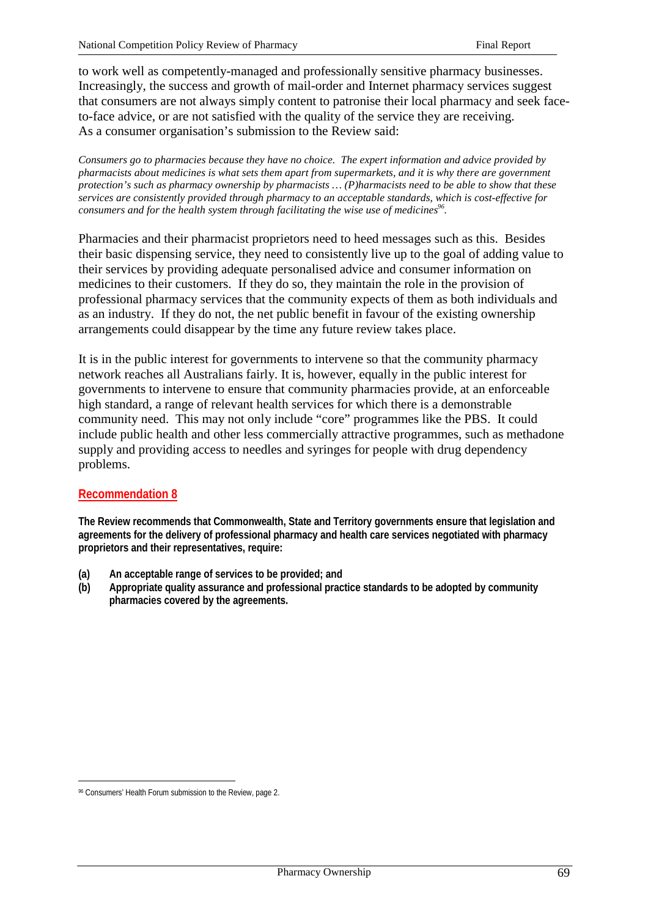to work well as competently-managed and professionally sensitive pharmacy businesses. Increasingly, the success and growth of mail-order and Internet pharmacy services suggest that consumers are not always simply content to patronise their local pharmacy and seek face-to-face advice, or are not satisfied with the quality of the service they are receiving. As a consumer organisation's submission to the Review said:

*Consumers go to pharmacies because they have no choice. The expert information and advice provided by pharmacists about medicines is what sets them apart from supermarkets, and it is why there are government protection's such as pharmacy ownership by pharmacists … (P)harmacists need to be able to show that these services are consistently provided through pharmacy to an acceptable standards, which is cost-effective for consumers and for the health system through facilitating the wise use of medicines[96].*

Pharmacies and their pharmacist proprietors need to heed messages such as this. Besides their basic dispensing service, they need to consistently live up to the goal of adding value to their services by providing adequate personalised advice and consumer information on medicines to their customers. If they do so, they maintain the role in the provision of professional pharmacy services that the community expects of them as both individuals and as an industry. If they do not, the net public benefit in favour of the existing ownership arrangements could disappear by the time any future review takes place.

It is in the public interest for governments to intervene so that the community pharmacy network reaches all Australians fairly. It is, however, equally in the public interest for governments to intervene to ensure that community pharmacies provide, at an enforceable high standard, a range of relevant health services for which there is a demonstrable community need. This may not only include "core" programmes like the PBS. It could include public health and other less commercially attractive programmes, such as methadone supply and providing access to needles and syringes for people with drug dependency problems.

## Recommendation 8

**The Review recommends that Commonwealth, State and Territory governments ensure that legislation and agreements for the delivery of professional pharmacy and health care services negotiated with pharmacy proprietors and their representatives, require:**

- **(a) An acceptable range of services to be provided; and**
- **(b) Appropriate quality assurance and professional practice standards to be adopted by community pharmacies covered by the agreements.**

---

[96] Consumers' Health Forum submission to the Review, page 2.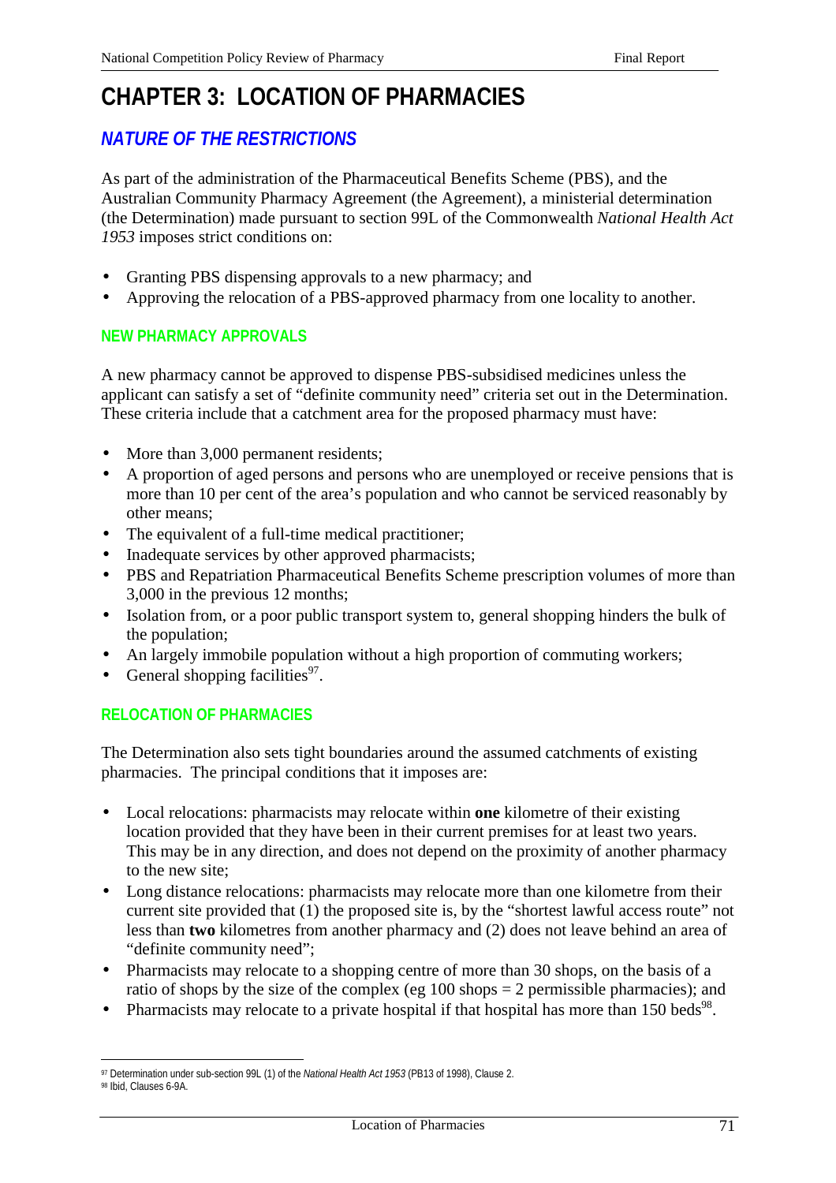# CHAPTER 3: LOCATION OF PHARMACIES

## NATURE OF THE RESTRICTIONS

As part of the administration of the Pharmaceutical Benefits Scheme (PBS), and the Australian Community Pharmacy Agreement (the Agreement), a ministerial determination (the Determination) made pursuant to section 99L of the Commonwealth *National Health Act 1953* imposes strict conditions on:

- Granting PBS dispensing approvals to a new pharmacy; and
- Approving the relocation of a PBS-approved pharmacy from one locality to another.

### NEW PHARMACY APPROVALS

A new pharmacy cannot be approved to dispense PBS-subsidised medicines unless the applicant can satisfy a set of "definite community need" criteria set out in the Determination. These criteria include that a catchment area for the proposed pharmacy must have:

- More than 3,000 permanent residents;
- A proportion of aged persons and persons who are unemployed or receive pensions that is more than 10 per cent of the area's population and who cannot be serviced reasonably by other means;
- The equivalent of a full-time medical practitioner;
- Inadequate services by other approved pharmacists;
- PBS and Repatriation Pharmaceutical Benefits Scheme prescription volumes of more than 3,000 in the previous 12 months;
- Isolation from, or a poor public transport system to, general shopping hinders the bulk of the population;
- An largely immobile population without a high proportion of commuting workers;
- General shopping facilities[97].

### RELOCATION OF PHARMACIES

The Determination also sets tight boundaries around the assumed catchments of existing pharmacies. The principal conditions that it imposes are:

- Local relocations: pharmacists may relocate within **one** kilometre of their existing location provided that they have been in their current premises for at least two years. This may be in any direction, and does not depend on the proximity of another pharmacy to the new site;
- Long distance relocations: pharmacists may relocate more than one kilometre from their current site provided that (1) the proposed site is, by the "shortest lawful access route" not less than **two** kilometres from another pharmacy and (2) does not leave behind an area of "definite community need";
- Pharmacists may relocate to a shopping centre of more than 30 shops, on the basis of a ratio of shops by the size of the complex (eg 100 shops = 2 permissible pharmacies); and
- Pharmacists may relocate to a private hospital if that hospital has more than 150 beds[98].

---

[97] Determination under sub-section 99L (1) of the *National Health Act 1953* (PB13 of 1998), Clause 2.

[98] Ibid, Clauses 6-9A.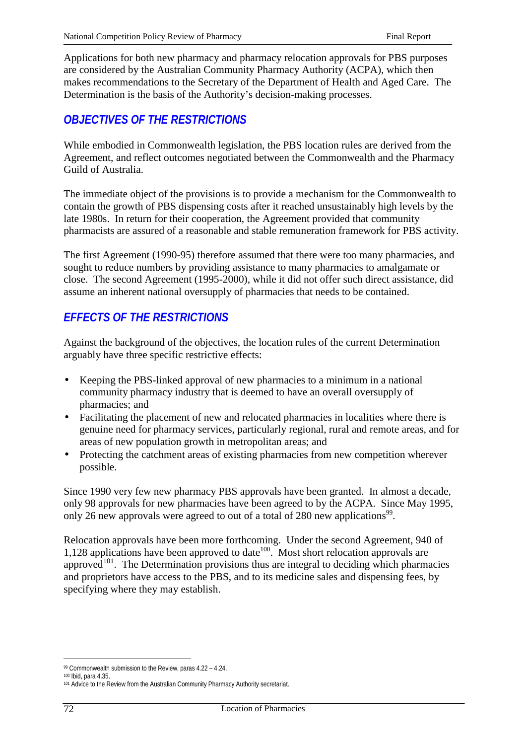Applications for both new pharmacy and pharmacy relocation approvals for PBS purposes are considered by the Australian Community Pharmacy Authority (ACPA), which then makes recommendations to the Secretary of the Department of Health and Aged Care. The Determination is the basis of the Authority's decision-making processes.

## OBJECTIVES OF THE RESTRICTIONS

While embodied in Commonwealth legislation, the PBS location rules are derived from the Agreement, and reflect outcomes negotiated between the Commonwealth and the Pharmacy Guild of Australia.

The immediate object of the provisions is to provide a mechanism for the Commonwealth to contain the growth of PBS dispensing costs after it reached unsustainably high levels by the late 1980s. In return for their cooperation, the Agreement provided that community pharmacists are assured of a reasonable and stable remuneration framework for PBS activity.

The first Agreement (1990-95) therefore assumed that there were too many pharmacies, and sought to reduce numbers by providing assistance to many pharmacies to amalgamate or close. The second Agreement (1995-2000), while it did not offer such direct assistance, did assume an inherent national oversupply of pharmacies that needs to be contained.

## EFFECTS OF THE RESTRICTIONS

Against the background of the objectives, the location rules of the current Determination arguably have three specific restrictive effects:

- Keeping the PBS-linked approval of new pharmacies to a minimum in a national community pharmacy industry that is deemed to have an overall oversupply of pharmacies; and
- Facilitating the placement of new and relocated pharmacies in localities where there is genuine need for pharmacy services, particularly regional, rural and remote areas, and for areas of new population growth in metropolitan areas; and
- Protecting the catchment areas of existing pharmacies from new competition wherever possible.

Since 1990 very few new pharmacy PBS approvals have been granted. In almost a decade, only 98 approvals for new pharmacies have been agreed to by the ACPA. Since May 1995, only 26 new approvals were agreed to out of a total of 280 new applications[99].

Relocation approvals have been more forthcoming. Under the second Agreement, 940 of 1,128 applications have been approved to date[100]. Most short relocation approvals are approved[101]. The Determination provisions thus are integral to deciding which pharmacies and proprietors have access to the PBS, and to its medicine sales and dispensing fees, by specifying where they may establish.

---

[99] Commonwealth submission to the Review, paras 4.22 – 4.24.

[100] Ibid, para 4.35.

[101] Advice to the Review from the Australian Community Pharmacy Authority secretariat.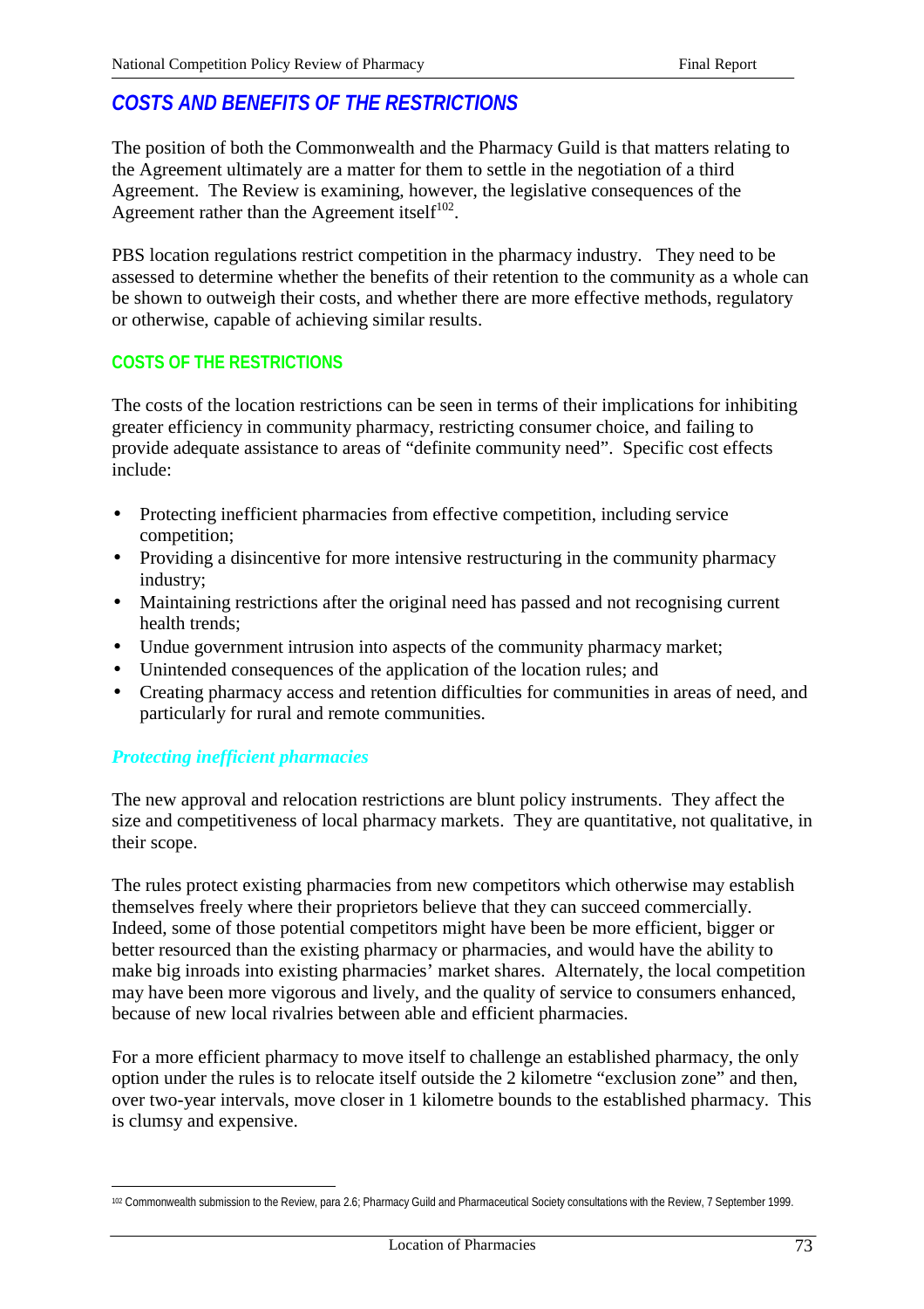## COSTS AND BENEFITS OF THE RESTRICTIONS

The position of both the Commonwealth and the Pharmacy Guild is that matters relating to the Agreement ultimately are a matter for them to settle in the negotiation of a third Agreement. The Review is examining, however, the legislative consequences of the Agreement rather than the Agreement itself[102].

PBS location regulations restrict competition in the pharmacy industry. They need to be assessed to determine whether the benefits of their retention to the community as a whole can be shown to outweigh their costs, and whether there are more effective methods, regulatory or otherwise, capable of achieving similar results.

### COSTS OF THE RESTRICTIONS

The costs of the location restrictions can be seen in terms of their implications for inhibiting greater efficiency in community pharmacy, restricting consumer choice, and failing to provide adequate assistance to areas of "definite community need". Specific cost effects include:

- Protecting inefficient pharmacies from effective competition, including service competition;
- Providing a disincentive for more intensive restructuring in the community pharmacy industry;
- Maintaining restrictions after the original need has passed and not recognising current health trends;
- Undue government intrusion into aspects of the community pharmacy market;
- Unintended consequences of the application of the location rules; and
- Creating pharmacy access and retention difficulties for communities in areas of need, and particularly for rural and remote communities.

#### *Protecting inefficient pharmacies*

The new approval and relocation restrictions are blunt policy instruments. They affect the size and competitiveness of local pharmacy markets. They are quantitative, not qualitative, in their scope.

The rules protect existing pharmacies from new competitors which otherwise may establish themselves freely where their proprietors believe that they can succeed commercially. Indeed, some of those potential competitors might have been be more efficient, bigger or better resourced than the existing pharmacy or pharmacies, and would have the ability to make big inroads into existing pharmacies' market shares. Alternately, the local competition may have been more vigorous and lively, and the quality of service to consumers enhanced, because of new local rivalries between able and efficient pharmacies.

For a more efficient pharmacy to move itself to challenge an established pharmacy, the only option under the rules is to relocate itself outside the 2 kilometre "exclusion zone" and then, over two-year intervals, move closer in 1 kilometre bounds to the established pharmacy. This is clumsy and expensive.

---

[102] Commonwealth submission to the Review, para 2.6; Pharmacy Guild and Pharmaceutical Society consultations with the Review, 7 September 1999.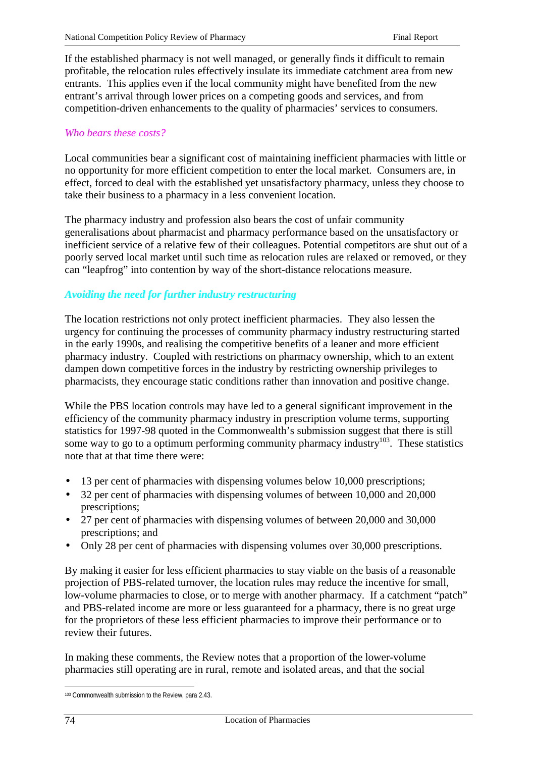If the established pharmacy is not well managed, or generally finds it difficult to remain profitable, the relocation rules effectively insulate its immediate catchment area from new entrants. This applies even if the local community might have benefited from the new entrant's arrival through lower prices on a competing goods and services, and from competition-driven enhancements to the quality of pharmacies' services to consumers.

*Who bears these costs?*

Local communities bear a significant cost of maintaining inefficient pharmacies with little or no opportunity for more efficient competition to enter the local market. Consumers are, in effect, forced to deal with the established yet unsatisfactory pharmacy, unless they choose to take their business to a pharmacy in a less convenient location.

The pharmacy industry and profession also bears the cost of unfair community generalisations about pharmacist and pharmacy performance based on the unsatisfactory or inefficient service of a relative few of their colleagues. Potential competitors are shut out of a poorly served local market until such time as relocation rules are relaxed or removed, or they can "leapfrog" into contention by way of the short-distance relocations measure.

### *Avoiding the need for further industry restructuring*

The location restrictions not only protect inefficient pharmacies. They also lessen the urgency for continuing the processes of community pharmacy industry restructuring started in the early 1990s, and realising the competitive benefits of a leaner and more efficient pharmacy industry. Coupled with restrictions on pharmacy ownership, which to an extent dampen down competitive forces in the industry by restricting ownership privileges to pharmacists, they encourage static conditions rather than innovation and positive change.

While the PBS location controls may have led to a general significant improvement in the efficiency of the community pharmacy industry in prescription volume terms, supporting statistics for 1997-98 quoted in the Commonwealth's submission suggest that there is still some way to go to a optimum performing community pharmacy industry[103]. These statistics note that at that time there were:

- 13 per cent of pharmacies with dispensing volumes below 10,000 prescriptions;
- 32 per cent of pharmacies with dispensing volumes of between 10,000 and 20,000 prescriptions;
- 27 per cent of pharmacies with dispensing volumes of between 20,000 and 30,000 prescriptions; and
- Only 28 per cent of pharmacies with dispensing volumes over 30,000 prescriptions.

By making it easier for less efficient pharmacies to stay viable on the basis of a reasonable projection of PBS-related turnover, the location rules may reduce the incentive for small, low-volume pharmacies to close, or to merge with another pharmacy. If a catchment "patch" and PBS-related income are more or less guaranteed for a pharmacy, there is no great urge for the proprietors of these less efficient pharmacies to improve their performance or to review their futures.

In making these comments, the Review notes that a proportion of the lower-volume pharmacies still operating are in rural, remote and isolated areas, and that the social

[103] Commonwealth submission to the Review, para 2.43.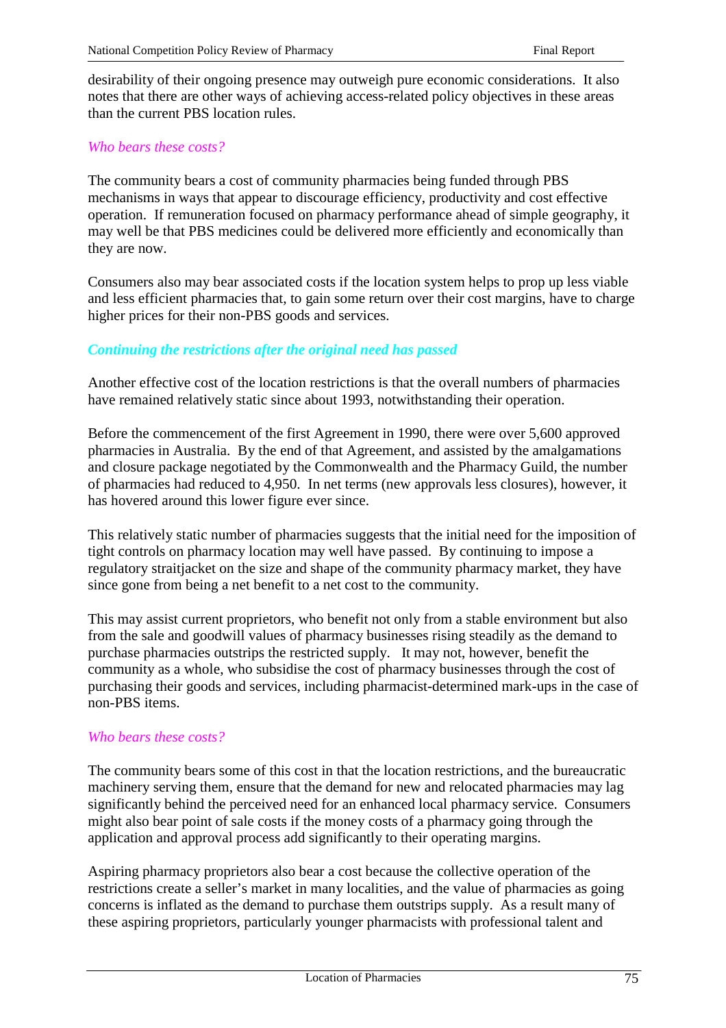desirability of their ongoing presence may outweigh pure economic considerations. It also notes that there are other ways of achieving access-related policy objectives in these areas than the current PBS location rules.

*Who bears these costs?*

The community bears a cost of community pharmacies being funded through PBS mechanisms in ways that appear to discourage efficiency, productivity and cost effective operation. If remuneration focused on pharmacy performance ahead of simple geography, it may well be that PBS medicines could be delivered more efficiently and economically than they are now.

Consumers also may bear associated costs if the location system helps to prop up less viable and less efficient pharmacies that, to gain some return over their cost margins, have to charge higher prices for their non-PBS goods and services.

### *Continuing the restrictions after the original need has passed*

Another effective cost of the location restrictions is that the overall numbers of pharmacies have remained relatively static since about 1993, notwithstanding their operation.

Before the commencement of the first Agreement in 1990, there were over 5,600 approved pharmacies in Australia. By the end of that Agreement, and assisted by the amalgamations and closure package negotiated by the Commonwealth and the Pharmacy Guild, the number of pharmacies had reduced to 4,950. In net terms (new approvals less closures), however, it has hovered around this lower figure ever since.

This relatively static number of pharmacies suggests that the initial need for the imposition of tight controls on pharmacy location may well have passed. By continuing to impose a regulatory straitjacket on the size and shape of the community pharmacy market, they have since gone from being a net benefit to a net cost to the community.

This may assist current proprietors, who benefit not only from a stable environment but also from the sale and goodwill values of pharmacy businesses rising steadily as the demand to purchase pharmacies outstrips the restricted supply. It may not, however, benefit the community as a whole, who subsidise the cost of pharmacy businesses through the cost of purchasing their goods and services, including pharmacist-determined mark-ups in the case of non-PBS items.

*Who bears these costs?*

The community bears some of this cost in that the location restrictions, and the bureaucratic machinery serving them, ensure that the demand for new and relocated pharmacies may lag significantly behind the perceived need for an enhanced local pharmacy service. Consumers might also bear point of sale costs if the money costs of a pharmacy going through the application and approval process add significantly to their operating margins.

Aspiring pharmacy proprietors also bear a cost because the collective operation of the restrictions create a seller's market in many localities, and the value of pharmacies as going concerns is inflated as the demand to purchase them outstrips supply. As a result many of these aspiring proprietors, particularly younger pharmacists with professional talent and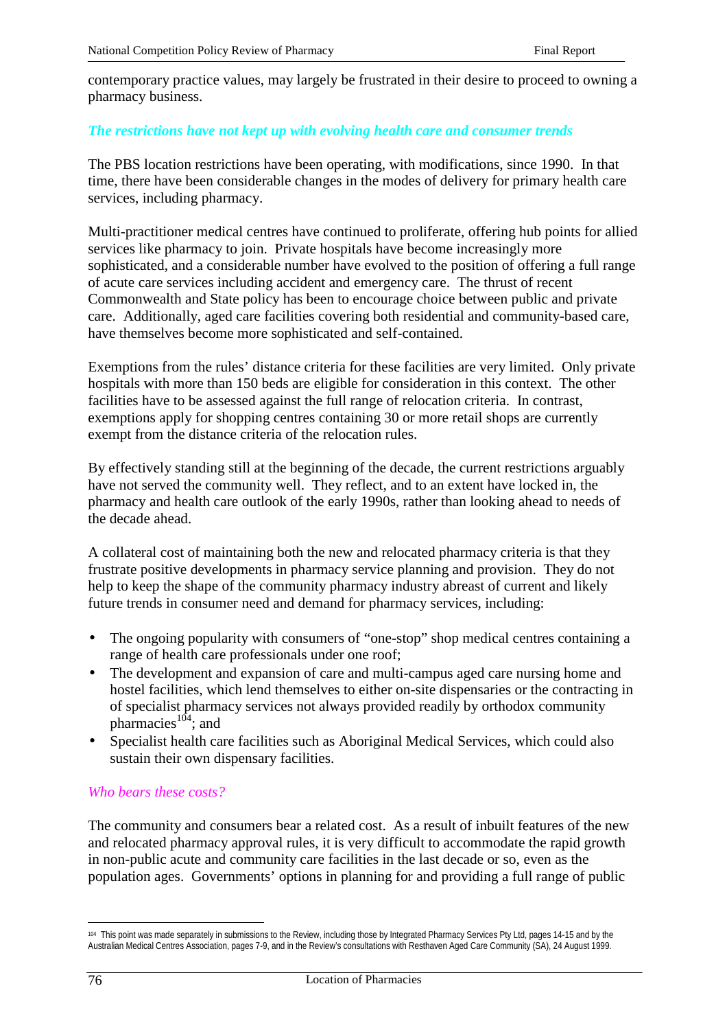contemporary practice values, may largely be frustrated in their desire to proceed to owning a pharmacy business.

### *The restrictions have not kept up with evolving health care and consumer trends*

The PBS location restrictions have been operating, with modifications, since 1990. In that time, there have been considerable changes in the modes of delivery for primary health care services, including pharmacy.

Multi-practitioner medical centres have continued to proliferate, offering hub points for allied services like pharmacy to join. Private hospitals have become increasingly more sophisticated, and a considerable number have evolved to the position of offering a full range of acute care services including accident and emergency care. The thrust of recent Commonwealth and State policy has been to encourage choice between public and private care. Additionally, aged care facilities covering both residential and community-based care, have themselves become more sophisticated and self-contained.

Exemptions from the rules' distance criteria for these facilities are very limited. Only private hospitals with more than 150 beds are eligible for consideration in this context. The other facilities have to be assessed against the full range of relocation criteria. In contrast, exemptions apply for shopping centres containing 30 or more retail shops are currently exempt from the distance criteria of the relocation rules.

By effectively standing still at the beginning of the decade, the current restrictions arguably have not served the community well. They reflect, and to an extent have locked in, the pharmacy and health care outlook of the early 1990s, rather than looking ahead to needs of the decade ahead.

A collateral cost of maintaining both the new and relocated pharmacy criteria is that they frustrate positive developments in pharmacy service planning and provision. They do not help to keep the shape of the community pharmacy industry abreast of current and likely future trends in consumer need and demand for pharmacy services, including:

- The ongoing popularity with consumers of "one-stop" shop medical centres containing a range of health care professionals under one roof;
- The development and expansion of care and multi-campus aged care nursing home and hostel facilities, which lend themselves to either on-site dispensaries or the contracting in of specialist pharmacy services not always provided readily by orthodox community pharmacies[104]; and
- Specialist health care facilities such as Aboriginal Medical Services, which could also sustain their own dispensary facilities.

### *Who bears these costs?*

The community and consumers bear a related cost. As a result of inbuilt features of the new and relocated pharmacy approval rules, it is very difficult to accommodate the rapid growth in non-public acute and community care facilities in the last decade or so, even as the population ages. Governments' options in planning for and providing a full range of public

---

[104] This point was made separately in submissions to the Review, including those by Integrated Pharmacy Services Pty Ltd, pages 14-15 and by the Australian Medical Centres Association, pages 7-9, and in the Review's consultations with Resthaven Aged Care Community (SA), 24 August 1999.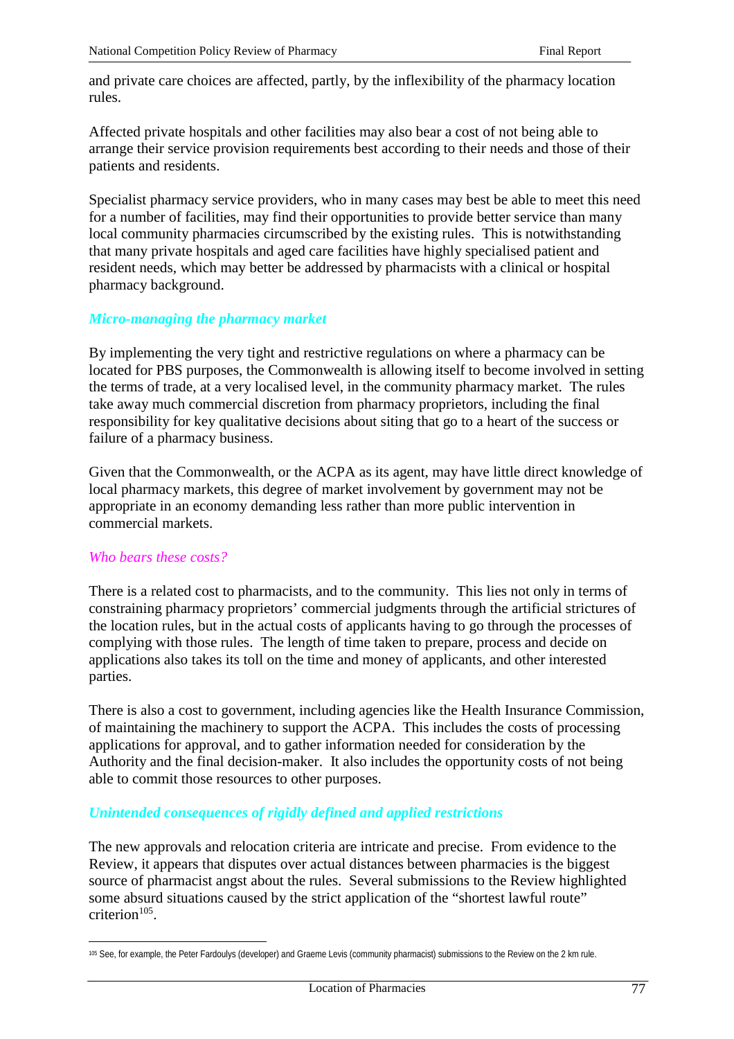and private care choices are affected, partly, by the inflexibility of the pharmacy location rules.

Affected private hospitals and other facilities may also bear a cost of not being able to arrange their service provision requirements best according to their needs and those of their patients and residents.

Specialist pharmacy service providers, who in many cases may best be able to meet this need for a number of facilities, may find their opportunities to provide better service than many local community pharmacies circumscribed by the existing rules. This is notwithstanding that many private hospitals and aged care facilities have highly specialised patient and resident needs, which may better be addressed by pharmacists with a clinical or hospital pharmacy background.

### *Micro-managing the pharmacy market*

By implementing the very tight and restrictive regulations on where a pharmacy can be located for PBS purposes, the Commonwealth is allowing itself to become involved in setting the terms of trade, at a very localised level, in the community pharmacy market. The rules take away much commercial discretion from pharmacy proprietors, including the final responsibility for key qualitative decisions about siting that go to a heart of the success or failure of a pharmacy business.

Given that the Commonwealth, or the ACPA as its agent, may have little direct knowledge of local pharmacy markets, this degree of market involvement by government may not be appropriate in an economy demanding less rather than more public intervention in commercial markets.

#### *Who bears these costs?*

There is a related cost to pharmacists, and to the community. This lies not only in terms of constraining pharmacy proprietors' commercial judgments through the artificial strictures of the location rules, but in the actual costs of applicants having to go through the processes of complying with those rules. The length of time taken to prepare, process and decide on applications also takes its toll on the time and money of applicants, and other interested parties.

There is also a cost to government, including agencies like the Health Insurance Commission, of maintaining the machinery to support the ACPA. This includes the costs of processing applications for approval, and to gather information needed for consideration by the Authority and the final decision-maker. It also includes the opportunity costs of not being able to commit those resources to other purposes.

### *Unintended consequences of rigidly defined and applied restrictions*

The new approvals and relocation criteria are intricate and precise. From evidence to the Review, it appears that disputes over actual distances between pharmacies is the biggest source of pharmacist angst about the rules. Several submissions to the Review highlighted some absurd situations caused by the strict application of the "shortest lawful route" criterion[105].

---

[105] See, for example, the Peter Fardoulys (developer) and Graeme Levis (community pharmacist) submissions to the Review on the 2 km rule.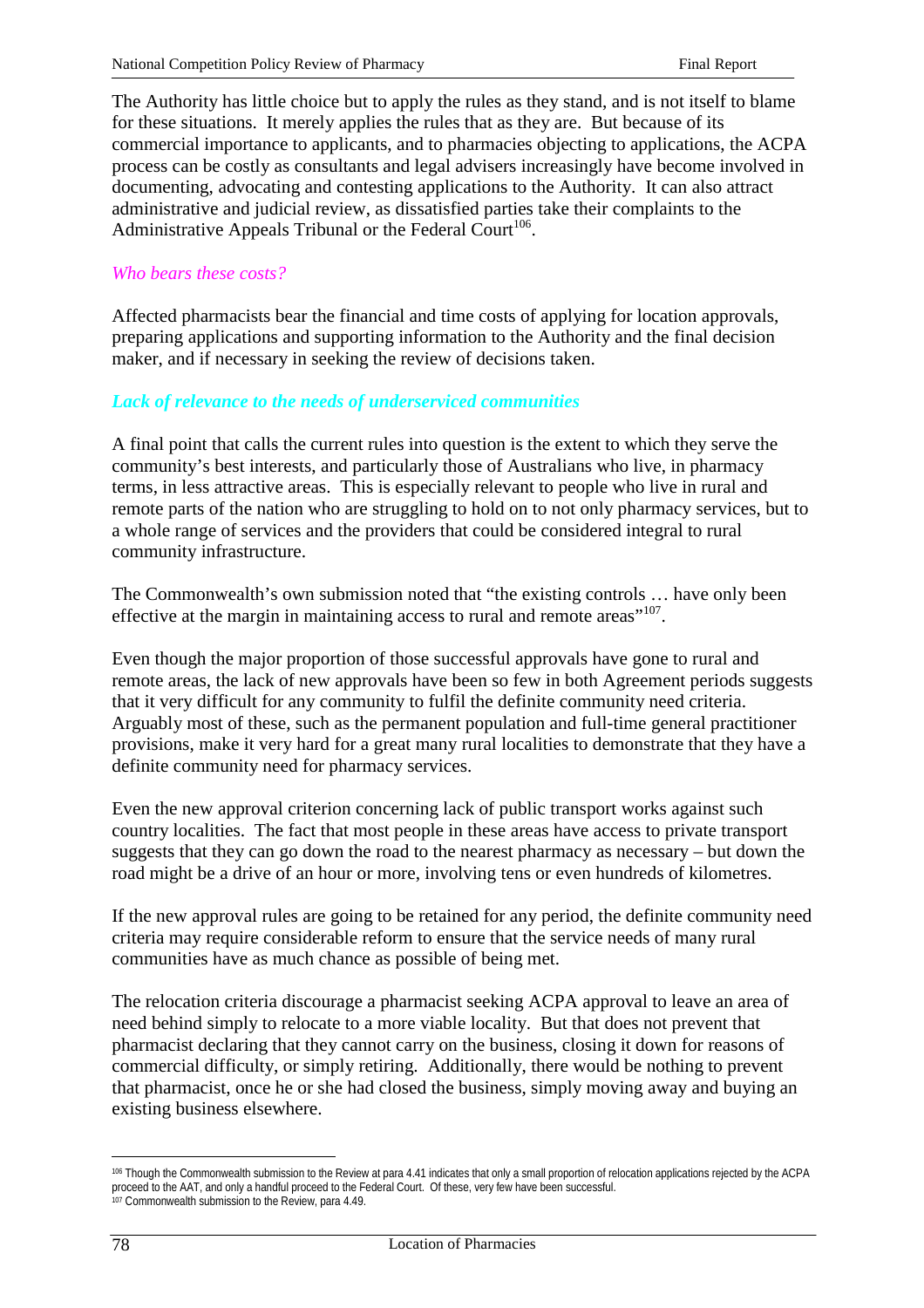The Authority has little choice but to apply the rules as they stand, and is not itself to blame for these situations. It merely applies the rules that as they are. But because of its commercial importance to applicants, and to pharmacies objecting to applications, the ACPA process can be costly as consultants and legal advisers increasingly have become involved in documenting, advocating and contesting applications to the Authority. It can also attract administrative and judicial review, as dissatisfied parties take their complaints to the Administrative Appeals Tribunal or the Federal Court[106].

*Who bears these costs?*

Affected pharmacists bear the financial and time costs of applying for location approvals, preparing applications and supporting information to the Authority and the final decision maker, and if necessary in seeking the review of decisions taken.

***Lack of relevance to the needs of underserviced communities***

A final point that calls the current rules into question is the extent to which they serve the community's best interests, and particularly those of Australians who live, in pharmacy terms, in less attractive areas. This is especially relevant to people who live in rural and remote parts of the nation who are struggling to hold on to not only pharmacy services, but to a whole range of services and the providers that could be considered integral to rural community infrastructure.

The Commonwealth's own submission noted that "the existing controls … have only been effective at the margin in maintaining access to rural and remote areas"[107].

Even though the major proportion of those successful approvals have gone to rural and remote areas, the lack of new approvals have been so few in both Agreement periods suggests that it very difficult for any community to fulfil the definite community need criteria. Arguably most of these, such as the permanent population and full-time general practitioner provisions, make it very hard for a great many rural localities to demonstrate that they have a definite community need for pharmacy services.

Even the new approval criterion concerning lack of public transport works against such country localities. The fact that most people in these areas have access to private transport suggests that they can go down the road to the nearest pharmacy as necessary – but down the road might be a drive of an hour or more, involving tens or even hundreds of kilometres.

If the new approval rules are going to be retained for any period, the definite community need criteria may require considerable reform to ensure that the service needs of many rural communities have as much chance as possible of being met.

The relocation criteria discourage a pharmacist seeking ACPA approval to leave an area of need behind simply to relocate to a more viable locality. But that does not prevent that pharmacist declaring that they cannot carry on the business, closing it down for reasons of commercial difficulty, or simply retiring. Additionally, there would be nothing to prevent that pharmacist, once he or she had closed the business, simply moving away and buying an existing business elsewhere.

---

[106] Though the Commonwealth submission to the Review at para 4.41 indicates that only a small proportion of relocation applications rejected by the ACPA proceed to the AAT, and only a handful proceed to the Federal Court. Of these, very few have been successful.

[107] Commonwealth submission to the Review, para 4.49.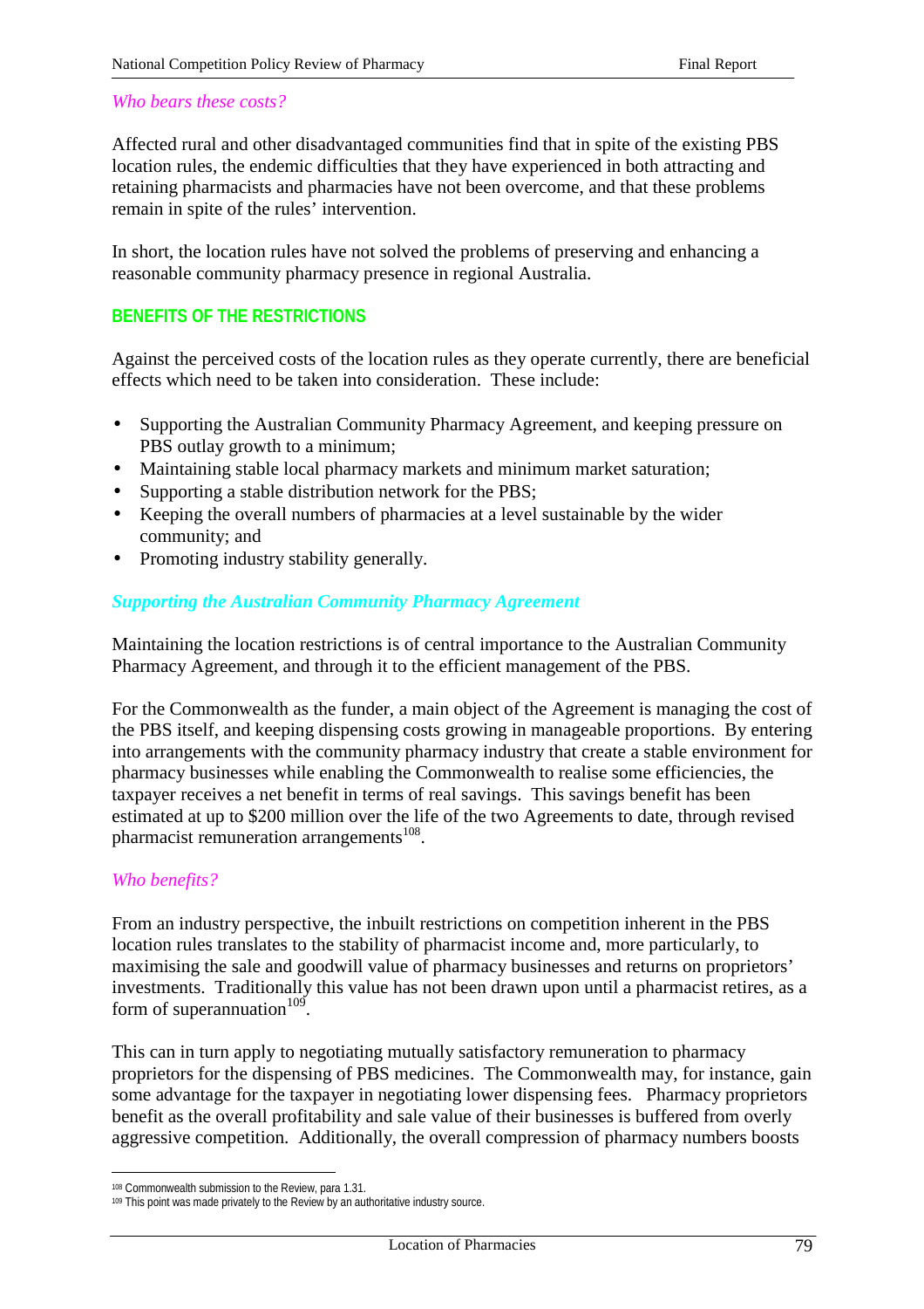*Who bears these costs?*

Affected rural and other disadvantaged communities find that in spite of the existing PBS location rules, the endemic difficulties that they have experienced in both attracting and retaining pharmacists and pharmacies have not been overcome, and that these problems remain in spite of the rules' intervention.

In short, the location rules have not solved the problems of preserving and enhancing a reasonable community pharmacy presence in regional Australia.

## BENEFITS OF THE RESTRICTIONS

Against the perceived costs of the location rules as they operate currently, there are beneficial effects which need to be taken into consideration. These include:

- Supporting the Australian Community Pharmacy Agreement, and keeping pressure on PBS outlay growth to a minimum;
- Maintaining stable local pharmacy markets and minimum market saturation;
- Supporting a stable distribution network for the PBS;
- Keeping the overall numbers of pharmacies at a level sustainable by the wider community; and
- Promoting industry stability generally.

### *Supporting the Australian Community Pharmacy Agreement*

Maintaining the location restrictions is of central importance to the Australian Community Pharmacy Agreement, and through it to the efficient management of the PBS.

For the Commonwealth as the funder, a main object of the Agreement is managing the cost of the PBS itself, and keeping dispensing costs growing in manageable proportions. By entering into arrangements with the community pharmacy industry that create a stable environment for pharmacy businesses while enabling the Commonwealth to realise some efficiencies, the taxpayer receives a net benefit in terms of real savings. This savings benefit has been estimated at up to $200 million over the life of the two Agreements to date, through revised pharmacist remuneration arrangements[108].

*Who benefits?*

From an industry perspective, the inbuilt restrictions on competition inherent in the PBS location rules translates to the stability of pharmacist income and, more particularly, to maximising the sale and goodwill value of pharmacy businesses and returns on proprietors' investments. Traditionally this value has not been drawn upon until a pharmacist retires, as a form of superannuation[109].

This can in turn apply to negotiating mutually satisfactory remuneration to pharmacy proprietors for the dispensing of PBS medicines. The Commonwealth may, for instance, gain some advantage for the taxpayer in negotiating lower dispensing fees. Pharmacy proprietors benefit as the overall profitability and sale value of their businesses is buffered from overly aggressive competition. Additionally, the overall compression of pharmacy numbers boosts

---

[108] Commonwealth submission to the Review, para 1.31.

[109] This point was made privately to the Review by an authoritative industry source.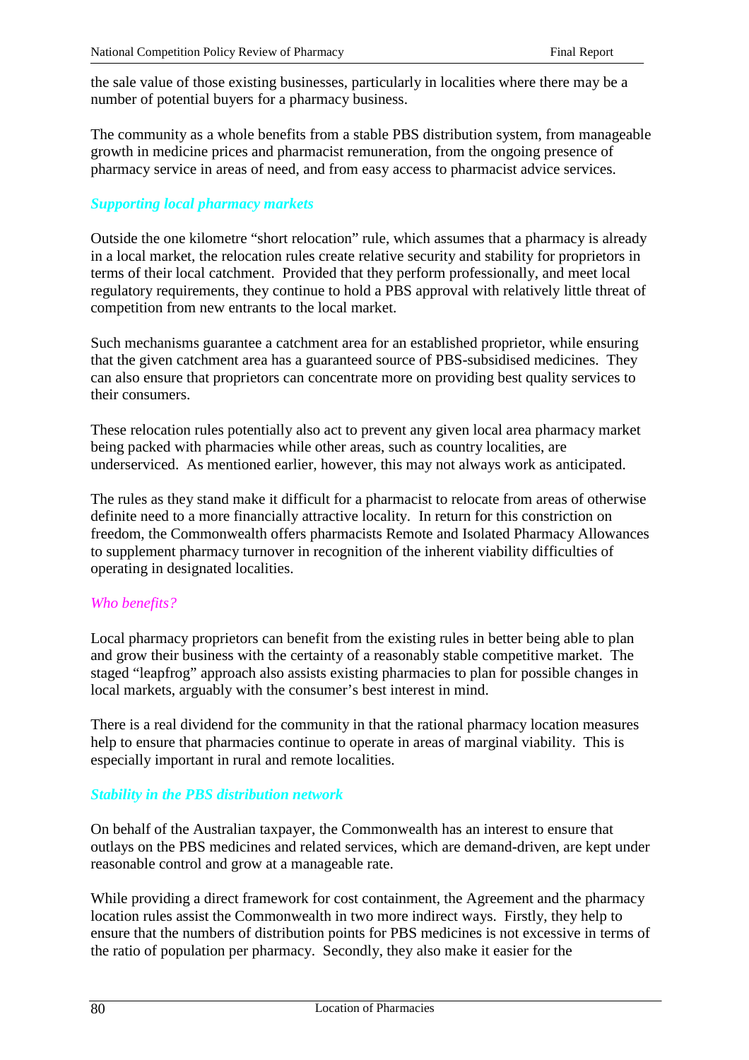the sale value of those existing businesses, particularly in localities where there may be a number of potential buyers for a pharmacy business.

The community as a whole benefits from a stable PBS distribution system, from manageable growth in medicine prices and pharmacist remuneration, from the ongoing presence of pharmacy service in areas of need, and from easy access to pharmacist advice services.

### *Supporting local pharmacy markets*

Outside the one kilometre "short relocation" rule, which assumes that a pharmacy is already in a local market, the relocation rules create relative security and stability for proprietors in terms of their local catchment. Provided that they perform professionally, and meet local regulatory requirements, they continue to hold a PBS approval with relatively little threat of competition from new entrants to the local market.

Such mechanisms guarantee a catchment area for an established proprietor, while ensuring that the given catchment area has a guaranteed source of PBS-subsidised medicines. They can also ensure that proprietors can concentrate more on providing best quality services to their consumers.

These relocation rules potentially also act to prevent any given local area pharmacy market being packed with pharmacies while other areas, such as country localities, are underserviced. As mentioned earlier, however, this may not always work as anticipated.

The rules as they stand make it difficult for a pharmacist to relocate from areas of otherwise definite need to a more financially attractive locality. In return for this constriction on freedom, the Commonwealth offers pharmacists Remote and Isolated Pharmacy Allowances to supplement pharmacy turnover in recognition of the inherent viability difficulties of operating in designated localities.

#### *Who benefits?*

Local pharmacy proprietors can benefit from the existing rules in better being able to plan and grow their business with the certainty of a reasonably stable competitive market. The staged "leapfrog" approach also assists existing pharmacies to plan for possible changes in local markets, arguably with the consumer's best interest in mind.

There is a real dividend for the community in that the rational pharmacy location measures help to ensure that pharmacies continue to operate in areas of marginal viability. This is especially important in rural and remote localities.

### *Stability in the PBS distribution network*

On behalf of the Australian taxpayer, the Commonwealth has an interest to ensure that outlays on the PBS medicines and related services, which are demand-driven, are kept under reasonable control and grow at a manageable rate.

While providing a direct framework for cost containment, the Agreement and the pharmacy location rules assist the Commonwealth in two more indirect ways. Firstly, they help to ensure that the numbers of distribution points for PBS medicines is not excessive in terms of the ratio of population per pharmacy. Secondly, they also make it easier for the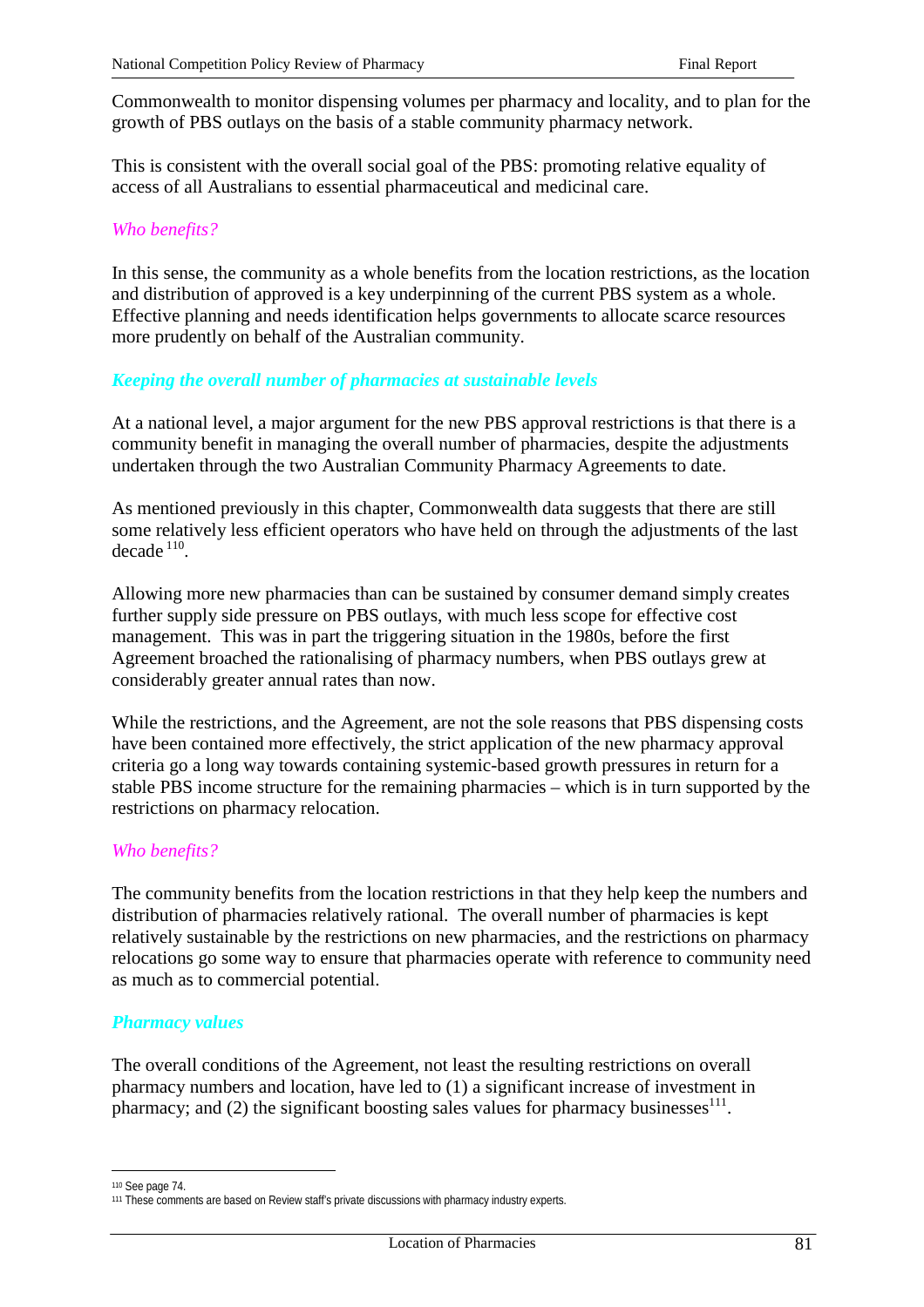Commonwealth to monitor dispensing volumes per pharmacy and locality, and to plan for the growth of PBS outlays on the basis of a stable community pharmacy network.

This is consistent with the overall social goal of the PBS: promoting relative equality of access of all Australians to essential pharmaceutical and medicinal care.

*Who benefits?*

In this sense, the community as a whole benefits from the location restrictions, as the location and distribution of approved is a key underpinning of the current PBS system as a whole. Effective planning and needs identification helps governments to allocate scarce resources more prudently on behalf of the Australian community.

***Keeping the overall number of pharmacies at sustainable levels***

At a national level, a major argument for the new PBS approval restrictions is that there is a community benefit in managing the overall number of pharmacies, despite the adjustments undertaken through the two Australian Community Pharmacy Agreements to date.

As mentioned previously in this chapter, Commonwealth data suggests that there are still some relatively less efficient operators who have held on through the adjustments of the last decade [110].

Allowing more new pharmacies than can be sustained by consumer demand simply creates further supply side pressure on PBS outlays, with much less scope for effective cost management. This was in part the triggering situation in the 1980s, before the first Agreement broached the rationalising of pharmacy numbers, when PBS outlays grew at considerably greater annual rates than now.

While the restrictions, and the Agreement, are not the sole reasons that PBS dispensing costs have been contained more effectively, the strict application of the new pharmacy approval criteria go a long way towards containing systemic-based growth pressures in return for a stable PBS income structure for the remaining pharmacies – which is in turn supported by the restrictions on pharmacy relocation.

*Who benefits?*

The community benefits from the location restrictions in that they help keep the numbers and distribution of pharmacies relatively rational. The overall number of pharmacies is kept relatively sustainable by the restrictions on new pharmacies, and the restrictions on pharmacy relocations go some way to ensure that pharmacies operate with reference to community need as much as to commercial potential.

***Pharmacy values***

The overall conditions of the Agreement, not least the resulting restrictions on overall pharmacy numbers and location, have led to (1) a significant increase of investment in pharmacy; and (2) the significant boosting sales values for pharmacy businesses[111].

---

[110] See page 74.

[111] These comments are based on Review staff's private discussions with pharmacy industry experts.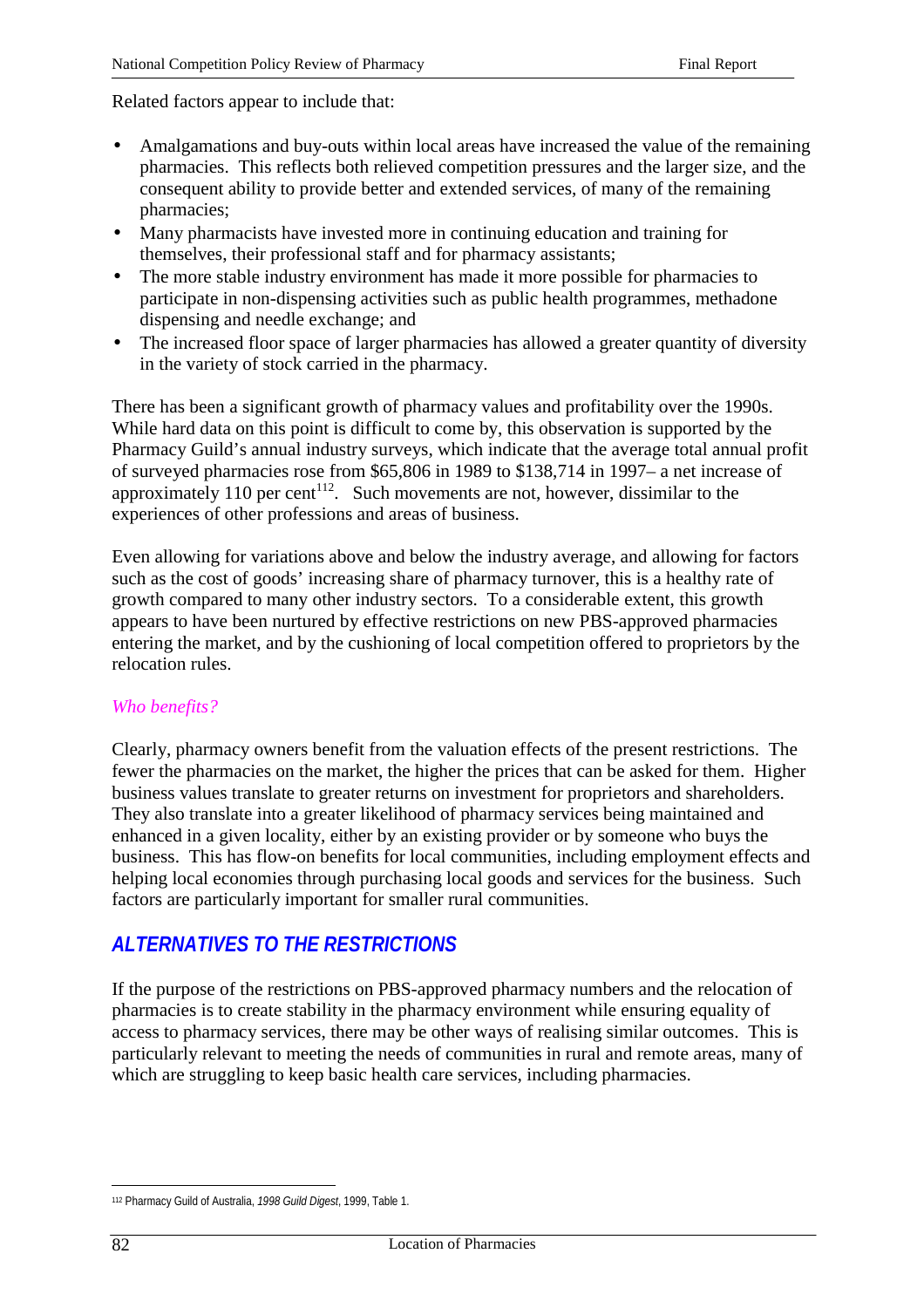Related factors appear to include that:

- Amalgamations and buy-outs within local areas have increased the value of the remaining pharmacies. This reflects both relieved competition pressures and the larger size, and the consequent ability to provide better and extended services, of many of the remaining pharmacies;
- Many pharmacists have invested more in continuing education and training for themselves, their professional staff and for pharmacy assistants;
- The more stable industry environment has made it more possible for pharmacies to participate in non-dispensing activities such as public health programmes, methadone dispensing and needle exchange; and
- The increased floor space of larger pharmacies has allowed a greater quantity of diversity in the variety of stock carried in the pharmacy.

There has been a significant growth of pharmacy values and profitability over the 1990s. While hard data on this point is difficult to come by, this observation is supported by the Pharmacy Guild's annual industry surveys, which indicate that the average total annual profit of surveyed pharmacies rose from $65,806 in 1989 to $138,714 in 1997– a net increase of approximately 110 per cent[112]. Such movements are not, however, dissimilar to the experiences of other professions and areas of business.

Even allowing for variations above and below the industry average, and allowing for factors such as the cost of goods' increasing share of pharmacy turnover, this is a healthy rate of growth compared to many other industry sectors. To a considerable extent, this growth appears to have been nurtured by effective restrictions on new PBS-approved pharmacies entering the market, and by the cushioning of local competition offered to proprietors by the relocation rules.

### *Who benefits?*

Clearly, pharmacy owners benefit from the valuation effects of the present restrictions. The fewer the pharmacies on the market, the higher the prices that can be asked for them. Higher business values translate to greater returns on investment for proprietors and shareholders. They also translate into a greater likelihood of pharmacy services being maintained and enhanced in a given locality, either by an existing provider or by someone who buys the business. This has flow-on benefits for local communities, including employment effects and helping local economies through purchasing local goods and services for the business. Such factors are particularly important for smaller rural communities.

## ALTERNATIVES TO THE RESTRICTIONS

If the purpose of the restrictions on PBS-approved pharmacy numbers and the relocation of pharmacies is to create stability in the pharmacy environment while ensuring equality of access to pharmacy services, there may be other ways of realising similar outcomes. This is particularly relevant to meeting the needs of communities in rural and remote areas, many of which are struggling to keep basic health care services, including pharmacies.

---

[112] Pharmacy Guild of Australia, *1998 Guild Digest*, 1999, Table 1.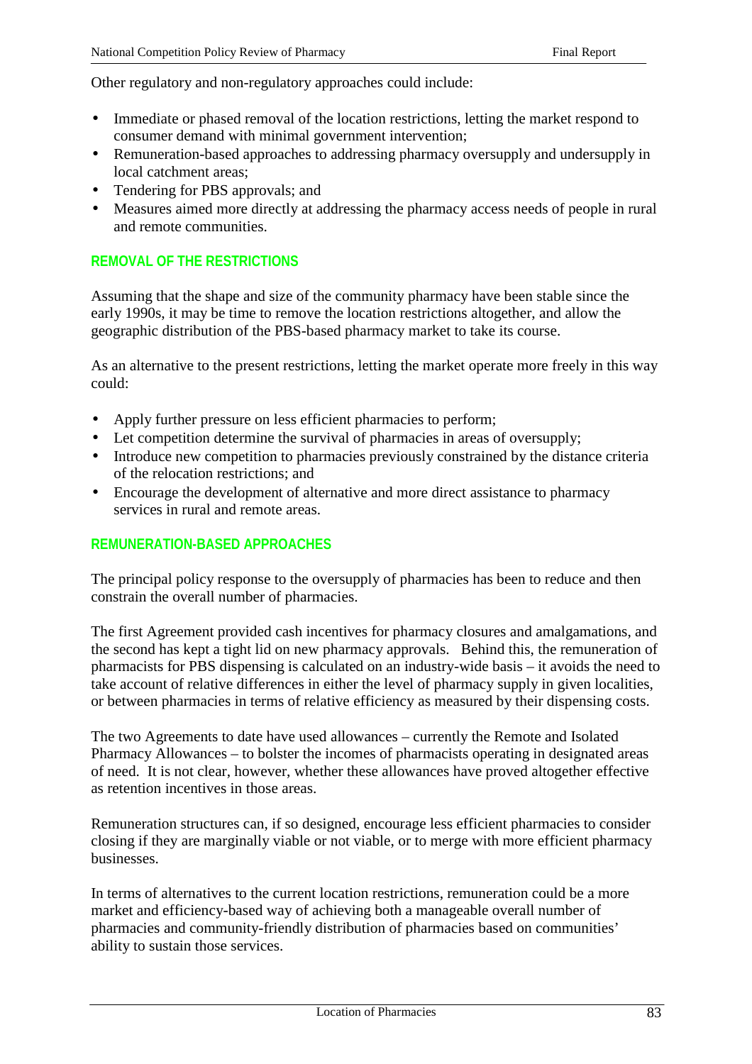Other regulatory and non-regulatory approaches could include:

- Immediate or phased removal of the location restrictions, letting the market respond to consumer demand with minimal government intervention;
- Remuneration-based approaches to addressing pharmacy oversupply and undersupply in local catchment areas;
- Tendering for PBS approvals; and
- Measures aimed more directly at addressing the pharmacy access needs of people in rural and remote communities.

### REMOVAL OF THE RESTRICTIONS

Assuming that the shape and size of the community pharmacy have been stable since the early 1990s, it may be time to remove the location restrictions altogether, and allow the geographic distribution of the PBS-based pharmacy market to take its course.

As an alternative to the present restrictions, letting the market operate more freely in this way could:

- Apply further pressure on less efficient pharmacies to perform;
- Let competition determine the survival of pharmacies in areas of oversupply;
- Introduce new competition to pharmacies previously constrained by the distance criteria of the relocation restrictions; and
- Encourage the development of alternative and more direct assistance to pharmacy services in rural and remote areas.

### REMUNERATION-BASED APPROACHES

The principal policy response to the oversupply of pharmacies has been to reduce and then constrain the overall number of pharmacies.

The first Agreement provided cash incentives for pharmacy closures and amalgamations, and the second has kept a tight lid on new pharmacy approvals. Behind this, the remuneration of pharmacists for PBS dispensing is calculated on an industry-wide basis – it avoids the need to take account of relative differences in either the level of pharmacy supply in given localities, or between pharmacies in terms of relative efficiency as measured by their dispensing costs.

The two Agreements to date have used allowances – currently the Remote and Isolated Pharmacy Allowances – to bolster the incomes of pharmacists operating in designated areas of need. It is not clear, however, whether these allowances have proved altogether effective as retention incentives in those areas.

Remuneration structures can, if so designed, encourage less efficient pharmacies to consider closing if they are marginally viable or not viable, or to merge with more efficient pharmacy businesses.

In terms of alternatives to the current location restrictions, remuneration could be a more market and efficiency-based way of achieving both a manageable overall number of pharmacies and community-friendly distribution of pharmacies based on communities' ability to sustain those services.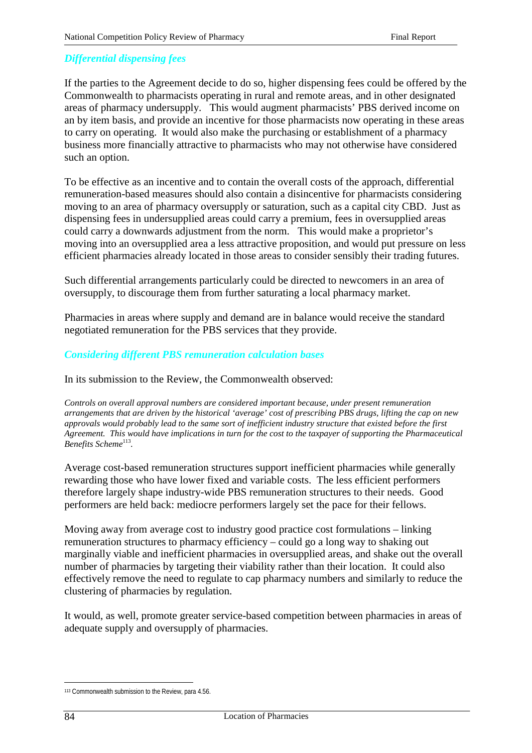### *Differential dispensing fees*

If the parties to the Agreement decide to do so, higher dispensing fees could be offered by the Commonwealth to pharmacists operating in rural and remote areas, and in other designated areas of pharmacy undersupply. This would augment pharmacists' PBS derived income on an by item basis, and provide an incentive for those pharmacists now operating in these areas to carry on operating. It would also make the purchasing or establishment of a pharmacy business more financially attractive to pharmacists who may not otherwise have considered such an option.

To be effective as an incentive and to contain the overall costs of the approach, differential remuneration-based measures should also contain a disincentive for pharmacists considering moving to an area of pharmacy oversupply or saturation, such as a capital city CBD. Just as dispensing fees in undersupplied areas could carry a premium, fees in oversupplied areas could carry a downwards adjustment from the norm. This would make a proprietor's moving into an oversupplied area a less attractive proposition, and would put pressure on less efficient pharmacies already located in those areas to consider sensibly their trading futures.

Such differential arrangements particularly could be directed to newcomers in an area of oversupply, to discourage them from further saturating a local pharmacy market.

Pharmacies in areas where supply and demand are in balance would receive the standard negotiated remuneration for the PBS services that they provide.

### *Considering different PBS remuneration calculation bases*

In its submission to the Review, the Commonwealth observed:

> *Controls on overall approval numbers are considered important because, under present remuneration arrangements that are driven by the historical 'average' cost of prescribing PBS drugs, lifting the cap on new approvals would probably lead to the same sort of inefficient industry structure that existed before the first Agreement. This would have implications in turn for the cost to the taxpayer of supporting the Pharmaceutical Benefits Scheme*[113]*.*

Average cost-based remuneration structures support inefficient pharmacies while generally rewarding those who have lower fixed and variable costs. The less efficient performers therefore largely shape industry-wide PBS remuneration structures to their needs. Good performers are held back: mediocre performers largely set the pace for their fellows.

Moving away from average cost to industry good practice cost formulations – linking remuneration structures to pharmacy efficiency – could go a long way to shaking out marginally viable and inefficient pharmacies in oversupplied areas, and shake out the overall number of pharmacies by targeting their viability rather than their location. It could also effectively remove the need to regulate to cap pharmacy numbers and similarly to reduce the clustering of pharmacies by regulation.

It would, as well, promote greater service-based competition between pharmacies in areas of adequate supply and oversupply of pharmacies.

---

[113] Commonwealth submission to the Review, para 4.56.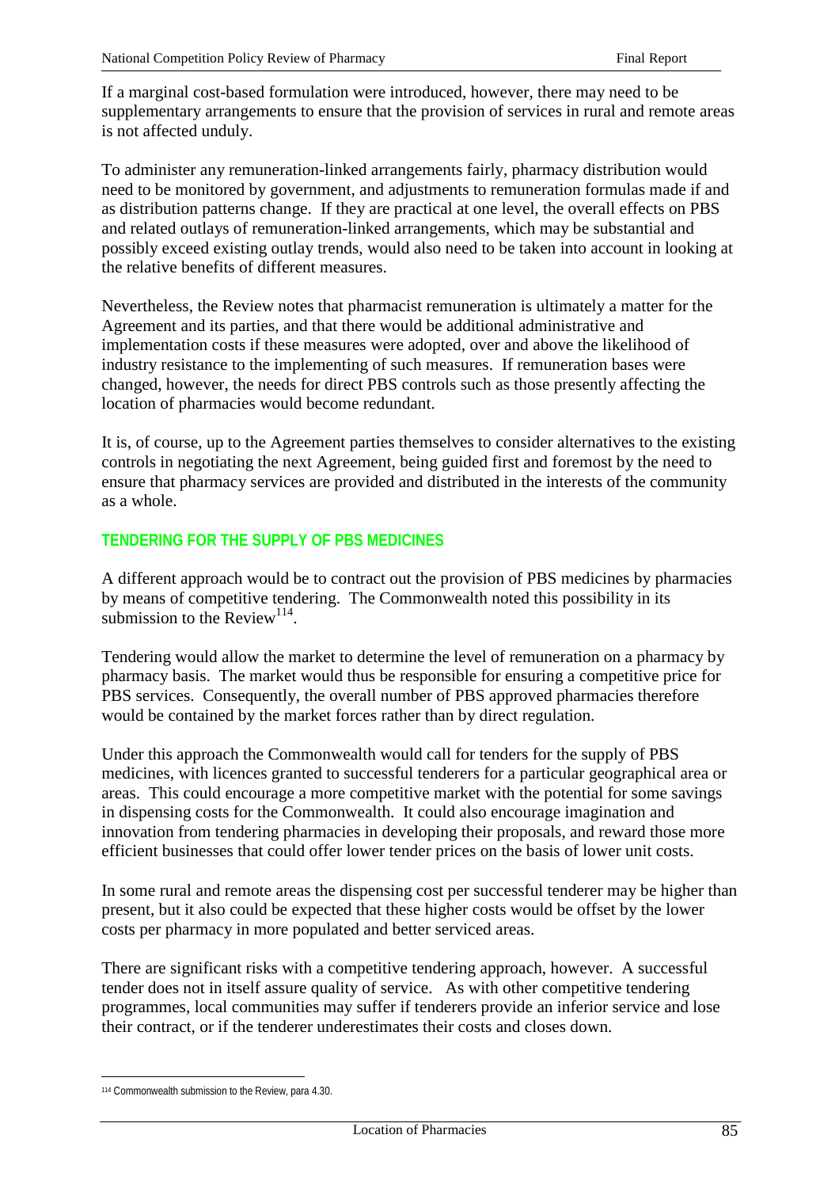If a marginal cost-based formulation were introduced, however, there may need to be supplementary arrangements to ensure that the provision of services in rural and remote areas is not affected unduly.

To administer any remuneration-linked arrangements fairly, pharmacy distribution would need to be monitored by government, and adjustments to remuneration formulas made if and as distribution patterns change. If they are practical at one level, the overall effects on PBS and related outlays of remuneration-linked arrangements, which may be substantial and possibly exceed existing outlay trends, would also need to be taken into account in looking at the relative benefits of different measures.

Nevertheless, the Review notes that pharmacist remuneration is ultimately a matter for the Agreement and its parties, and that there would be additional administrative and implementation costs if these measures were adopted, over and above the likelihood of industry resistance to the implementing of such measures. If remuneration bases were changed, however, the needs for direct PBS controls such as those presently affecting the location of pharmacies would become redundant.

It is, of course, up to the Agreement parties themselves to consider alternatives to the existing controls in negotiating the next Agreement, being guided first and foremost by the need to ensure that pharmacy services are provided and distributed in the interests of the community as a whole.

## TENDERING FOR THE SUPPLY OF PBS MEDICINES

A different approach would be to contract out the provision of PBS medicines by pharmacies by means of competitive tendering. The Commonwealth noted this possibility in its submission to the Review[114].

Tendering would allow the market to determine the level of remuneration on a pharmacy by pharmacy basis. The market would thus be responsible for ensuring a competitive price for PBS services. Consequently, the overall number of PBS approved pharmacies therefore would be contained by the market forces rather than by direct regulation.

Under this approach the Commonwealth would call for tenders for the supply of PBS medicines, with licences granted to successful tenderers for a particular geographical area or areas. This could encourage a more competitive market with the potential for some savings in dispensing costs for the Commonwealth. It could also encourage imagination and innovation from tendering pharmacies in developing their proposals, and reward those more efficient businesses that could offer lower tender prices on the basis of lower unit costs.

In some rural and remote areas the dispensing cost per successful tenderer may be higher than present, but it also could be expected that these higher costs would be offset by the lower costs per pharmacy in more populated and better serviced areas.

There are significant risks with a competitive tendering approach, however. A successful tender does not in itself assure quality of service. As with other competitive tendering programmes, local communities may suffer if tenderers provide an inferior service and lose their contract, or if the tenderer underestimates their costs and closes down.

---

[114] Commonwealth submission to the Review, para 4.30.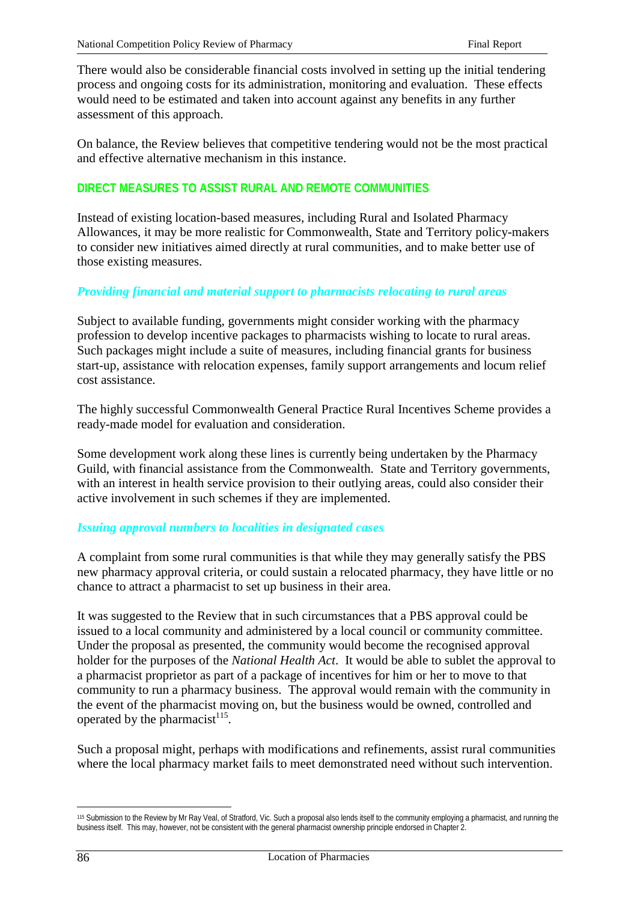There would also be considerable financial costs involved in setting up the initial tendering process and ongoing costs for its administration, monitoring and evaluation. These effects would need to be estimated and taken into account against any benefits in any further assessment of this approach.

On balance, the Review believes that competitive tendering would not be the most practical and effective alternative mechanism in this instance.

### DIRECT MEASURES TO ASSIST RURAL AND REMOTE COMMUNITIES

Instead of existing location-based measures, including Rural and Isolated Pharmacy Allowances, it may be more realistic for Commonwealth, State and Territory policy-makers to consider new initiatives aimed directly at rural communities, and to make better use of those existing measures.

#### *Providing financial and material support to pharmacists relocating to rural areas*

Subject to available funding, governments might consider working with the pharmacy profession to develop incentive packages to pharmacists wishing to locate to rural areas. Such packages might include a suite of measures, including financial grants for business start-up, assistance with relocation expenses, family support arrangements and locum relief cost assistance.

The highly successful Commonwealth General Practice Rural Incentives Scheme provides a ready-made model for evaluation and consideration.

Some development work along these lines is currently being undertaken by the Pharmacy Guild, with financial assistance from the Commonwealth. State and Territory governments, with an interest in health service provision to their outlying areas, could also consider their active involvement in such schemes if they are implemented.

#### *Issuing approval numbers to localities in designated cases*

A complaint from some rural communities is that while they may generally satisfy the PBS new pharmacy approval criteria, or could sustain a relocated pharmacy, they have little or no chance to attract a pharmacist to set up business in their area.

It was suggested to the Review that in such circumstances that a PBS approval could be issued to a local community and administered by a local council or community committee. Under the proposal as presented, the community would become the recognised approval holder for the purposes of the *National Health Act*. It would be able to sublet the approval to a pharmacist proprietor as part of a package of incentives for him or her to move to that community to run a pharmacy business. The approval would remain with the community in the event of the pharmacist moving on, but the business would be owned, controlled and operated by the pharmacist[115].

Such a proposal might, perhaps with modifications and refinements, assist rural communities where the local pharmacy market fails to meet demonstrated need without such intervention.

---

[115] Submission to the Review by Mr Ray Veal, of Stratford, Vic. Such a proposal also lends itself to the community employing a pharmacist, and running the business itself. This may, however, not be consistent with the general pharmacist ownership principle endorsed in Chapter 2.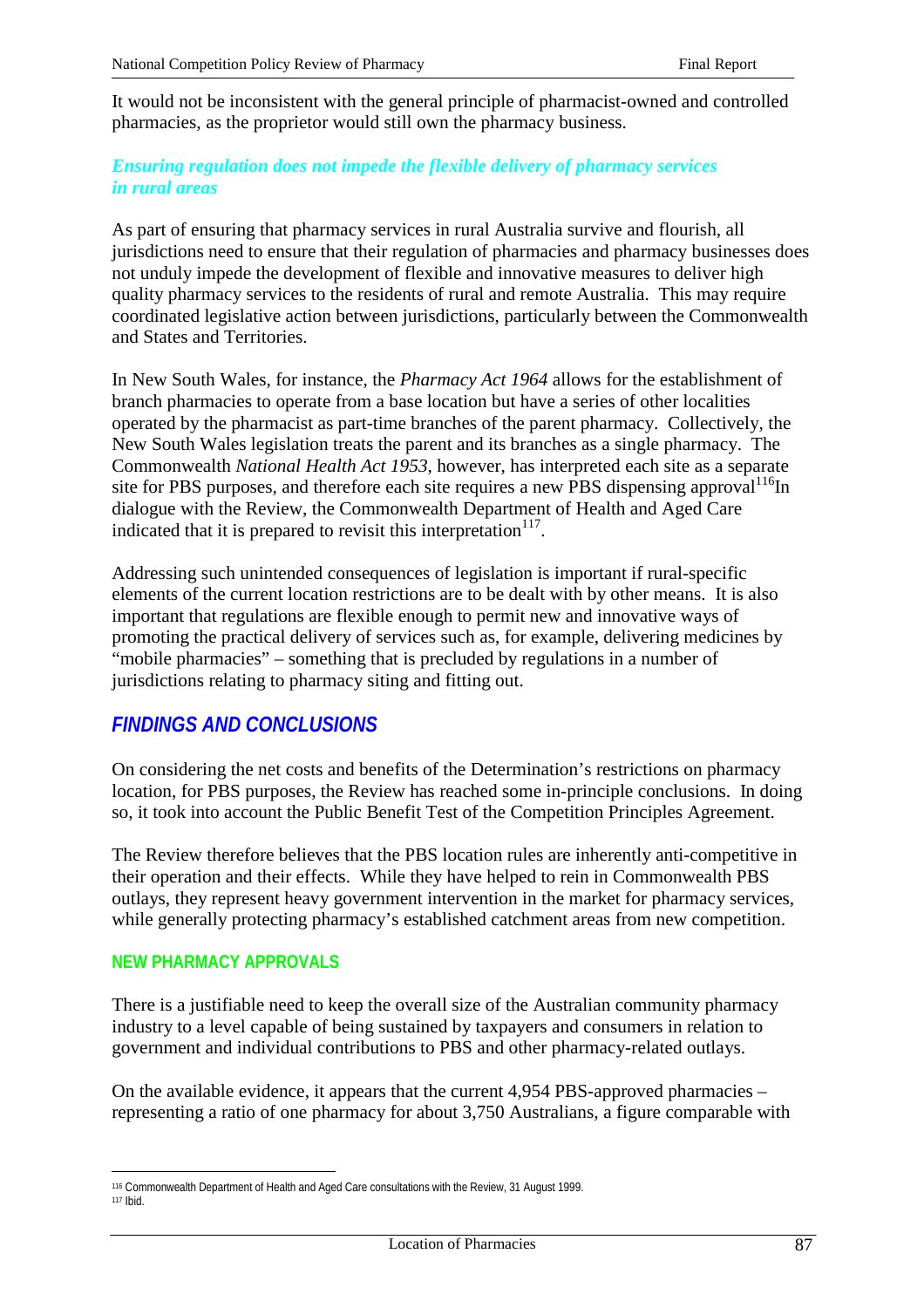It would not be inconsistent with the general principle of pharmacist-owned and controlled pharmacies, as the proprietor would still own the pharmacy business.

### *Ensuring regulation does not impede the flexible delivery of pharmacy services in rural areas*

As part of ensuring that pharmacy services in rural Australia survive and flourish, all jurisdictions need to ensure that their regulation of pharmacies and pharmacy businesses does not unduly impede the development of flexible and innovative measures to deliver high quality pharmacy services to the residents of rural and remote Australia. This may require coordinated legislative action between jurisdictions, particularly between the Commonwealth and States and Territories.

In New South Wales, for instance, the *Pharmacy Act 1964* allows for the establishment of branch pharmacies to operate from a base location but have a series of other localities operated by the pharmacist as part-time branches of the parent pharmacy. Collectively, the New South Wales legislation treats the parent and its branches as a single pharmacy. The Commonwealth *National Health Act 1953*, however, has interpreted each site as a separate site for PBS purposes, and therefore each site requires a new PBS dispensing approval[116]In dialogue with the Review, the Commonwealth Department of Health and Aged Care indicated that it is prepared to revisit this interpretation[117].

Addressing such unintended consequences of legislation is important if rural-specific elements of the current location restrictions are to be dealt with by other means. It is also important that regulations are flexible enough to permit new and innovative ways of promoting the practical delivery of services such as, for example, delivering medicines by "mobile pharmacies" – something that is precluded by regulations in a number of jurisdictions relating to pharmacy siting and fitting out.

## FINDINGS AND CONCLUSIONS

On considering the net costs and benefits of the Determination's restrictions on pharmacy location, for PBS purposes, the Review has reached some in-principle conclusions. In doing so, it took into account the Public Benefit Test of the Competition Principles Agreement.

The Review therefore believes that the PBS location rules are inherently anti-competitive in their operation and their effects. While they have helped to rein in Commonwealth PBS outlays, they represent heavy government intervention in the market for pharmacy services, while generally protecting pharmacy's established catchment areas from new competition.

### NEW PHARMACY APPROVALS

There is a justifiable need to keep the overall size of the Australian community pharmacy industry to a level capable of being sustained by taxpayers and consumers in relation to government and individual contributions to PBS and other pharmacy-related outlays.

On the available evidence, it appears that the current 4,954 PBS-approved pharmacies – representing a ratio of one pharmacy for about 3,750 Australians, a figure comparable with

[116] Commonwealth Department of Health and Aged Care consultations with the Review, 31 August 1999.

[117] Ibid.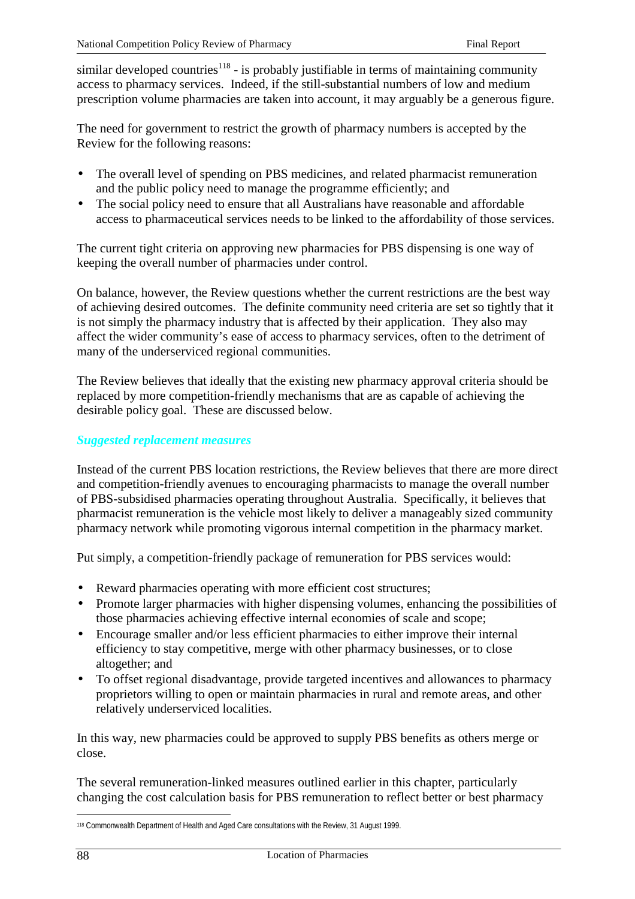similar developed countries[118] - is probably justifiable in terms of maintaining community access to pharmacy services. Indeed, if the still-substantial numbers of low and medium prescription volume pharmacies are taken into account, it may arguably be a generous figure.

The need for government to restrict the growth of pharmacy numbers is accepted by the Review for the following reasons:

- The overall level of spending on PBS medicines, and related pharmacist remuneration and the public policy need to manage the programme efficiently; and
- The social policy need to ensure that all Australians have reasonable and affordable access to pharmaceutical services needs to be linked to the affordability of those services.

The current tight criteria on approving new pharmacies for PBS dispensing is one way of keeping the overall number of pharmacies under control.

On balance, however, the Review questions whether the current restrictions are the best way of achieving desired outcomes. The definite community need criteria are set so tightly that it is not simply the pharmacy industry that is affected by their application. They also may affect the wider community's ease of access to pharmacy services, often to the detriment of many of the underserviced regional communities.

The Review believes that ideally that the existing new pharmacy approval criteria should be replaced by more competition-friendly mechanisms that are as capable of achieving the desirable policy goal. These are discussed below.

### *Suggested replacement measures*

Instead of the current PBS location restrictions, the Review believes that there are more direct and competition-friendly avenues to encouraging pharmacists to manage the overall number of PBS-subsidised pharmacies operating throughout Australia. Specifically, it believes that pharmacist remuneration is the vehicle most likely to deliver a manageably sized community pharmacy network while promoting vigorous internal competition in the pharmacy market.

Put simply, a competition-friendly package of remuneration for PBS services would:

- Reward pharmacies operating with more efficient cost structures;
- Promote larger pharmacies with higher dispensing volumes, enhancing the possibilities of those pharmacies achieving effective internal economies of scale and scope;
- Encourage smaller and/or less efficient pharmacies to either improve their internal efficiency to stay competitive, merge with other pharmacy businesses, or to close altogether; and
- To offset regional disadvantage, provide targeted incentives and allowances to pharmacy proprietors willing to open or maintain pharmacies in rural and remote areas, and other relatively underserviced localities.

In this way, new pharmacies could be approved to supply PBS benefits as others merge or close.

The several remuneration-linked measures outlined earlier in this chapter, particularly changing the cost calculation basis for PBS remuneration to reflect better or best pharmacy

[118] Commonwealth Department of Health and Aged Care consultations with the Review, 31 August 1999.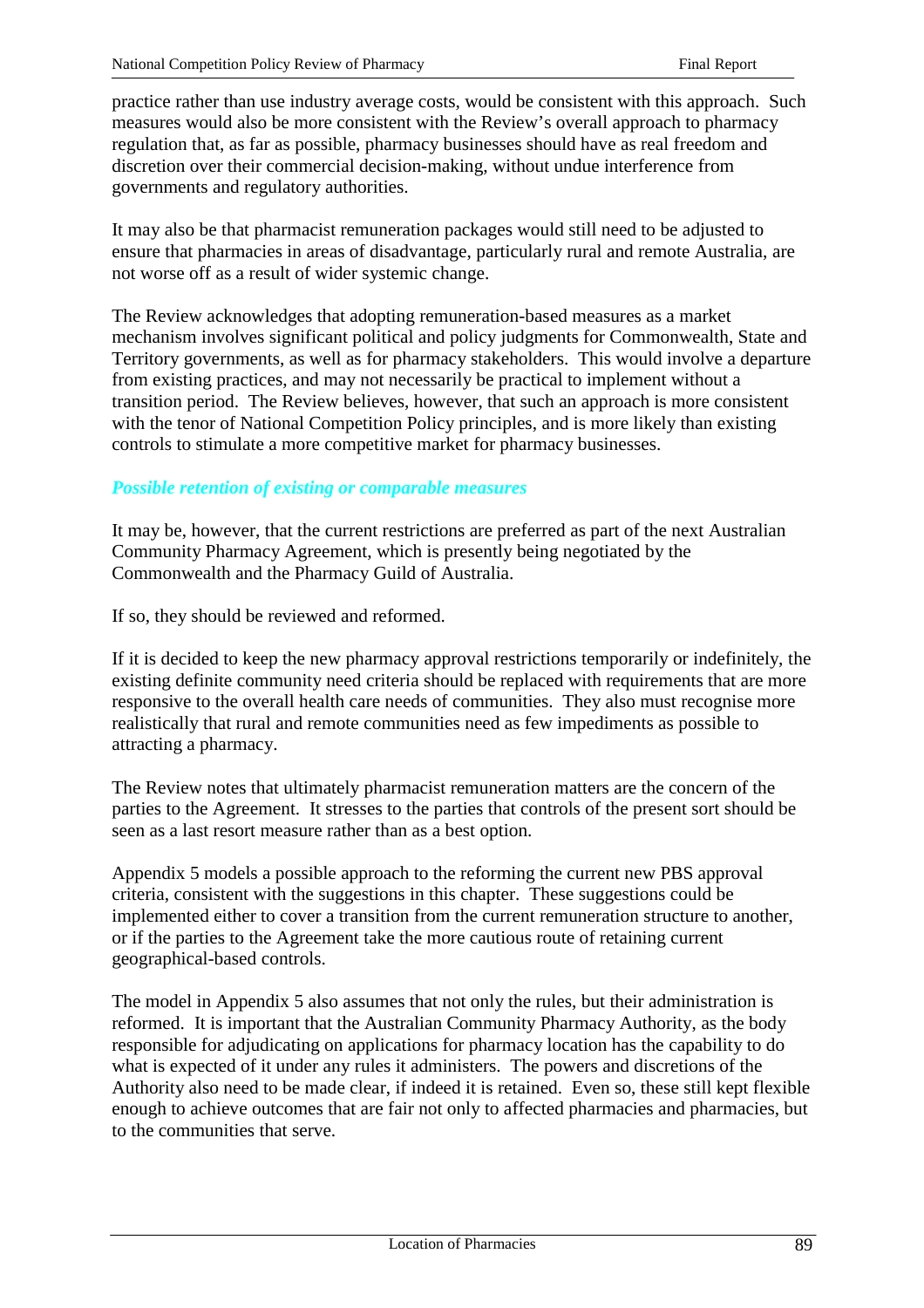practice rather than use industry average costs, would be consistent with this approach. Such measures would also be more consistent with the Review's overall approach to pharmacy regulation that, as far as possible, pharmacy businesses should have as real freedom and discretion over their commercial decision-making, without undue interference from governments and regulatory authorities.

It may also be that pharmacist remuneration packages would still need to be adjusted to ensure that pharmacies in areas of disadvantage, particularly rural and remote Australia, are not worse off as a result of wider systemic change.

The Review acknowledges that adopting remuneration-based measures as a market mechanism involves significant political and policy judgments for Commonwealth, State and Territory governments, as well as for pharmacy stakeholders. This would involve a departure from existing practices, and may not necessarily be practical to implement without a transition period. The Review believes, however, that such an approach is more consistent with the tenor of National Competition Policy principles, and is more likely than existing controls to stimulate a more competitive market for pharmacy businesses.

### *Possible retention of existing or comparable measures*

It may be, however, that the current restrictions are preferred as part of the next Australian Community Pharmacy Agreement, which is presently being negotiated by the Commonwealth and the Pharmacy Guild of Australia.

If so, they should be reviewed and reformed.

If it is decided to keep the new pharmacy approval restrictions temporarily or indefinitely, the existing definite community need criteria should be replaced with requirements that are more responsive to the overall health care needs of communities. They also must recognise more realistically that rural and remote communities need as few impediments as possible to attracting a pharmacy.

The Review notes that ultimately pharmacist remuneration matters are the concern of the parties to the Agreement. It stresses to the parties that controls of the present sort should be seen as a last resort measure rather than as a best option.

Appendix 5 models a possible approach to the reforming the current new PBS approval criteria, consistent with the suggestions in this chapter. These suggestions could be implemented either to cover a transition from the current remuneration structure to another, or if the parties to the Agreement take the more cautious route of retaining current geographical-based controls.

The model in Appendix 5 also assumes that not only the rules, but their administration is reformed. It is important that the Australian Community Pharmacy Authority, as the body responsible for adjudicating on applications for pharmacy location has the capability to do what is expected of it under any rules it administers. The powers and discretions of the Authority also need to be made clear, if indeed it is retained. Even so, these still kept flexible enough to achieve outcomes that are fair not only to affected pharmacies and pharmacies, but to the communities that serve.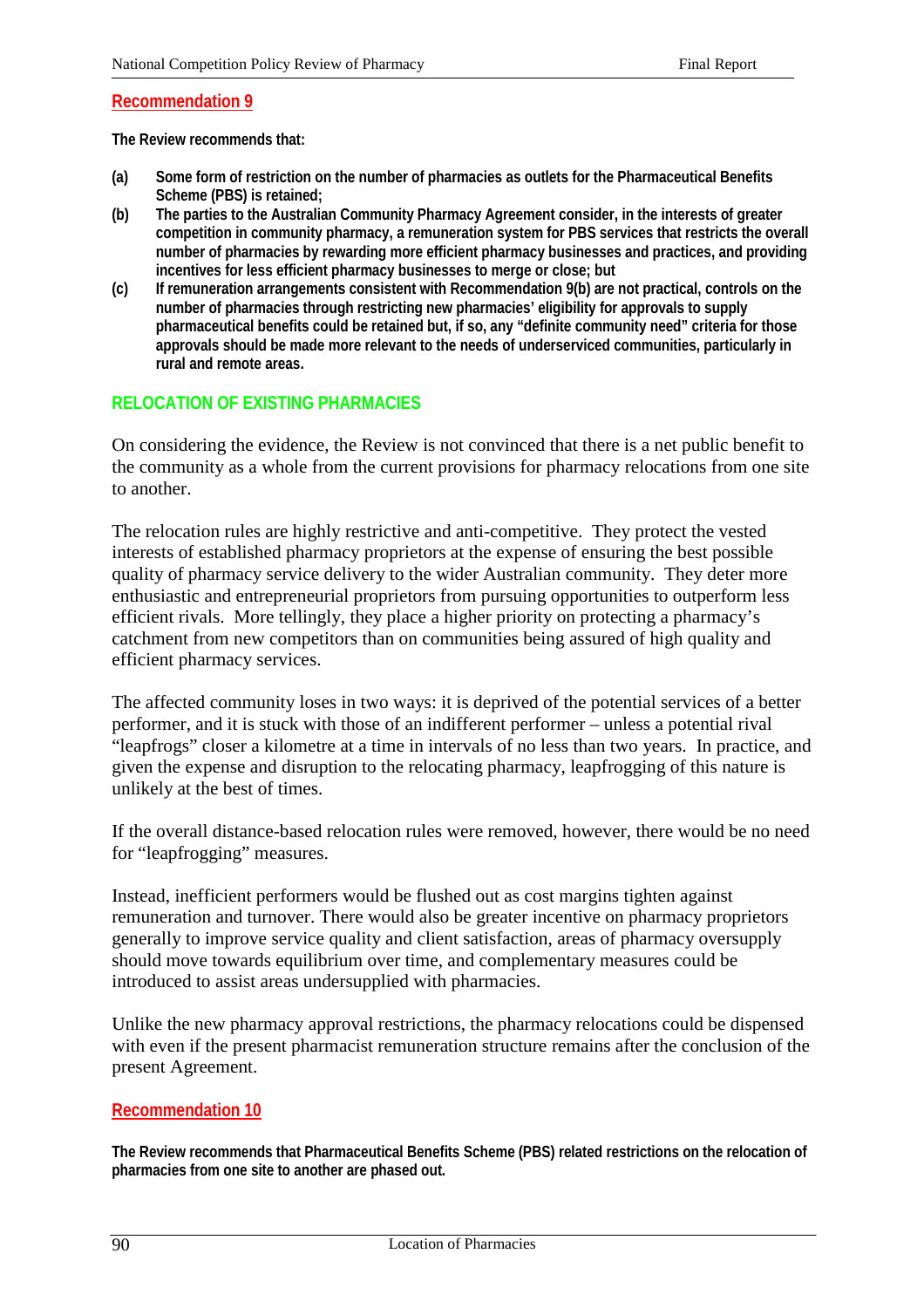### Recommendation 9

**The Review recommends that:**

**(a) Some form of restriction on the number of pharmacies as outlets for the Pharmaceutical Benefits Scheme (PBS) is retained;**

**(b) The parties to the Australian Community Pharmacy Agreement consider, in the interests of greater competition in community pharmacy, a remuneration system for PBS services that restricts the overall number of pharmacies by rewarding more efficient pharmacy businesses and practices, and providing incentives for less efficient pharmacy businesses to merge or close; but**

**(c) If remuneration arrangements consistent with Recommendation 9(b) are not practical, controls on the number of pharmacies through restricting new pharmacies' eligibility for approvals to supply pharmaceutical benefits could be retained but, if so, any "definite community need" criteria for those approvals should be made more relevant to the needs of underserviced communities, particularly in rural and remote areas.**

## RELOCATION OF EXISTING PHARMACIES

On considering the evidence, the Review is not convinced that there is a net public benefit to the community as a whole from the current provisions for pharmacy relocations from one site to another.

The relocation rules are highly restrictive and anti-competitive. They protect the vested interests of established pharmacy proprietors at the expense of ensuring the best possible quality of pharmacy service delivery to the wider Australian community. They deter more enthusiastic and entrepreneurial proprietors from pursuing opportunities to outperform less efficient rivals. More tellingly, they place a higher priority on protecting a pharmacy's catchment from new competitors than on communities being assured of high quality and efficient pharmacy services.

The affected community loses in two ways: it is deprived of the potential services of a better performer, and it is stuck with those of an indifferent performer – unless a potential rival "leapfrogs" closer a kilometre at a time in intervals of no less than two years. In practice, and given the expense and disruption to the relocating pharmacy, leapfrogging of this nature is unlikely at the best of times.

If the overall distance-based relocation rules were removed, however, there would be no need for "leapfrogging" measures.

Instead, inefficient performers would be flushed out as cost margins tighten against remuneration and turnover. There would also be greater incentive on pharmacy proprietors generally to improve service quality and client satisfaction, areas of pharmacy oversupply should move towards equilibrium over time, and complementary measures could be introduced to assist areas undersupplied with pharmacies.

Unlike the new pharmacy approval restrictions, the pharmacy relocations could be dispensed with even if the present pharmacist remuneration structure remains after the conclusion of the present Agreement.

### Recommendation 10

**The Review recommends that Pharmaceutical Benefits Scheme (PBS) related restrictions on the relocation of pharmacies from one site to another are phased out.**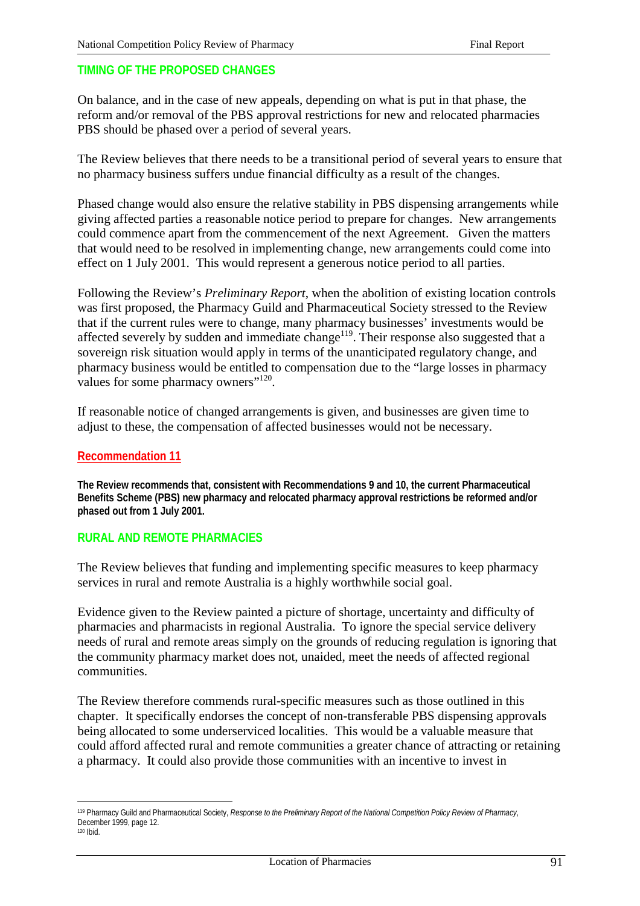## TIMING OF THE PROPOSED CHANGES

On balance, and in the case of new appeals, depending on what is put in that phase, the reform and/or removal of the PBS approval restrictions for new and relocated pharmacies PBS should be phased over a period of several years.

The Review believes that there needs to be a transitional period of several years to ensure that no pharmacy business suffers undue financial difficulty as a result of the changes.

Phased change would also ensure the relative stability in PBS dispensing arrangements while giving affected parties a reasonable notice period to prepare for changes. New arrangements could commence apart from the commencement of the next Agreement. Given the matters that would need to be resolved in implementing change, new arrangements could come into effect on 1 July 2001. This would represent a generous notice period to all parties.

Following the Review's *Preliminary Report*, when the abolition of existing location controls was first proposed, the Pharmacy Guild and Pharmaceutical Society stressed to the Review that if the current rules were to change, many pharmacy businesses' investments would be affected severely by sudden and immediate change[119]. Their response also suggested that a sovereign risk situation would apply in terms of the unanticipated regulatory change, and pharmacy business would be entitled to compensation due to the "large losses in pharmacy values for some pharmacy owners"[120].

If reasonable notice of changed arrangements is given, and businesses are given time to adjust to these, the compensation of affected businesses would not be necessary.

### Recommendation 11

**The Review recommends that, consistent with Recommendations 9 and 10, the current Pharmaceutical Benefits Scheme (PBS) new pharmacy and relocated pharmacy approval restrictions be reformed and/or phased out from 1 July 2001.**

## RURAL AND REMOTE PHARMACIES

The Review believes that funding and implementing specific measures to keep pharmacy services in rural and remote Australia is a highly worthwhile social goal.

Evidence given to the Review painted a picture of shortage, uncertainty and difficulty of pharmacies and pharmacists in regional Australia. To ignore the special service delivery needs of rural and remote areas simply on the grounds of reducing regulation is ignoring that the community pharmacy market does not, unaided, meet the needs of affected regional communities.

The Review therefore commends rural-specific measures such as those outlined in this chapter. It specifically endorses the concept of non-transferable PBS dispensing approvals being allocated to some underserviced localities. This would be a valuable measure that could afford affected rural and remote communities a greater chance of attracting or retaining a pharmacy. It could also provide those communities with an incentive to invest in

---

[119] Pharmacy Guild and Pharmaceutical Society, *Response to the Preliminary Report of the National Competition Policy Review of Pharmacy*, December 1999, page 12.

[120] Ibid.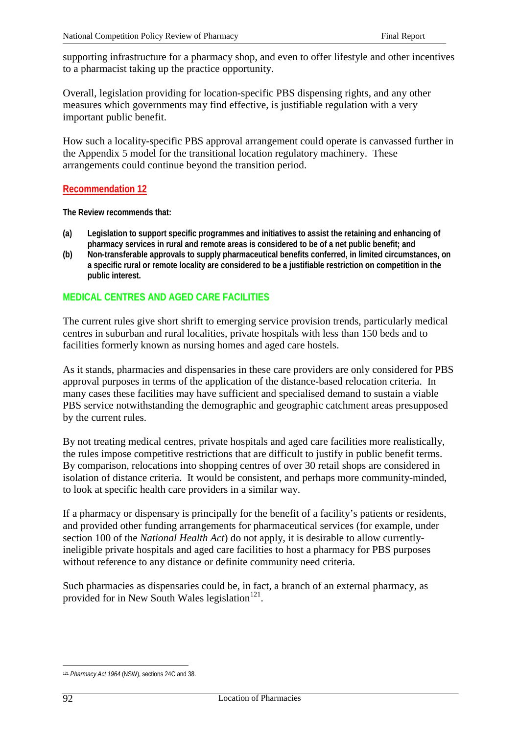supporting infrastructure for a pharmacy shop, and even to offer lifestyle and other incentives to a pharmacist taking up the practice opportunity.

Overall, legislation providing for location-specific PBS dispensing rights, and any other measures which governments may find effective, is justifiable regulation with a very important public benefit.

How such a locality-specific PBS approval arrangement could operate is canvassed further in the Appendix 5 model for the transitional location regulatory machinery. These arrangements could continue beyond the transition period.

### Recommendation 12

**The Review recommends that:**

- **(a) Legislation to support specific programmes and initiatives to assist the retaining and enhancing of pharmacy services in rural and remote areas is considered to be of a net public benefit; and**
- **(b) Non-transferable approvals to supply pharmaceutical benefits conferred, in limited circumstances, on a specific rural or remote locality are considered to be a justifiable restriction on competition in the public interest.**

## MEDICAL CENTRES AND AGED CARE FACILITIES

The current rules give short shrift to emerging service provision trends, particularly medical centres in suburban and rural localities, private hospitals with less than 150 beds and to facilities formerly known as nursing homes and aged care hostels.

As it stands, pharmacies and dispensaries in these care providers are only considered for PBS approval purposes in terms of the application of the distance-based relocation criteria. In many cases these facilities may have sufficient and specialised demand to sustain a viable PBS service notwithstanding the demographic and geographic catchment areas presupposed by the current rules.

By not treating medical centres, private hospitals and aged care facilities more realistically, the rules impose competitive restrictions that are difficult to justify in public benefit terms. By comparison, relocations into shopping centres of over 30 retail shops are considered in isolation of distance criteria. It would be consistent, and perhaps more community-minded, to look at specific health care providers in a similar way.

If a pharmacy or dispensary is principally for the benefit of a facility's patients or residents, and provided other funding arrangements for pharmaceutical services (for example, under section 100 of the *National Health Act*) do not apply, it is desirable to allow currently-ineligible private hospitals and aged care facilities to host a pharmacy for PBS purposes without reference to any distance or definite community need criteria.

Such pharmacies as dispensaries could be, in fact, a branch of an external pharmacy, as provided for in New South Wales legislation[121].

[121] *Pharmacy Act 1964* (NSW), sections 24C and 38.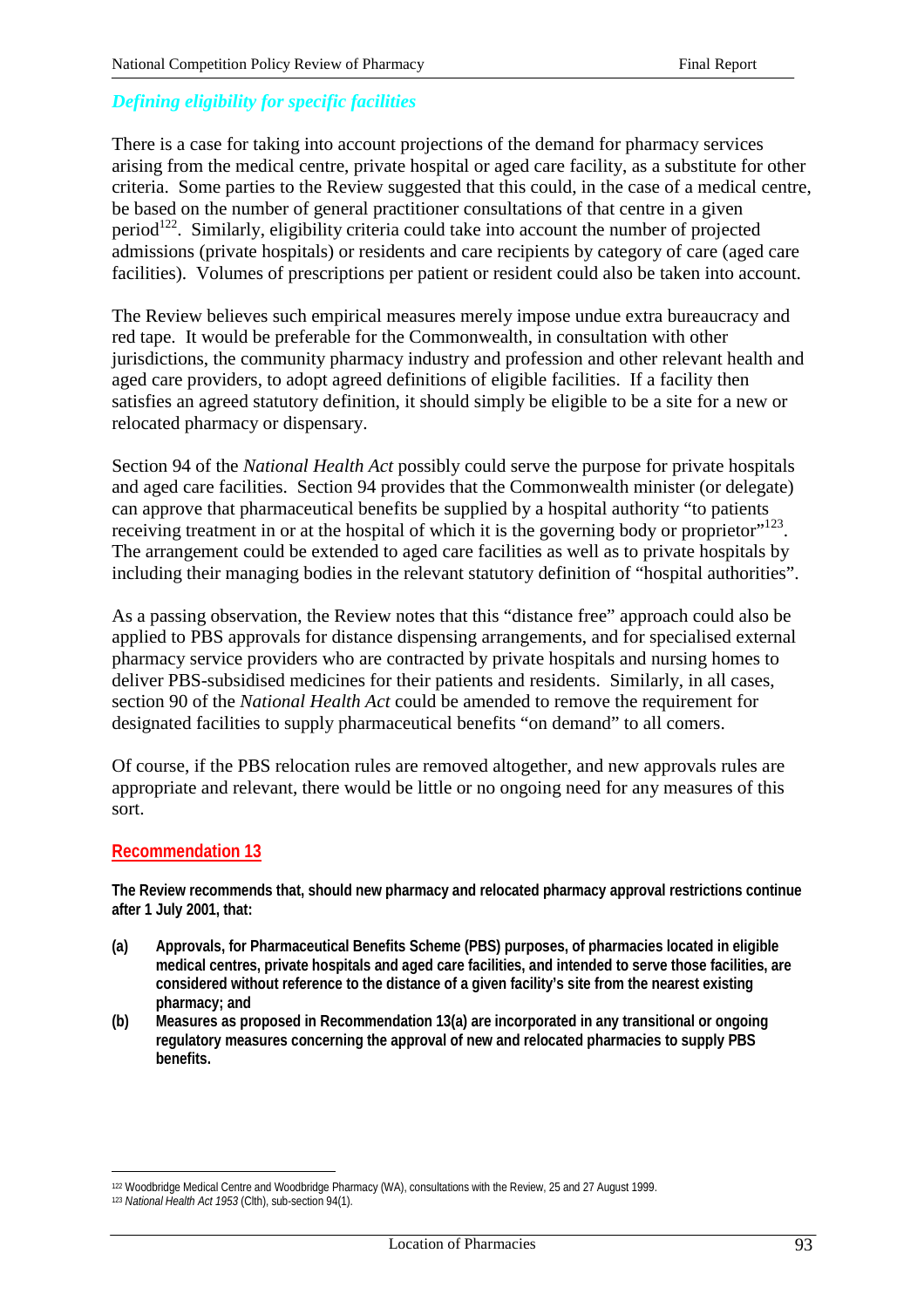### *Defining eligibility for specific facilities*

There is a case for taking into account projections of the demand for pharmacy services arising from the medical centre, private hospital or aged care facility, as a substitute for other criteria. Some parties to the Review suggested that this could, in the case of a medical centre, be based on the number of general practitioner consultations of that centre in a given period[122]. Similarly, eligibility criteria could take into account the number of projected admissions (private hospitals) or residents and care recipients by category of care (aged care facilities). Volumes of prescriptions per patient or resident could also be taken into account.

The Review believes such empirical measures merely impose undue extra bureaucracy and red tape. It would be preferable for the Commonwealth, in consultation with other jurisdictions, the community pharmacy industry and profession and other relevant health and aged care providers, to adopt agreed definitions of eligible facilities. If a facility then satisfies an agreed statutory definition, it should simply be eligible to be a site for a new or relocated pharmacy or dispensary.

Section 94 of the *National Health Act* possibly could serve the purpose for private hospitals and aged care facilities. Section 94 provides that the Commonwealth minister (or delegate) can approve that pharmaceutical benefits be supplied by a hospital authority "to patients receiving treatment in or at the hospital of which it is the governing body or proprietor"[123]. The arrangement could be extended to aged care facilities as well as to private hospitals by including their managing bodies in the relevant statutory definition of "hospital authorities".

As a passing observation, the Review notes that this "distance free" approach could also be applied to PBS approvals for distance dispensing arrangements, and for specialised external pharmacy service providers who are contracted by private hospitals and nursing homes to deliver PBS-subsidised medicines for their patients and residents. Similarly, in all cases, section 90 of the *National Health Act* could be amended to remove the requirement for designated facilities to supply pharmaceutical benefits "on demand" to all comers.

Of course, if the PBS relocation rules are removed altogether, and new approvals rules are appropriate and relevant, there would be little or no ongoing need for any measures of this sort.

**Recommendation 13**

**The Review recommends that, should new pharmacy and relocated pharmacy approval restrictions continue after 1 July 2001, that:**

- **(a) Approvals, for Pharmaceutical Benefits Scheme (PBS) purposes, of pharmacies located in eligible medical centres, private hospitals and aged care facilities, and intended to serve those facilities, are considered without reference to the distance of a given facility's site from the nearest existing pharmacy; and**
- **(b) Measures as proposed in Recommendation 13(a) are incorporated in any transitional or ongoing regulatory measures concerning the approval of new and relocated pharmacies to supply PBS benefits.**

---

[122] Woodbridge Medical Centre and Woodbridge Pharmacy (WA), consultations with the Review, 25 and 27 August 1999.

[123] *National Health Act 1953* (Clth), sub-section 94(1).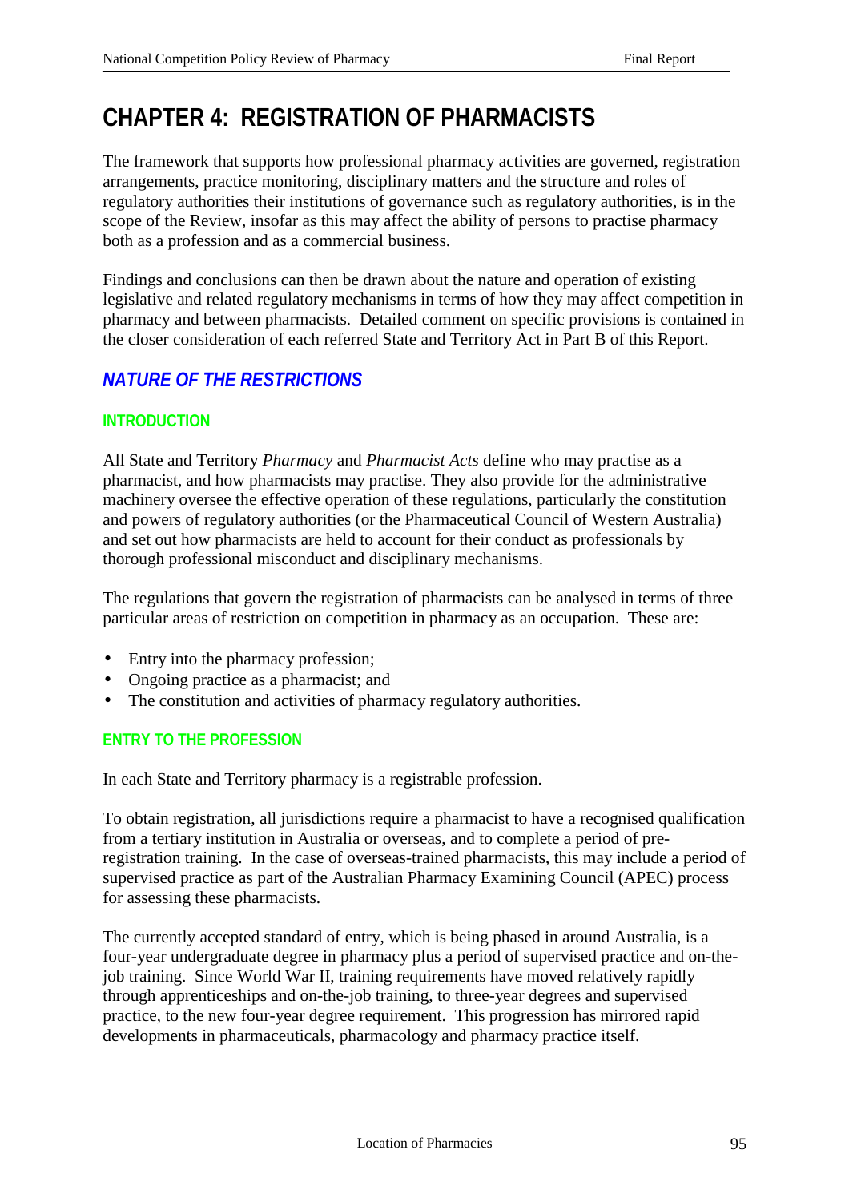# CHAPTER 4: REGISTRATION OF PHARMACISTS

The framework that supports how professional pharmacy activities are governed, registration arrangements, practice monitoring, disciplinary matters and the structure and roles of regulatory authorities their institutions of governance such as regulatory authorities, is in the scope of the Review, insofar as this may affect the ability of persons to practise pharmacy both as a profession and as a commercial business.

Findings and conclusions can then be drawn about the nature and operation of existing legislative and related regulatory mechanisms in terms of how they may affect competition in pharmacy and between pharmacists. Detailed comment on specific provisions is contained in the closer consideration of each referred State and Territory Act in Part B of this Report.

## *NATURE OF THE RESTRICTIONS*

### INTRODUCTION

All State and Territory *Pharmacy* and *Pharmacist Acts* define who may practise as a pharmacist, and how pharmacists may practise. They also provide for the administrative machinery oversee the effective operation of these regulations, particularly the constitution and powers of regulatory authorities (or the Pharmaceutical Council of Western Australia) and set out how pharmacists are held to account for their conduct as professionals by thorough professional misconduct and disciplinary mechanisms.

The regulations that govern the registration of pharmacists can be analysed in terms of three particular areas of restriction on competition in pharmacy as an occupation. These are:

- Entry into the pharmacy profession;
- Ongoing practice as a pharmacist; and
- The constitution and activities of pharmacy regulatory authorities.

### ENTRY TO THE PROFESSION

In each State and Territory pharmacy is a registrable profession.

To obtain registration, all jurisdictions require a pharmacist to have a recognised qualification from a tertiary institution in Australia or overseas, and to complete a period of pre-registration training. In the case of overseas-trained pharmacists, this may include a period of supervised practice as part of the Australian Pharmacy Examining Council (APEC) process for assessing these pharmacists.

The currently accepted standard of entry, which is being phased in around Australia, is a four-year undergraduate degree in pharmacy plus a period of supervised practice and on-the-job training. Since World War II, training requirements have moved relatively rapidly through apprenticeships and on-the-job training, to three-year degrees and supervised practice, to the new four-year degree requirement. This progression has mirrored rapid developments in pharmaceuticals, pharmacology and pharmacy practice itself.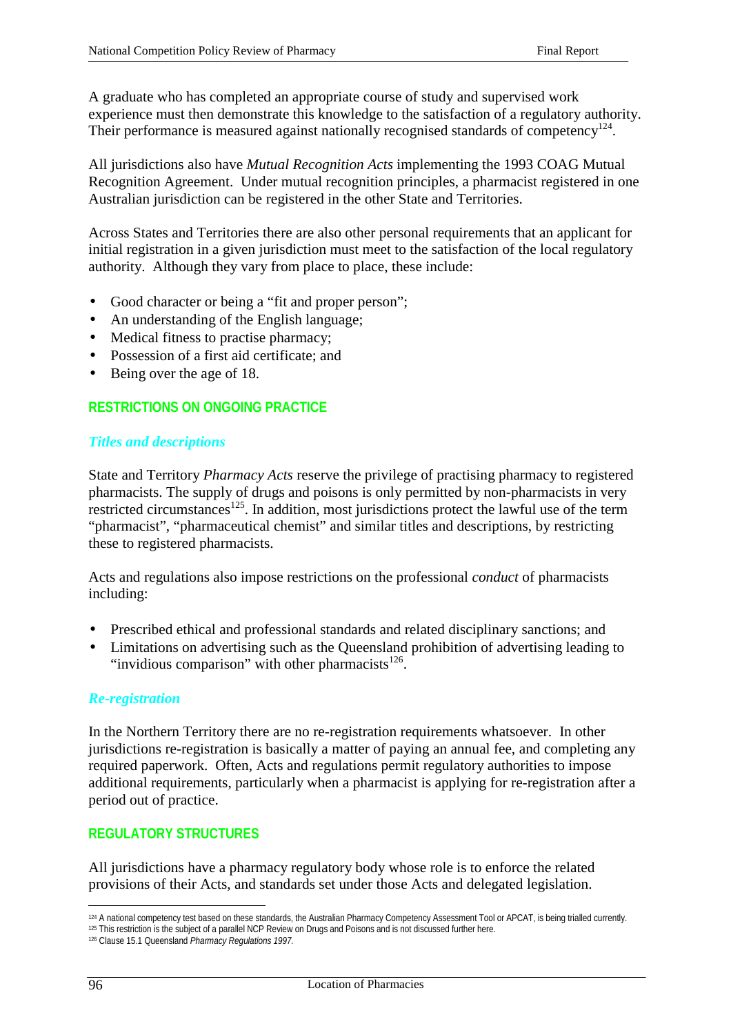A graduate who has completed an appropriate course of study and supervised work experience must then demonstrate this knowledge to the satisfaction of a regulatory authority. Their performance is measured against nationally recognised standards of competency[124].

All jurisdictions also have *Mutual Recognition Acts* implementing the 1993 COAG Mutual Recognition Agreement. Under mutual recognition principles, a pharmacist registered in one Australian jurisdiction can be registered in the other State and Territories.

Across States and Territories there are also other personal requirements that an applicant for initial registration in a given jurisdiction must meet to the satisfaction of the local regulatory authority. Although they vary from place to place, these include:

- Good character or being a "fit and proper person";
- An understanding of the English language;
- Medical fitness to practise pharmacy;
- Possession of a first aid certificate; and
- Being over the age of 18.

## RESTRICTIONS ON ONGOING PRACTICE

### *Titles and descriptions*

State and Territory *Pharmacy Acts* reserve the privilege of practising pharmacy to registered pharmacists. The supply of drugs and poisons is only permitted by non-pharmacists in very restricted circumstances[125]. In addition, most jurisdictions protect the lawful use of the term "pharmacist", "pharmaceutical chemist" and similar titles and descriptions, by restricting these to registered pharmacists.

Acts and regulations also impose restrictions on the professional *conduct* of pharmacists including:

- Prescribed ethical and professional standards and related disciplinary sanctions; and
- Limitations on advertising such as the Queensland prohibition of advertising leading to "invidious comparison" with other pharmacists[126].

### *Re-registration*

In the Northern Territory there are no re-registration requirements whatsoever. In other jurisdictions re-registration is basically a matter of paying an annual fee, and completing any required paperwork. Often, Acts and regulations permit regulatory authorities to impose additional requirements, particularly when a pharmacist is applying for re-registration after a period out of practice.

## REGULATORY STRUCTURES

All jurisdictions have a pharmacy regulatory body whose role is to enforce the related provisions of their Acts, and standards set under those Acts and delegated legislation.

---

[124] A national competency test based on these standards, the Australian Pharmacy Competency Assessment Tool or APCAT, is being trialled currently.

[125] This restriction is the subject of a parallel NCP Review on Drugs and Poisons and is not discussed further here.

[126] Clause 15.1 Queensland *Pharmacy Regulations 1997.*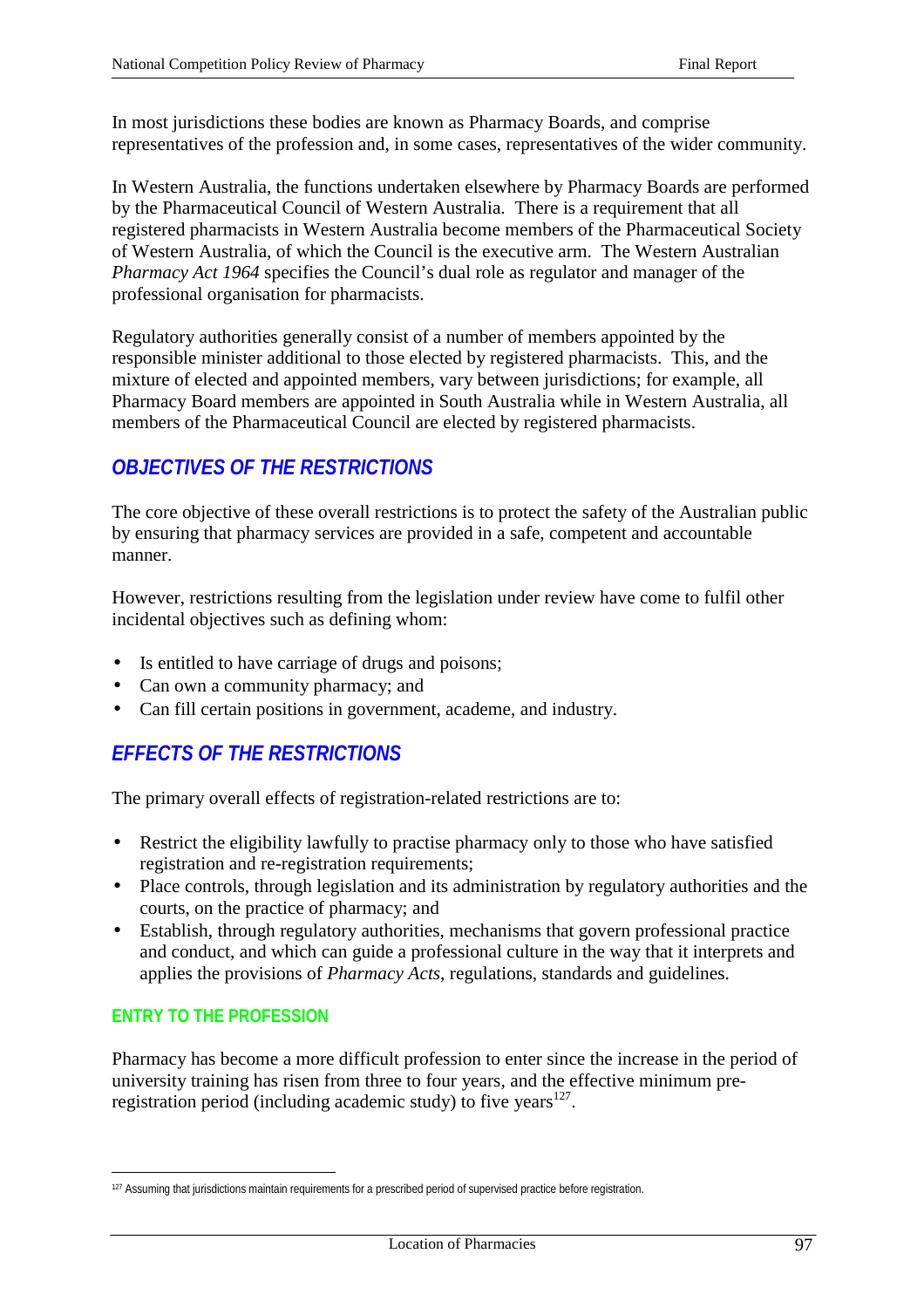In most jurisdictions these bodies are known as Pharmacy Boards, and comprise representatives of the profession and, in some cases, representatives of the wider community.

In Western Australia, the functions undertaken elsewhere by Pharmacy Boards are performed by the Pharmaceutical Council of Western Australia. There is a requirement that all registered pharmacists in Western Australia become members of the Pharmaceutical Society of Western Australia, of which the Council is the executive arm. The Western Australian *Pharmacy Act 1964* specifies the Council's dual role as regulator and manager of the professional organisation for pharmacists.

Regulatory authorities generally consist of a number of members appointed by the responsible minister additional to those elected by registered pharmacists. This, and the mixture of elected and appointed members, vary between jurisdictions; for example, all Pharmacy Board members are appointed in South Australia while in Western Australia, all members of the Pharmaceutical Council are elected by registered pharmacists.

## *OBJECTIVES OF THE RESTRICTIONS*

The core objective of these overall restrictions is to protect the safety of the Australian public by ensuring that pharmacy services are provided in a safe, competent and accountable manner.

However, restrictions resulting from the legislation under review have come to fulfil other incidental objectives such as defining whom:

- Is entitled to have carriage of drugs and poisons;
- Can own a community pharmacy; and
- Can fill certain positions in government, academe, and industry.

## *EFFECTS OF THE RESTRICTIONS*

The primary overall effects of registration-related restrictions are to:

- Restrict the eligibility lawfully to practise pharmacy only to those who have satisfied registration and re-registration requirements;
- Place controls, through legislation and its administration by regulatory authorities and the courts, on the practice of pharmacy; and
- Establish, through regulatory authorities, mechanisms that govern professional practice and conduct, and which can guide a professional culture in the way that it interprets and applies the provisions of *Pharmacy Acts*, regulations, standards and guidelines.

### ENTRY TO THE PROFESSION

Pharmacy has become a more difficult profession to enter since the increase in the period of university training has risen from three to four years, and the effective minimum pre-registration period (including academic study) to five years[127].

---

[127] Assuming that jurisdictions maintain requirements for a prescribed period of supervised practice before registration.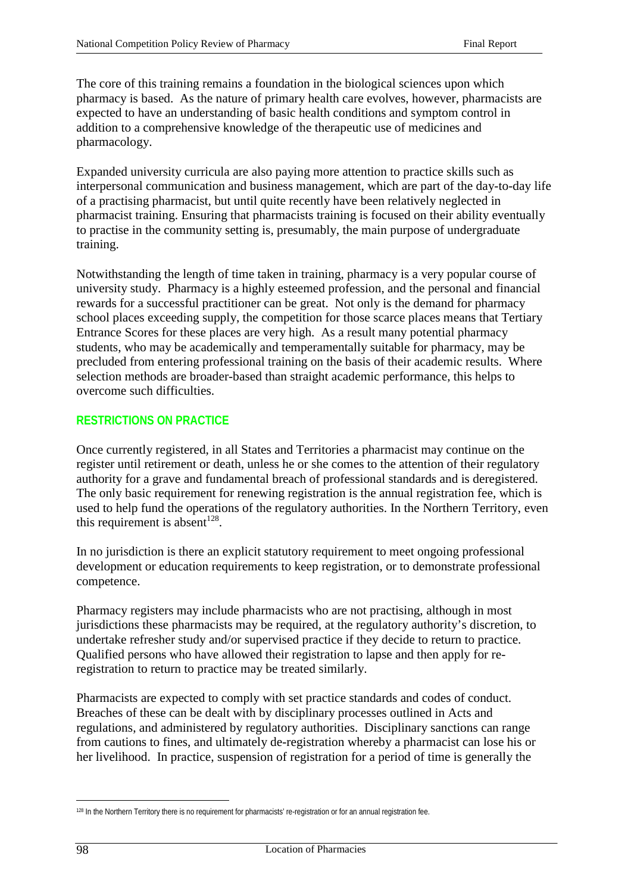The core of this training remains a foundation in the biological sciences upon which pharmacy is based. As the nature of primary health care evolves, however, pharmacists are expected to have an understanding of basic health conditions and symptom control in addition to a comprehensive knowledge of the therapeutic use of medicines and pharmacology.

Expanded university curricula are also paying more attention to practice skills such as interpersonal communication and business management, which are part of the day-to-day life of a practising pharmacist, but until quite recently have been relatively neglected in pharmacist training. Ensuring that pharmacists training is focused on their ability eventually to practise in the community setting is, presumably, the main purpose of undergraduate training.

Notwithstanding the length of time taken in training, pharmacy is a very popular course of university study. Pharmacy is a highly esteemed profession, and the personal and financial rewards for a successful practitioner can be great. Not only is the demand for pharmacy school places exceeding supply, the competition for those scarce places means that Tertiary Entrance Scores for these places are very high. As a result many potential pharmacy students, who may be academically and temperamentally suitable for pharmacy, may be precluded from entering professional training on the basis of their academic results. Where selection methods are broader-based than straight academic performance, this helps to overcome such difficulties.

## RESTRICTIONS ON PRACTICE

Once currently registered, in all States and Territories a pharmacist may continue on the register until retirement or death, unless he or she comes to the attention of their regulatory authority for a grave and fundamental breach of professional standards and is deregistered. The only basic requirement for renewing registration is the annual registration fee, which is used to help fund the operations of the regulatory authorities. In the Northern Territory, even this requirement is absent[128].

In no jurisdiction is there an explicit statutory requirement to meet ongoing professional development or education requirements to keep registration, or to demonstrate professional competence.

Pharmacy registers may include pharmacists who are not practising, although in most jurisdictions these pharmacists may be required, at the regulatory authority's discretion, to undertake refresher study and/or supervised practice if they decide to return to practice. Qualified persons who have allowed their registration to lapse and then apply for re-registration to return to practice may be treated similarly.

Pharmacists are expected to comply with set practice standards and codes of conduct. Breaches of these can be dealt with by disciplinary processes outlined in Acts and regulations, and administered by regulatory authorities. Disciplinary sanctions can range from cautions to fines, and ultimately de-registration whereby a pharmacist can lose his or her livelihood. In practice, suspension of registration for a period of time is generally the

[128] In the Northern Territory there is no requirement for pharmacists' re-registration or for an annual registration fee.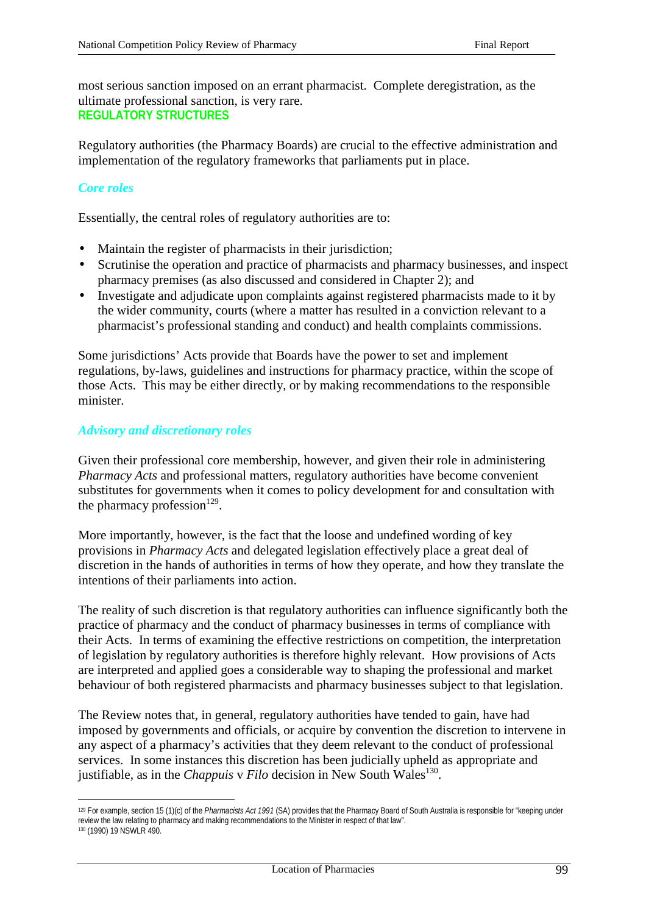most serious sanction imposed on an errant pharmacist. Complete deregistration, as the ultimate professional sanction, is very rare.

## REGULATORY STRUCTURES

Regulatory authorities (the Pharmacy Boards) are crucial to the effective administration and implementation of the regulatory frameworks that parliaments put in place.

### *Core roles*

Essentially, the central roles of regulatory authorities are to:

- Maintain the register of pharmacists in their jurisdiction;
- Scrutinise the operation and practice of pharmacists and pharmacy businesses, and inspect pharmacy premises (as also discussed and considered in Chapter 2); and
- Investigate and adjudicate upon complaints against registered pharmacists made to it by the wider community, courts (where a matter has resulted in a conviction relevant to a pharmacist's professional standing and conduct) and health complaints commissions.

Some jurisdictions' Acts provide that Boards have the power to set and implement regulations, by-laws, guidelines and instructions for pharmacy practice, within the scope of those Acts. This may be either directly, or by making recommendations to the responsible minister.

### *Advisory and discretionary roles*

Given their professional core membership, however, and given their role in administering *Pharmacy Acts* and professional matters, regulatory authorities have become convenient substitutes for governments when it comes to policy development for and consultation with the pharmacy profession[129].

More importantly, however, is the fact that the loose and undefined wording of key provisions in *Pharmacy Acts* and delegated legislation effectively place a great deal of discretion in the hands of authorities in terms of how they operate, and how they translate the intentions of their parliaments into action.

The reality of such discretion is that regulatory authorities can influence significantly both the practice of pharmacy and the conduct of pharmacy businesses in terms of compliance with their Acts. In terms of examining the effective restrictions on competition, the interpretation of legislation by regulatory authorities is therefore highly relevant. How provisions of Acts are interpreted and applied goes a considerable way to shaping the professional and market behaviour of both registered pharmacists and pharmacy businesses subject to that legislation.

The Review notes that, in general, regulatory authorities have tended to gain, have had imposed by governments and officials, or acquire by convention the discretion to intervene in any aspect of a pharmacy's activities that they deem relevant to the conduct of professional services. In some instances this discretion has been judicially upheld as appropriate and justifiable, as in the *Chappuis* v *Filo* decision in New South Wales[130].

---

[129] For example, section 15 (1)(c) of the *Pharmacists Act 1991* (SA) provides that the Pharmacy Board of South Australia is responsible for "keeping under review the law relating to pharmacy and making recommendations to the Minister in respect of that law".

[130] (1990) 19 NSWLR 490.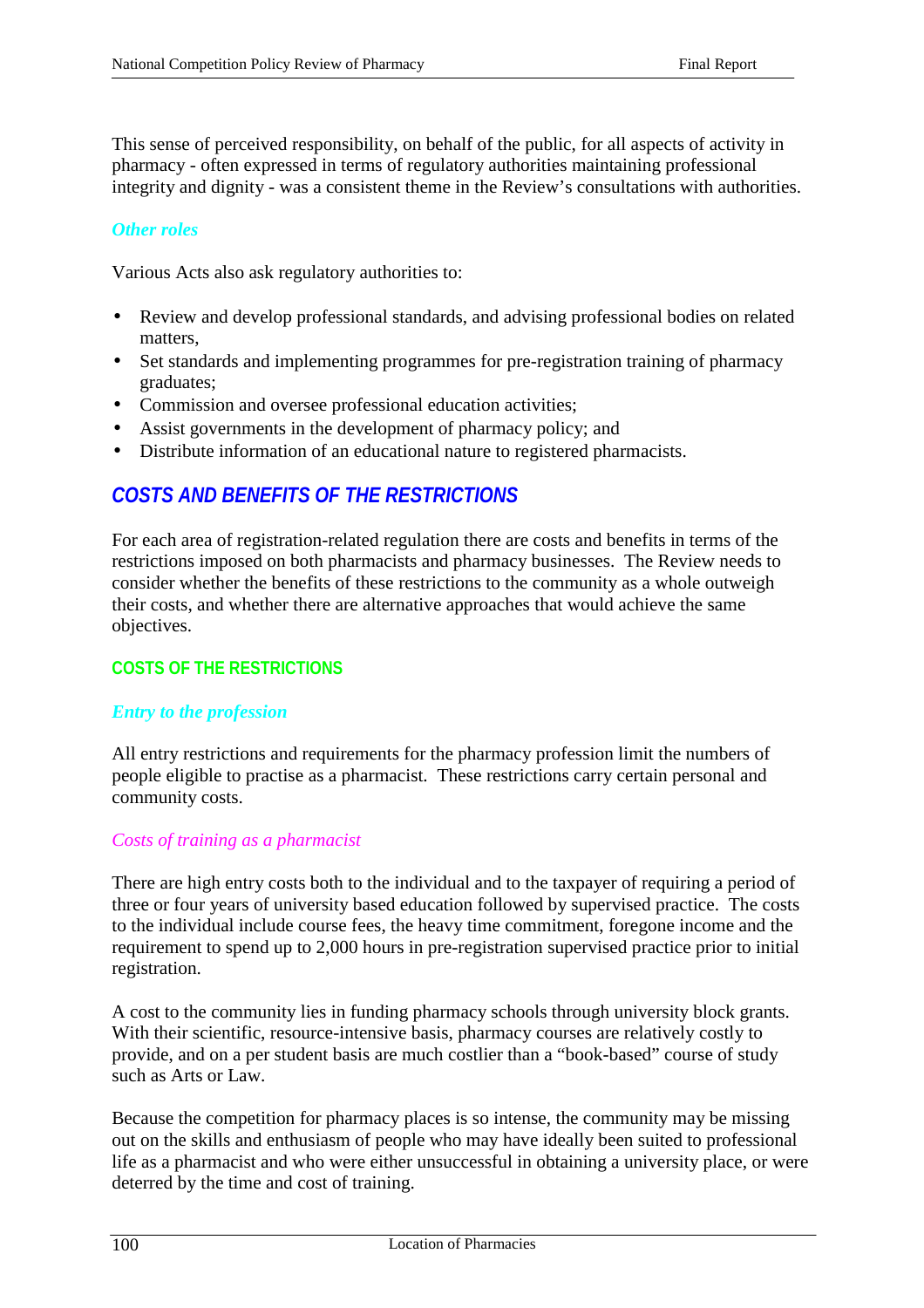This sense of perceived responsibility, on behalf of the public, for all aspects of activity in pharmacy - often expressed in terms of regulatory authorities maintaining professional integrity and dignity - was a consistent theme in the Review's consultations with authorities.

#### *Other roles*

Various Acts also ask regulatory authorities to:

- Review and develop professional standards, and advising professional bodies on related matters,
- Set standards and implementing programmes for pre-registration training of pharmacy graduates;
- Commission and oversee professional education activities;
- Assist governments in the development of pharmacy policy; and
- Distribute information of an educational nature to registered pharmacists.

## *COSTS AND BENEFITS OF THE RESTRICTIONS*

For each area of registration-related regulation there are costs and benefits in terms of the restrictions imposed on both pharmacists and pharmacy businesses. The Review needs to consider whether the benefits of these restrictions to the community as a whole outweigh their costs, and whether there are alternative approaches that would achieve the same objectives.

### COSTS OF THE RESTRICTIONS

#### *Entry to the profession*

All entry restrictions and requirements for the pharmacy profession limit the numbers of people eligible to practise as a pharmacist. These restrictions carry certain personal and community costs.

##### *Costs of training as a pharmacist*

There are high entry costs both to the individual and to the taxpayer of requiring a period of three or four years of university based education followed by supervised practice. The costs to the individual include course fees, the heavy time commitment, foregone income and the requirement to spend up to 2,000 hours in pre-registration supervised practice prior to initial registration.

A cost to the community lies in funding pharmacy schools through university block grants. With their scientific, resource-intensive basis, pharmacy courses are relatively costly to provide, and on a per student basis are much costlier than a "book-based" course of study such as Arts or Law.

Because the competition for pharmacy places is so intense, the community may be missing out on the skills and enthusiasm of people who may have ideally been suited to professional life as a pharmacist and who were either unsuccessful in obtaining a university place, or were deterred by the time and cost of training.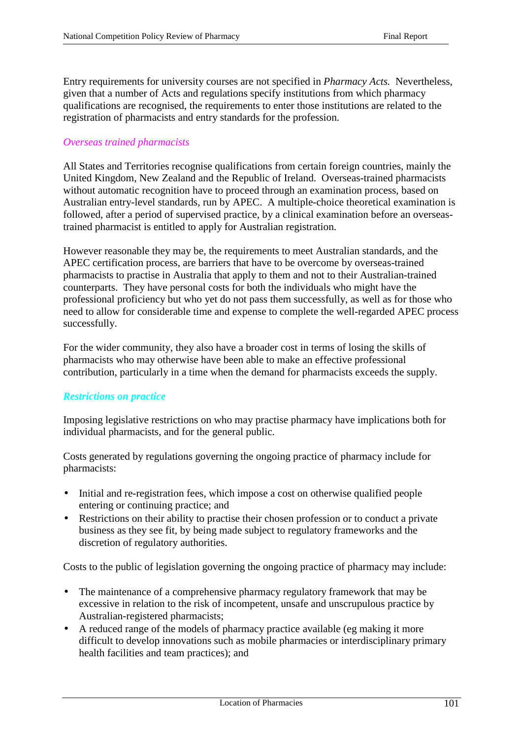Entry requirements for university courses are not specified in *Pharmacy Acts.* Nevertheless, given that a number of Acts and regulations specify institutions from which pharmacy qualifications are recognised, the requirements to enter those institutions are related to the registration of pharmacists and entry standards for the profession.

### *Overseas trained pharmacists*

All States and Territories recognise qualifications from certain foreign countries, mainly the United Kingdom, New Zealand and the Republic of Ireland. Overseas-trained pharmacists without automatic recognition have to proceed through an examination process, based on Australian entry-level standards, run by APEC. A multiple-choice theoretical examination is followed, after a period of supervised practice, by a clinical examination before an overseas-trained pharmacist is entitled to apply for Australian registration.

However reasonable they may be, the requirements to meet Australian standards, and the APEC certification process, are barriers that have to be overcome by overseas-trained pharmacists to practise in Australia that apply to them and not to their Australian-trained counterparts. They have personal costs for both the individuals who might have the professional proficiency but who yet do not pass them successfully, as well as for those who need to allow for considerable time and expense to complete the well-regarded APEC process successfully.

For the wider community, they also have a broader cost in terms of losing the skills of pharmacists who may otherwise have been able to make an effective professional contribution, particularly in a time when the demand for pharmacists exceeds the supply.

### ***Restrictions on practice***

Imposing legislative restrictions on who may practise pharmacy have implications both for individual pharmacists, and for the general public.

Costs generated by regulations governing the ongoing practice of pharmacy include for pharmacists:

- Initial and re-registration fees, which impose a cost on otherwise qualified people entering or continuing practice; and
- Restrictions on their ability to practise their chosen profession or to conduct a private business as they see fit, by being made subject to regulatory frameworks and the discretion of regulatory authorities.

Costs to the public of legislation governing the ongoing practice of pharmacy may include:

- The maintenance of a comprehensive pharmacy regulatory framework that may be excessive in relation to the risk of incompetent, unsafe and unscrupulous practice by Australian-registered pharmacists;
- A reduced range of the models of pharmacy practice available (eg making it more difficult to develop innovations such as mobile pharmacies or interdisciplinary primary health facilities and team practices); and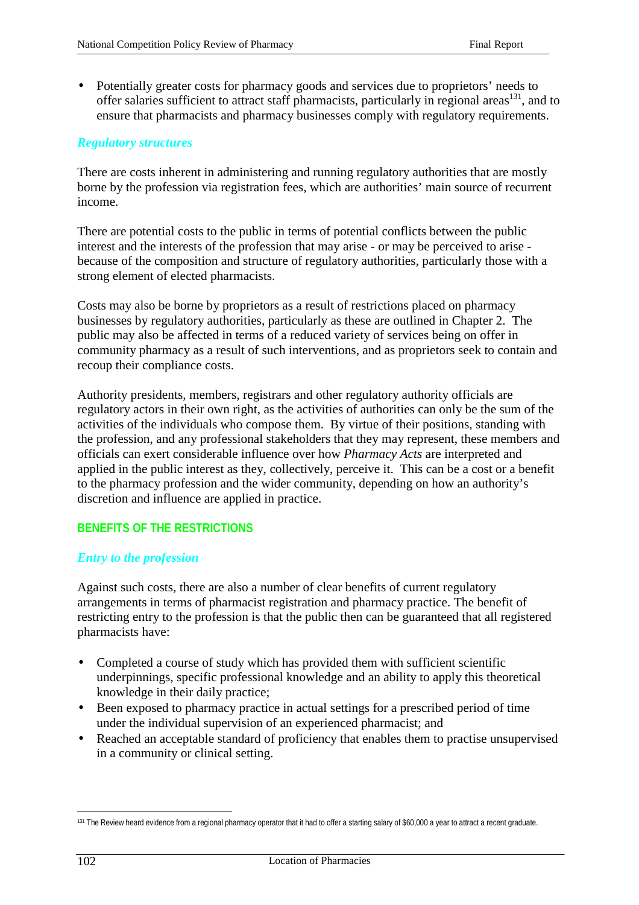- Potentially greater costs for pharmacy goods and services due to proprietors' needs to offer salaries sufficient to attract staff pharmacists, particularly in regional areas[131], and to ensure that pharmacists and pharmacy businesses comply with regulatory requirements.

### *Regulatory structures*

There are costs inherent in administering and running regulatory authorities that are mostly borne by the profession via registration fees, which are authorities' main source of recurrent income.

There are potential costs to the public in terms of potential conflicts between the public interest and the interests of the profession that may arise - or may be perceived to arise - because of the composition and structure of regulatory authorities, particularly those with a strong element of elected pharmacists.

Costs may also be borne by proprietors as a result of restrictions placed on pharmacy businesses by regulatory authorities, particularly as these are outlined in Chapter 2. The public may also be affected in terms of a reduced variety of services being on offer in community pharmacy as a result of such interventions, and as proprietors seek to contain and recoup their compliance costs.

Authority presidents, members, registrars and other regulatory authority officials are regulatory actors in their own right, as the activities of authorities can only be the sum of the activities of the individuals who compose them. By virtue of their positions, standing with the profession, and any professional stakeholders that they may represent, these members and officials can exert considerable influence over how *Pharmacy Acts* are interpreted and applied in the public interest as they, collectively, perceive it. This can be a cost or a benefit to the pharmacy profession and the wider community, depending on how an authority's discretion and influence are applied in practice.

## BENEFITS OF THE RESTRICTIONS

### *Entry to the profession*

Against such costs, there are also a number of clear benefits of current regulatory arrangements in terms of pharmacist registration and pharmacy practice. The benefit of restricting entry to the profession is that the public then can be guaranteed that all registered pharmacists have:

- Completed a course of study which has provided them with sufficient scientific underpinnings, specific professional knowledge and an ability to apply this theoretical knowledge in their daily practice;
- Been exposed to pharmacy practice in actual settings for a prescribed period of time under the individual supervision of an experienced pharmacist; and
- Reached an acceptable standard of proficiency that enables them to practise unsupervised in a community or clinical setting.

---

[131] The Review heard evidence from a regional pharmacy operator that it had to offer a starting salary of $60,000 a year to attract a recent graduate.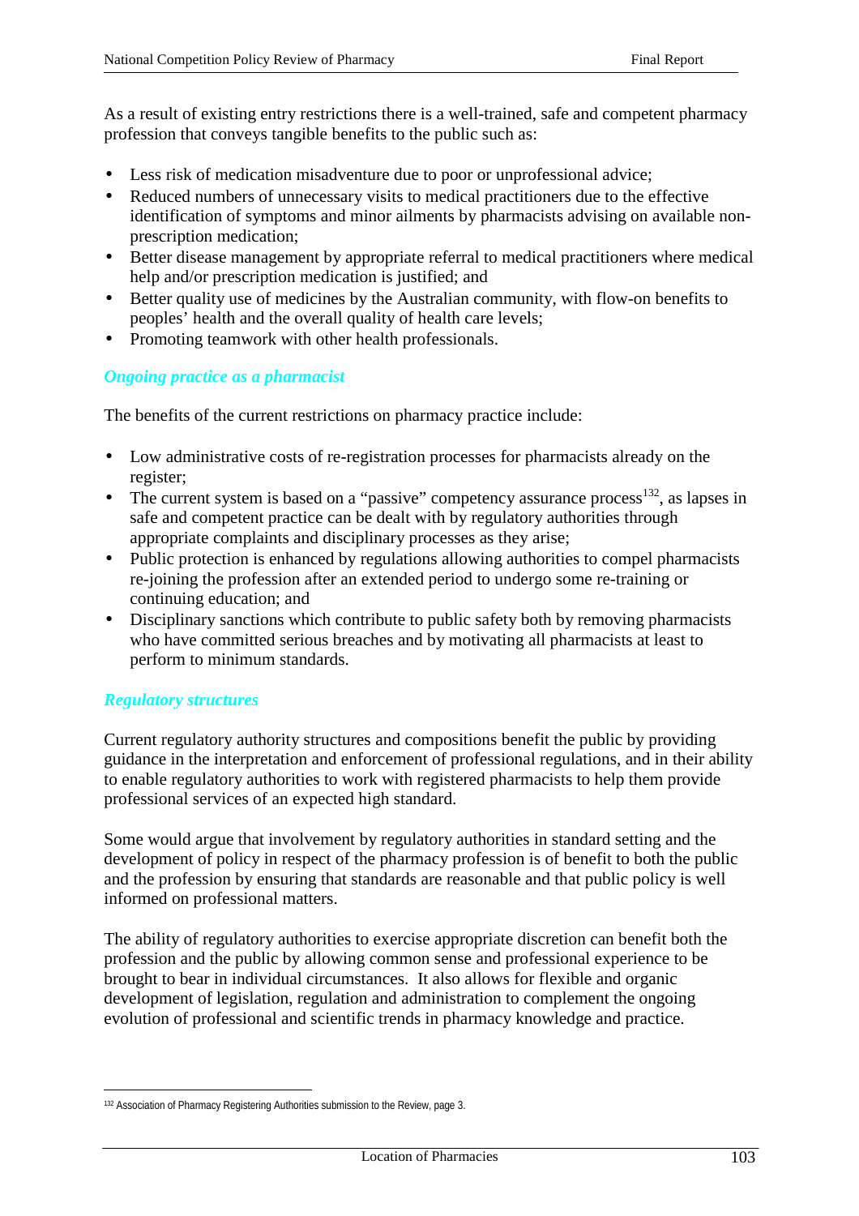As a result of existing entry restrictions there is a well-trained, safe and competent pharmacy profession that conveys tangible benefits to the public such as:

- Less risk of medication misadventure due to poor or unprofessional advice;
- Reduced numbers of unnecessary visits to medical practitioners due to the effective identification of symptoms and minor ailments by pharmacists advising on available non-prescription medication;
- Better disease management by appropriate referral to medical practitioners where medical help and/or prescription medication is justified; and
- Better quality use of medicines by the Australian community, with flow-on benefits to peoples' health and the overall quality of health care levels;
- Promoting teamwork with other health professionals.

### *Ongoing practice as a pharmacist*

The benefits of the current restrictions on pharmacy practice include:

- Low administrative costs of re-registration processes for pharmacists already on the register;
- The current system is based on a "passive" competency assurance process[132], as lapses in safe and competent practice can be dealt with by regulatory authorities through appropriate complaints and disciplinary processes as they arise;
- Public protection is enhanced by regulations allowing authorities to compel pharmacists re-joining the profession after an extended period to undergo some re-training or continuing education; and
- Disciplinary sanctions which contribute to public safety both by removing pharmacists who have committed serious breaches and by motivating all pharmacists at least to perform to minimum standards.

### *Regulatory structures*

Current regulatory authority structures and compositions benefit the public by providing guidance in the interpretation and enforcement of professional regulations, and in their ability to enable regulatory authorities to work with registered pharmacists to help them provide professional services of an expected high standard.

Some would argue that involvement by regulatory authorities in standard setting and the development of policy in respect of the pharmacy profession is of benefit to both the public and the profession by ensuring that standards are reasonable and that public policy is well informed on professional matters.

The ability of regulatory authorities to exercise appropriate discretion can benefit both the profession and the public by allowing common sense and professional experience to be brought to bear in individual circumstances. It also allows for flexible and organic development of legislation, regulation and administration to complement the ongoing evolution of professional and scientific trends in pharmacy knowledge and practice.

---

[132] Association of Pharmacy Registering Authorities submission to the Review, page 3.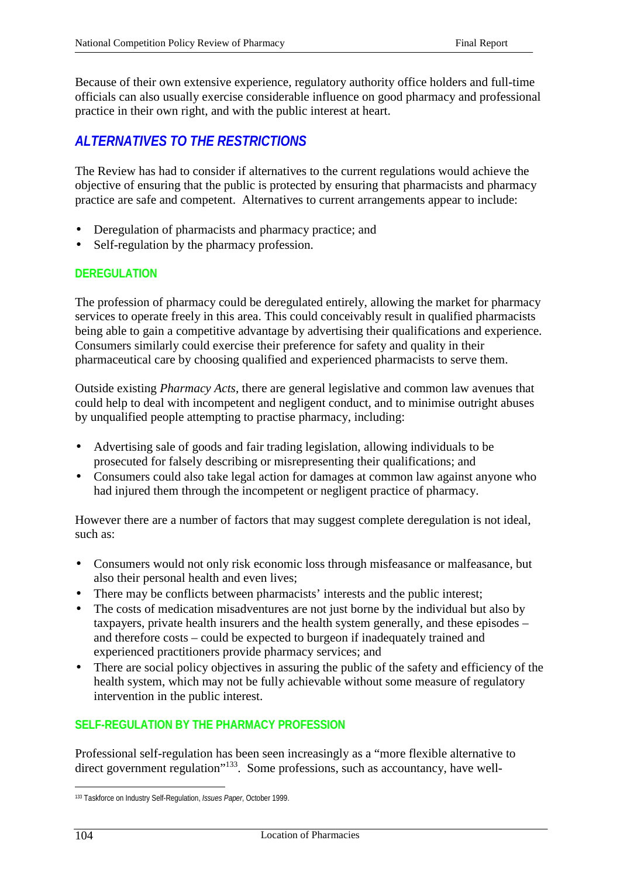Because of their own extensive experience, regulatory authority office holders and full-time officials can also usually exercise considerable influence on good pharmacy and professional practice in their own right, and with the public interest at heart.

## ALTERNATIVES TO THE RESTRICTIONS

The Review has had to consider if alternatives to the current regulations would achieve the objective of ensuring that the public is protected by ensuring that pharmacists and pharmacy practice are safe and competent. Alternatives to current arrangements appear to include:

- Deregulation of pharmacists and pharmacy practice; and
- Self-regulation by the pharmacy profession.

### DEREGULATION

The profession of pharmacy could be deregulated entirely, allowing the market for pharmacy services to operate freely in this area. This could conceivably result in qualified pharmacists being able to gain a competitive advantage by advertising their qualifications and experience. Consumers similarly could exercise their preference for safety and quality in their pharmaceutical care by choosing qualified and experienced pharmacists to serve them.

Outside existing *Pharmacy Acts*, there are general legislative and common law avenues that could help to deal with incompetent and negligent conduct, and to minimise outright abuses by unqualified people attempting to practise pharmacy, including:

- Advertising sale of goods and fair trading legislation, allowing individuals to be prosecuted for falsely describing or misrepresenting their qualifications; and
- Consumers could also take legal action for damages at common law against anyone who had injured them through the incompetent or negligent practice of pharmacy.

However there are a number of factors that may suggest complete deregulation is not ideal, such as:

- Consumers would not only risk economic loss through misfeasance or malfeasance, but also their personal health and even lives;
- There may be conflicts between pharmacists' interests and the public interest;
- The costs of medication misadventures are not just borne by the individual but also by taxpayers, private health insurers and the health system generally, and these episodes – and therefore costs – could be expected to burgeon if inadequately trained and experienced practitioners provide pharmacy services; and
- There are social policy objectives in assuring the public of the safety and efficiency of the health system, which may not be fully achievable without some measure of regulatory intervention in the public interest.

### SELF-REGULATION BY THE PHARMACY PROFESSION

Professional self-regulation has been seen increasingly as a "more flexible alternative to direct government regulation"[133]. Some professions, such as accountancy, have well-

[133] Taskforce on Industry Self-Regulation, *Issues Paper*, October 1999.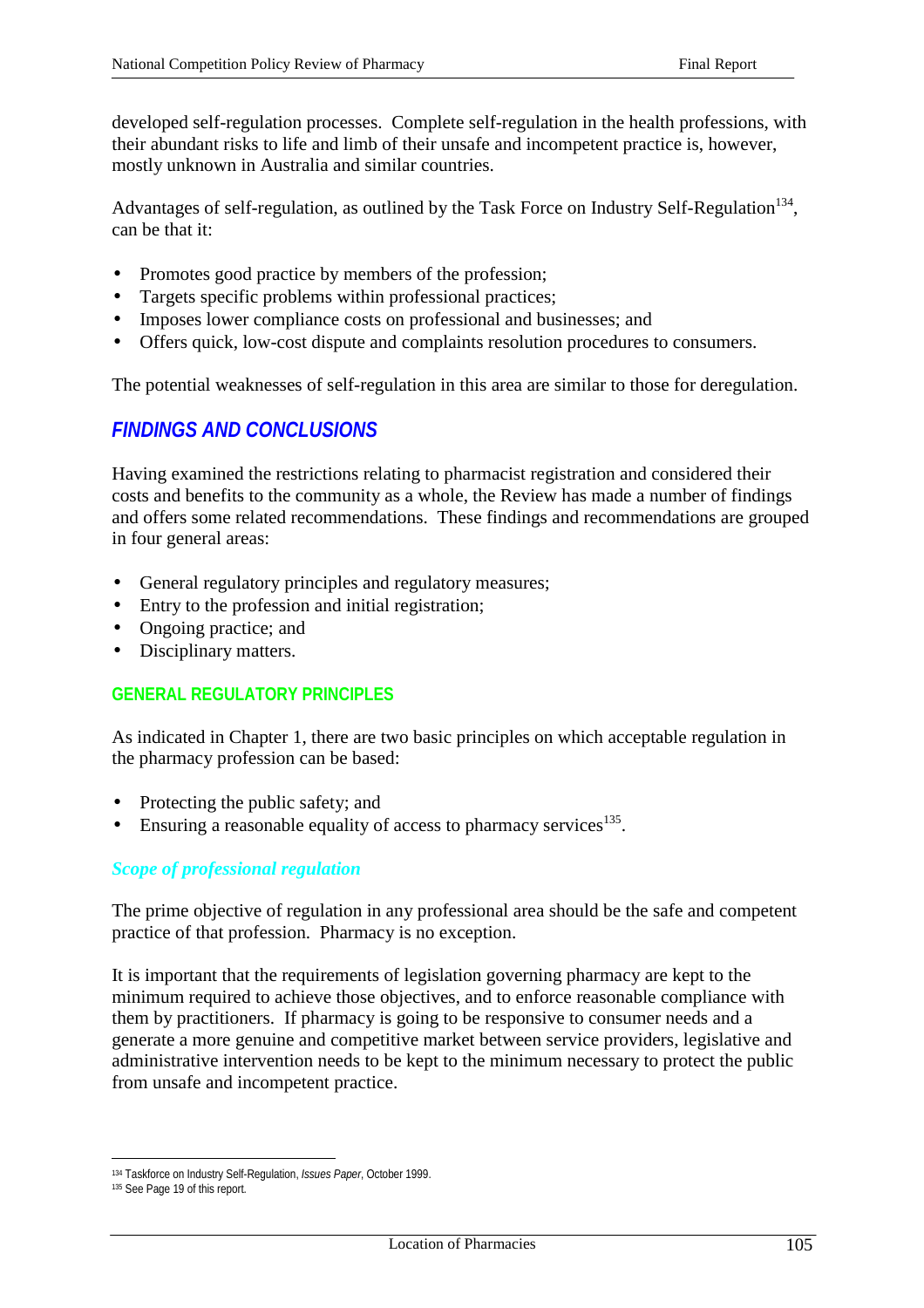developed self-regulation processes. Complete self-regulation in the health professions, with their abundant risks to life and limb of their unsafe and incompetent practice is, however, mostly unknown in Australia and similar countries.

Advantages of self-regulation, as outlined by the Task Force on Industry Self-Regulation[134], can be that it:

- Promotes good practice by members of the profession;
- Targets specific problems within professional practices;
- Imposes lower compliance costs on professional and businesses; and
- Offers quick, low-cost dispute and complaints resolution procedures to consumers.

The potential weaknesses of self-regulation in this area are similar to those for deregulation.

## FINDINGS AND CONCLUSIONS

Having examined the restrictions relating to pharmacist registration and considered their costs and benefits to the community as a whole, the Review has made a number of findings and offers some related recommendations. These findings and recommendations are grouped in four general areas:

- General regulatory principles and regulatory measures;
- Entry to the profession and initial registration;
- Ongoing practice; and
- Disciplinary matters.

### GENERAL REGULATORY PRINCIPLES

As indicated in Chapter 1, there are two basic principles on which acceptable regulation in the pharmacy profession can be based:

- Protecting the public safety; and
- Ensuring a reasonable equality of access to pharmacy services[135].

#### *Scope of professional regulation*

The prime objective of regulation in any professional area should be the safe and competent practice of that profession. Pharmacy is no exception.

It is important that the requirements of legislation governing pharmacy are kept to the minimum required to achieve those objectives, and to enforce reasonable compliance with them by practitioners. If pharmacy is going to be responsive to consumer needs and a generate a more genuine and competitive market between service providers, legislative and administrative intervention needs to be kept to the minimum necessary to protect the public from unsafe and incompetent practice.

---

[134] Taskforce on Industry Self-Regulation, *Issues Paper*, October 1999.

[135] See Page 19 of this report.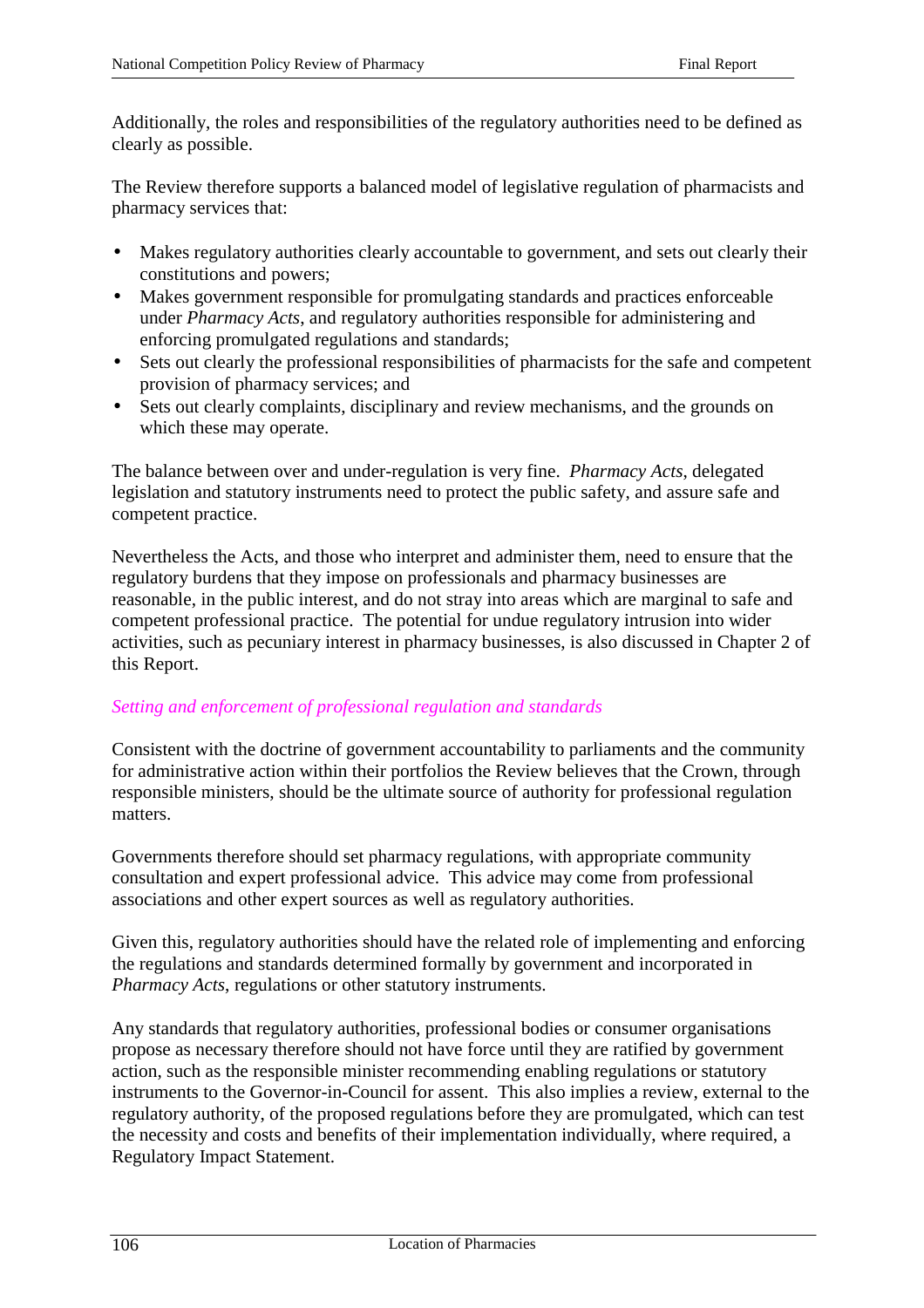Additionally, the roles and responsibilities of the regulatory authorities need to be defined as clearly as possible.

The Review therefore supports a balanced model of legislative regulation of pharmacists and pharmacy services that:

- Makes regulatory authorities clearly accountable to government, and sets out clearly their constitutions and powers;
- Makes government responsible for promulgating standards and practices enforceable under *Pharmacy Acts*, and regulatory authorities responsible for administering and enforcing promulgated regulations and standards;
- Sets out clearly the professional responsibilities of pharmacists for the safe and competent provision of pharmacy services; and
- Sets out clearly complaints, disciplinary and review mechanisms, and the grounds on which these may operate.

The balance between over and under-regulation is very fine. *Pharmacy Acts*, delegated legislation and statutory instruments need to protect the public safety, and assure safe and competent practice.

Nevertheless the Acts, and those who interpret and administer them, need to ensure that the regulatory burdens that they impose on professionals and pharmacy businesses are reasonable, in the public interest, and do not stray into areas which are marginal to safe and competent professional practice. The potential for undue regulatory intrusion into wider activities, such as pecuniary interest in pharmacy businesses, is also discussed in Chapter 2 of this Report.

### *Setting and enforcement of professional regulation and standards*

Consistent with the doctrine of government accountability to parliaments and the community for administrative action within their portfolios the Review believes that the Crown, through responsible ministers, should be the ultimate source of authority for professional regulation matters.

Governments therefore should set pharmacy regulations, with appropriate community consultation and expert professional advice. This advice may come from professional associations and other expert sources as well as regulatory authorities.

Given this, regulatory authorities should have the related role of implementing and enforcing the regulations and standards determined formally by government and incorporated in *Pharmacy Acts,* regulations or other statutory instruments.

Any standards that regulatory authorities, professional bodies or consumer organisations propose as necessary therefore should not have force until they are ratified by government action, such as the responsible minister recommending enabling regulations or statutory instruments to the Governor-in-Council for assent. This also implies a review, external to the regulatory authority, of the proposed regulations before they are promulgated, which can test the necessity and costs and benefits of their implementation individually, where required, a Regulatory Impact Statement.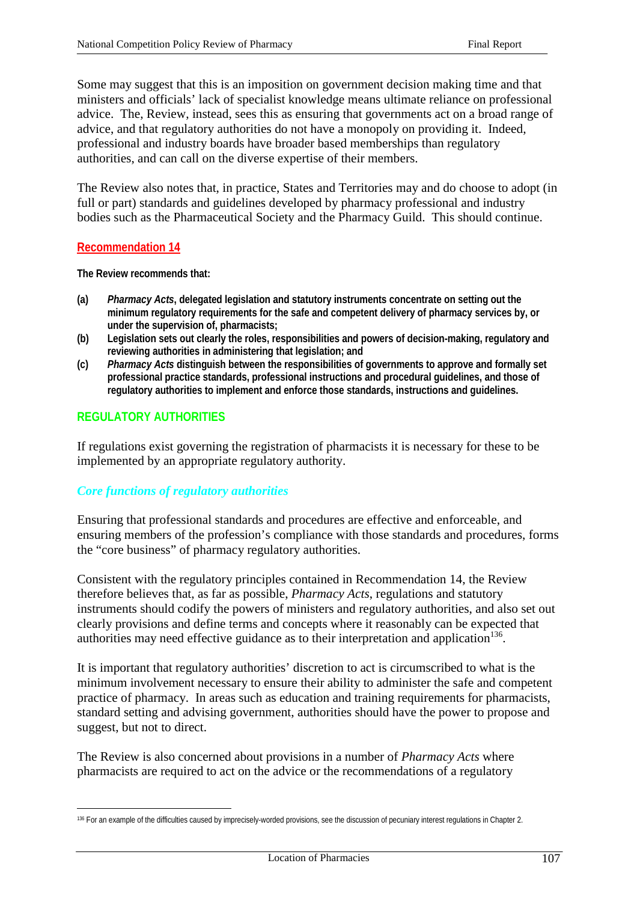Some may suggest that this is an imposition on government decision making time and that ministers and officials' lack of specialist knowledge means ultimate reliance on professional advice. The, Review, instead, sees this as ensuring that governments act on a broad range of advice, and that regulatory authorities do not have a monopoly on providing it. Indeed, professional and industry boards have broader based memberships than regulatory authorities, and can call on the diverse expertise of their members.

The Review also notes that, in practice, States and Territories may and do choose to adopt (in full or part) standards and guidelines developed by pharmacy professional and industry bodies such as the Pharmaceutical Society and the Pharmacy Guild. This should continue.

### Recommendation 14

**The Review recommends that:**

- **(a)** ***Pharmacy Acts*****, delegated legislation and statutory instruments concentrate on setting out the minimum regulatory requirements for the safe and competent delivery of pharmacy services by, or under the supervision of, pharmacists;**
- **(b)** **Legislation sets out clearly the roles, responsibilities and powers of decision-making, regulatory and reviewing authorities in administering that legislation; and**
- **(c)** ***Pharmacy Acts*** **distinguish between the responsibilities of governments to approve and formally set professional practice standards, professional instructions and procedural guidelines, and those of regulatory authorities to implement and enforce those standards, instructions and guidelines.**

## REGULATORY AUTHORITIES

If regulations exist governing the registration of pharmacists it is necessary for these to be implemented by an appropriate regulatory authority.

### *Core functions of regulatory authorities*

Ensuring that professional standards and procedures are effective and enforceable, and ensuring members of the profession's compliance with those standards and procedures, forms the "core business" of pharmacy regulatory authorities.

Consistent with the regulatory principles contained in Recommendation 14, the Review therefore believes that, as far as possible, *Pharmacy Acts*, regulations and statutory instruments should codify the powers of ministers and regulatory authorities, and also set out clearly provisions and define terms and concepts where it reasonably can be expected that authorities may need effective guidance as to their interpretation and application[136].

It is important that regulatory authorities' discretion to act is circumscribed to what is the minimum involvement necessary to ensure their ability to administer the safe and competent practice of pharmacy. In areas such as education and training requirements for pharmacists, standard setting and advising government, authorities should have the power to propose and suggest, but not to direct.

The Review is also concerned about provisions in a number of *Pharmacy Acts* where pharmacists are required to act on the advice or the recommendations of a regulatory

---

[136] For an example of the difficulties caused by imprecisely-worded provisions, see the discussion of pecuniary interest regulations in Chapter 2.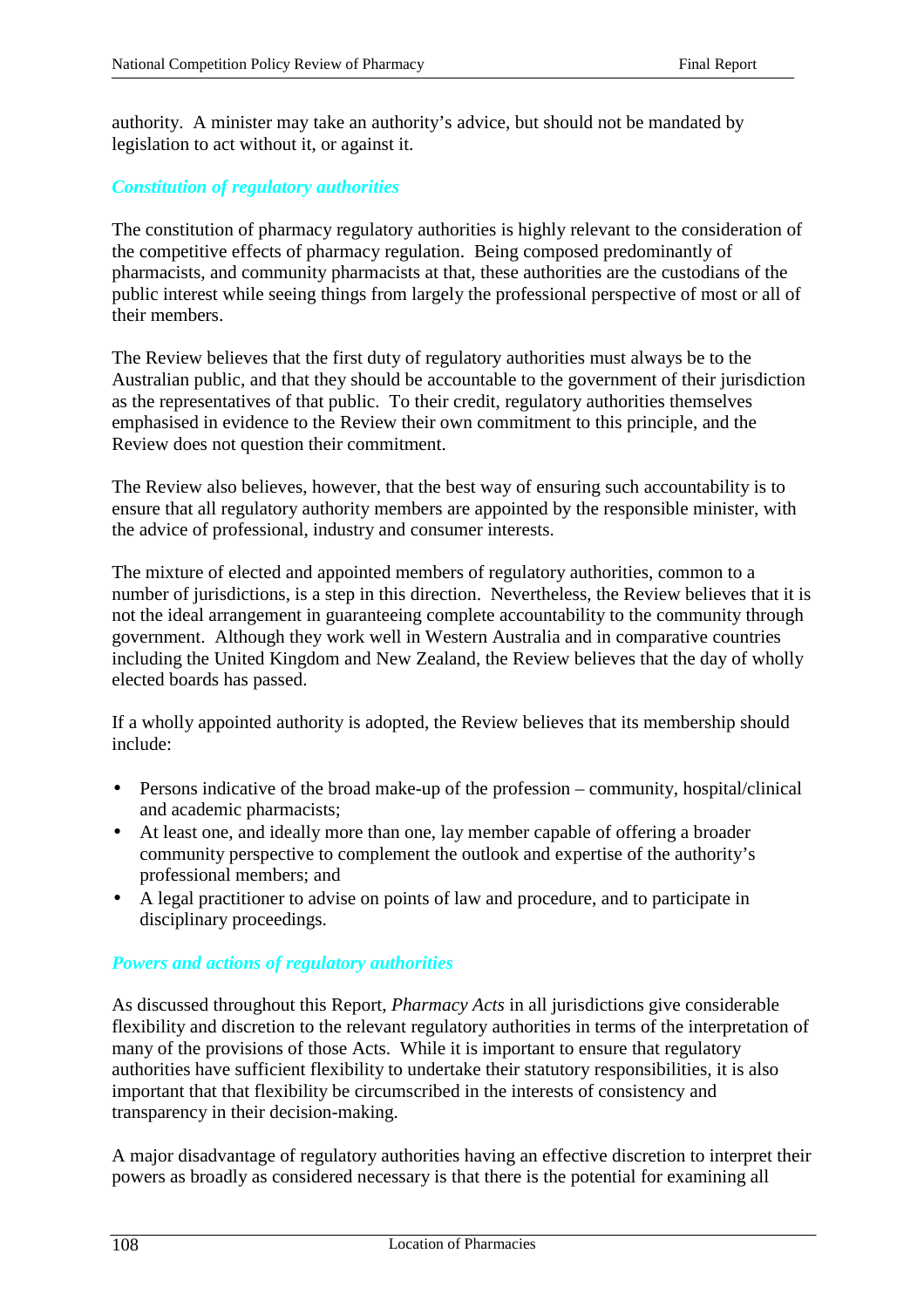authority. A minister may take an authority's advice, but should not be mandated by legislation to act without it, or against it.

### *Constitution of regulatory authorities*

The constitution of pharmacy regulatory authorities is highly relevant to the consideration of the competitive effects of pharmacy regulation. Being composed predominantly of pharmacists, and community pharmacists at that, these authorities are the custodians of the public interest while seeing things from largely the professional perspective of most or all of their members.

The Review believes that the first duty of regulatory authorities must always be to the Australian public, and that they should be accountable to the government of their jurisdiction as the representatives of that public. To their credit, regulatory authorities themselves emphasised in evidence to the Review their own commitment to this principle, and the Review does not question their commitment.

The Review also believes, however, that the best way of ensuring such accountability is to ensure that all regulatory authority members are appointed by the responsible minister, with the advice of professional, industry and consumer interests.

The mixture of elected and appointed members of regulatory authorities, common to a number of jurisdictions, is a step in this direction. Nevertheless, the Review believes that it is not the ideal arrangement in guaranteeing complete accountability to the community through government. Although they work well in Western Australia and in comparative countries including the United Kingdom and New Zealand, the Review believes that the day of wholly elected boards has passed.

If a wholly appointed authority is adopted, the Review believes that its membership should include:

- Persons indicative of the broad make-up of the profession – community, hospital/clinical and academic pharmacists;
- At least one, and ideally more than one, lay member capable of offering a broader community perspective to complement the outlook and expertise of the authority's professional members; and
- A legal practitioner to advise on points of law and procedure, and to participate in disciplinary proceedings.

### *Powers and actions of regulatory authorities*

As discussed throughout this Report, *Pharmacy Acts* in all jurisdictions give considerable flexibility and discretion to the relevant regulatory authorities in terms of the interpretation of many of the provisions of those Acts. While it is important to ensure that regulatory authorities have sufficient flexibility to undertake their statutory responsibilities, it is also important that that flexibility be circumscribed in the interests of consistency and transparency in their decision-making.

A major disadvantage of regulatory authorities having an effective discretion to interpret their powers as broadly as considered necessary is that there is the potential for examining all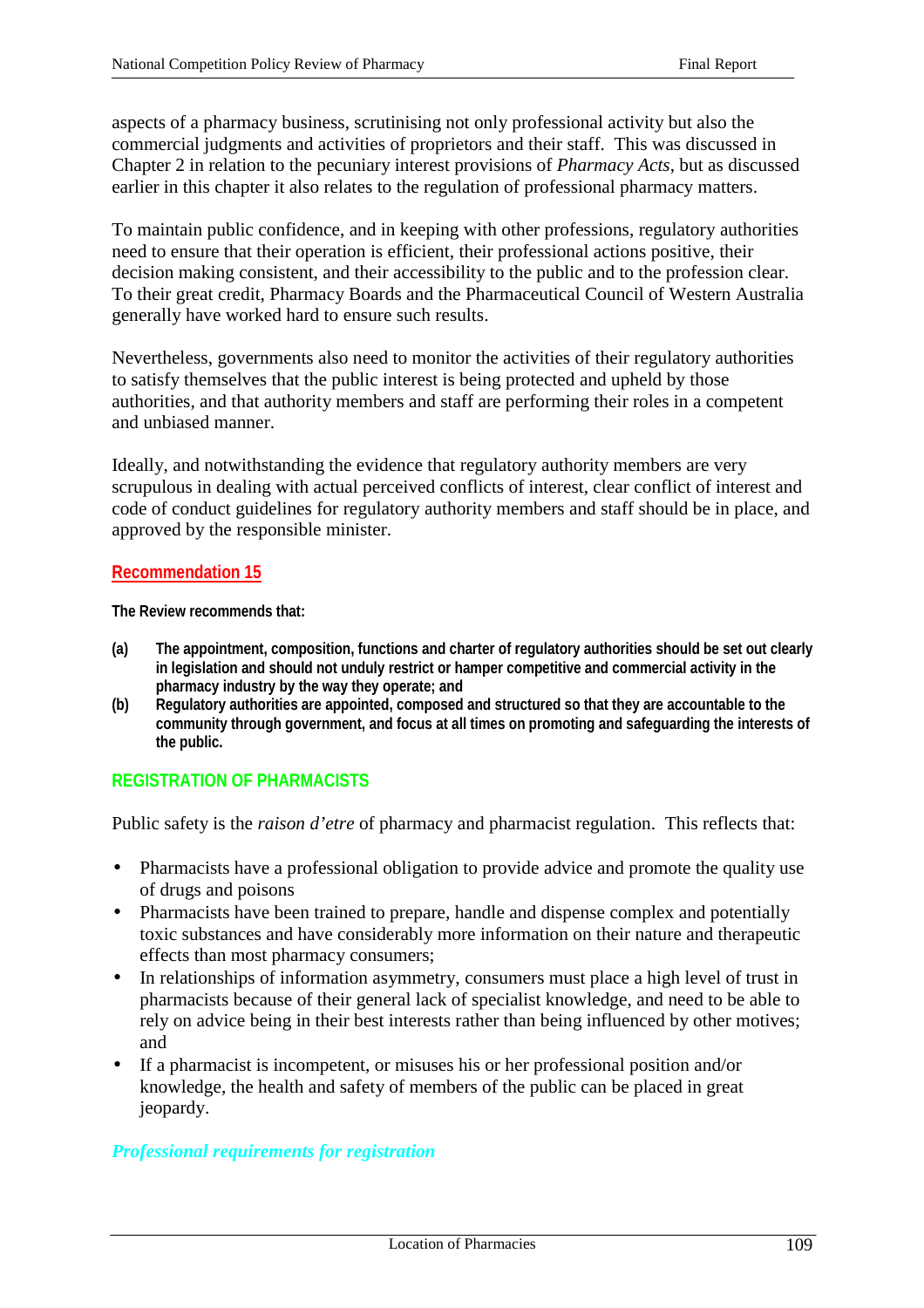aspects of a pharmacy business, scrutinising not only professional activity but also the commercial judgments and activities of proprietors and their staff. This was discussed in Chapter 2 in relation to the pecuniary interest provisions of *Pharmacy Acts*, but as discussed earlier in this chapter it also relates to the regulation of professional pharmacy matters.

To maintain public confidence, and in keeping with other professions, regulatory authorities need to ensure that their operation is efficient, their professional actions positive, their decision making consistent, and their accessibility to the public and to the profession clear. To their great credit, Pharmacy Boards and the Pharmaceutical Council of Western Australia generally have worked hard to ensure such results.

Nevertheless, governments also need to monitor the activities of their regulatory authorities to satisfy themselves that the public interest is being protected and upheld by those authorities, and that authority members and staff are performing their roles in a competent and unbiased manner.

Ideally, and notwithstanding the evidence that regulatory authority members are very scrupulous in dealing with actual perceived conflicts of interest, clear conflict of interest and code of conduct guidelines for regulatory authority members and staff should be in place, and approved by the responsible minister.

### Recommendation 15

**The Review recommends that:**

**(a)** **The appointment, composition, functions and charter of regulatory authorities should be set out clearly in legislation and should not unduly restrict or hamper competitive and commercial activity in the pharmacy industry by the way they operate; and**

**(b)** **Regulatory authorities are appointed, composed and structured so that they are accountable to the community through government, and focus at all times on promoting and safeguarding the interests of the public.**

## REGISTRATION OF PHARMACISTS

Public safety is the *raison d'etre* of pharmacy and pharmacist regulation. This reflects that:

- Pharmacists have a professional obligation to provide advice and promote the quality use of drugs and poisons
- Pharmacists have been trained to prepare, handle and dispense complex and potentially toxic substances and have considerably more information on their nature and therapeutic effects than most pharmacy consumers;
- In relationships of information asymmetry, consumers must place a high level of trust in pharmacists because of their general lack of specialist knowledge, and need to be able to rely on advice being in their best interests rather than being influenced by other motives; and
- If a pharmacist is incompetent, or misuses his or her professional position and/or knowledge, the health and safety of members of the public can be placed in great jeopardy.

### *Professional requirements for registration*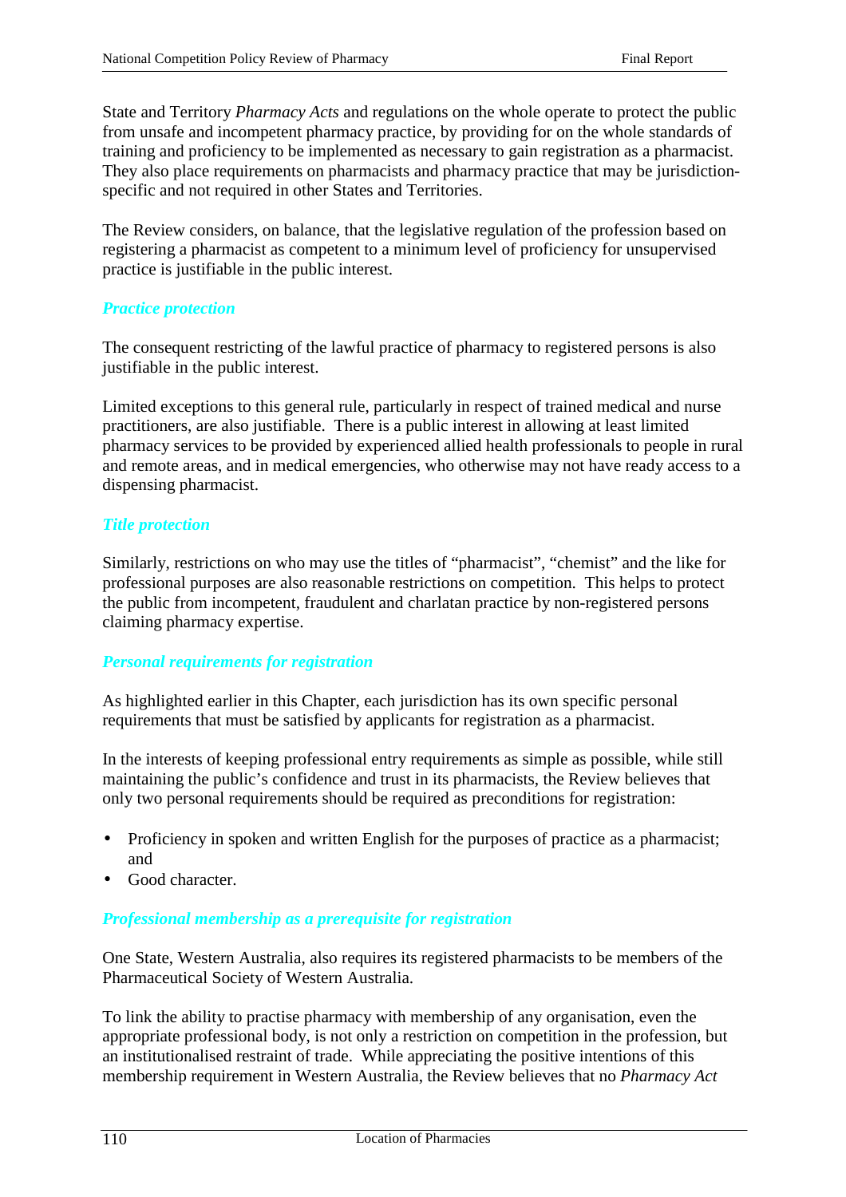State and Territory *Pharmacy Acts* and regulations on the whole operate to protect the public from unsafe and incompetent pharmacy practice, by providing for on the whole standards of training and proficiency to be implemented as necessary to gain registration as a pharmacist. They also place requirements on pharmacists and pharmacy practice that may be jurisdiction-specific and not required in other States and Territories.

The Review considers, on balance, that the legislative regulation of the profession based on registering a pharmacist as competent to a minimum level of proficiency for unsupervised practice is justifiable in the public interest.

### *Practice protection*

The consequent restricting of the lawful practice of pharmacy to registered persons is also justifiable in the public interest.

Limited exceptions to this general rule, particularly in respect of trained medical and nurse practitioners, are also justifiable. There is a public interest in allowing at least limited pharmacy services to be provided by experienced allied health professionals to people in rural and remote areas, and in medical emergencies, who otherwise may not have ready access to a dispensing pharmacist.

### *Title protection*

Similarly, restrictions on who may use the titles of "pharmacist", "chemist" and the like for professional purposes are also reasonable restrictions on competition. This helps to protect the public from incompetent, fraudulent and charlatan practice by non-registered persons claiming pharmacy expertise.

### *Personal requirements for registration*

As highlighted earlier in this Chapter, each jurisdiction has its own specific personal requirements that must be satisfied by applicants for registration as a pharmacist.

In the interests of keeping professional entry requirements as simple as possible, while still maintaining the public's confidence and trust in its pharmacists, the Review believes that only two personal requirements should be required as preconditions for registration:

- Proficiency in spoken and written English for the purposes of practice as a pharmacist; and
- Good character.

### *Professional membership as a prerequisite for registration*

One State, Western Australia, also requires its registered pharmacists to be members of the Pharmaceutical Society of Western Australia.

To link the ability to practise pharmacy with membership of any organisation, even the appropriate professional body, is not only a restriction on competition in the profession, but an institutionalised restraint of trade. While appreciating the positive intentions of this membership requirement in Western Australia, the Review believes that no *Pharmacy Act*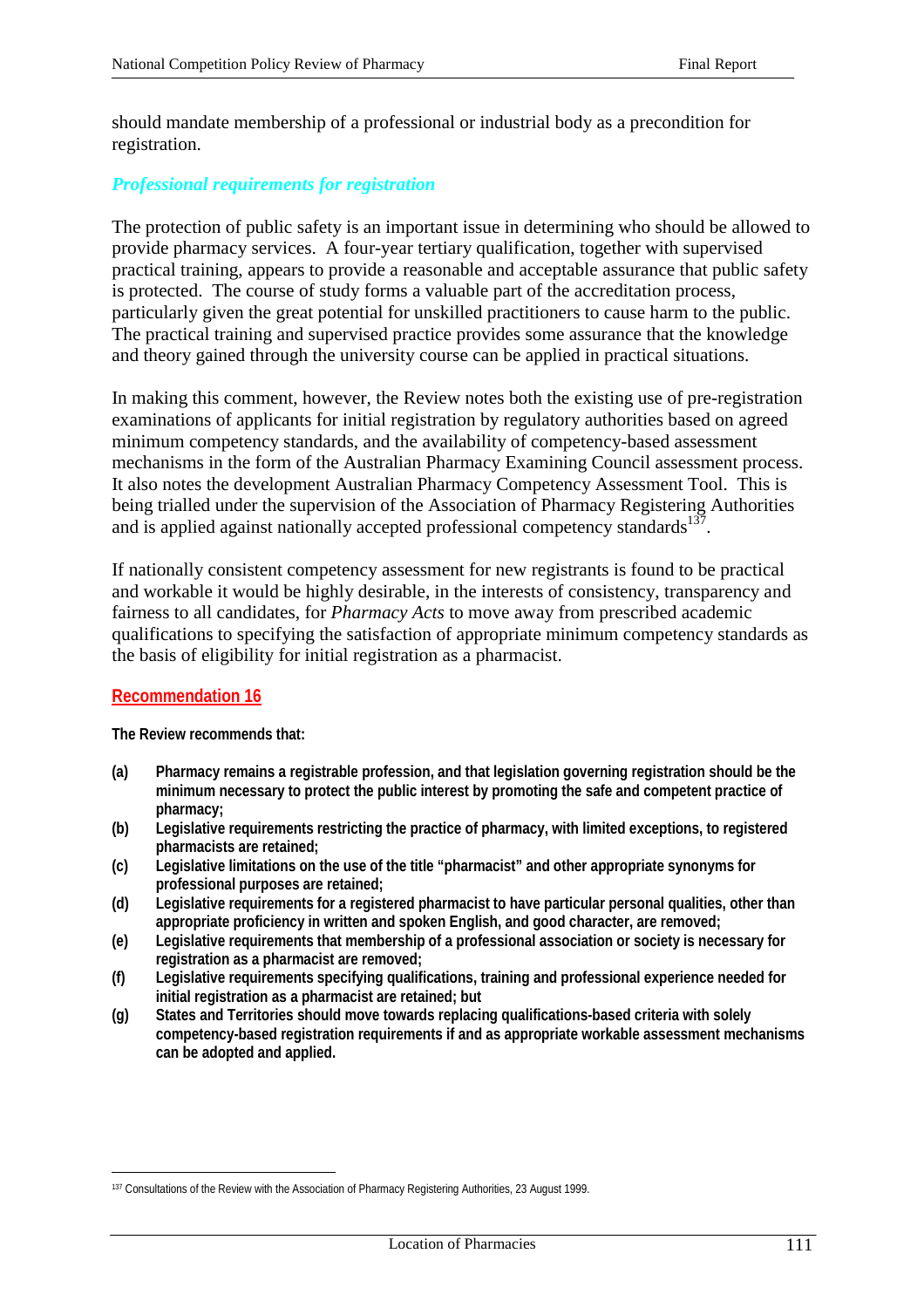should mandate membership of a professional or industrial body as a precondition for registration.

### *Professional requirements for registration*

The protection of public safety is an important issue in determining who should be allowed to provide pharmacy services. A four-year tertiary qualification, together with supervised practical training, appears to provide a reasonable and acceptable assurance that public safety is protected. The course of study forms a valuable part of the accreditation process, particularly given the great potential for unskilled practitioners to cause harm to the public. The practical training and supervised practice provides some assurance that the knowledge and theory gained through the university course can be applied in practical situations.

In making this comment, however, the Review notes both the existing use of pre-registration examinations of applicants for initial registration by regulatory authorities based on agreed minimum competency standards, and the availability of competency-based assessment mechanisms in the form of the Australian Pharmacy Examining Council assessment process. It also notes the development Australian Pharmacy Competency Assessment Tool. This is being trialled under the supervision of the Association of Pharmacy Registering Authorities and is applied against nationally accepted professional competency standards[137].

If nationally consistent competency assessment for new registrants is found to be practical and workable it would be highly desirable, in the interests of consistency, transparency and fairness to all candidates, for *Pharmacy Acts* to move away from prescribed academic qualifications to specifying the satisfaction of appropriate minimum competency standards as the basis of eligibility for initial registration as a pharmacist.

### Recommendation 16

**The Review recommends that:**

- **(a)** **Pharmacy remains a registrable profession, and that legislation governing registration should be the minimum necessary to protect the public interest by promoting the safe and competent practice of pharmacy;**
- **(b)** **Legislative requirements restricting the practice of pharmacy, with limited exceptions, to registered pharmacists are retained;**
- **(c)** **Legislative limitations on the use of the title "pharmacist" and other appropriate synonyms for professional purposes are retained;**
- **(d)** **Legislative requirements for a registered pharmacist to have particular personal qualities, other than appropriate proficiency in written and spoken English, and good character, are removed;**
- **(e)** **Legislative requirements that membership of a professional association or society is necessary for registration as a pharmacist are removed;**
- **(f)** **Legislative requirements specifying qualifications, training and professional experience needed for initial registration as a pharmacist are retained; but**
- **(g)** **States and Territories should move towards replacing qualifications-based criteria with solely competency-based registration requirements if and as appropriate workable assessment mechanisms can be adopted and applied.**

---

[137] Consultations of the Review with the Association of Pharmacy Registering Authorities, 23 August 1999.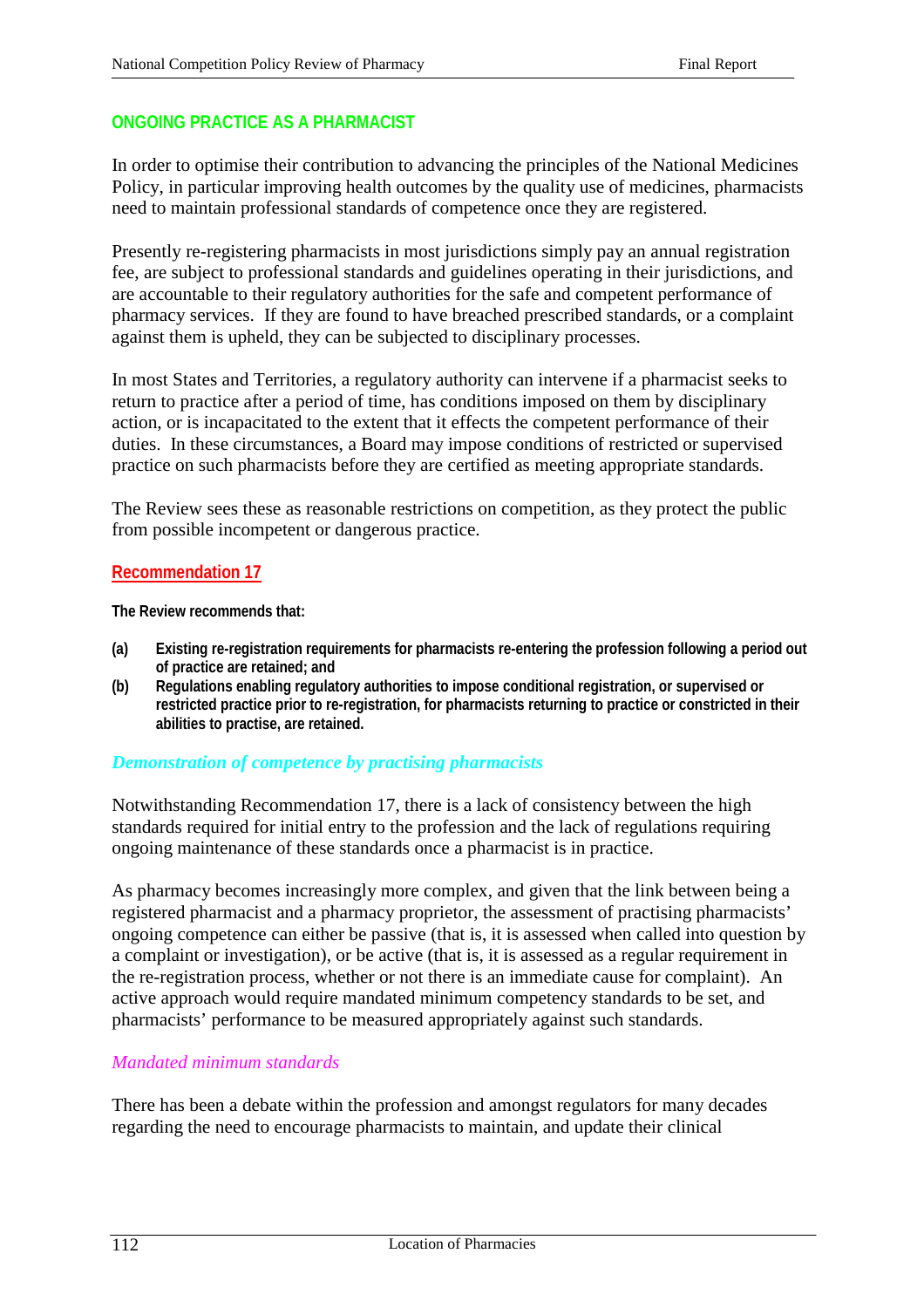## ONGOING PRACTICE AS A PHARMACIST

In order to optimise their contribution to advancing the principles of the National Medicines Policy, in particular improving health outcomes by the quality use of medicines, pharmacists need to maintain professional standards of competence once they are registered.

Presently re-registering pharmacists in most jurisdictions simply pay an annual registration fee, are subject to professional standards and guidelines operating in their jurisdictions, and are accountable to their regulatory authorities for the safe and competent performance of pharmacy services. If they are found to have breached prescribed standards, or a complaint against them is upheld, they can be subjected to disciplinary processes.

In most States and Territories, a regulatory authority can intervene if a pharmacist seeks to return to practice after a period of time, has conditions imposed on them by disciplinary action, or is incapacitated to the extent that it effects the competent performance of their duties. In these circumstances, a Board may impose conditions of restricted or supervised practice on such pharmacists before they are certified as meeting appropriate standards.

The Review sees these as reasonable restrictions on competition, as they protect the public from possible incompetent or dangerous practice.

### Recommendation 17

**The Review recommends that:**

**(a) Existing re-registration requirements for pharmacists re-entering the profession following a period out of practice are retained; and**

**(b) Regulations enabling regulatory authorities to impose conditional registration, or supervised or restricted practice prior to re-registration, for pharmacists returning to practice or constricted in their abilities to practise, are retained.**

### *Demonstration of competence by practising pharmacists*

Notwithstanding Recommendation 17, there is a lack of consistency between the high standards required for initial entry to the profession and the lack of regulations requiring ongoing maintenance of these standards once a pharmacist is in practice.

As pharmacy becomes increasingly more complex, and given that the link between being a registered pharmacist and a pharmacy proprietor, the assessment of practising pharmacists' ongoing competence can either be passive (that is, it is assessed when called into question by a complaint or investigation), or be active (that is, it is assessed as a regular requirement in the re-registration process, whether or not there is an immediate cause for complaint). An active approach would require mandated minimum competency standards to be set, and pharmacists' performance to be measured appropriately against such standards.

#### *Mandated minimum standards*

There has been a debate within the profession and amongst regulators for many decades regarding the need to encourage pharmacists to maintain, and update their clinical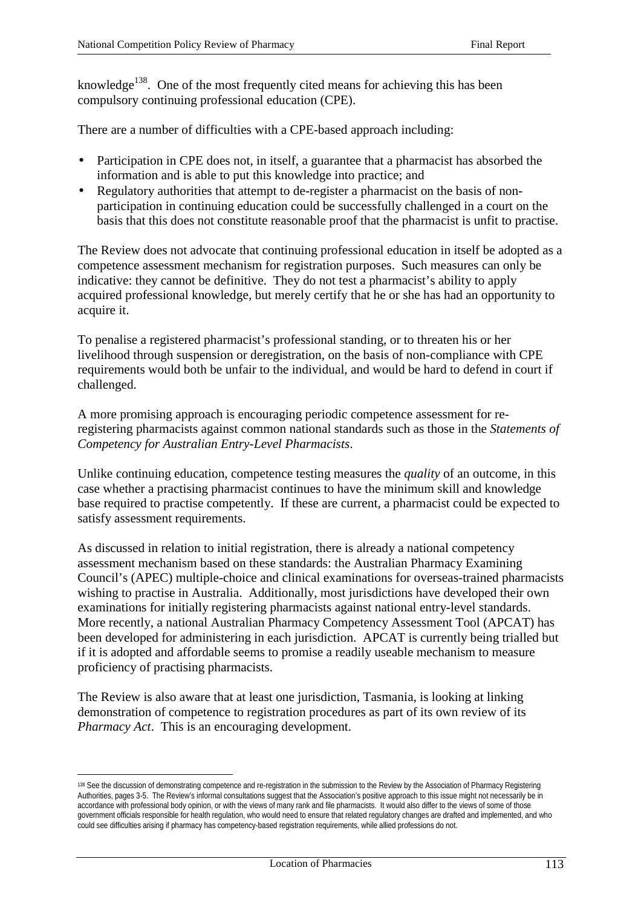knowledge[138]. One of the most frequently cited means for achieving this has been compulsory continuing professional education (CPE).

There are a number of difficulties with a CPE-based approach including:

- Participation in CPE does not, in itself, a guarantee that a pharmacist has absorbed the information and is able to put this knowledge into practice; and
- Regulatory authorities that attempt to de-register a pharmacist on the basis of non-participation in continuing education could be successfully challenged in a court on the basis that this does not constitute reasonable proof that the pharmacist is unfit to practise.

The Review does not advocate that continuing professional education in itself be adopted as a competence assessment mechanism for registration purposes. Such measures can only be indicative: they cannot be definitive. They do not test a pharmacist's ability to apply acquired professional knowledge, but merely certify that he or she has had an opportunity to acquire it.

To penalise a registered pharmacist's professional standing, or to threaten his or her livelihood through suspension or deregistration, on the basis of non-compliance with CPE requirements would both be unfair to the individual, and would be hard to defend in court if challenged.

A more promising approach is encouraging periodic competence assessment for re-registering pharmacists against common national standards such as those in the *Statements of Competency for Australian Entry-Level Pharmacists*.

Unlike continuing education, competence testing measures the *quality* of an outcome, in this case whether a practising pharmacist continues to have the minimum skill and knowledge base required to practise competently. If these are current, a pharmacist could be expected to satisfy assessment requirements.

As discussed in relation to initial registration, there is already a national competency assessment mechanism based on these standards: the Australian Pharmacy Examining Council's (APEC) multiple-choice and clinical examinations for overseas-trained pharmacists wishing to practise in Australia. Additionally, most jurisdictions have developed their own examinations for initially registering pharmacists against national entry-level standards. More recently, a national Australian Pharmacy Competency Assessment Tool (APCAT) has been developed for administering in each jurisdiction. APCAT is currently being trialled but if it is adopted and affordable seems to promise a readily useable mechanism to measure proficiency of practising pharmacists.

The Review is also aware that at least one jurisdiction, Tasmania, is looking at linking demonstration of competence to registration procedures as part of its own review of its *Pharmacy Act*. This is an encouraging development.

---

[138] See the discussion of demonstrating competence and re-registration in the submission to the Review by the Association of Pharmacy Registering Authorities, pages 3-5. The Review's informal consultations suggest that the Association's positive approach to this issue might not necessarily be in accordance with professional body opinion, or with the views of many rank and file pharmacists. It would also differ to the views of some of those government officials responsible for health regulation, who would need to ensure that related regulatory changes are drafted and implemented, and who could see difficulties arising if pharmacy has competency-based registration requirements, while allied professions do not.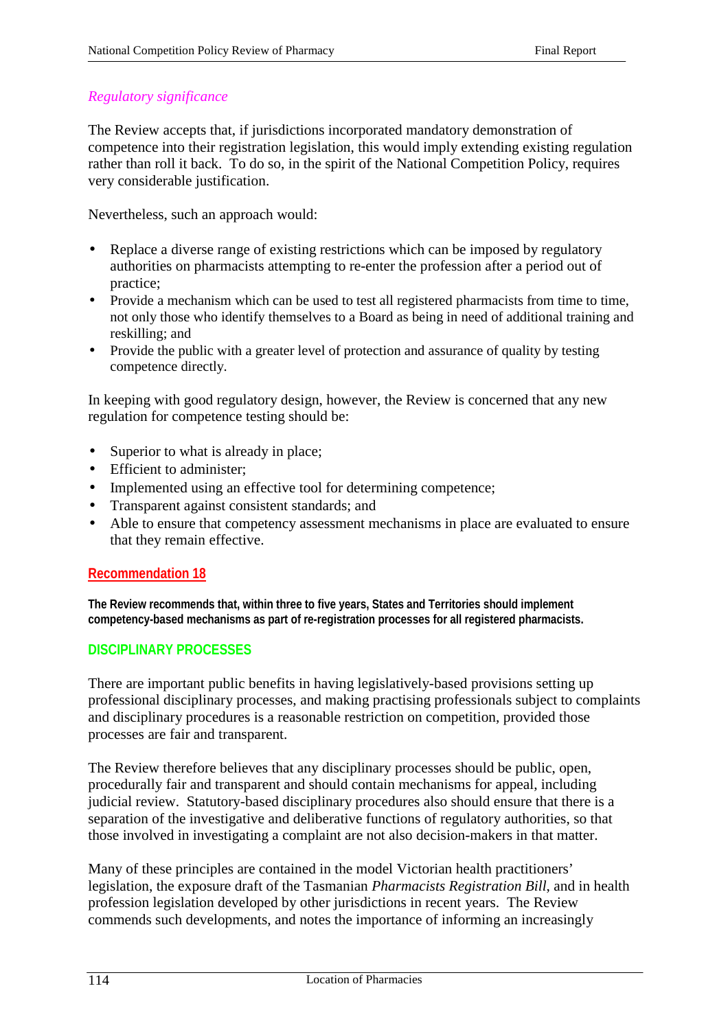*Regulatory significance*

The Review accepts that, if jurisdictions incorporated mandatory demonstration of competence into their registration legislation, this would imply extending existing regulation rather than roll it back. To do so, in the spirit of the National Competition Policy, requires very considerable justification.

Nevertheless, such an approach would:

- Replace a diverse range of existing restrictions which can be imposed by regulatory authorities on pharmacists attempting to re-enter the profession after a period out of practice;
- Provide a mechanism which can be used to test all registered pharmacists from time to time, not only those who identify themselves to a Board as being in need of additional training and reskilling; and
- Provide the public with a greater level of protection and assurance of quality by testing competence directly.

In keeping with good regulatory design, however, the Review is concerned that any new regulation for competence testing should be:

- Superior to what is already in place;
- Efficient to administer;
- Implemented using an effective tool for determining competence;
- Transparent against consistent standards; and
- Able to ensure that competency assessment mechanisms in place are evaluated to ensure that they remain effective.

**Recommendation 18**

**The Review recommends that, within three to five years, States and Territories should implement competency-based mechanisms as part of re-registration processes for all registered pharmacists.**

## DISCIPLINARY PROCESSES

There are important public benefits in having legislatively-based provisions setting up professional disciplinary processes, and making practising professionals subject to complaints and disciplinary procedures is a reasonable restriction on competition, provided those processes are fair and transparent.

The Review therefore believes that any disciplinary processes should be public, open, procedurally fair and transparent and should contain mechanisms for appeal, including judicial review. Statutory-based disciplinary procedures also should ensure that there is a separation of the investigative and deliberative functions of regulatory authorities, so that those involved in investigating a complaint are not also decision-makers in that matter.

Many of these principles are contained in the model Victorian health practitioners' legislation, the exposure draft of the Tasmanian *Pharmacists Registration Bill*, and in health profession legislation developed by other jurisdictions in recent years. The Review commends such developments, and notes the importance of informing an increasingly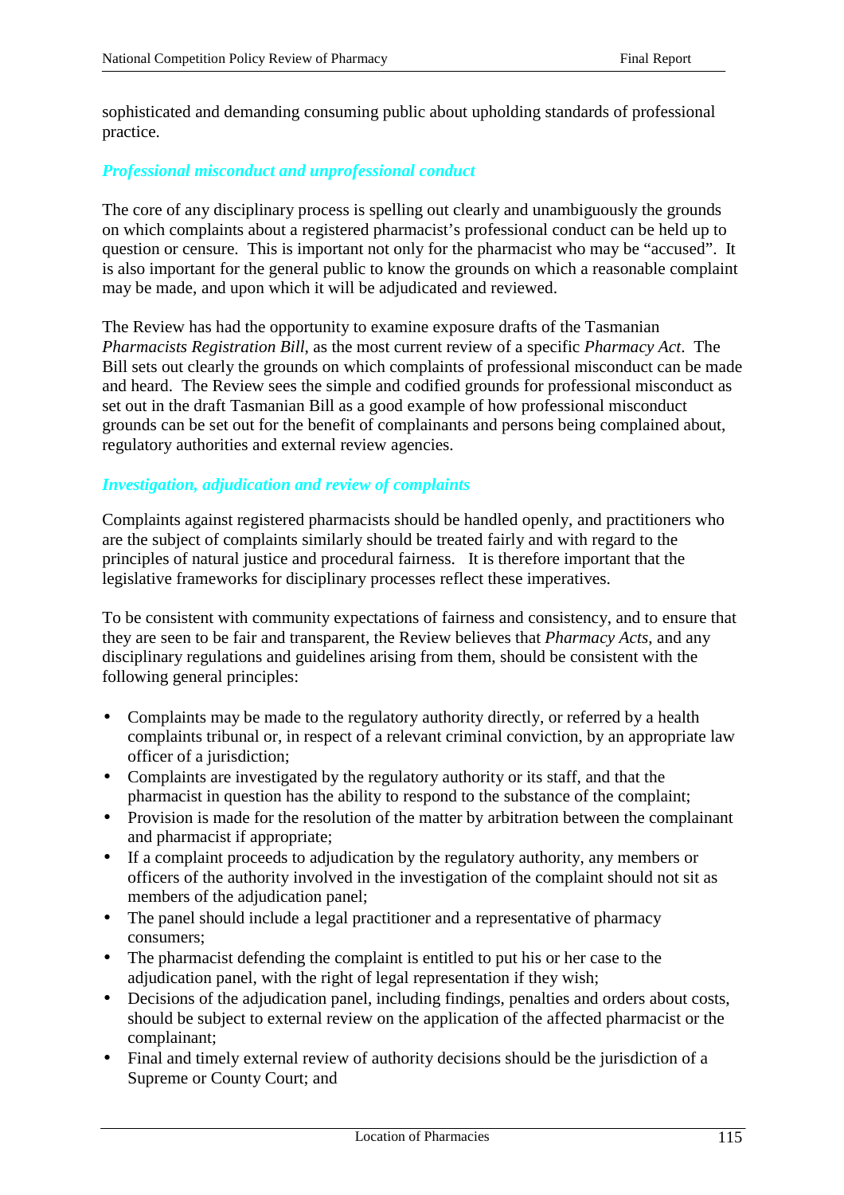sophisticated and demanding consuming public about upholding standards of professional practice.

### *Professional misconduct and unprofessional conduct*

The core of any disciplinary process is spelling out clearly and unambiguously the grounds on which complaints about a registered pharmacist's professional conduct can be held up to question or censure. This is important not only for the pharmacist who may be "accused". It is also important for the general public to know the grounds on which a reasonable complaint may be made, and upon which it will be adjudicated and reviewed.

The Review has had the opportunity to examine exposure drafts of the Tasmanian *Pharmacists Registration Bill*, as the most current review of a specific *Pharmacy Act*. The Bill sets out clearly the grounds on which complaints of professional misconduct can be made and heard. The Review sees the simple and codified grounds for professional misconduct as set out in the draft Tasmanian Bill as a good example of how professional misconduct grounds can be set out for the benefit of complainants and persons being complained about, regulatory authorities and external review agencies.

### *Investigation, adjudication and review of complaints*

Complaints against registered pharmacists should be handled openly, and practitioners who are the subject of complaints similarly should be treated fairly and with regard to the principles of natural justice and procedural fairness. It is therefore important that the legislative frameworks for disciplinary processes reflect these imperatives.

To be consistent with community expectations of fairness and consistency, and to ensure that they are seen to be fair and transparent, the Review believes that *Pharmacy Acts*, and any disciplinary regulations and guidelines arising from them, should be consistent with the following general principles:

- Complaints may be made to the regulatory authority directly, or referred by a health complaints tribunal or, in respect of a relevant criminal conviction, by an appropriate law officer of a jurisdiction;
- Complaints are investigated by the regulatory authority or its staff, and that the pharmacist in question has the ability to respond to the substance of the complaint;
- Provision is made for the resolution of the matter by arbitration between the complainant and pharmacist if appropriate;
- If a complaint proceeds to adjudication by the regulatory authority, any members or officers of the authority involved in the investigation of the complaint should not sit as members of the adjudication panel;
- The panel should include a legal practitioner and a representative of pharmacy consumers;
- The pharmacist defending the complaint is entitled to put his or her case to the adjudication panel, with the right of legal representation if they wish;
- Decisions of the adjudication panel, including findings, penalties and orders about costs, should be subject to external review on the application of the affected pharmacist or the complainant;
- Final and timely external review of authority decisions should be the jurisdiction of a Supreme or County Court; and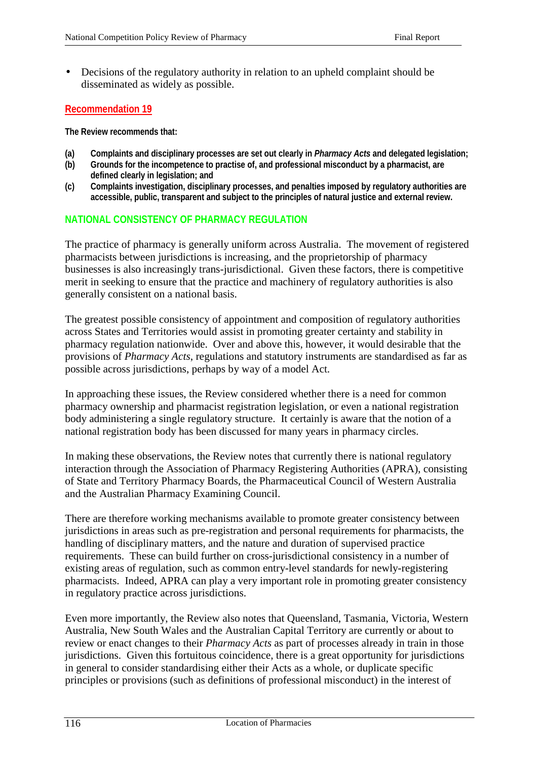- Decisions of the regulatory authority in relation to an upheld complaint should be disseminated as widely as possible.

### Recommendation 19

**The Review recommends that:**

**(a) Complaints and disciplinary processes are set out clearly in *Pharmacy Acts* and delegated legislation;**
**(b) Grounds for the incompetence to practise of, and professional misconduct by a pharmacist, are defined clearly in legislation; and**
**(c) Complaints investigation, disciplinary processes, and penalties imposed by regulatory authorities are accessible, public, transparent and subject to the principles of natural justice and external review.**

## NATIONAL CONSISTENCY OF PHARMACY REGULATION

The practice of pharmacy is generally uniform across Australia. The movement of registered pharmacists between jurisdictions is increasing, and the proprietorship of pharmacy businesses is also increasingly trans-jurisdictional. Given these factors, there is competitive merit in seeking to ensure that the practice and machinery of regulatory authorities is also generally consistent on a national basis.

The greatest possible consistency of appointment and composition of regulatory authorities across States and Territories would assist in promoting greater certainty and stability in pharmacy regulation nationwide. Over and above this, however, it would desirable that the provisions of *Pharmacy Acts*, regulations and statutory instruments are standardised as far as possible across jurisdictions, perhaps by way of a model Act.

In approaching these issues, the Review considered whether there is a need for common pharmacy ownership and pharmacist registration legislation, or even a national registration body administering a single regulatory structure. It certainly is aware that the notion of a national registration body has been discussed for many years in pharmacy circles.

In making these observations, the Review notes that currently there is national regulatory interaction through the Association of Pharmacy Registering Authorities (APRA), consisting of State and Territory Pharmacy Boards, the Pharmaceutical Council of Western Australia and the Australian Pharmacy Examining Council.

There are therefore working mechanisms available to promote greater consistency between jurisdictions in areas such as pre-registration and personal requirements for pharmacists, the handling of disciplinary matters, and the nature and duration of supervised practice requirements. These can build further on cross-jurisdictional consistency in a number of existing areas of regulation, such as common entry-level standards for newly-registering pharmacists. Indeed, APRA can play a very important role in promoting greater consistency in regulatory practice across jurisdictions.

Even more importantly, the Review also notes that Queensland, Tasmania, Victoria, Western Australia, New South Wales and the Australian Capital Territory are currently or about to review or enact changes to their *Pharmacy Acts* as part of processes already in train in those jurisdictions. Given this fortuitous coincidence, there is a great opportunity for jurisdictions in general to consider standardising either their Acts as a whole, or duplicate specific principles or provisions (such as definitions of professional misconduct) in the interest of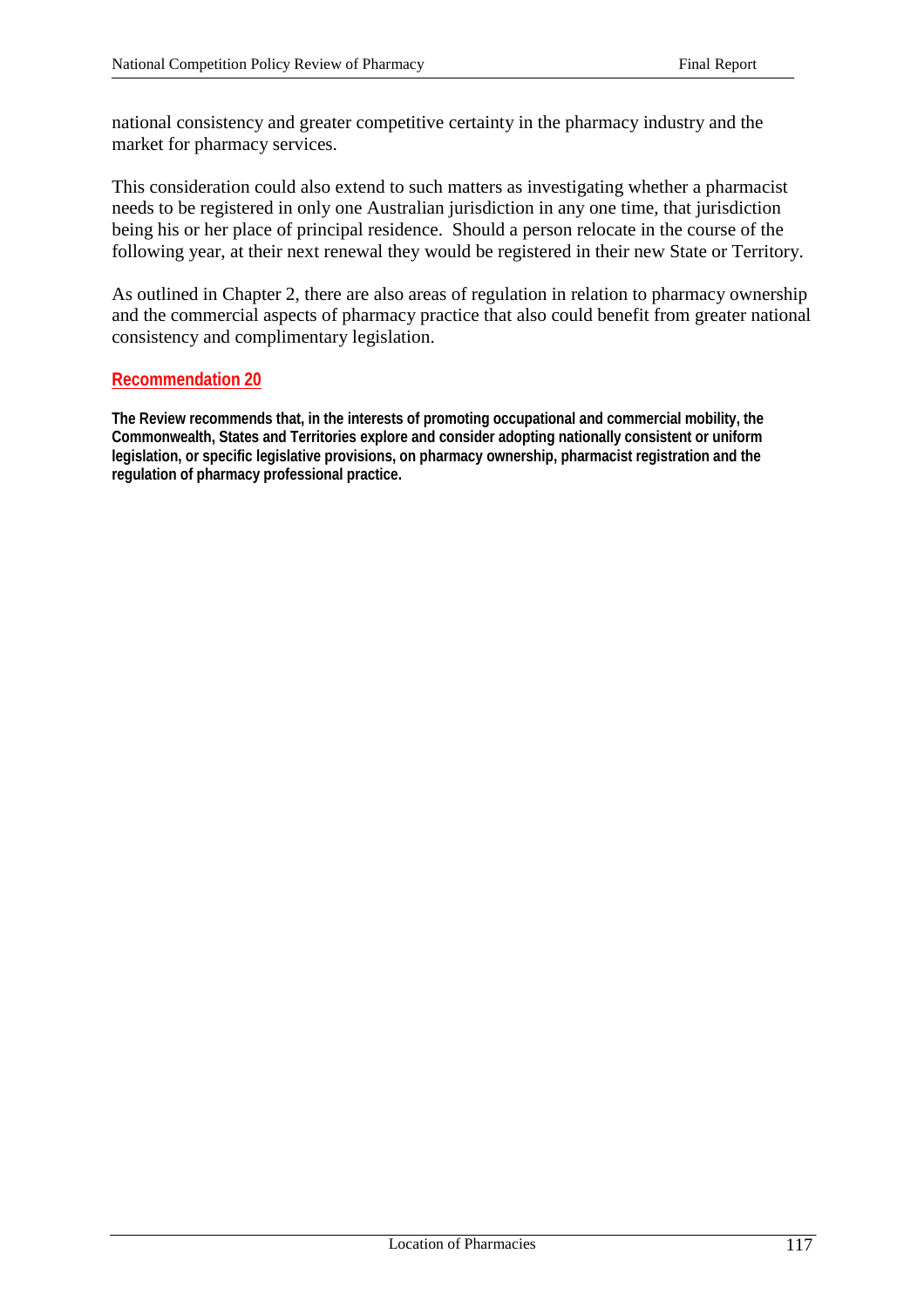national consistency and greater competitive certainty in the pharmacy industry and the market for pharmacy services.

This consideration could also extend to such matters as investigating whether a pharmacist needs to be registered in only one Australian jurisdiction in any one time, that jurisdiction being his or her place of principal residence. Should a person relocate in the course of the following year, at their next renewal they would be registered in their new State or Territory.

As outlined in Chapter 2, there are also areas of regulation in relation to pharmacy ownership and the commercial aspects of pharmacy practice that also could benefit from greater national consistency and complimentary legislation.

**Recommendation 20**

**The Review recommends that, in the interests of promoting occupational and commercial mobility, the Commonwealth, States and Territories explore and consider adopting nationally consistent or uniform legislation, or specific legislative provisions, on pharmacy ownership, pharmacist registration and the regulation of pharmacy professional practice.**